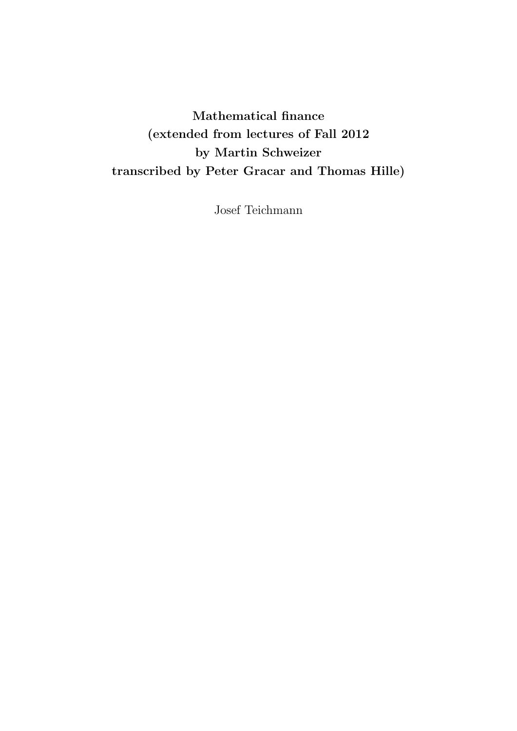# Mathematical finance
# (extended from lectures of Fall 2012
# by Martin Schweizer
# transcribed by Peter Gracar and Thomas Hille)

Josef Teichmann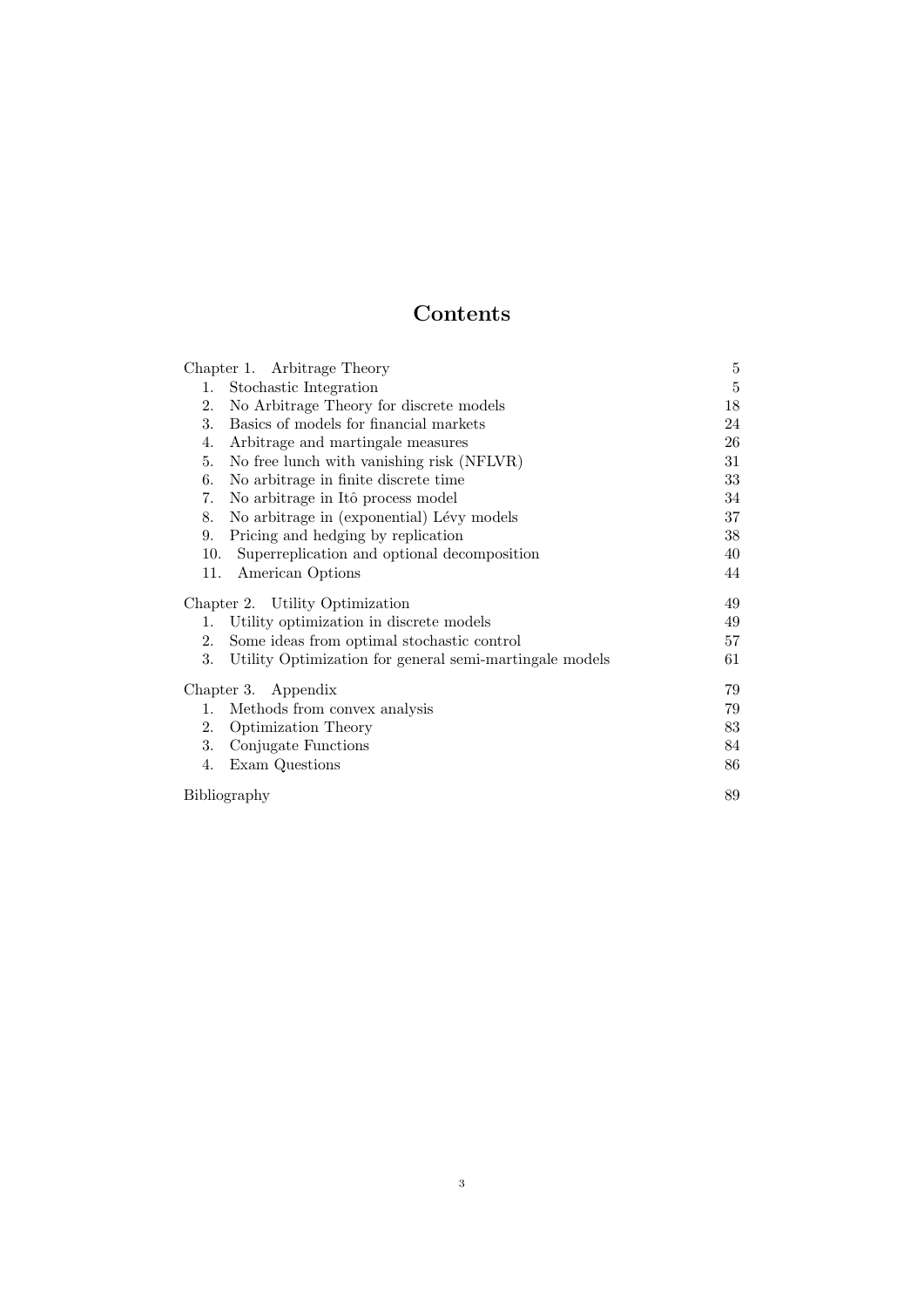# Contents

| | |
|---|---|
| Chapter 1. Arbitrage Theory | 5 |
| 1. Stochastic Integration | 5 |
| 2. No Arbitrage Theory for discrete models | 18 |
| 3. Basics of models for financial markets | 24 |
| 4. Arbitrage and martingale measures | 26 |
| 5. No free lunch with vanishing risk (NFLVR) | 31 |
| 6. No arbitrage in finite discrete time | 33 |
| 7. No arbitrage in Itô process model | 34 |
| 8. No arbitrage in (exponential) Lévy models | 37 |
| 9. Pricing and hedging by replication | 38 |
| 10. Superreplication and optional decomposition | 40 |
| 11. American Options | 44 |
| Chapter 2. Utility Optimization | 49 |
| 1. Utility optimization in discrete models | 49 |
| 2. Some ideas from optimal stochastic control | 57 |
| 3. Utility Optimization for general semi-martingale models | 61 |
| Chapter 3. Appendix | 79 |
| 1. Methods from convex analysis | 79 |
| 2. Optimization Theory | 83 |
| 3. Conjugate Functions | 84 |
| 4. Exam Questions | 86 |
| Bibliography | 89 |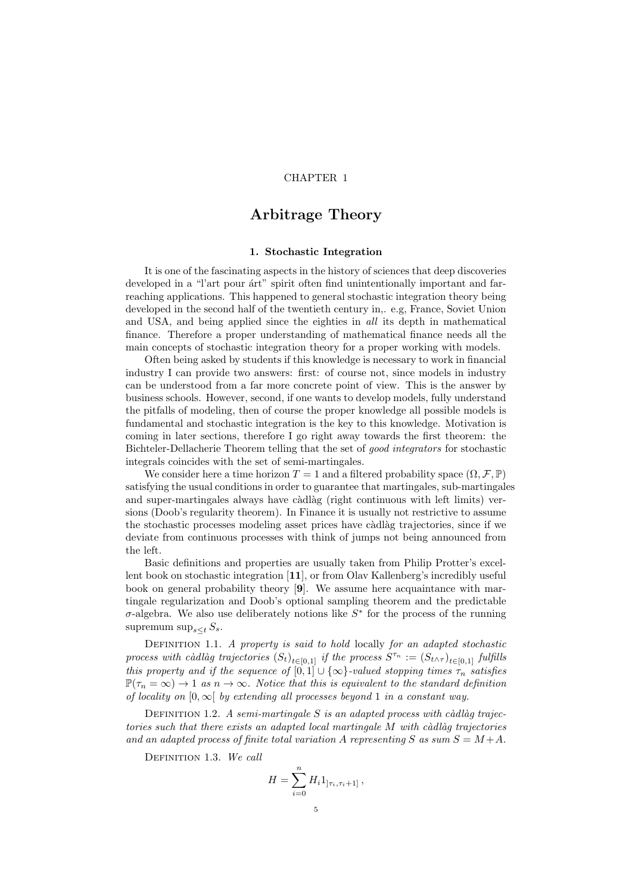CHAPTER 1

# Arbitrage Theory

### 1. Stochastic Integration

It is one of the fascinating aspects in the history of sciences that deep discoveries developed in a "l'art pour árt" spirit often find unintentionally important and far-reaching applications. This happened to general stochastic integration theory being developed in the second half of the twentieth century in,. e.g, France, Soviet Union and USA, and being applied since the eighties in *all* its depth in mathematical finance. Therefore a proper understanding of mathematical finance needs all the main concepts of stochastic integration theory for a proper working with models.

Often being asked by students if this knowledge is necessary to work in financial industry I can provide two answers: first: of course not, since models in industry can be understood from a far more concrete point of view. This is the answer by business schools. However, second, if one wants to develop models, fully understand the pitfalls of modeling, then of course the proper knowledge all possible models is fundamental and stochastic integration is the key to this knowledge. Motivation is coming in later sections, therefore I go right away towards the first theorem: the Bichteler-Dellacherie Theorem telling that the set of *good integrators* for stochastic integrals coincides with the set of semi-martingales.

We consider here a time horizon $T = 1$ and a filtered probability space $(\Omega, \mathcal{F}, \mathbb{P})$ satisfying the usual conditions in order to guarantee that martingales, sub-martingales and super-martingales always have càdlàg (right continuous with left limits) versions (Doob's regularity theorem). In Finance it is usually not restrictive to assume the stochastic processes modeling asset prices have càdlàg trajectories, since if we deviate from continuous processes with think of jumps not being announced from the left.

Basic definitions and properties are usually taken from Philip Protter's excellent book on stochastic integration [**11**], or from Olav Kallenberg's incredibly useful book on general probability theory [**9**]. We assume here acquaintance with martingale regularization and Doob's optional sampling theorem and the predictable $\sigma$-algebra. We also use deliberately notions like $S^*$ for the process of the running supremum $\sup_{s \leq t} S_s$.

Definition 1.1. *A property is said to hold* locally *for an adapted stochastic process with càdlàg trajectories $(S_t)_{t\in[0,1]}$ if the process $S^{\tau_n} := (S_{t\wedge\tau})_{t\in[0,1]}$ fulfills this property and if the sequence of $[0,1] \cup \{\infty\}$-valued stopping times $\tau_n$ satisfies $\mathbb{P}(\tau_n = \infty) \to 1$ as $n \to \infty$. Notice that this is equivalent to the standard definition of locality on $[0, \infty[$ by extending all processes beyond 1 in a constant way.*

Definition 1.2. *A semi-martingale $S$ is an adapted process with càdlàg trajectories such that there exists an adapted local martingale $M$ with càdlàg trajectories and an adapted process of finite total variation $A$ representing $S$ as sum $S = M + A$.*

Definition 1.3. *We call*

$$H = \sum_{i=0}^{n} H_i 1_{]\tau_i,\tau_i+1]}\,,$$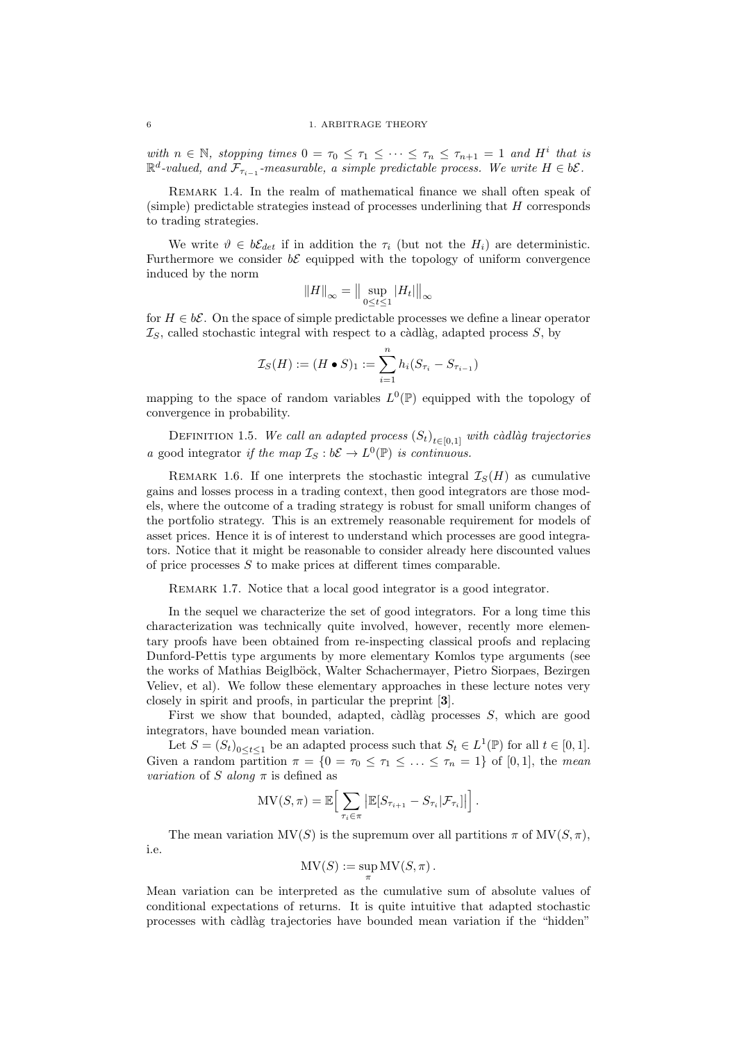*with $n \in \mathbb{N}$, stopping times $0 = \tau_0 \leq \tau_1 \leq \cdots \leq \tau_n \leq \tau_{n+1} = 1$ and $H^i$ that is $\mathbb{R}^d$-valued, and $\mathcal{F}_{\tau_{i-1}}$-measurable, a simple predictable process. We write $H \in b\mathcal{E}$.*

Remark 1.4. In the realm of mathematical finance we shall often speak of (simple) predictable strategies instead of processes underlining that $H$ corresponds to trading strategies.

We write $\vartheta \in b\mathcal{E}_{det}$ if in addition the $\tau_i$ (but not the $H_i$) are deterministic. Furthermore we consider $b\mathcal{E}$ equipped with the topology of uniform convergence induced by the norm

$$\|H\|_\infty = \big\| \sup_{0 \leq t \leq 1} |H_t| \big\|_\infty$$

for $H \in b\mathcal{E}$. On the space of simple predictable processes we define a linear operator $\mathcal{I}_S$, called stochastic integral with respect to a càdlàg, adapted process $S$, by

$$\mathcal{I}_S(H) := (H \bullet S)_1 := \sum_{i=1}^{n} h_i (S_{\tau_i} - S_{\tau_{i-1}})$$

mapping to the space of random variables $L^0(\mathbb{P})$ equipped with the topology of convergence in probability.

Definition 1.5. *We call an adapted process $(S_t)_{t \in [0,1]}$ with càdlàg trajectories a* good integrator *if the map $\mathcal{I}_S : b\mathcal{E} \to L^0(\mathbb{P})$ is continuous.*

Remark 1.6. If one interprets the stochastic integral $\mathcal{I}_S(H)$ as cumulative gains and losses process in a trading context, then good integrators are those models, where the outcome of a trading strategy is robust for small uniform changes of the portfolio strategy. This is an extremely reasonable requirement for models of asset prices. Hence it is of interest to understand which processes are good integrators. Notice that it might be reasonable to consider already here discounted values of price processes $S$ to make prices at different times comparable.

Remark 1.7. Notice that a local good integrator is a good integrator.

In the sequel we characterize the set of good integrators. For a long time this characterization was technically quite involved, however, recently more elementary proofs have been obtained from re-inspecting classical proofs and replacing Dunford-Pettis type arguments by more elementary Komlos type arguments (see the works of Mathias Beiglböck, Walter Schachermayer, Pietro Siorpaes, Bezirgen Veliev, et al). We follow these elementary approaches in these lecture notes very closely in spirit and proofs, in particular the preprint [**3**].

First we show that bounded, adapted, càdlàg processes $S$, which are good integrators, have bounded mean variation.

Let $S = (S_t)_{0 \leq t \leq 1}$ be an adapted process such that $S_t \in L^1(\mathbb{P})$ for all $t \in [0,1]$. Given a random partition $\pi = \{0 = \tau_0 \leq \tau_1 \leq \ldots \leq \tau_n = 1\}$ of $[0,1]$, the *mean variation* of $S$ *along* $\pi$ is defined as

$$\mathrm{MV}(S, \pi) = \mathbb{E}\Big[ \sum_{\tau_i \in \pi} \big| \mathbb{E}[S_{\tau_{i+1}} - S_{\tau_i} | \mathcal{F}_{\tau_i}] \big| \Big] .$$

The mean variation $\mathrm{MV}(S)$ is the supremum over all partitions $\pi$ of $\mathrm{MV}(S, \pi)$, i.e.

$$\mathrm{MV}(S) := \sup_\pi \mathrm{MV}(S, \pi) .$$

Mean variation can be interpreted as the cumulative sum of absolute values of conditional expectations of returns. It is quite intuitive that adapted stochastic processes with càdlàg trajectories have bounded mean variation if the "hidden"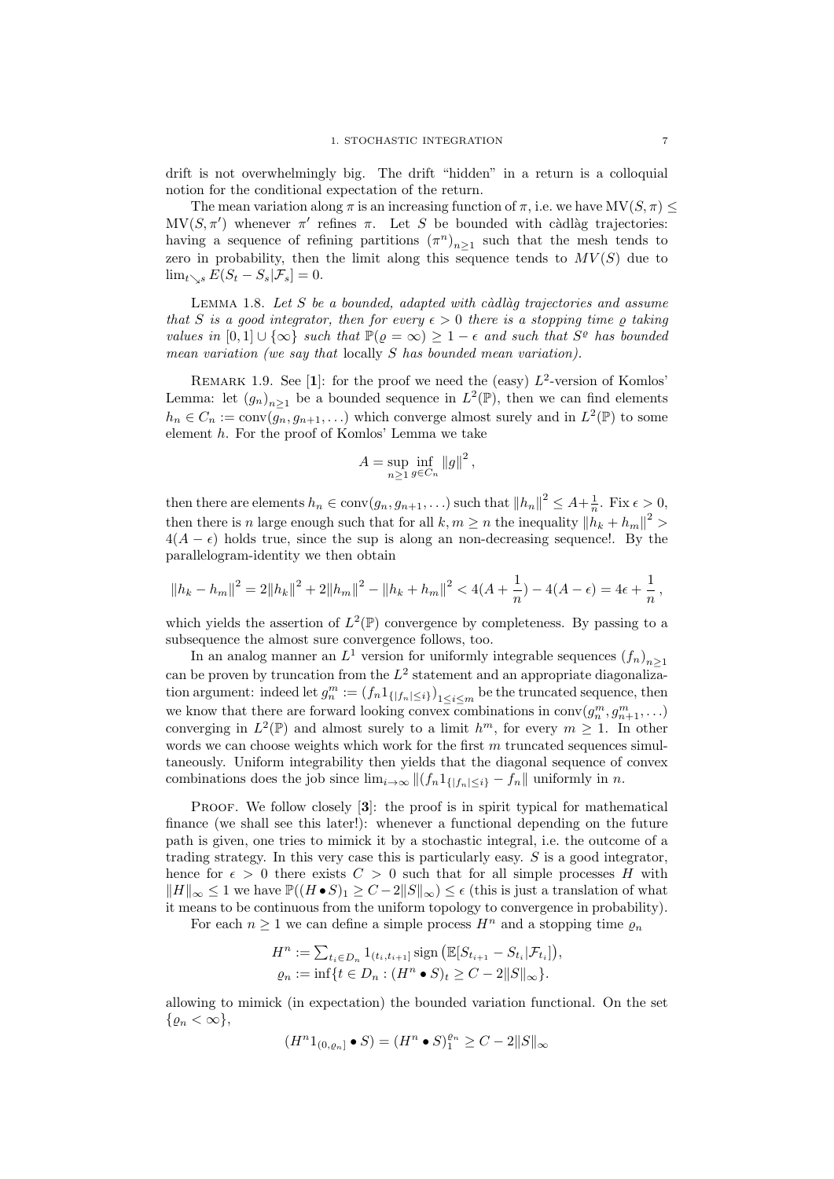drift is not overwhelmingly big. The drift "hidden" in a return is a colloquial notion for the conditional expectation of the return.

The mean variation along $\pi$ is an increasing function of $\pi$, i.e. we have $\mathrm{MV}(S,\pi) \leq \mathrm{MV}(S,\pi')$ whenever $\pi'$ refines $\pi$. Let $S$ be bounded with càdlàg trajectories: having a sequence of refining partitions $(\pi^n)_{n\geq 1}$ such that the mesh tends to zero in probability, then the limit along this sequence tends to $MV(S)$ due to $\lim_{t\searrow s} E(S_t - S_s|\mathcal{F}_s) = 0$.

LEMMA 1.8. *Let $S$ be a bounded, adapted with càdlàg trajectories and assume that $S$ is a good integrator, then for every $\epsilon > 0$ there is a stopping time $\varrho$ taking values in $[0,1] \cup \{\infty\}$ such that $\mathbb{P}(\varrho = \infty) \geq 1 - \epsilon$ and such that $S^\varrho$ has bounded mean variation (we say that* locally *$S$ has bounded mean variation).*

REMARK 1.9. See [**1**]: for the proof we need the (easy) $L^2$-version of Komlos' Lemma: let $(g_n)_{n\geq 1}$ be a bounded sequence in $L^2(\mathbb{P})$, then we can find elements $h_n \in C_n := \mathrm{conv}(g_n, g_{n+1}, \ldots)$ which converge almost surely and in $L^2(\mathbb{P})$ to some element $h$. For the proof of Komlos' Lemma we take

$$A = \sup_{n\geq 1} \inf_{g\in C_n} \|g\|^2 ,$$

then there are elements $h_n \in \mathrm{conv}(g_n, g_{n+1}, \ldots)$ such that $\|h_n\|^2 \leq A + \frac{1}{n}$. Fix $\epsilon > 0$, then there is $n$ large enough such that for all $k, m \geq n$ the inequality $\|h_k + h_m\|^2 > 4(A - \epsilon)$ holds true, since the sup is along an non-decreasing sequence!. By the parallelogram-identity we then obtain

$$\|h_k - h_m\|^2 = 2\|h_k\|^2 + 2\|h_m\|^2 - \|h_k + h_m\|^2 < 4(A + \frac{1}{n}) - 4(A - \epsilon) = 4\epsilon + \frac{1}{n} ,$$

which yields the assertion of $L^2(\mathbb{P})$ convergence by completeness. By passing to a subsequence the almost sure convergence follows, too.

In an analog manner an $L^1$ version for uniformly integrable sequences $(f_n)_{n\geq 1}$ can be proven by truncation from the $L^2$ statement and an appropriate diagonalization argument: indeed let $g_n^m := (f_n 1_{\{|f_n|\leq i\}})_{1\leq i\leq m}$ be the truncated sequence, then we know that there are forward looking convex combinations in $\mathrm{conv}(g_n^m, g_{n+1}^m, \ldots)$ converging in $L^2(\mathbb{P})$ and almost surely to a limit $h^m$, for every $m \geq 1$. In other words we can choose weights which work for the first $m$ truncated sequences simultaneously. Uniform integrability then yields that the diagonal sequence of convex combinations does the job since $\lim_{i\to\infty} \|(f_n 1_{\{|f_n|\leq i\}} - f_n\|$ uniformly in $n$.

PROOF. We follow closely [**3**]: the proof is in spirit typical for mathematical finance (we shall see this later!): whenever a functional depending on the future path is given, one tries to mimick it by a stochastic integral, i.e. the outcome of a trading strategy. In this very case this is particularly easy. $S$ is a good integrator, hence for $\epsilon > 0$ there exists $C > 0$ such that for all simple processes $H$ with $\|H\|_\infty \leq 1$ we have $\mathbb{P}((H \bullet S)_1 \geq C - 2\|S\|_\infty) \leq \epsilon$ (this is just a translation of what it means to be continuous from the uniform topology to convergence in probability).

For each $n \geq 1$ we can define a simple process $H^n$ and a stopping time $\varrho_n$

$$H^n := \sum_{t_i\in D_n} 1_{(t_i,t_{i+1}]} \operatorname{sign}\big(\mathbb{E}[S_{t_{i+1}} - S_{t_i}|\mathcal{F}_{t_i}]\big),$$
$$\varrho_n := \inf\{t \in D_n : (H^n \bullet S)_t \geq C - 2\|S\|_\infty\}.$$

allowing to mimick (in expectation) the bounded variation functional. On the set $\{\varrho_n < \infty\}$,

$$(H^n 1_{(0,\varrho_n]} \bullet S) = (H^n \bullet S)_1^{\varrho_n} \geq C - 2\|S\|_\infty$$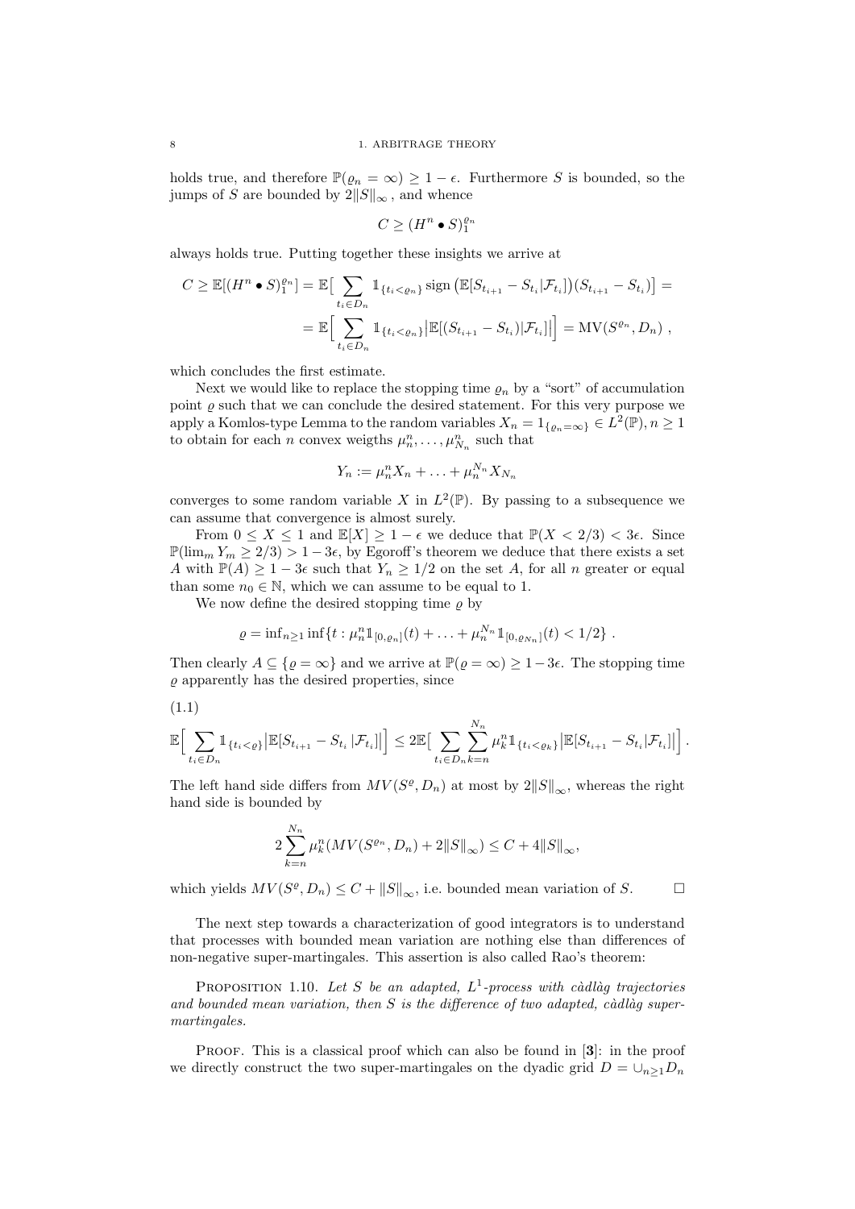holds true, and therefore $\mathbb{P}(\varrho_n = \infty) \geq 1 - \epsilon$. Furthermore $S$ is bounded, so the jumps of $S$ are bounded by $2\|S\|_\infty$, and whence

$$C \geq (H^n \bullet S)_1^{\varrho_n}$$

always holds true. Putting together these insights we arrive at

$$C \geq \mathbb{E}[(H^n \bullet S)_1^{\varrho_n}] = \mathbb{E}\Big[ \sum_{t_i \in D_n} \mathbb{1}_{\{t_i < \varrho_n\}} \operatorname{sign}\big(\mathbb{E}[S_{t_{i+1}} - S_{t_i} | \mathcal{F}_{t_i}]\big)(S_{t_{i+1}} - S_{t_i})\Big] =$$

$$= \mathbb{E}\Big[ \sum_{t_i \in D_n} \mathbb{1}_{\{t_i < \varrho_n\}} \big|\mathbb{E}[(S_{t_{i+1}} - S_{t_i}) | \mathcal{F}_{t_i}]\big|\Big] = \mathrm{MV}(S^{\varrho_n}, D_n) \ ,$$

which concludes the first estimate.

Next we would like to replace the stopping time $\varrho_n$ by a "sort" of accumulation point $\varrho$ such that we can conclude the desired statement. For this very purpose we apply a Komlos-type Lemma to the random variables $X_n = 1_{\{\varrho_n = \infty\}} \in L^2(\mathbb{P}), n \geq 1$ to obtain for each $n$ convex weigths $\mu_n^n, \ldots, \mu_{N_n}^n$ such that

$$Y_n := \mu_n^n X_n + \ldots + \mu_n^{N_n} X_{N_n}$$

converges to some random variable $X$ in $L^2(\mathbb{P})$. By passing to a subsequence we can assume that convergence is almost surely.

From $0 \leq X \leq 1$ and $\mathbb{E}[X] \geq 1 - \epsilon$ we deduce that $\mathbb{P}(X < 2/3) < 3\epsilon$. Since $\mathbb{P}(\lim_m Y_m \geq 2/3) > 1 - 3\epsilon$, by Egoroff's theorem we deduce that there exists a set $A$ with $\mathbb{P}(A) \geq 1 - 3\epsilon$ such that $Y_n \geq 1/2$ on the set $A$, for all $n$ greater or equal than some $n_0 \in \mathbb{N}$, which we can assume to be equal to 1.

We now define the desired stopping time $\varrho$ by

$$\varrho = \inf\nolimits_{n \geq 1} \inf\{t : \mu_n^n \mathbb{1}_{[0,\varrho_n]}(t) + \ldots + \mu_n^{N_n} \mathbb{1}_{[0,\varrho_{N_n}]}(t) < 1/2\} \ .$$

Then clearly $A \subseteq \{\varrho = \infty\}$ and we arrive at $\mathbb{P}(\varrho = \infty) \geq 1 - 3\epsilon$. The stopping time $\varrho$ apparently has the desired properties, since

(1.1)

$$\mathbb{E}\Big[ \sum_{t_i \in D_n} \mathbb{1}_{\{t_i < \varrho\}} \big|\mathbb{E}[S_{t_{i+1}} - S_{t_i} | \mathcal{F}_{t_i}]\big|\Big] \leq 2\mathbb{E}\Big[ \sum_{t_i \in D_n} \sum_{k=n}^{N_n} \mu_k^n \mathbb{1}_{\{t_i < \varrho_k\}} \big|\mathbb{E}[S_{t_{i+1}} - S_{t_i} | \mathcal{F}_{t_i}]\big|\Big] .$$

The left hand side differs from $MV(S^\varrho, D_n)$ at most by $2\|S\|_\infty$, whereas the right hand side is bounded by

$$2 \sum_{k=n}^{N_n} \mu_k^n (MV(S^{\varrho_n}, D_n) + 2\|S\|_\infty) \leq C + 4\|S\|_\infty,$$

which yields $MV(S^\varrho, D_n) \leq C + \|S\|_\infty$, i.e. bounded mean variation of $S$. $\square$

The next step towards a characterization of good integrators is to understand that processes with bounded mean variation are nothing else than differences of non-negative super-martingales. This assertion is also called Rao's theorem:

**Proposition 1.10.** *Let $S$ be an adapted, $L^1$-process with càdlàg trajectories and bounded mean variation, then $S$ is the difference of two adapted, càdlàg super-martingales.*

Proof. This is a classical proof which can also be found in [**3**]: in the proof we directly construct the two super-martingales on the dyadic grid $D = \cup_{n \geq 1} D_n$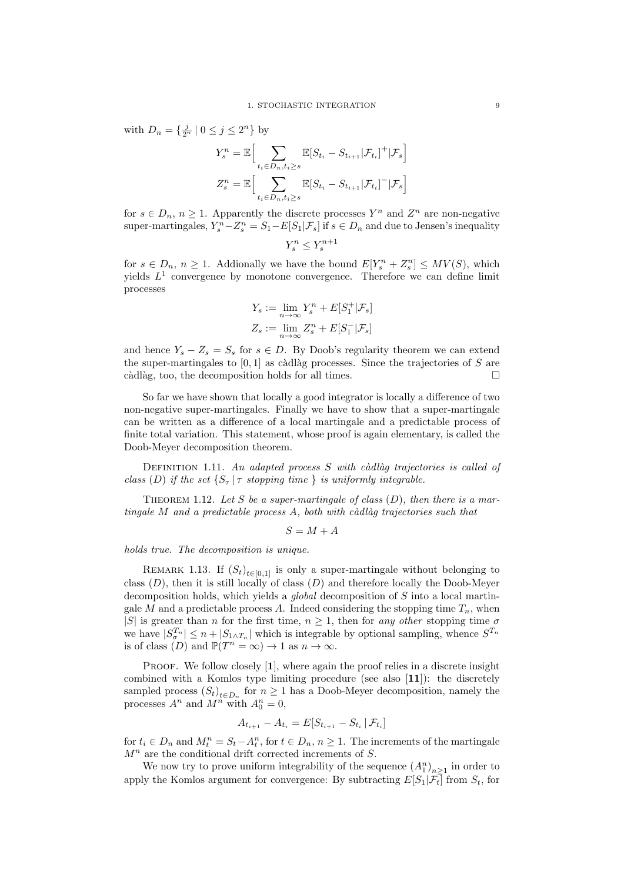with $D_n = \{\frac{j}{2^n} \mid 0 \le j \le 2^n\}$ by

$$Y^n_s = \mathbb{E}\Big[ \sum_{t_i \in D_n, t_i \ge s} \mathbb{E}[S_{t_i} - S_{t_{i+1}} | \mathcal{F}_{t_i}]^+ | \mathcal{F}_s \Big]$$

$$Z^n_s = \mathbb{E}\Big[ \sum_{t_i \in D_n, t_i \ge s} \mathbb{E}[S_{t_i} - S_{t_{i+1}} | \mathcal{F}_{t_i}]^- | \mathcal{F}_s \Big]$$

for $s \in D_n$, $n \ge 1$. Apparently the discrete processes $Y^n$ and $Z^n$ are non-negative super-martingales, $Y^n_s - Z^n_s = S_1 - E[S_1|\mathcal{F}_s]$ if $s \in D_n$ and due to Jensen's inequality

$$Y^n_s \le Y^{n+1}_s$$

for $s \in D_n$, $n \ge 1$. Addionally we have the bound $E[Y^n_s + Z^n_s] \le MV(S)$, which yields $L^1$ convergence by monotone convergence. Therefore we can define limit processes

$$Y_s := \lim_{n\to\infty} Y^n_s + E[S^+_1|\mathcal{F}_s]$$

$$Z_s := \lim_{n\to\infty} Z^n_s + E[S^-_1|\mathcal{F}_s]$$

and hence $Y_s - Z_s = S_s$ for $s \in D$. By Doob's regularity theorem we can extend the super-martingales to $[0,1]$ as càdlàg processes. Since the trajectories of $S$ are càdlàg, too, the decomposition holds for all times. □

So far we have shown that locally a good integrator is locally a difference of two non-negative super-martingales. Finally we have to show that a super-martingale can be written as a difference of a local martingale and a predictable process of finite total variation. This statement, whose proof is again elementary, is called the Doob-Meyer decomposition theorem.

Definition 1.11. *An adapted process $S$ with càdlàg trajectories is called of class $(D)$ if the set $\{S_\tau \mid \tau$ stopping time $\}$ is uniformly integrable.*

Theorem 1.12. *Let $S$ be a super-martingale of class $(D)$, then there is a martingale $M$ and a predictable process $A$, both with càdlàg trajectories such that*

$$S = M + A$$

*holds true. The decomposition is unique.*

Remark 1.13. If $(S_t)_{t\in[0,1]}$ is only a super-martingale without belonging to class $(D)$, then it is still locally of class $(D)$ and therefore locally the Doob-Meyer decomposition holds, which yields a *global* decomposition of $S$ into a local martingale $M$ and a predictable process $A$. Indeed considering the stopping time $T_n$, when $|S|$ is greater than $n$ for the first time, $n \ge 1$, then for *any other* stopping time $\sigma$ we have $|S^{T_n}_\sigma| \le n + |S_{1\wedge T_n}|$ which is integrable by optional sampling, whence $S^{T_n}$ is of class $(D)$ and $\mathbb{P}(T^n = \infty) \to 1$ as $n \to \infty$.

Proof. We follow closely [**1**], where again the proof relies in a discrete insight combined with a Komlos type limiting procedure (see also [**11**]): the discretely sampled process $(S_t)_{t\in D_n}$ for $n \ge 1$ has a Doob-Meyer decomposition, namely the processes $A^n$ and $M^n$ with $A^n_0 = 0$,

$$A_{t_{i+1}} - A_{t_i} = E[S_{t_{i+1}} - S_{t_i} \mid \mathcal{F}_{t_i}]$$

for $t_i \in D_n$ and $M^n_t = S_t - A^n_t$, for $t \in D_n$, $n \ge 1$. The increments of the martingale $M^n$ are the conditional drift corrected increments of $S$.

We now try to prove uniform integrability of the sequence $(A^n_1)_{n\ge1}$ in order to apply the Komlos argument for convergence: By subtracting $E[S_1|\mathcal{F}_t]$ from $S_t$, for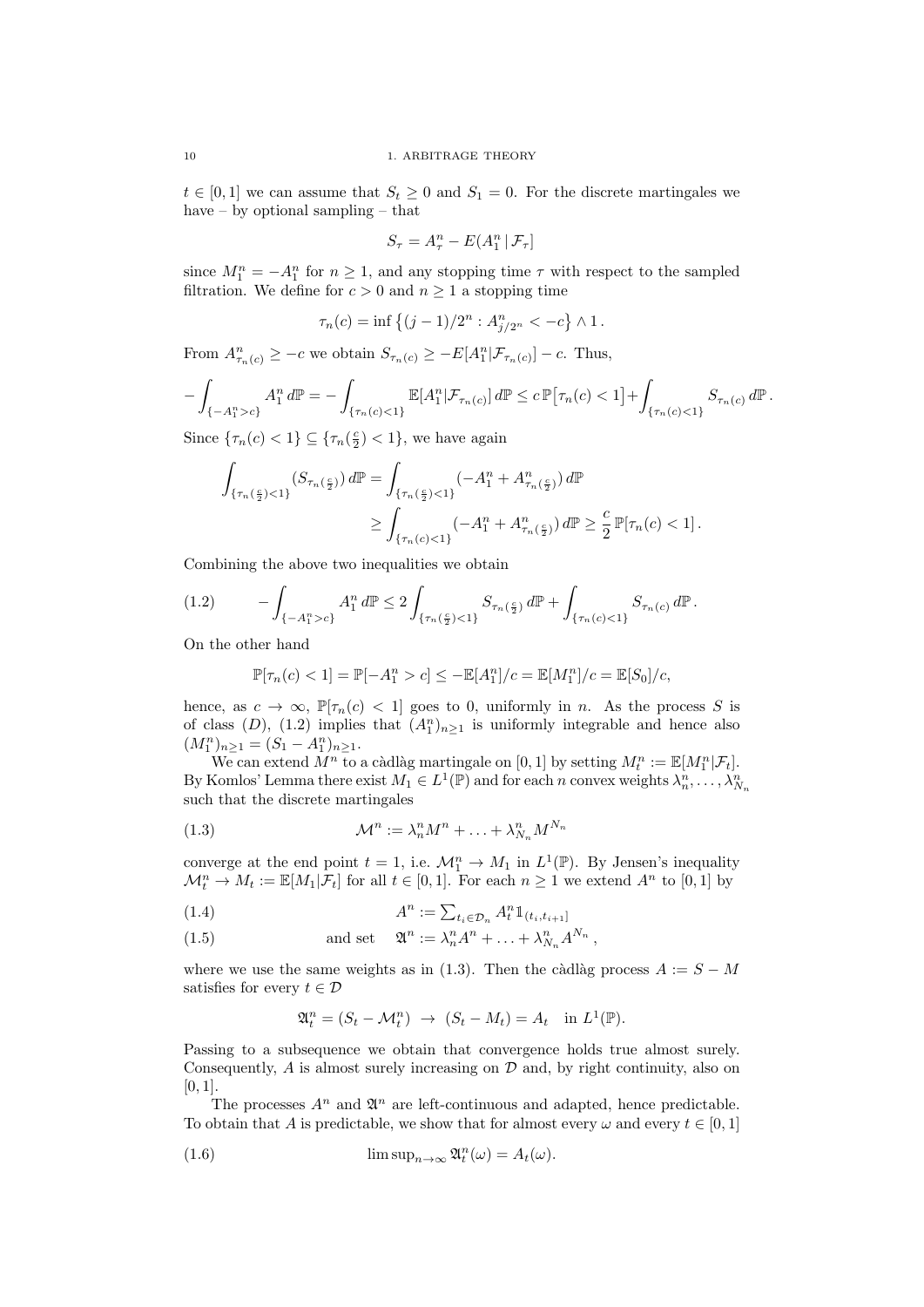$t \in [0,1]$ we can assume that $S_t \geq 0$ and $S_1 = 0$. For the discrete martingales we have – by optional sampling – that

$$S_\tau = A^n_\tau - E(A^n_1 \,|\, \mathcal{F}_\tau]$$

since $M^n_1 = -A^n_1$ for $n \geq 1$, and any stopping time $\tau$ with respect to the sampled filtration. We define for $c > 0$ and $n \geq 1$ a stopping time

$$\tau_n(c) = \inf\left\{(j-1)/2^n : A^n_{j/2^n} < -c\right\} \wedge 1\,.$$

From $A^n_{\tau_n(c)} \geq -c$ we obtain $S_{\tau_n(c)} \geq -E[A^n_1|\mathcal{F}_{\tau_n(c)}] - c$. Thus,

$$-\int_{\{-A^n_1 > c\}} A^n_1 \, d\mathbb{P} = -\int_{\{\tau_n(c)<1\}} \mathbb{E}[A^n_1|\mathcal{F}_{\tau_n(c)}]\, d\mathbb{P} \leq c\,\mathbb{P}\big[\tau_n(c) < 1\big] + \int_{\{\tau_n(c)<1\}} S_{\tau_n(c)} \, d\mathbb{P}\,.$$

Since $\{\tau_n(c) < 1\} \subseteq \{\tau_n(\frac{c}{2}) < 1\}$, we have again

$$\begin{aligned}
\int_{\{\tau_n(\frac{c}{2})<1\}} (S_{\tau_n(\frac{c}{2})})\, d\mathbb{P} &= \int_{\{\tau_n(\frac{c}{2})<1\}} (-A^n_1 + A^n_{\tau_n(\frac{c}{2})})\, d\mathbb{P} \\
&\geq \int_{\{\tau_n(c)<1\}} (-A^n_1 + A^n_{\tau_n(\frac{c}{2})})\, d\mathbb{P} \geq \frac{c}{2}\,\mathbb{P}[\tau_n(c) < 1]\,.
\end{aligned}$$

Combining the above two inequalities we obtain

$$-\int_{\{-A^n_1 > c\}} A^n_1 \, d\mathbb{P} \leq 2\int_{\{\tau_n(\frac{c}{2})<1\}} S_{\tau_n(\frac{c}{2})}\, d\mathbb{P} + \int_{\{\tau_n(c)<1\}} S_{\tau_n(c)}\, d\mathbb{P}\,. \tag{1.2}$$

On the other hand

$$\mathbb{P}[\tau_n(c) < 1] = \mathbb{P}[-A^n_1 > c] \leq -\mathbb{E}[A^n_1]/c = \mathbb{E}[M^n_1]/c = \mathbb{E}[S_0]/c,$$

hence, as $c \to \infty$, $\mathbb{P}[\tau_n(c) < 1]$ goes to 0, uniformly in $n$. As the process $S$ is of class $(D)$, (1.2) implies that $(A^n_1)_{n\geq 1}$ is uniformly integrable and hence also $(M^n_1)_{n\geq 1} = (S_1 - A^n_1)_{n\geq 1}$.

We can extend $M^n$ to a càdlàg martingale on $[0,1]$ by setting $M^n_t := \mathbb{E}[M^n_1|\mathcal{F}_t]$. By Komlos' Lemma there exist $M_1 \in L^1(\mathbb{P})$ and for each $n$ convex weights $\lambda^n_n, \ldots, \lambda^n_{N_n}$ such that the discrete martingales

$$\mathcal{M}^n := \lambda^n_n M^n + \ldots + \lambda^n_{N_n} M^{N_n} \tag{1.3}$$

converge at the end point $t = 1$, i.e. $\mathcal{M}^n_1 \to M_1$ in $L^1(\mathbb{P})$. By Jensen's inequality $\mathcal{M}^n_t \to M_t := \mathbb{E}[M_1|\mathcal{F}_t]$ for all $t \in [0,1]$. For each $n \geq 1$ we extend $A^n$ to $[0,1]$ by

$$A^n := \textstyle\sum_{t_i \in \mathcal{D}_n} A^n_t \mathbb{1}_{(t_i, t_{i+1}]} \tag{1.4}$$

$$\text{and set} \quad \mathfrak{A}^n := \lambda^n_n A^n + \ldots + \lambda^n_{N_n} A^{N_n}\,, \tag{1.5}$$

where we use the same weights as in (1.3). Then the càdlàg process $A := S - M$ satisfies for every $t \in \mathcal{D}$

$$\mathfrak{A}^n_t = (S_t - \mathcal{M}^n_t) \;\to\; (S_t - M_t) = A_t \quad \text{in } L^1(\mathbb{P}).$$

Passing to a subsequence we obtain that convergence holds true almost surely. Consequently, $A$ is almost surely increasing on $\mathcal{D}$ and, by right continuity, also on $[0,1]$.

The processes $A^n$ and $\mathfrak{A}^n$ are left-continuous and adapted, hence predictable. To obtain that $A$ is predictable, we show that for almost every $\omega$ and every $t \in [0,1]$

$$\limsup\nolimits_{n\to\infty} \mathfrak{A}^n_t(\omega) = A_t(\omega). \tag{1.6}$$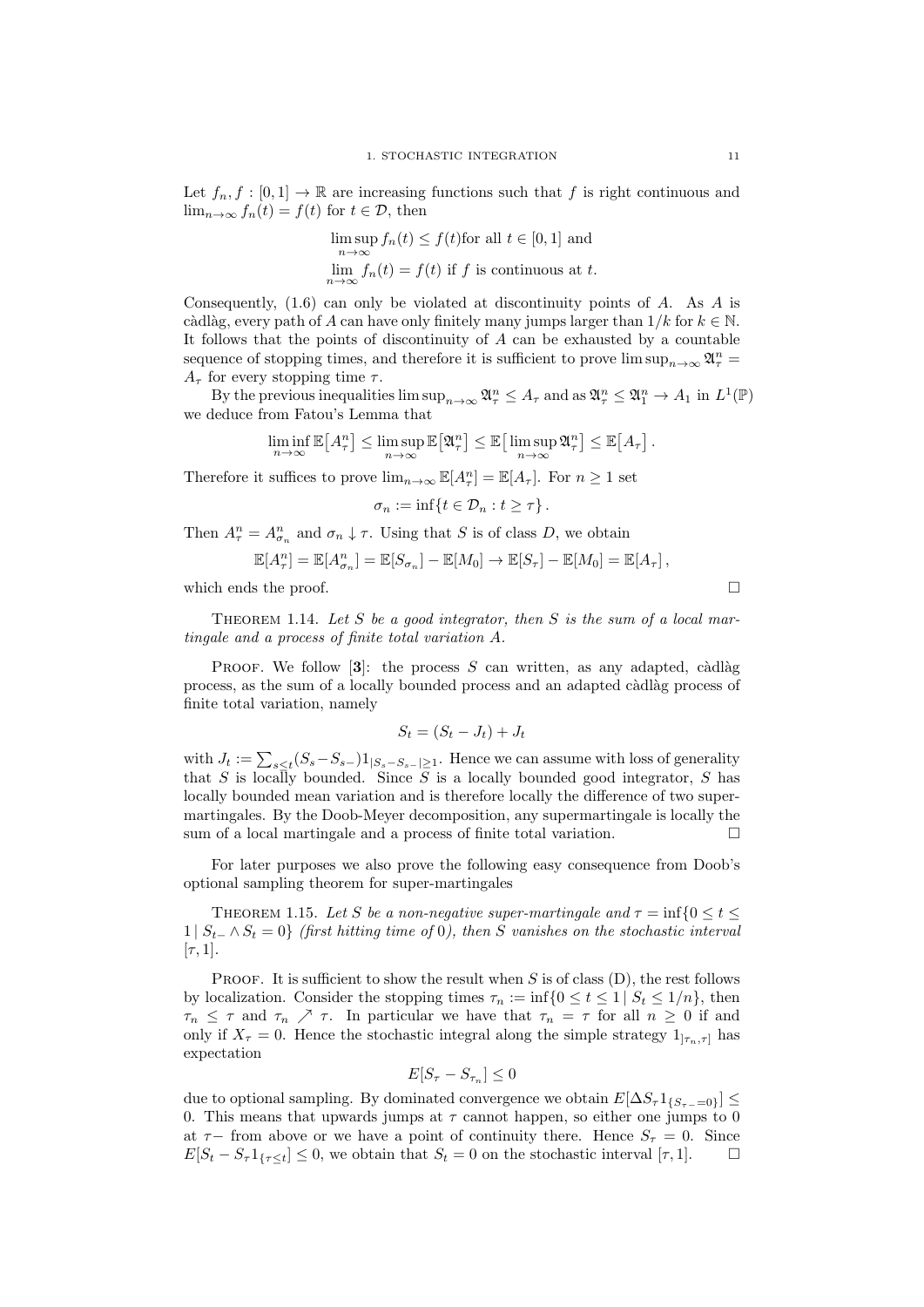Let $f_n, f : [0,1] \to \mathbb{R}$ are increasing functions such that $f$ is right continuous and $\lim_{n\to\infty} f_n(t) = f(t)$ for $t \in \mathcal{D}$, then

$$\limsup_{n\to\infty} f_n(t) \le f(t) \text{for all } t \in [0,1] \text{ and}$$
$$\lim_{n\to\infty} f_n(t) = f(t) \text{ if } f \text{ is continuous at } t.$$

Consequently, (1.6) can only be violated at discontinuity points of $A$. As $A$ is càdlàg, every path of $A$ can have only finitely many jumps larger than $1/k$ for $k \in \mathbb{N}$. It follows that the points of discontinuity of $A$ can be exhausted by a countable sequence of stopping times, and therefore it is sufficient to prove $\limsup_{n\to\infty} \mathfrak{A}^n_\tau = A_\tau$ for every stopping time $\tau$.

By the previous inequalities $\limsup_{n\to\infty} \mathfrak{A}^n_\tau \le A_\tau$ and as $\mathfrak{A}^n_\tau \le \mathfrak{A}^n_1 \to A_1$ in $L^1(\mathbb{P})$ we deduce from Fatou's Lemma that

$$\liminf_{n\to\infty} \mathbb{E}\big[A^n_\tau\big] \le \limsup_{n\to\infty} \mathbb{E}\big[\mathfrak{A}^n_\tau\big] \le \mathbb{E}\big[\limsup_{n\to\infty} \mathfrak{A}^n_\tau\big] \le \mathbb{E}\big[A_\tau\big]\,.$$

Therefore it suffices to prove $\lim_{n\to\infty} \mathbb{E}[A^n_\tau] = \mathbb{E}[A_\tau]$. For $n \ge 1$ set

$$\sigma_n := \inf\{t \in \mathcal{D}_n : t \ge \tau\}\,.$$

Then $A^n_\tau = A^n_{\sigma_n}$ and $\sigma_n \downarrow \tau$. Using that $S$ is of class $D$, we obtain

$$\mathbb{E}[A^n_\tau] = \mathbb{E}[A^n_{\sigma_n}] = \mathbb{E}[S_{\sigma_n}] - \mathbb{E}[M_0] \to \mathbb{E}[S_\tau] - \mathbb{E}[M_0] = \mathbb{E}[A_\tau]\,,$$

which ends the proof. □

Theorem 1.14. *Let $S$ be a good integrator, then $S$ is the sum of a local martingale and a process of finite total variation $A$.*

Proof. We follow [**3**]: the process $S$ can written, as any adapted, càdlàg process, as the sum of a locally bounded process and an adapted càdlàg process of finite total variation, namely

$$S_t = (S_t - J_t) + J_t$$

with $J_t := \sum_{s\le t}(S_s - S_{s-})1_{|S_s - S_{s-}|\ge 1}$. Hence we can assume with loss of generality that $S$ is locally bounded. Since $S$ is a locally bounded good integrator, $S$ has locally bounded mean variation and is therefore locally the difference of two supermartingales. By the Doob-Meyer decomposition, any supermartingale is locally the sum of a local martingale and a process of finite total variation. □

For later purposes we also prove the following easy consequence from Doob's optional sampling theorem for super-martingales

Theorem 1.15. *Let $S$ be a non-negative super-martingale and $\tau = \inf\{0 \le t \le 1 \mid S_{t-} \wedge S_t = 0\}$ (first hitting time of $0$), then $S$ vanishes on the stochastic interval $[\tau, 1]$.*

Proof. It is sufficient to show the result when $S$ is of class (D), the rest follows by localization. Consider the stopping times $\tau_n := \inf\{0 \le t \le 1 \mid S_t \le 1/n\}$, then $\tau_n \le \tau$ and $\tau_n \nearrow \tau$. In particular we have that $\tau_n = \tau$ for all $n \ge 0$ if and only if $X_\tau = 0$. Hence the stochastic integral along the simple strategy $1_{]\tau_n,\tau]}$ has expectation

$$E[S_\tau - S_{\tau_n}] \le 0$$

due to optional sampling. By dominated convergence we obtain $E[\Delta S_\tau 1_{\{S_{\tau-}=0\}}] \le 0$. This means that upwards jumps at $\tau$ cannot happen, so either one jumps to $0$ at $\tau-$ from above or we have a point of continuity there. Hence $S_\tau = 0$. Since $E[S_t - S_\tau 1_{\{\tau \le t\}}] \le 0$, we obtain that $S_t = 0$ on the stochastic interval $[\tau, 1]$. □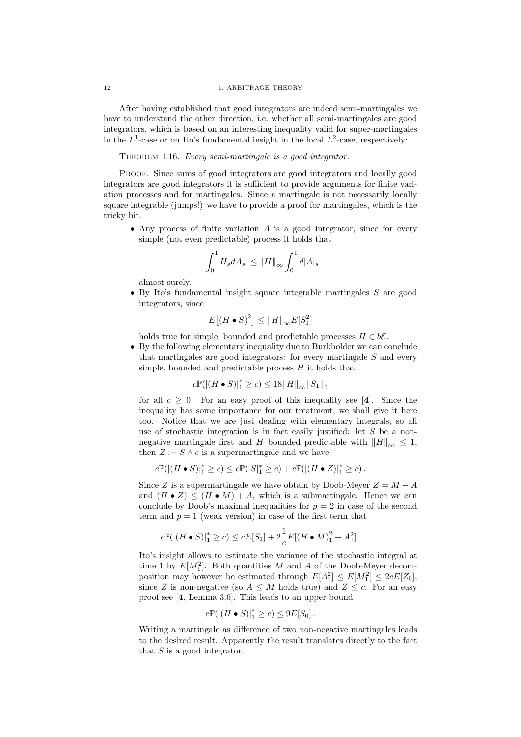After having established that good integrators are indeed semi-martingales we have to understand the other direction, i.e. whether all semi-martingales are good integrators, which is based on an interesting inequality valid for super-martingales in the $L^1$-case or on Ito's fundamental insight in the local $L^2$-case, respectively:

THEOREM 1.16. *Every semi-martingale is a good integrator.*

PROOF. Since sums of good integrators are good integrators and locally good integrators are good integrators it is sufficient to provide arguments for finite variation processes and for martingales. Since a martingale is not necessarily locally square integrable (jumps!) we have to provide a proof for martingales, which is the tricky bit.

- Any process of finite variation $A$ is a good integrator, since for every simple (not even predictable) process it holds that

$$|\int_0^1 H_s dA_s| \leq \|H\|_\infty \int_0^1 d|A|_s$$

almost surely.

- By Ito's fundamental insight square integrable martingales $S$ are good integrators, since

$$E\big[(H \bullet S)^2\big] \leq \|H\|_\infty E[S_1^2]$$

holds true for simple, bounded and predictable processes $H \in b\mathcal{E}$.

- By the following elementary inequality due to Burkholder we can conclude that martingales are good integrators: for every martingale $S$ and every simple, bounded and predictable process $H$ it holds that

$$c\mathbb{P}(|(H \bullet S)|_1^* \geq c) \leq 18\|H\|_\infty \|S_1\|_1$$

for all $c \geq 0$. For an easy proof of this inequality see [**4**]. Since the inequality has some importance for our treatment, we shall give it here too. Notice that we are just dealing with elementary integrals, so all use of stochastic integration is in fact easily justified: let $S$ be a non-negative martingale first and $H$ bounded predictable with $\|H\|_\infty \leq 1$, then $Z := S \wedge c$ is a supermartingale and we have

$$c\mathbb{P}(|(H \bullet S)|_1^* \geq c) \leq c\mathbb{P}(|S|_1^* \geq c) + c\mathbb{P}(|(H \bullet Z)|_1^* \geq c)\,.$$

Since $Z$ is a supermartingale we have obtain by Doob-Meyer $Z = M - A$ and $(H \bullet Z) \leq (H \bullet M) + A$, which is a submartingale. Hence we can conclude by Doob's maximal inequalities for $p = 2$ in case of the second term and $p = 1$ (weak version) in case of the first term that

$$c\mathbb{P}(|(H \bullet S)|_1^* \geq c) \leq cE[S_1] + 2\frac{1}{c}E[(H \bullet M)_1^2 + A_1^2]\,.$$

Ito's insight allows to estimate the variance of the stochastic integral at time 1 by $E[M_1^2]$. Both quantities $M$ and $A$ of the Doob-Meyer decomposition may however be estimated through $E[A_1^2] \leq E[M_1^2] \leq 2cE[Z_0]$, since $Z$ is non-negative (so $A \leq M$ holds true) and $Z \leq c$. For an easy proof see [**4**, Lemma 3.6]. This leads to an upper bound

$$c\mathbb{P}(|(H \bullet S)|_1^* \geq c) \leq 9E[S_0]\,.$$

Writing a martingale as difference of two non-negative martingales leads to the desired result. Apparently the result translates directly to the fact that $S$ is a good integrator.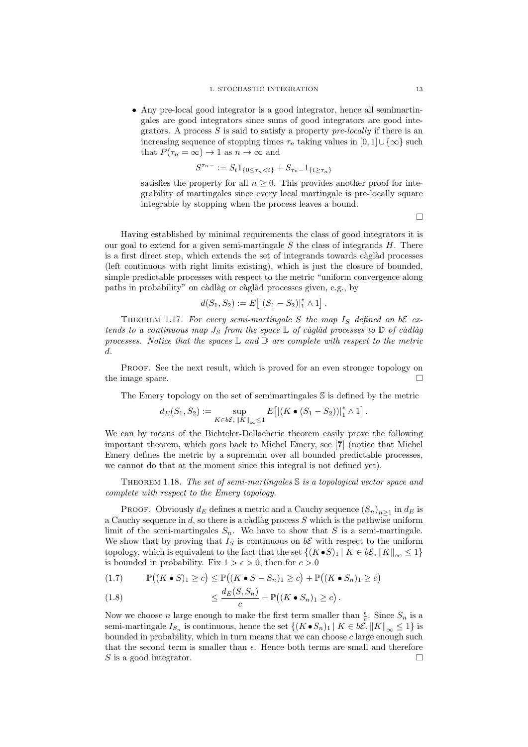- Any pre-local good integrator is a good integrator, hence all semimartingales are good integrators since sums of good integrators are good integrators. A process $S$ is said to satisfy a property *pre-locally* if there is an increasing sequence of stopping times $\tau_n$ taking values in $[0,1] \cup \{\infty\}$ such that $P(\tau_n = \infty) \to 1$ as $n \to \infty$ and

$$S^{\tau_n -} := S_t 1_{\{0 \leq \tau_n < t\}} + S_{\tau_n -} 1_{\{t \geq \tau_n\}}$$

satisfies the property for all $n \geq 0$. This provides another proof for integrability of martingales since every local martingale is pre-locally square integrable by stopping when the process leaves a bound.

□

Having established by minimal requirements the class of good integrators it is our goal to extend for a given semi-martingale $S$ the class of integrands $H$. There is a first direct step, which extends the set of integrands towards càglàd processes (left continuous with right limits existing), which is just the closure of bounded, simple predictable processes with respect to the metric "uniform convergence along paths in probability" on càdlàg or càglàd processes given, e.g., by

$$d(S_1, S_2) := E\big[|(S_1 - S_2)|_1^* \wedge 1\big] .$$

THEOREM 1.17. *For every semi-martingale $S$ the map $I_S$ defined on $b\mathcal{E}$ extends to a continuous map $J_S$ from the space $\mathbb{L}$ of càglàd processes to $\mathbb{D}$ of càdlàg processes. Notice that the spaces $\mathbb{L}$ and $\mathbb{D}$ are complete with respect to the metric $d$.*

PROOF. See the next result, which is proved for an even stronger topology on the image space. □

The Emery topology on the set of semimartingales $\mathbb{S}$ is defined by the metric

$$d_E(S_1, S_2) := \sup_{K \in b\mathcal{E},\, \|K\|_\infty \leq 1} E\big[|(K \bullet (S_1 - S_2))|_1^* \wedge 1\big] .$$

We can by means of the Bichteler-Dellacherie theorem easily prove the following important theorem, which goes back to Michel Emery, see [**7**] (notice that Michel Emery defines the metric by a supremum over all bounded predictable processes, we cannot do that at the moment since this integral is not defined yet).

THEOREM 1.18. *The set of semi-martingales $\mathbb{S}$ is a topological vector space and complete with respect to the Emery topology.*

PROOF. Obviously $d_E$ defines a metric and a Cauchy sequence $(S_n)_{n \geq 1}$ in $d_E$ is a Cauchy sequence in $d$, so there is a càdlàg process $S$ which is the pathwise uniform limit of the semi-martingales $S_n$. We have to show that $S$ is a semi-martingale. We show that by proving that $I_S$ is continuous on $b\mathcal{E}$ with respect to the uniform topology, which is equivalent to the fact that the set $\{(K \bullet S)_1 \mid K \in b\mathcal{E}, \|K\|_\infty \leq 1\}$ is bounded in probability. Fix $1 > \epsilon > 0$, then for $c > 0$

$$\mathbb{P}\big((K \bullet S)_1 \geq c\big) \leq \mathbb{P}\big((K \bullet S - S_n)_1 \geq c\big) + \mathbb{P}\big((K \bullet S_n)_1 \geq c\big) \tag{1.7}$$

$$\leq \frac{d_E(S, S_n)}{c} + \mathbb{P}\big((K \bullet S_n)_1 \geq c\big) . \tag{1.8}$$

Now we choose $n$ large enough to make the first term smaller than $\frac{\epsilon}{c}$. Since $S_n$ is a semi-martingale $I_{S_n}$ is continuous, hence the set $\{(K \bullet S_n)_1 \mid K \in b\mathcal{E}, \|K\|_\infty \leq 1\}$ is bounded in probability, which in turn means that we can choose $c$ large enough such that the second term is smaller than $\epsilon$. Hence both terms are small and therefore $S$ is a good integrator. □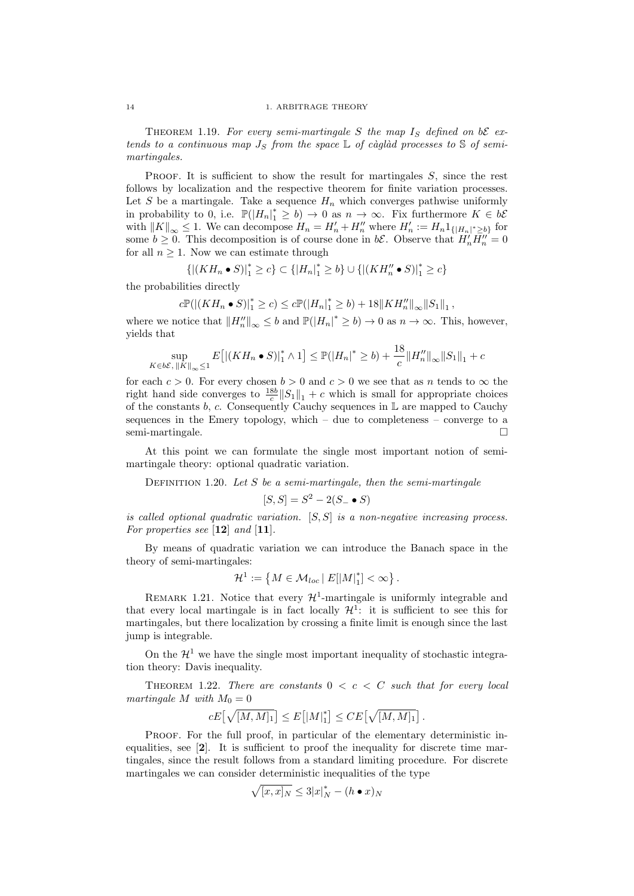**Theorem 1.19.** *For every semi-martingale $S$ the map $I_S$ defined on $b\mathcal{E}$ extends to a continuous map $J_S$ from the space $\mathbb{L}$ of càglàd processes to $\mathbb{S}$ of semi-martingales.*

Proof. It is sufficient to show the result for martingales $S$, since the rest follows by localization and the respective theorem for finite variation processes. Let $S$ be a martingale. Take a sequence $H_n$ which converges pathwise uniformly in probability to 0, i.e. $\mathbb{P}(|H_n|_1^* \geq b) \to 0$ as $n \to \infty$. Fix furthermore $K \in b\mathcal{E}$ with $\|K\|_\infty \leq 1$. We can decompose $H_n = H_n' + H_n''$ where $H_n' := H_n 1_{\{|H_n|^* \geq b\}}$ for some $b \geq 0$. This decomposition is of course done in $b\mathcal{E}$. Observe that $H_n' H_n'' = 0$ for all $n \geq 1$. Now we can estimate through

$$\{|(KH_n \bullet S)|_1^* \geq c\} \subset \{|H_n|_1^* \geq b\} \cup \{|(KH_n'' \bullet S)|_1^* \geq c\}$$

the probabilities directly

$$c\mathbb{P}(|(KH_n \bullet S)|_1^* \geq c) \leq c\mathbb{P}(|H_n|_1^* \geq b) + 18\|KH_n''\|_\infty \|S_1\|_1 ,$$

where we notice that $\|H_n''\|_\infty \leq b$ and $\mathbb{P}(|H_n|^* \geq b) \to 0$ as $n \to \infty$. This, however, yields that

$$\sup_{K \in b\mathcal{E},\, \|K\|_\infty \leq 1} E\big[|(KH_n \bullet S)|_1^* \wedge 1\big] \leq \mathbb{P}(|H_n|^* \geq b) + \frac{18}{c}\|H_n''\|_\infty \|S_1\|_1 + c$$

for each $c > 0$. For every chosen $b > 0$ and $c > 0$ we see that as $n$ tends to $\infty$ the right hand side converges to $\frac{18b}{c}\|S_1\|_1 + c$ which is small for appropriate choices of the constants $b$, $c$. Consequently Cauchy sequences in $\mathbb{L}$ are mapped to Cauchy sequences in the Emery topology, which – due to completeness – converge to a semi-martingale. $\square$

At this point we can formulate the single most important notion of semi-martingale theory: optional quadratic variation.

**Definition 1.20.** *Let $S$ be a semi-martingale, then the semi-martingale*

$$[S, S] = S^2 - 2(S_- \bullet S)$$

*is called optional quadratic variation. $[S, S]$ is a non-negative increasing process. For properties see* [**12**] *and* [**11**].

By means of quadratic variation we can introduce the Banach space in the theory of semi-martingales:

$$\mathcal{H}^1 := \left\{ M \in \mathcal{M}_{loc} \mid E[|M|_1^*] < \infty \right\}.$$

**Remark 1.21.** Notice that every $\mathcal{H}^1$-martingale is uniformly integrable and that every local martingale is in fact locally $\mathcal{H}^1$: it is sufficient to see this for martingales, but there localization by crossing a finite limit is enough since the last jump is integrable.

On the $\mathcal{H}^1$ we have the single most important inequality of stochastic integration theory: Davis inequality.

**Theorem 1.22.** *There are constants $0 < c < C$ such that for every local martingale $M$ with $M_0 = 0$*

$$cE\big[\sqrt{[M, M]_1}\big] \leq E\big[|M|_1^*\big] \leq CE\big[\sqrt{[M, M]_1}\big] .$$

Proof. For the full proof, in particular of the elementary deterministic inequalities, see [**2**]. It is sufficient to proof the inequality for discrete time martingales, since the result follows from a standard limiting procedure. For discrete martingales we can consider deterministic inequalities of the type

$$\sqrt{[x, x]_N} \leq 3|x|_N^* - (h \bullet x)_N$$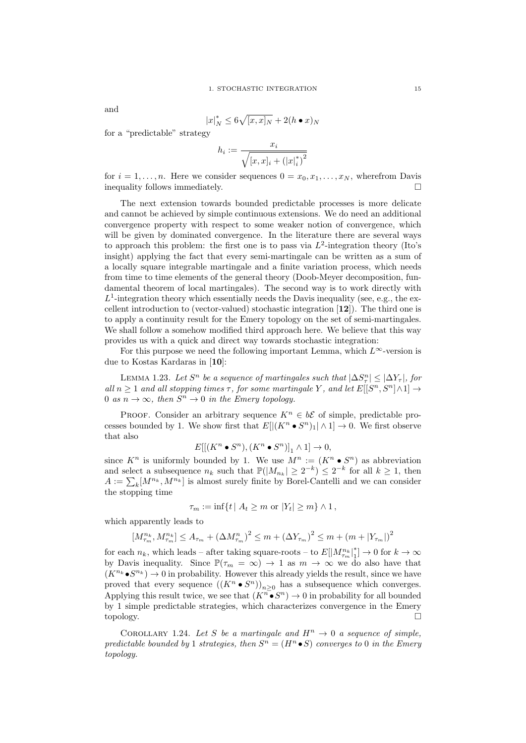and

$$|x|_N^* \leq 6\sqrt{[x,x]_N} + 2(h \bullet x)_N$$

for a "predictable" strategy

$$h_i := \frac{x_i}{\sqrt{[x,x]_i + (|x|_i^*)^2}}$$

for $i = 1, \ldots, n$. Here we consider sequences $0 = x_0, x_1, \ldots, x_N$, wherefrom Davis inequality follows immediately. □

The next extension towards bounded predictable processes is more delicate and cannot be achieved by simple continuous extensions. We do need an additional convergence property with respect to some weaker notion of convergence, which will be given by dominated convergence. In the literature there are several ways to approach this problem: the first one is to pass via $L^2$-integration theory (Ito's insight) applying the fact that every semi-martingale can be written as a sum of a locally square integrable martingale and a finite variation process, which needs from time to time elements of the general theory (Doob-Meyer decomposition, fundamental theorem of local martingales). The second way is to work directly with $L^1$-integration theory which essentially needs the Davis inequality (see, e.g., the excellent introduction to (vector-valued) stochastic integration [**12**]). The third one is to apply a continuity result for the Emery topology on the set of semi-martingales. We shall follow a somehow modified third approach here. We believe that this way provides us with a quick and direct way towards stochastic integration:

For this purpose we need the following important Lemma, which $L^\infty$-version is due to Kostas Kardaras in [**10**]:

Lemma 1.23. *Let $S^n$ be a sequence of martingales such that $|\Delta S^n_\tau| \leq |\Delta Y_\tau|$, for all $n \geq 1$ and all stopping times $\tau$, for some martingale $Y$, and let $E[[S^n, S^n] \wedge 1] \to 0$ as $n \to \infty$, then $S^n \to 0$ in the Emery topology.*

Proof. Consider an arbitrary sequence $K^n \in b\mathcal{E}$ of simple, predictable processes bounded by 1. We show first that $E[|(K^n \bullet S^n)_1| \wedge 1] \to 0$. We first observe that also

$$E[[(K^n \bullet S^n), (K^n \bullet S^n)]_1 \wedge 1] \to 0,$$

since $K^n$ is uniformly bounded by 1. We use $M^n := (K^n \bullet S^n)$ as abbreviation and select a subsequence $n_k$ such that $\mathbb{P}(|M_{n_k}| \geq 2^{-k}) \leq 2^{-k}$ for all $k \geq 1$, then $A := \sum_k [M^{n_k}, M^{n_k}]$ is almost surely finite by Borel-Cantelli and we can consider the stopping time

$$\tau_m := \inf\{t \,|\, A_t \geq m \text{ or } |Y_t| \geq m\} \wedge 1\,,$$

which apparently leads to

$$[M^{n_k}_{\tau_m}, M^{n_k}_{\tau_m}] \leq A_{\tau_m} + (\Delta M^n_{\tau_m})^2 \leq m + (\Delta Y_{\tau_m})^2 \leq m + (m + |Y_{\tau_m}|)^2$$

for each $n_k$, which leads – after taking square-roots – to $E[|M^{n_k}_{\tau_m}|_1^*] \to 0$ for $k \to \infty$ by Davis inequality. Since $\mathbb{P}(\tau_m = \infty) \to 1$ as $m \to \infty$ we do also have that $(K^{n_k} \bullet S^{n_k}) \to 0$ in probability. However this already yields the result, since we have proved that every sequence $((K^n \bullet S^n))_{n \geq 0}$ has a subsequence which converges. Applying this result twice, we see that $(K^n \bullet S^n) \to 0$ in probability for all bounded by 1 simple predictable strategies, which characterizes convergence in the Emery topology. □

Corollary 1.24. *Let $S$ be a martingale and $H^n \to 0$ a sequence of simple, predictable bounded by 1 strategies, then $S^n = (H^n \bullet S)$ converges to 0 in the Emery topology.*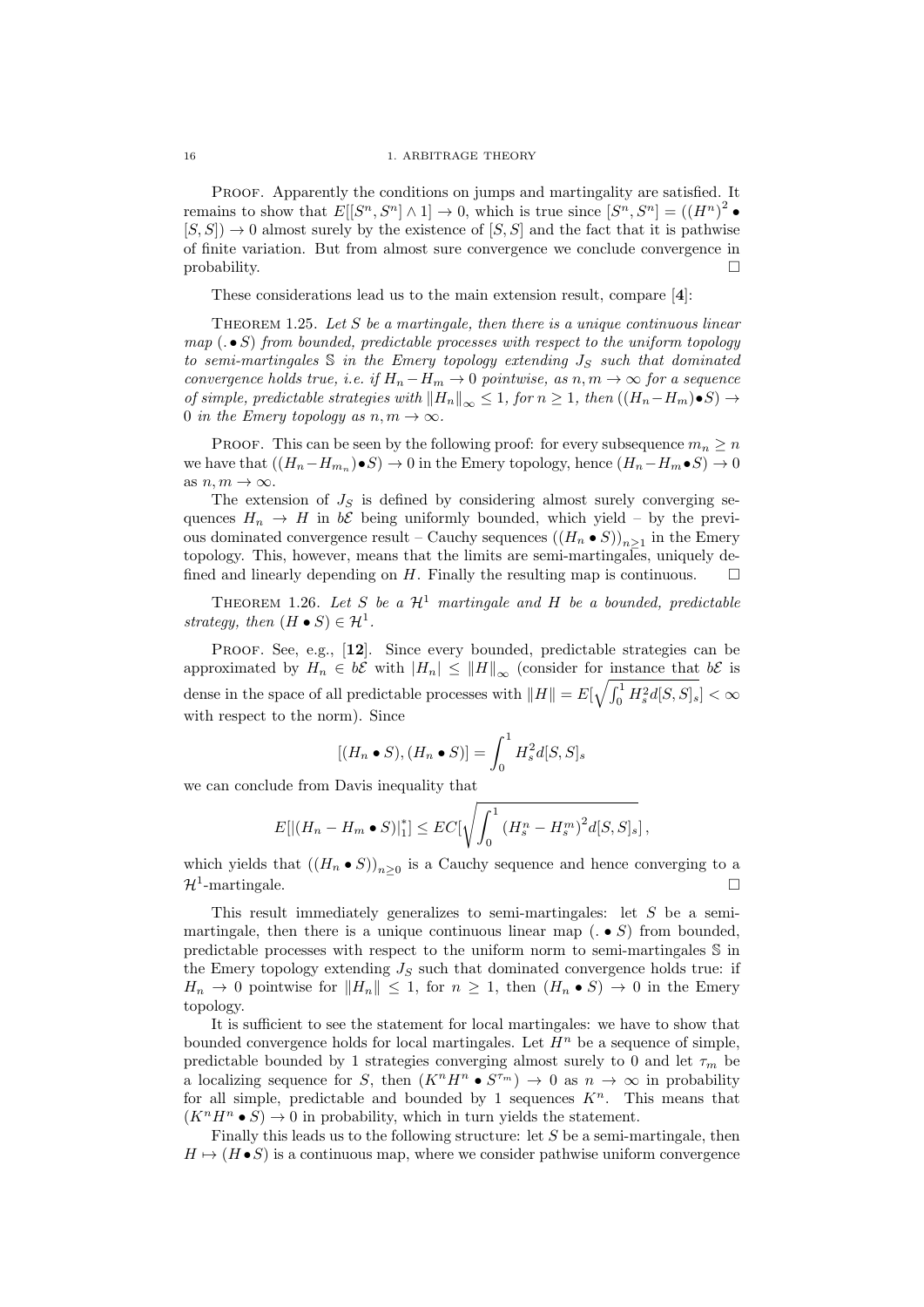PROOF. Apparently the conditions on jumps and martingality are satisfied. It remains to show that $E[[S^n, S^n] \wedge 1] \to 0$, which is true since $[S^n, S^n] = ((H^n)^2 \bullet [S, S]) \to 0$ almost surely by the existence of $[S, S]$ and the fact that it is pathwise of finite variation. But from almost sure convergence we conclude convergence in probability. □

These considerations lead us to the main extension result, compare [**4**]:

THEOREM 1.25. *Let $S$ be a martingale, then there is a unique continuous linear map $(.\bullet S)$ from bounded, predictable processes with respect to the uniform topology to semi-martingales $\mathbb{S}$ in the Emery topology extending $J_S$ such that dominated convergence holds true, i.e. if $H_n - H_m \to 0$ pointwise, as $n, m \to \infty$ for a sequence of simple, predictable strategies with $\|H_n\|_\infty \leq 1$, for $n \geq 1$, then $((H_n - H_m) \bullet S) \to 0$ in the Emery topology as $n, m \to \infty$.*

PROOF. This can be seen by the following proof: for every subsequence $m_n \geq n$ we have that $((H_n - H_{m_n}) \bullet S) \to 0$ in the Emery topology, hence $(H_n - H_m \bullet S) \to 0$ as $n, m \to \infty$.

The extension of $J_S$ is defined by considering almost surely converging sequences $H_n \to H$ in $b\mathcal{E}$ being uniformly bounded, which yield – by the previous dominated convergence result – Cauchy sequences $((H_n \bullet S))_{n \geq 1}$ in the Emery topology. This, however, means that the limits are semi-martingales, uniquely defined and linearly depending on $H$. Finally the resulting map is continuous. □

THEOREM 1.26. *Let $S$ be a $\mathcal{H}^1$ martingale and $H$ be a bounded, predictable strategy, then $(H \bullet S) \in \mathcal{H}^1$.*

PROOF. See, e.g., [**12**]. Since every bounded, predictable strategies can be approximated by $H_n \in b\mathcal{E}$ with $|H_n| \leq \|H\|_\infty$ (consider for instance that $b\mathcal{E}$ is dense in the space of all predictable processes with $\|H\| = E[\sqrt{\int_0^1 H_s^2 d[S, S]_s}] < \infty$ with respect to the norm). Since

$$[(H_n \bullet S), (H_n \bullet S)] = \int_0^1 H_s^2 d[S, S]_s$$

we can conclude from Davis inequality that

$$E[|(H_n - H_m \bullet S)|_1^*] \leq EC[\sqrt{\int_0^1 (H_s^n - H_s^m)^2 d[S, S]_s}],$$

which yields that $((H_n \bullet S))_{n \geq 0}$ is a Cauchy sequence and hence converging to a $\mathcal{H}^1$-martingale. □

This result immediately generalizes to semi-martingales: let $S$ be a semi-martingale, then there is a unique continuous linear map $(.\bullet S)$ from bounded, predictable processes with respect to the uniform norm to semi-martingales $\mathbb{S}$ in the Emery topology extending $J_S$ such that dominated convergence holds true: if $H_n \to 0$ pointwise for $\|H_n\| \leq 1$, for $n \geq 1$, then $(H_n \bullet S) \to 0$ in the Emery topology.

It is sufficient to see the statement for local martingales: we have to show that bounded convergence holds for local martingales. Let $H^n$ be a sequence of simple, predictable bounded by 1 strategies converging almost surely to 0 and let $\tau_m$ be a localizing sequence for $S$, then $(K^n H^n \bullet S^{\tau_m}) \to 0$ as $n \to \infty$ in probability for all simple, predictable and bounded by 1 sequences $K^n$. This means that $(K^n H^n \bullet S) \to 0$ in probability, which in turn yields the statement.

Finally this leads us to the following structure: let $S$ be a semi-martingale, then $H \mapsto (H \bullet S)$ is a continuous map, where we consider pathwise uniform convergence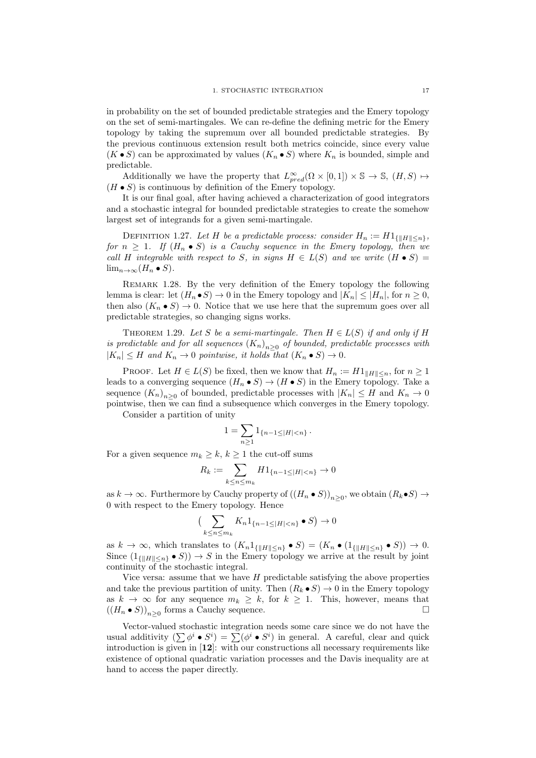in probability on the set of bounded predictable strategies and the Emery topology on the set of semi-martingales. We can re-define the defining metric for the Emery topology by taking the supremum over all bounded predictable strategies. By the previous continuous extension result both metrics coincide, since every value $(K \bullet S)$ can be approximated by values $(K_n \bullet S)$ where $K_n$ is bounded, simple and predictable.

Additionally we have the property that $L^\infty_{pred}(\Omega \times [0,1]) \times \mathbb{S} \to \mathbb{S}$, $(H,S) \mapsto (H \bullet S)$ is continuous by definition of the Emery topology.

It is our final goal, after having achieved a characterization of good integrators and a stochastic integral for bounded predictable strategies to create the somehow largest set of integrands for a given semi-martingale.

Definition 1.27. *Let $H$ be a predictable process: consider $H_n := H 1_{\{\|H\| \leq n\}}$, for $n \geq 1$. If $(H_n \bullet S)$ is a Cauchy sequence in the Emery topology, then we call $H$ integrable with respect to $S$, in signs $H \in L(S)$ and we write $(H \bullet S) = \lim_{n\to\infty}(H_n \bullet S)$.*

Remark 1.28. By the very definition of the Emery topology the following lemma is clear: let $(H_n \bullet S) \to 0$ in the Emery topology and $|K_n| \leq |H_n|$, for $n \geq 0$, then also $(K_n \bullet S) \to 0$. Notice that we use here that the supremum goes over all predictable strategies, so changing signs works.

Theorem 1.29. *Let $S$ be a semi-martingale. Then $H \in L(S)$ if and only if $H$ is predictable and for all sequences $(K_n)_{n\geq 0}$ of bounded, predictable processes with $|K_n| \leq H$ and $K_n \to 0$ pointwise, it holds that $(K_n \bullet S) \to 0$.*

Proof. Let $H \in L(S)$ be fixed, then we know that $H_n := H 1_{\|H\| \leq n}$, for $n \geq 1$ leads to a converging sequence $(H_n \bullet S) \to (H \bullet S)$ in the Emery topology. Take a sequence $(K_n)_{n\geq 0}$ of bounded, predictable processes with $|K_n| \leq H$ and $K_n \to 0$ pointwise, then we can find a subsequence which converges in the Emery topology.

Consider a partition of unity

$$1 = \sum_{n\geq 1} 1_{\{n-1 \leq |H| < n\}}.$$

For a given sequence $m_k \geq k$, $k \geq 1$ the cut-off sums

$$R_k := \sum_{k \leq n \leq m_k} H 1_{\{n-1 \leq |H| < n\}} \to 0$$

as $k \to \infty$. Furthermore by Cauchy property of $((H_n \bullet S))_{n\geq 0}$, we obtain $(R_k \bullet S) \to 0$ with respect to the Emery topology. Hence

$$\Big( \sum_{k\leq n\leq m_k} K_n 1_{\{n-1 \leq |H| < n\}} \bullet S \Big) \to 0$$

as $k \to \infty$, which translates to $(K_n 1_{\{\|H\| \leq n\}} \bullet S) = (K_n \bullet (1_{\{\|H\| \leq n\}} \bullet S)) \to 0$. Since $(1_{\{\|H\| \leq n\}} \bullet S)) \to S$ in the Emery topology we arrive at the result by joint continuity of the stochastic integral.

Vice versa: assume that we have $H$ predictable satisfying the above properties and take the previous partition of unity. Then $(R_k \bullet S) \to 0$ in the Emery topology as $k \to \infty$ for any sequence $m_k \geq k$, for $k \geq 1$. This, however, means that $((H_n \bullet S))_{n\geq 0}$ forms a Cauchy sequence. □

Vector-valued stochastic integration needs some care since we do not have the usual additivity $(\sum \phi^i \bullet S^i) = \sum (\phi^i \bullet S^i)$ in general. A careful, clear and quick introduction is given in [**12**]: with our constructions all necessary requirements like existence of optional quadratic variation processes and the Davis inequality are at hand to access the paper directly.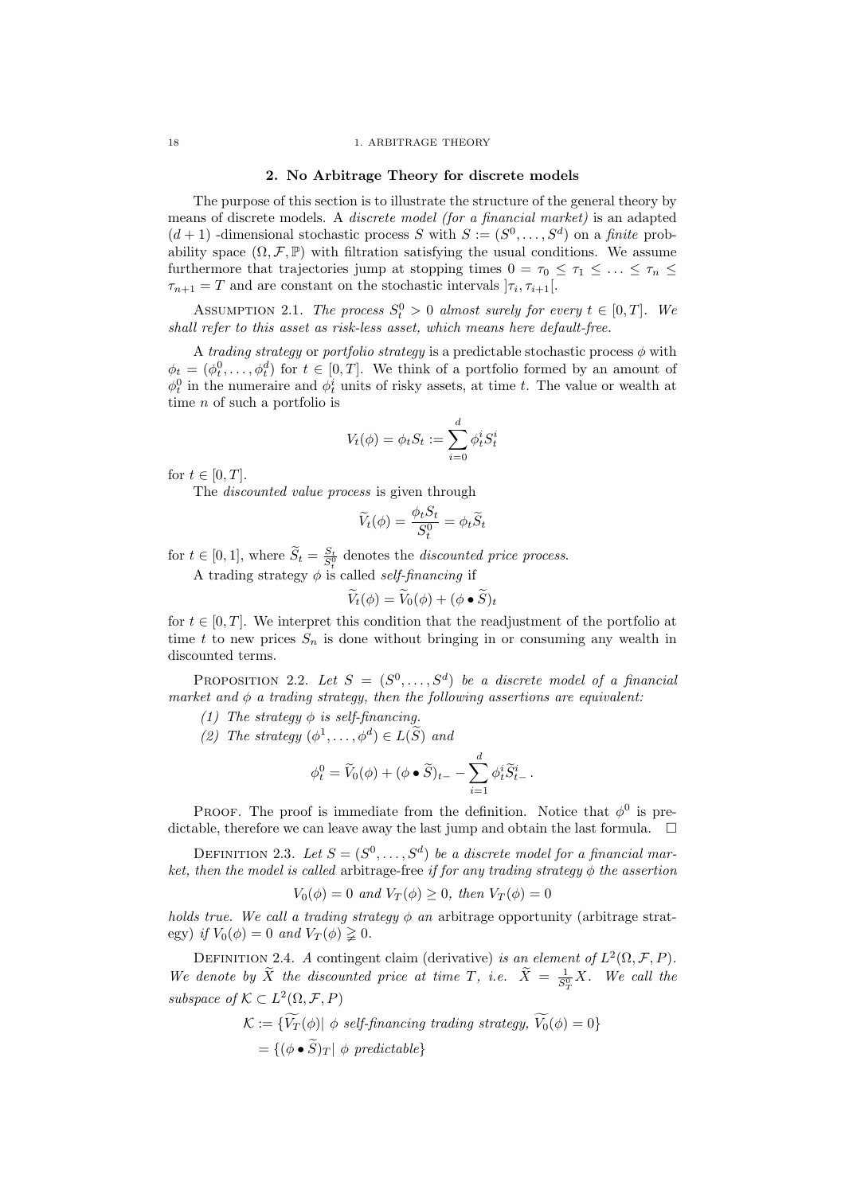## 2. No Arbitrage Theory for discrete models

The purpose of this section is to illustrate the structure of the general theory by means of discrete models. A *discrete model (for a financial market)* is an adapted $(d+1)$ -dimensional stochastic process $S$ with $S := (S^0, \dots, S^d)$ on a *finite* probability space $(\Omega, \mathcal{F}, \mathbb{P})$ with filtration satisfying the usual conditions. We assume furthermore that trajectories jump at stopping times $0 = \tau_0 \leq \tau_1 \leq \dots \leq \tau_n \leq \tau_{n+1} = T$ and are constant on the stochastic intervals $]\tau_i, \tau_{i+1}[$.

Assumption 2.1. *The process $S^0_t > 0$ almost surely for every $t \in [0, T]$. We shall refer to this asset as risk-less asset, which means here default-free.*

A *trading strategy* or *portfolio strategy* is a predictable stochastic process $\phi$ with $\phi_t = (\phi^0_t, \dots, \phi^d_t)$ for $t \in [0, T]$. We think of a portfolio formed by an amount of $\phi^0_t$ in the numeraire and $\phi^i_t$ units of risky assets, at time $t$. The value or wealth at time $n$ of such a portfolio is

$$V_t(\phi) = \phi_t S_t := \sum_{i=0}^{d} \phi^i_t S^i_t$$

for $t \in [0, T]$.

The *discounted value process* is given through

$$\widetilde{V}_t(\phi) = \frac{\phi_t S_t}{S^0_t} = \phi_t \widetilde{S}_t$$

for $t \in [0, 1]$, where $\widetilde{S}_t = \frac{S_t}{S^0_t}$ denotes the *discounted price process*.

A trading strategy $\phi$ is called *self-financing* if

$$\widetilde{V}_t(\phi) = \widetilde{V}_0(\phi) + (\phi \bullet \widetilde{S})_t$$

for $t \in [0, T]$. We interpret this condition that the readjustment of the portfolio at time $t$ to new prices $S_n$ is done without bringing in or consuming any wealth in discounted terms.

Proposition 2.2. *Let $S = (S^0, \dots, S^d)$ be a discrete model of a financial market and $\phi$ a trading strategy, then the following assertions are equivalent:*

1. *The strategy $\phi$ is self-financing.*
2. *The strategy $(\phi^1, \dots, \phi^d) \in L(\widetilde{S})$ and*

$$\phi^0_t = \widetilde{V}_0(\phi) + (\phi \bullet \widetilde{S})_{t-} - \sum_{i=1}^{d} \phi^i_t \widetilde{S}^i_{t-} \,.$$

Proof. The proof is immediate from the definition. Notice that $\phi^0$ is predictable, therefore we can leave away the last jump and obtain the last formula. $\square$

Definition 2.3. *Let $S = (S^0, \dots, S^d)$ be a discrete model for a financial market, then the model is called* arbitrage-free *if for any trading strategy $\phi$ the assertion*

$$V_0(\phi) = 0 \text{ and } V_T(\phi) \geq 0, \text{ then } V_T(\phi) = 0$$

*holds true. We call a trading strategy $\phi$ an* arbitrage opportunity *(arbitrage strategy) if $V_0(\phi) = 0$ and $V_T(\phi) \gneq 0$.*

Definition 2.4. *A* contingent claim *(derivative) is an element of $L^2(\Omega, \mathcal{F}, P)$. We denote by $\widetilde{X}$ the discounted price at time $T$, i.e. $\widetilde{X} = \frac{1}{S^0_T} X$. We call the subspace of $\mathcal{K} \subset L^2(\Omega, \mathcal{F}, P)$*

$$\begin{aligned}
\mathcal{K} &:= \{\widetilde{V_T}(\phi) |\ \phi \text{ self-financing trading strategy, } \widetilde{V_0}(\phi) = 0\} \\
&= \{(\phi \bullet \widetilde{S})_T |\ \phi \text{ predictable}\}
\end{aligned}$$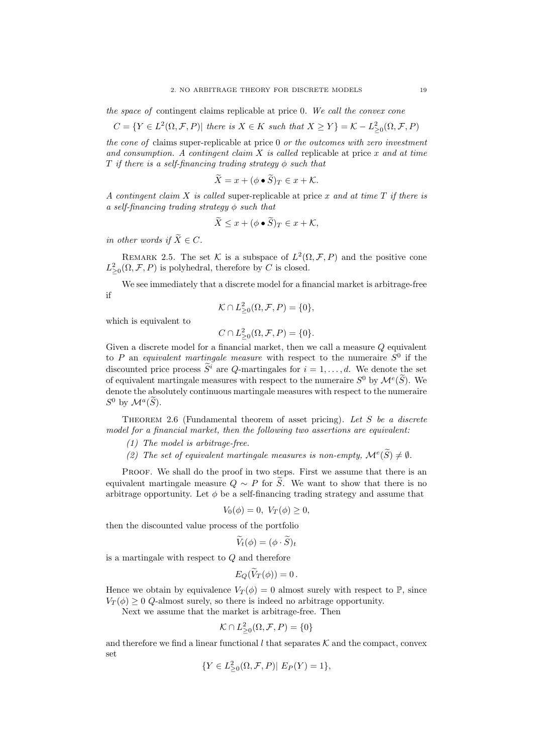*the space of* contingent claims replicable at price 0. *We call the convex cone*

$$C = \{Y \in L^2(\Omega, \mathcal{F}, P) |\ \textit{there is } X \in K \textit{ such that } X \geq Y\} = \mathcal{K} - L^2_{\geq 0}(\Omega, \mathcal{F}, P)$$

*the cone of* claims super-replicable at price 0 *or the outcomes with zero investment and consumption. A contingent claim $X$ is called* replicable at price $x$ *and at time $T$ if there is a self-financing trading strategy $\phi$ such that*

$$\widetilde{X} = x + (\phi \bullet \widetilde{S})_T \in x + \mathcal{K}.$$

*A contingent claim $X$ is called* super-replicable at price $x$ *and at time $T$ if there is a self-financing trading strategy $\phi$ such that*

$$\widetilde{X} \leq x + (\phi \bullet \widetilde{S})_T \in x + \mathcal{K},$$

*in other words if $\widetilde{X} \in C$.*

Remark 2.5. The set $\mathcal{K}$ is a subspace of $L^2(\Omega, \mathcal{F}, P)$ and the positive cone $L^2_{\geq 0}(\Omega, \mathcal{F}, P)$ is polyhedral, therefore by $C$ is closed.

We see immediately that a discrete model for a financial market is arbitrage-free if

$$\mathcal{K} \cap L^2_{\geq 0}(\Omega, \mathcal{F}, P) = \{0\},$$

which is equivalent to

$$C \cap L^2_{\geq 0}(\Omega, \mathcal{F}, P) = \{0\}.$$

Given a discrete model for a financial market, then we call a measure $Q$ equivalent to $P$ an *equivalent martingale measure* with respect to the numeraire $S^0$ if the discounted price process $\widetilde{S}^i$ are $Q$-martingales for $i = 1, \ldots, d$. We denote the set of equivalent martingale measures with respect to the numeraire $S^0$ by $\mathcal{M}^e(\widetilde{S})$. We denote the absolutely continuous martingale measures with respect to the numeraire $S^0$ by $\mathcal{M}^a(\widetilde{S})$.

Theorem 2.6 (Fundamental theorem of asset pricing). *Let $S$ be a discrete model for a financial market, then the following two assertions are equivalent:*

*(1) The model is arbitrage-free.*

*(2) The set of equivalent martingale measures is non-empty, $\mathcal{M}^e(\widetilde{S}) \neq \emptyset$.*

Proof. We shall do the proof in two steps. First we assume that there is an equivalent martingale measure $Q \sim P$ for $\widetilde{S}$. We want to show that there is no arbitrage opportunity. Let $\phi$ be a self-financing trading strategy and assume that

$$V_0(\phi) = 0,\ V_T(\phi) \geq 0,$$

then the discounted value process of the portfolio

$$\widetilde{V}_t(\phi) = (\phi \cdot \widetilde{S})_t$$

is a martingale with respect to $Q$ and therefore

$$E_Q(\widetilde{V}_T(\phi)) = 0\,.$$

Hence we obtain by equivalence $V_T(\phi) = 0$ almost surely with respect to $\mathbb{P}$, since $V_T(\phi) \geq 0$ $Q$-almost surely, so there is indeed no arbitrage opportunity.

Next we assume that the market is arbitrage-free. Then

$$\mathcal{K} \cap L^2_{\geq 0}(\Omega, \mathcal{F}, P) = \{0\}$$

and therefore we find a linear functional $l$ that separates $\mathcal{K}$ and the compact, convex set

$$\{Y \in L^2_{\geq 0}(\Omega, \mathcal{F}, P) |\ E_P(Y) = 1\},$$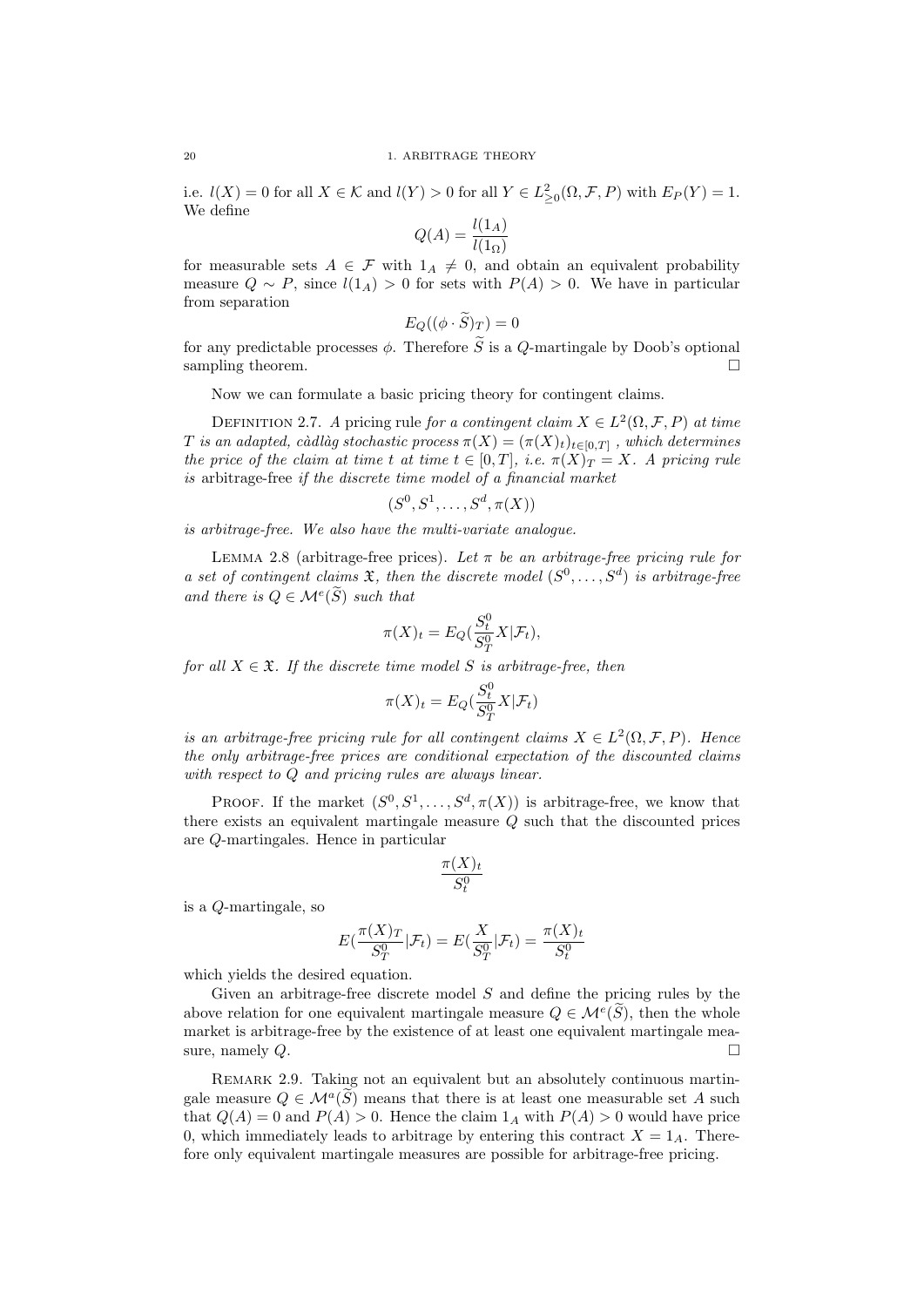i.e. $l(X) = 0$ for all $X \in \mathcal{K}$ and $l(Y) > 0$ for all $Y \in L^2_{\geq 0}(\Omega, \mathcal{F}, P)$ with $E_P(Y) = 1$. We define

$$Q(A) = \frac{l(1_A)}{l(1_\Omega)}$$

for measurable sets $A \in \mathcal{F}$ with $1_A \neq 0$, and obtain an equivalent probability measure $Q \sim P$, since $l(1_A) > 0$ for sets with $P(A) > 0$. We have in particular from separation

$$E_Q((\phi \cdot \widetilde{S})_T) = 0$$

for any predictable processes $\phi$. Therefore $\widetilde{S}$ is a $Q$-martingale by Doob's optional sampling theorem. □

Now we can formulate a basic pricing theory for contingent claims.

Definition 2.7. *A* pricing rule *for a contingent claim $X \in L^2(\Omega, \mathcal{F}, P)$ at time $T$ is an adapted, càdlàg stochastic process $\pi(X) = (\pi(X)_t)_{t\in[0,T]}$, which determines the price of the claim at time $t$ at time $t \in [0, T]$, i.e. $\pi(X)_T = X$. A pricing rule is* arbitrage-free *if the discrete time model of a financial market*

$$(S^0, S^1, \ldots, S^d, \pi(X))$$

*is arbitrage-free. We also have the multi-variate analogue.*

Lemma 2.8 (arbitrage-free prices). *Let $\pi$ be an arbitrage-free pricing rule for a set of contingent claims $\mathfrak{X}$, then the discrete model $(S^0, \ldots, S^d)$ is arbitrage-free and there is $Q \in \mathcal{M}^e(\widetilde{S})$ such that*

$$\pi(X)_t = E_Q(\frac{S^0_t}{S^0_T} X | \mathcal{F}_t),$$

*for all $X \in \mathfrak{X}$. If the discrete time model $S$ is arbitrage-free, then*

$$\pi(X)_t = E_Q(\frac{S^0_t}{S^0_T} X | \mathcal{F}_t)$$

*is an arbitrage-free pricing rule for all contingent claims $X \in L^2(\Omega, \mathcal{F}, P)$. Hence the only arbitrage-free prices are conditional expectation of the discounted claims with respect to $Q$ and pricing rules are always linear.*

Proof. If the market $(S^0, S^1, \ldots, S^d, \pi(X))$ is arbitrage-free, we know that there exists an equivalent martingale measure $Q$ such that the discounted prices are $Q$-martingales. Hence in particular

$$\frac{\pi(X)_t}{S^0_t}$$

is a $Q$-martingale, so

$$E(\frac{\pi(X)_T}{S^0_T} | \mathcal{F}_t) = E(\frac{X}{S^0_T} | \mathcal{F}_t) = \frac{\pi(X)_t}{S^0_t}$$

which yields the desired equation.

Given an arbitrage-free discrete model $S$ and define the pricing rules by the above relation for one equivalent martingale measure $Q \in \mathcal{M}^e(\widetilde{S})$, then the whole market is arbitrage-free by the existence of at least one equivalent martingale measure, namely $Q$. □

Remark 2.9. Taking not an equivalent but an absolutely continuous martingale measure $Q \in \mathcal{M}^a(\widetilde{S})$ means that there is at least one measurable set $A$ such that $Q(A) = 0$ and $P(A) > 0$. Hence the claim $1_A$ with $P(A) > 0$ would have price 0, which immediately leads to arbitrage by entering this contract $X = 1_A$. Therefore only equivalent martingale measures are possible for arbitrage-free pricing.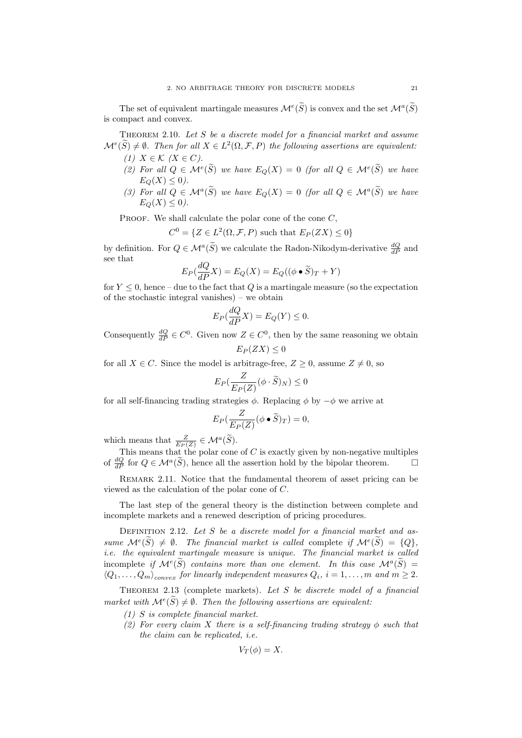The set of equivalent martingale measures $\mathcal{M}^e(\widetilde{S})$ is convex and the set $\mathcal{M}^a(\widetilde{S})$ is compact and convex.

Theorem 2.10. *Let $S$ be a discrete model for a financial market and assume $\mathcal{M}^e(\widetilde{S}) \neq \emptyset$. Then for all $X \in L^2(\Omega, \mathcal{F}, P)$ the following assertions are equivalent:*

1. *$X \in \mathcal{K}$ ($X \in C$).*
2. *For all $Q \in \mathcal{M}^e(\widetilde{S})$ we have $E_Q(X) = 0$ (for all $Q \in \mathcal{M}^e(\widetilde{S})$ we have $E_Q(X) \leq 0$).*
3. *For all $Q \in \mathcal{M}^a(\widetilde{S})$ we have $E_Q(X) = 0$ (for all $Q \in \mathcal{M}^a(\widetilde{S})$ we have $E_Q(X) \leq 0$).*

Proof. We shall calculate the polar cone of the cone $C$,

$$C^0 = \{Z \in L^2(\Omega, \mathcal{F}, P) \text{ such that } E_P(ZX) \leq 0\}$$

by definition. For $Q \in \mathcal{M}^a(\widetilde{S})$ we calculate the Radon-Nikodym-derivative $\frac{dQ}{dP}$ and see that

$$E_P(\frac{dQ}{dP}X) = E_Q(X) = E_Q((\phi \bullet \widetilde{S})_T + Y)$$

for $Y \leq 0$, hence – due to the fact that $Q$ is a martingale measure (so the expectation of the stochastic integral vanishes) – we obtain

$$E_P(\frac{dQ}{dP}X) = E_Q(Y) \leq 0.$$

Consequently $\frac{dQ}{dP} \in C^0$. Given now $Z \in C^0$, then by the same reasoning we obtain

$$E_P(ZX) \leq 0$$

for all $X \in C$. Since the model is arbitrage-free, $Z \geq 0$, assume $Z \neq 0$, so

$$E_P(\frac{Z}{E_P(Z)}(\phi \cdot \widetilde{S})_N) \leq 0$$

for all self-financing trading strategies $\phi$. Replacing $\phi$ by $-\phi$ we arrive at

$$E_P(\frac{Z}{E_P(Z)}(\phi \bullet \widetilde{S})_T) = 0,$$

which means that $\frac{Z}{E_P(Z)} \in \mathcal{M}^a(\widetilde{S})$.

This means that the polar cone of $C$ is exactly given by non-negative multiples of $\frac{dQ}{dP}$ for $Q \in \mathcal{M}^a(\widetilde{S})$, hence all the assertion hold by the bipolar theorem. □

Remark 2.11. Notice that the fundamental theorem of asset pricing can be viewed as the calculation of the polar cone of $C$.

The last step of the general theory is the distinction between complete and incomplete markets and a renewed description of pricing procedures.

Definition 2.12. *Let $S$ be a discrete model for a financial market and assume $\mathcal{M}^e(\widetilde{S}) \neq \emptyset$. The financial market is called* complete *if $\mathcal{M}^e(\widetilde{S}) = \{Q\}$, i.e. the equivalent martingale measure is unique. The financial market is called* incomplete *if $\mathcal{M}^e(\widetilde{S})$ contains more than one element. In this case $\mathcal{M}^a(\widetilde{S}) = \langle Q_1, \ldots, Q_m \rangle_{convex}$ for linearly independent measures $Q_i$, $i = 1, \ldots, m$ and $m \geq 2$.*

Theorem 2.13 (complete markets). *Let $S$ be discrete model of a financial market with $\mathcal{M}^e(\widetilde{S}) \neq \emptyset$. Then the following assertions are equivalent:*

1. *$S$ is complete financial market.*
2. *For every claim $X$ there is a self-financing trading strategy $\phi$ such that the claim can be replicated, i.e.*

$$V_T(\phi) = X.$$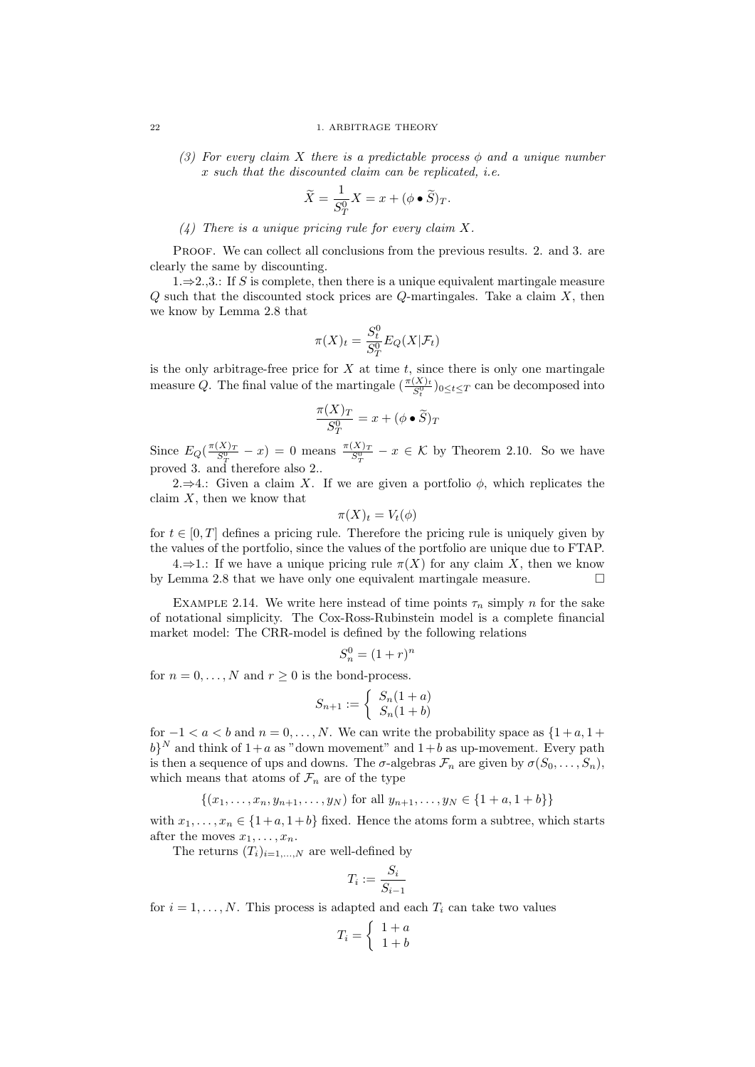*(3) For every claim $X$ there is a predictable process $\phi$ and a unique number $x$ such that the discounted claim can be replicated, i.e.*

$$\widetilde{X} = \frac{1}{S_T^0} X = x + (\phi \bullet \widetilde{S})_T.$$

*(4) There is a unique pricing rule for every claim $X$.*

Proof. We can collect all conclusions from the previous results. 2. and 3. are clearly the same by discounting.

1.⇒2.,3.: If $S$ is complete, then there is a unique equivalent martingale measure $Q$ such that the discounted stock prices are $Q$-martingales. Take a claim $X$, then we know by Lemma 2.8 that

$$\pi(X)_t = \frac{S_t^0}{S_T^0} E_Q(X|\mathcal{F}_t)$$

is the only arbitrage-free price for $X$ at time $t$, since there is only one martingale measure $Q$. The final value of the martingale $(\frac{\pi(X)_t}{S_t^0})_{0 \leq t \leq T}$ can be decomposed into

$$\frac{\pi(X)_T}{S_T^0} = x + (\phi \bullet \widetilde{S})_T$$

Since $E_Q(\frac{\pi(X)_T}{S_T^0} - x) = 0$ means $\frac{\pi(X)_T}{S_T^0} - x \in \mathcal{K}$ by Theorem 2.10. So we have proved 3. and therefore also 2..

2.⇒4.: Given a claim $X$. If we are given a portfolio $\phi$, which replicates the claim $X$, then we know that

$$\pi(X)_t = V_t(\phi)$$

for $t \in [0, T]$ defines a pricing rule. Therefore the pricing rule is uniquely given by the values of the portfolio, since the values of the portfolio are unique due to FTAP.

4.⇒1.: If we have a unique pricing rule $\pi(X)$ for any claim $X$, then we know by Lemma 2.8 that we have only one equivalent martingale measure. □

Example 2.14. We write here instead of time points $\tau_n$ simply $n$ for the sake of notational simplicity. The Cox-Ross-Rubinstein model is a complete financial market model: The CRR-model is defined by the following relations

$$S_n^0 = (1 + r)^n$$

for $n = 0, \ldots, N$ and $r \geq 0$ is the bond-process.

$$S_{n+1} := \begin{cases} S_n(1 + a) \\ S_n(1 + b) \end{cases}$$

for $-1 < a < b$ and $n = 0, \ldots, N$. We can write the probability space as $\{1 + a, 1 + b\}^N$ and think of $1 + a$ as "down movement" and $1 + b$ as up-movement. Every path is then a sequence of ups and downs. The $\sigma$-algebras $\mathcal{F}_n$ are given by $\sigma(S_0, \ldots, S_n)$, which means that atoms of $\mathcal{F}_n$ are of the type

$$\{(x_1, \ldots, x_n, y_{n+1}, \ldots, y_N) \text{ for all } y_{n+1}, \ldots, y_N \in \{1 + a, 1 + b\}\}$$

with $x_1, \ldots, x_n \in \{1 + a, 1 + b\}$ fixed. Hence the atoms form a subtree, which starts after the moves $x_1, \ldots, x_n$.

The returns $(T_i)_{i=1,\ldots,N}$ are well-defined by

$$T_i := \frac{S_i}{S_{i-1}}$$

for $i = 1, \ldots, N$. This process is adapted and each $T_i$ can take two values

$$T_i = \begin{cases} 1 + a \\ 1 + b \end{cases}$$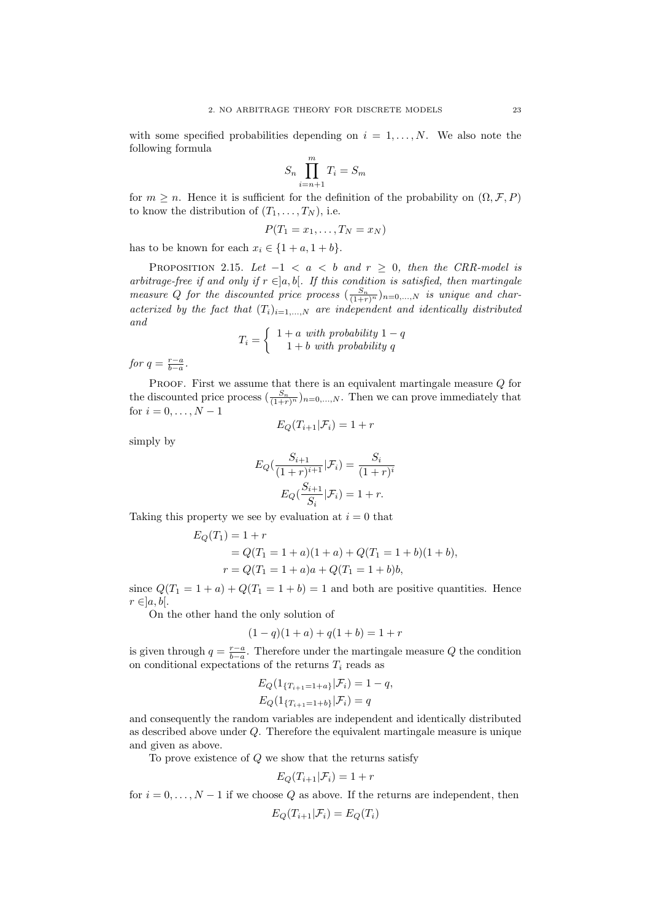with some specified probabilities depending on $i = 1, \ldots, N$. We also note the following formula

$$S_n \prod_{i=n+1}^{m} T_i = S_m$$

for $m \geq n$. Hence it is sufficient for the definition of the probability on $(\Omega, \mathcal{F}, P)$ to know the distribution of $(T_1, \ldots, T_N)$, i.e.

$$P(T_1 = x_1, \ldots, T_N = x_N)$$

has to be known for each $x_i \in \{1 + a, 1 + b\}$.

Proposition 2.15. *Let $-1 < a < b$ and $r \geq 0$, then the CRR-model is arbitrage-free if and only if $r \in ]a, b[$. If this condition is satisfied, then martingale measure $Q$ for the discounted price process $(\frac{S_n}{(1+r)^n})_{n=0,\ldots,N}$ is unique and characterized by the fact that $(T_i)_{i=1,\ldots,N}$ are independent and identically distributed and*

$$T_i = \begin{cases} 1 + a \text{ with probability } 1 - q \\ 1 + b \text{ with probability } q \end{cases}$$

*for $q = \frac{r-a}{b-a}$.*

Proof. First we assume that there is an equivalent martingale measure $Q$ for the discounted price process $(\frac{S_n}{(1+r)^n})_{n=0,\ldots,N}$. Then we can prove immediately that for $i = 0, \ldots, N-1$

$$E_Q(T_{i+1}|\mathcal{F}_i) = 1 + r$$

simply by

$$E_Q(\frac{S_{i+1}}{(1+r)^{i+1}}|\mathcal{F}_i) = \frac{S_i}{(1+r)^i}$$

$$E_Q(\frac{S_{i+1}}{S_i}|\mathcal{F}_i) = 1 + r.$$

Taking this property we see by evaluation at $i = 0$ that

$$\begin{aligned} E_Q(T_1) &= 1 + r \\ &= Q(T_1 = 1 + a)(1 + a) + Q(T_1 = 1 + b)(1 + b), \\ r &= Q(T_1 = 1 + a)a + Q(T_1 = 1 + b)b, \end{aligned}$$

since $Q(T_1 = 1 + a) + Q(T_1 = 1 + b) = 1$ and both are positive quantities. Hence $r \in ]a, b[$.

On the other hand the only solution of

$$(1 - q)(1 + a) + q(1 + b) = 1 + r$$

is given through $q = \frac{r-a}{b-a}$. Therefore under the martingale measure $Q$ the condition on conditional expectations of the returns $T_i$ reads as

$$E_Q(1_{\{T_{i+1}=1+a\}}|\mathcal{F}_i) = 1 - q,$$

$$E_Q(1_{\{T_{i+1}=1+b\}}|\mathcal{F}_i) = q$$

and consequently the random variables are independent and identically distributed as described above under $Q$. Therefore the equivalent martingale measure is unique and given as above.

To prove existence of $Q$ we show that the returns satisfy

$$E_Q(T_{i+1}|\mathcal{F}_i) = 1 + r$$

for $i = 0, \ldots, N-1$ if we choose $Q$ as above. If the returns are independent, then

$$E_Q(T_{i+1}|\mathcal{F}_i) = E_Q(T_i)$$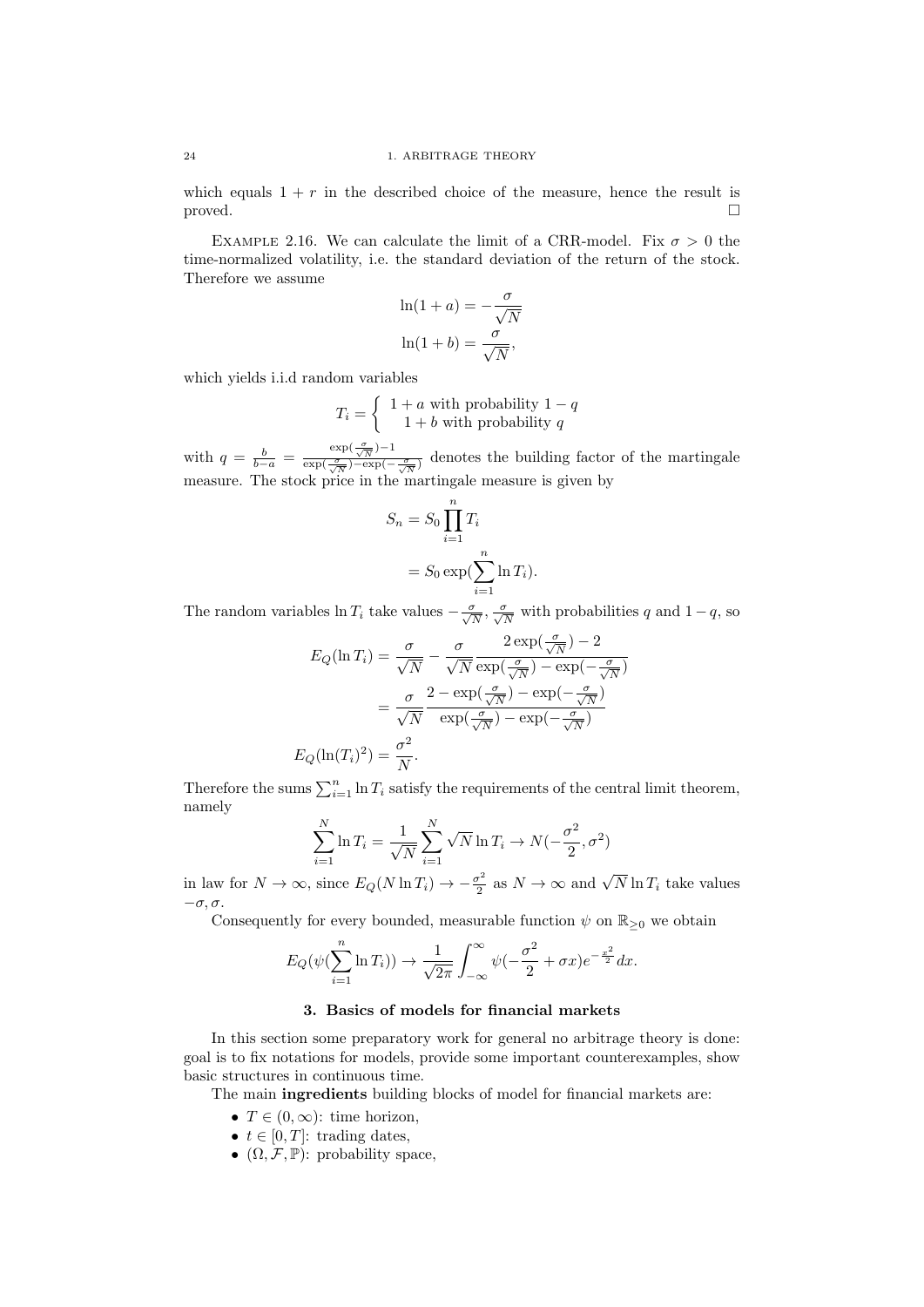which equals $1 + r$ in the described choice of the measure, hence the result is proved. $\square$

Example 2.16. We can calculate the limit of a CRR-model. Fix $\sigma > 0$ the time-normalized volatility, i.e. the standard deviation of the return of the stock. Therefore we assume

$$
\begin{aligned}
\ln(1+a) &= -\frac{\sigma}{\sqrt{N}} \\
\ln(1+b) &= \frac{\sigma}{\sqrt{N}},
\end{aligned}
$$

which yields i.i.d random variables

$$
T_i = \begin{cases} 1+a \text{ with probability } 1-q \\ 1+b \text{ with probability } q \end{cases}
$$

with $q = \frac{b}{b-a} = \frac{\exp(\frac{\sigma}{\sqrt{N}})-1}{\exp(\frac{\sigma}{\sqrt{N}})-\exp(-\frac{\sigma}{\sqrt{N}})}$ denotes the building factor of the martingale measure. The stock price in the martingale measure is given by

$$
\begin{aligned}
S_n &= S_0 \prod_{i=1}^{n} T_i \\
&= S_0 \exp(\sum_{i=1}^{n} \ln T_i).
\end{aligned}
$$

The random variables $\ln T_i$ take values $-\frac{\sigma}{\sqrt{N}}, \frac{\sigma}{\sqrt{N}}$ with probabilities $q$ and $1-q$, so

$$
\begin{aligned}
E_Q(\ln T_i) &= \frac{\sigma}{\sqrt{N}} - \frac{\sigma}{\sqrt{N}} \frac{2\exp(\frac{\sigma}{\sqrt{N}}) - 2}{\exp(\frac{\sigma}{\sqrt{N}}) - \exp(-\frac{\sigma}{\sqrt{N}})} \\
&= \frac{\sigma}{\sqrt{N}} \frac{2 - \exp(\frac{\sigma}{\sqrt{N}}) - \exp(-\frac{\sigma}{\sqrt{N}})}{\exp(\frac{\sigma}{\sqrt{N}}) - \exp(-\frac{\sigma}{\sqrt{N}})} \\
E_Q((\ln(T_i)^2) &= \frac{\sigma^2}{N}.
\end{aligned}
$$

Therefore the sums $\sum_{i=1}^{n} \ln T_i$ satisfy the requirements of the central limit theorem, namely

$$
\sum_{i=1}^{N} \ln T_i = \frac{1}{\sqrt{N}} \sum_{i=1}^{N} \sqrt{N} \ln T_i \to N(-\frac{\sigma^2}{2}, \sigma^2)
$$

in law for $N \to \infty$, since $E_Q(N \ln T_i) \to -\frac{\sigma^2}{2}$ as $N \to \infty$ and $\sqrt{N} \ln T_i$ take values $-\sigma, \sigma$.

Consequently for every bounded, measurable function $\psi$ on $\mathbb{R}_{\geq 0}$ we obtain

$$
E_Q(\psi(\sum_{i=1}^{n} \ln T_i)) \to \frac{1}{\sqrt{2\pi}} \int_{-\infty}^{\infty} \psi(-\frac{\sigma^2}{2} + \sigma x) e^{-\frac{x^2}{2}} \, dx.
$$

## 3. Basics of models for financial markets

In this section some preparatory work for general no arbitrage theory is done: goal is to fix notations for models, provide some important counterexamples, show basic structures in continuous time.

The main **ingredients** building blocks of model for financial markets are:

- $T \in (0, \infty)$: time horizon,
- $t \in [0, T]$: trading dates,
- $(\Omega, \mathcal{F}, \mathbb{P})$: probability space,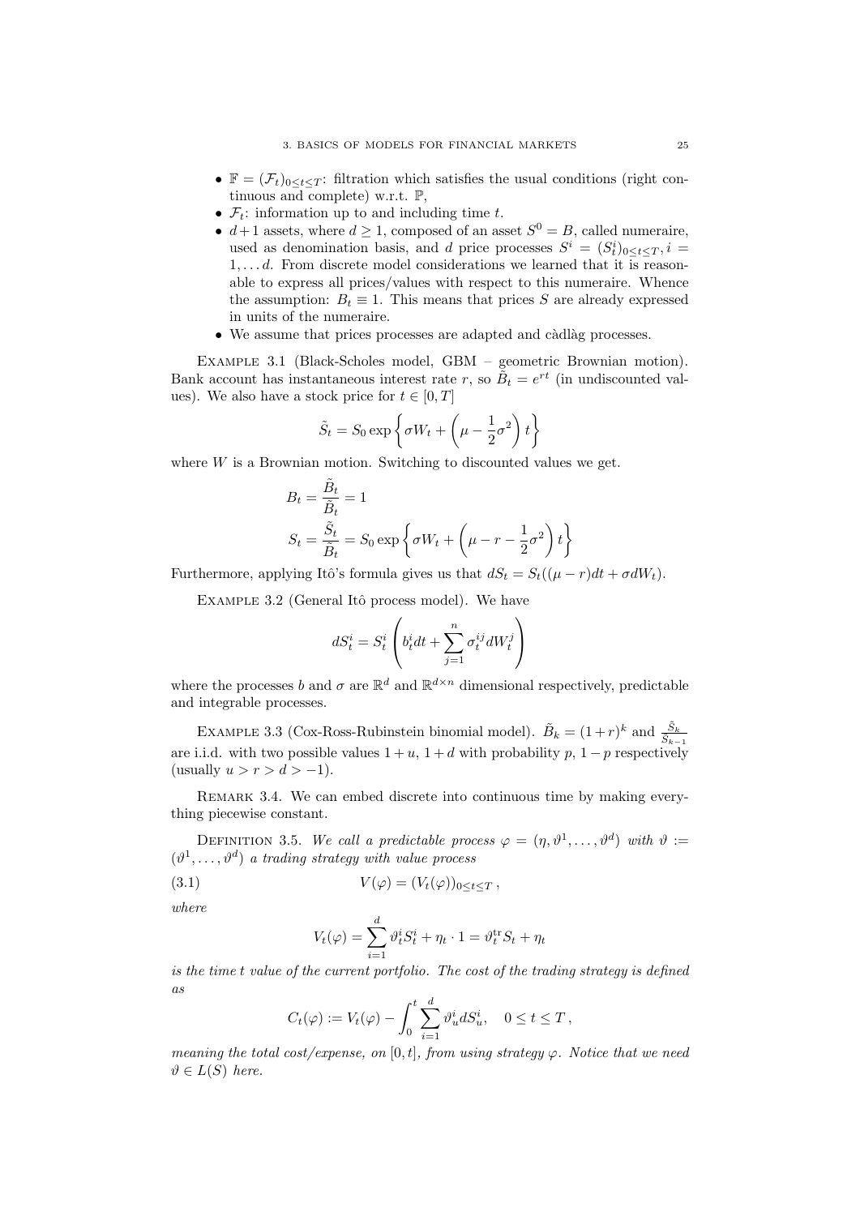- $\mathbb{F} = (\mathcal{F}_t)_{0 \le t \le T}$: filtration which satisfies the usual conditions (right continuous and complete) w.r.t. $\mathbb{P}$,
- $\mathcal{F}_t$: information up to and including time $t$.
- $d+1$ assets, where $d \ge 1$, composed of an asset $S^0 = B$, called numeraire, used as denomination basis, and $d$ price processes $S^i = (S^i_t)_{0 \le t \le T}, i = 1, \dots d$. From discrete model considerations we learned that it is reasonable to express all prices/values with respect to this numeraire. Whence the assumption: $B_t \equiv 1$. This means that prices $S$ are already expressed in units of the numeraire.
- We assume that prices processes are adapted and càdlàg processes.

Example 3.1 (Black-Scholes model, GBM – geometric Brownian motion). Bank account has instantaneous interest rate $r$, so $\tilde{B}_t = e^{rt}$ (in undiscounted values). We also have a stock price for $t \in [0, T]$

$$\tilde{S}_t = S_0 \exp\left\{\sigma W_t + \left(\mu - \frac{1}{2}\sigma^2\right)t\right\}$$

where $W$ is a Brownian motion. Switching to discounted values we get.

$$B_t = \frac{\tilde{B}_t}{\tilde{B}_t} = 1$$

$$S_t = \frac{\tilde{S}_t}{\tilde{B}_t} = S_0 \exp\left\{\sigma W_t + \left(\mu - r - \frac{1}{2}\sigma^2\right)t\right\}$$

Furthermore, applying Itô's formula gives us that $dS_t = S_t((\mu - r)dt + \sigma dW_t)$.

Example 3.2 (General Itô process model). We have

$$dS^i_t = S^i_t\left(b^i_t dt + \sum_{j=1}^{n} \sigma^{ij}_t dW^j_t\right)$$

where the processes $b$ and $\sigma$ are $\mathbb{R}^d$ and $\mathbb{R}^{d \times n}$ dimensional respectively, predictable and integrable processes.

Example 3.3 (Cox-Ross-Rubinstein binomial model). $\tilde{B}_k = (1+r)^k$ and $\frac{\tilde{S}_k}{\tilde{S}_{k-1}}$ are i.i.d. with two possible values $1+u$, $1+d$ with probability $p$, $1-p$ respectively (usually $u > r > d > -1$).

Remark 3.4. We can embed discrete into continuous time by making everything piecewise constant.

Definition 3.5. *We call a predictable process $\varphi = (\eta, \vartheta^1, \dots, \vartheta^d)$ with $\vartheta := (\vartheta^1, \dots, \vartheta^d)$ a trading strategy with value process*

$$V(\varphi) = (V_t(\varphi))_{0 \le t \le T}\,, \tag{3.1}$$

*where*

$$V_t(\varphi) = \sum_{i=1}^{d} \vartheta^i_t S^i_t + \eta_t \cdot 1 = \vartheta^{\mathrm{tr}}_t S_t + \eta_t$$

*is the time $t$ value of the current portfolio. The cost of the trading strategy is defined as*

$$C_t(\varphi) := V_t(\varphi) - \int_0^t \sum_{i=1}^{d} \vartheta^i_u dS^i_u, \quad 0 \le t \le T\,,$$

*meaning the total cost/expense, on $[0, t]$, from using strategy $\varphi$. Notice that we need $\vartheta \in L(S)$ here.*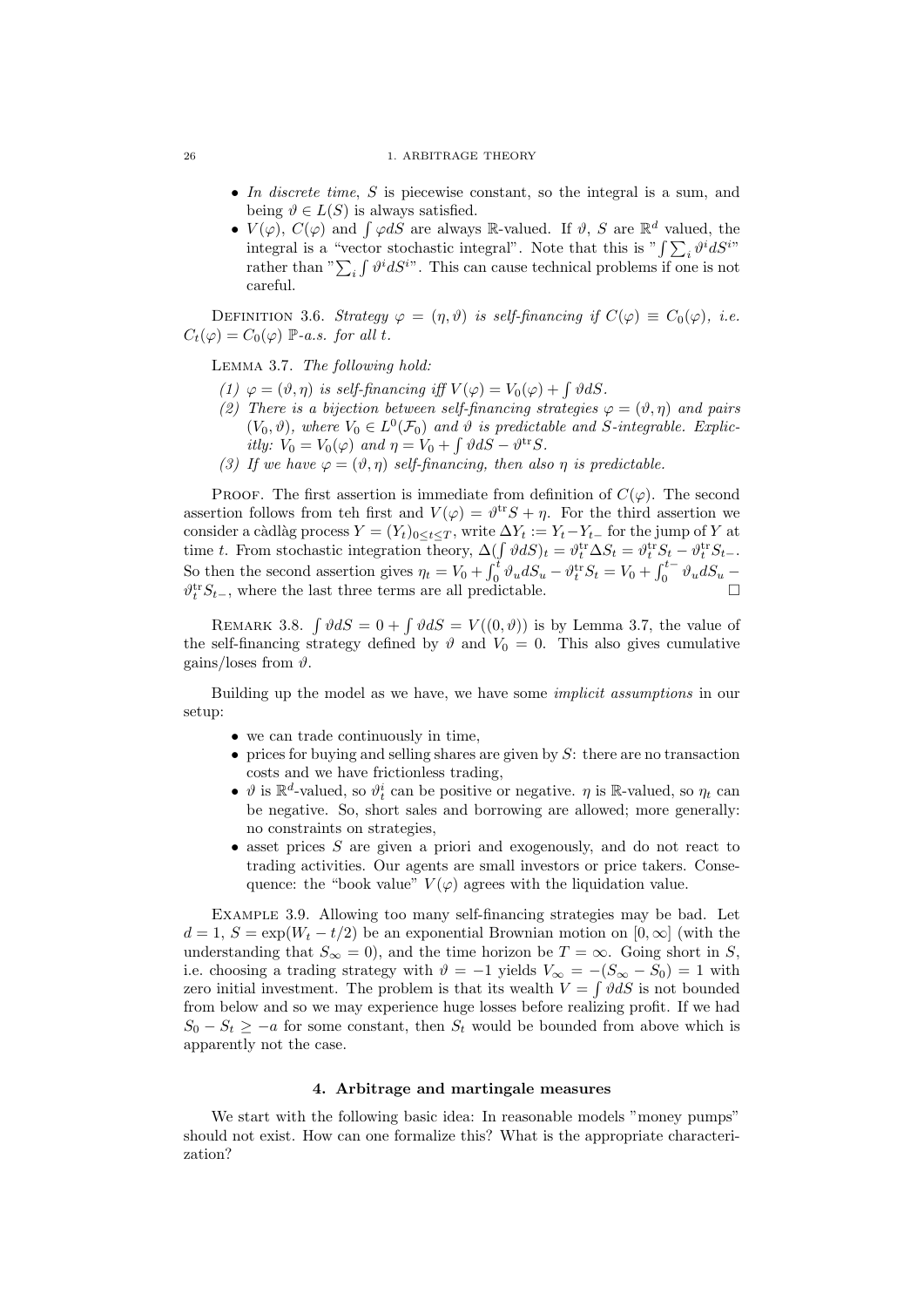- *In discrete time*, $S$ is piecewise constant, so the integral is a sum, and being $\vartheta \in L(S)$ is always satisfied.
- $V(\varphi)$, $C(\varphi)$ and $\int \varphi dS$ are always $\mathbb{R}$-valued. If $\vartheta$, $S$ are $\mathbb{R}^d$ valued, the integral is a "vector stochastic integral". Note that this is "$\int \sum_i \vartheta^i dS^i$" rather than "$\sum_i \int \vartheta^i dS^i$". This can cause technical problems if one is not careful.

DEFINITION 3.6. *Strategy $\varphi = (\eta, \vartheta)$ is self-financing if $C(\varphi) \equiv C_0(\varphi)$, i.e. $C_t(\varphi) = C_0(\varphi)$ $\mathbb{P}$-a.s. for all $t$.*

LEMMA 3.7. *The following hold:*

1. *$\varphi = (\vartheta, \eta)$ is self-financing iff $V(\varphi) = V_0(\varphi) + \int \vartheta dS$.*
2. *There is a bijection between self-financing strategies $\varphi = (\vartheta, \eta)$ and pairs $(V_0, \vartheta)$, where $V_0 \in L^0(\mathcal{F}_0)$ and $\vartheta$ is predictable and $S$-integrable. Explicitly: $V_0 = V_0(\varphi)$ and $\eta = V_0 + \int \vartheta dS - \vartheta^{\text{tr}} S$.*
3. *If we have $\varphi = (\vartheta, \eta)$ self-financing, then also $\eta$ is predictable.*

PROOF. The first assertion is immediate from definition of $C(\varphi)$. The second assertion follows from teh first and $V(\varphi) = \vartheta^{\text{tr}} S + \eta$. For the third assertion we consider a càdlàg process $Y = (Y_t)_{0 \le t \le T}$, write $\Delta Y_t := Y_t - Y_{t-}$ for the jump of $Y$ at time $t$. From stochastic integration theory, $\Delta(\int \vartheta dS)_t = \vartheta_t^{\text{tr}} \Delta S_t = \vartheta_t^{\text{tr}} S_t - \vartheta_t^{\text{tr}} S_{t-}$. So then the second assertion gives $\eta_t = V_0 + \int_0^t \vartheta_u dS_u - \vartheta_t^{\text{tr}} S_t = V_0 + \int_0^{t-} \vartheta_u dS_u - \vartheta_t^{\text{tr}} S_{t-}$, where the last three terms are all predictable. □

REMARK 3.8. $\int \vartheta dS = 0 + \int \vartheta dS = V((0, \vartheta))$ is by Lemma 3.7, the value of the self-financing strategy defined by $\vartheta$ and $V_0 = 0$. This also gives cumulative gains/loses from $\vartheta$.

Building up the model as we have, we have some *implicit assumptions* in our setup:

- we can trade continuously in time,
- prices for buying and selling shares are given by $S$: there are no transaction costs and we have frictionless trading,
- $\vartheta$ is $\mathbb{R}^d$-valued, so $\vartheta_t^i$ can be positive or negative. $\eta$ is $\mathbb{R}$-valued, so $\eta_t$ can be negative. So, short sales and borrowing are allowed; more generally: no constraints on strategies,
- asset prices $S$ are given a priori and exogenously, and do not react to trading activities. Our agents are small investors or price takers. Consequence: the "book value" $V(\varphi)$ agrees with the liquidation value.

EXAMPLE 3.9. Allowing too many self-financing strategies may be bad. Let $d = 1$, $S = \exp(W_t - t/2)$ be an exponential Brownian motion on $[0, \infty]$ (with the understanding that $S_\infty = 0$), and the time horizon be $T = \infty$. Going short in $S$, i.e. choosing a trading strategy with $\vartheta = -1$ yields $V_\infty = -(S_\infty - S_0) = 1$ with zero initial investment. The problem is that its wealth $V = \int \vartheta dS$ is not bounded from below and so we may experience huge losses before realizing profit. If we had $S_0 - S_t \ge -a$ for some constant, then $S_t$ would be bounded from above which is apparently not the case.

## 4. Arbitrage and martingale measures

We start with the following basic idea: In reasonable models "money pumps" should not exist. How can one formalize this? What is the appropriate characterization?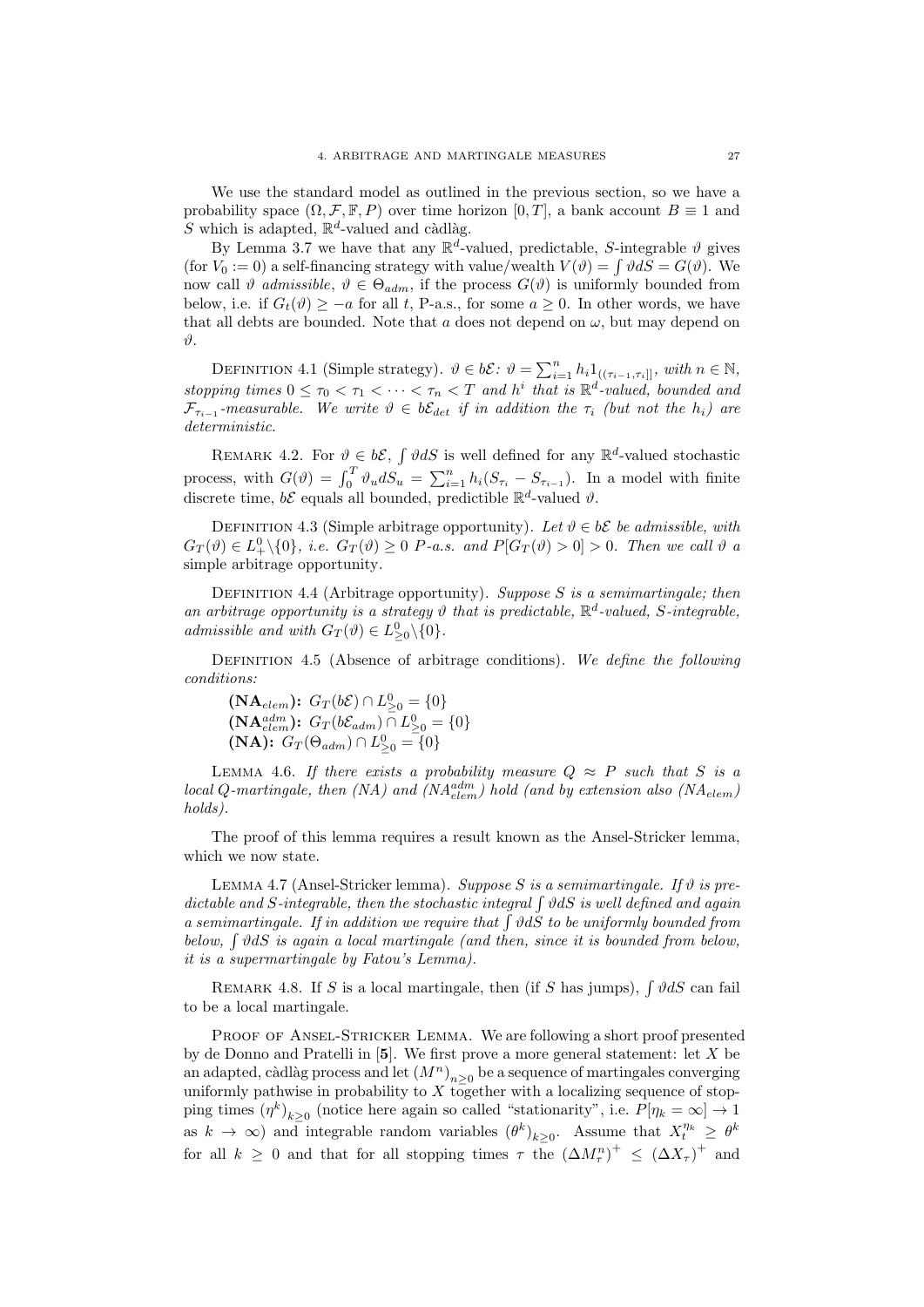We use the standard model as outlined in the previous section, so we have a probability space $(\Omega, \mathcal{F}, \mathbb{F}, P)$ over time horizon $[0, T]$, a bank account $B \equiv 1$ and $S$ which is adapted, $\mathbb{R}^d$-valued and càdlàg.

By Lemma 3.7 we have that any $\mathbb{R}^d$-valued, predictable, $S$-integrable $\vartheta$ gives (for $V_0 := 0$) a self-financing strategy with value/wealth $V(\vartheta) = \int \vartheta dS = G(\vartheta)$. We now call $\vartheta$ *admissible*, $\vartheta \in \Theta_{adm}$, if the process $G(\vartheta)$ is uniformly bounded from below, i.e. if $G_t(\vartheta) \geq -a$ for all $t$, P-a.s., for some $a \geq 0$. In other words, we have that all debts are bounded. Note that $a$ does not depend on $\omega$, but may depend on $\vartheta$.

Definition 4.1 (Simple strategy). *$\vartheta \in b\mathcal{E}$: $\vartheta = \sum_{i=1}^{n} h_i 1_{((\tau_{i-1}, \tau_i]]}$, with $n \in \mathbb{N}$, stopping times $0 \leq \tau_0 < \tau_1 < \cdots < \tau_n < T$ and $h^i$ that is $\mathbb{R}^d$-valued, bounded and $\mathcal{F}_{\tau_{i-1}}$-measurable. We write $\vartheta \in b\mathcal{E}_{det}$ if in addition the $\tau_i$ (but not the $h_i$) are deterministic.*

Remark 4.2. For $\vartheta \in b\mathcal{E}$, $\int \vartheta dS$ is well defined for any $\mathbb{R}^d$-valued stochastic process, with $G(\vartheta) = \int_0^T \vartheta_u dS_u = \sum_{i=1}^{n} h_i (S_{\tau_i} - S_{\tau_{i-1}})$. In a model with finite discrete time, $b\mathcal{E}$ equals all bounded, predictible $\mathbb{R}^d$-valued $\vartheta$.

Definition 4.3 (Simple arbitrage opportunity). *Let $\vartheta \in b\mathcal{E}$ be admissible, with $G_T(\vartheta) \in L^0_+ \backslash \{0\}$, i.e. $G_T(\vartheta) \geq 0$ P-a.s. and $P[G_T(\vartheta) > 0] > 0$. Then we call $\vartheta$ a* simple arbitrage opportunity.

Definition 4.4 (Arbitrage opportunity). *Suppose $S$ is a semimartingale; then an arbitrage opportunity is a strategy $\vartheta$ that is predictable, $\mathbb{R}^d$-valued, $S$-integrable, admissible and with $G_T(\vartheta) \in L^0_{\geq 0} \backslash \{0\}$.*

Definition 4.5 (Absence of arbitrage conditions). *We define the following conditions:*

**(NA$_{elem}$):** $G_T(b\mathcal{E}) \cap L^0_{\geq 0} = \{0\}$
**(NA$^{adm}_{elem}$):** $G_T(b\mathcal{E}_{adm}) \cap L^0_{\geq 0} = \{0\}$
**(NA):** $G_T(\Theta_{adm}) \cap L^0_{\geq 0} = \{0\}$

Lemma 4.6. *If there exists a probability measure $Q \approx P$ such that $S$ is a local $Q$-martingale, then (NA) and (NA$^{adm}_{elem}$) hold (and by extension also (NA$_{elem}$) holds).*

The proof of this lemma requires a result known as the Ansel-Stricker lemma, which we now state.

Lemma 4.7 (Ansel-Stricker lemma). *Suppose $S$ is a semimartingale. If $\vartheta$ is predictable and $S$-integrable, then the stochastic integral $\int \vartheta dS$ is well defined and again a semimartingale. If in addition we require that $\int \vartheta dS$ to be uniformly bounded from below, $\int \vartheta dS$ is again a local martingale (and then, since it is bounded from below, it is a supermartingale by Fatou's Lemma).*

Remark 4.8. If $S$ is a local martingale, then (if $S$ has jumps), $\int \vartheta dS$ can fail to be a local martingale.

Proof of Ansel-Stricker Lemma. We are following a short proof presented by de Donno and Pratelli in [5]. We first prove a more general statement: let $X$ be an adapted, càdlàg process and let $(M^n)_{n \geq 0}$ be a sequence of martingales converging uniformly pathwise in probability to $X$ together with a localizing sequence of stopping times $(\eta^k)_{k \geq 0}$ (notice here again so called "stationarity", i.e. $P[\eta_k = \infty] \to 1$ as $k \to \infty$) and integrable random variables $(\theta^k)_{k \geq 0}$. Assume that $X^{\eta_k}_t \geq \theta^k$ for all $k \geq 0$ and that for all stopping times $\tau$ the $(\Delta M^n_\tau)^+ \leq (\Delta X_\tau)^+$ and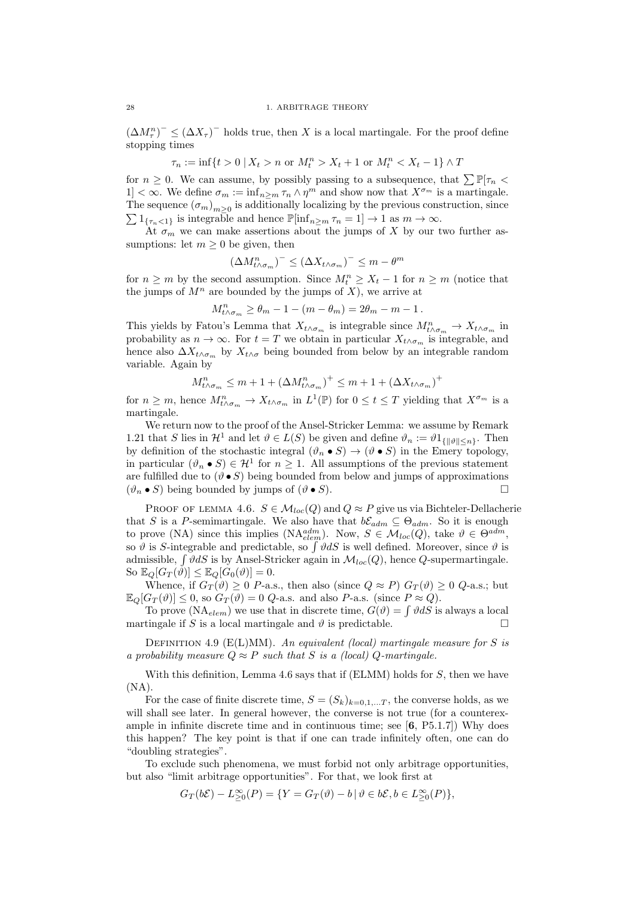$(\Delta M^n_\tau)^- \leq (\Delta X_\tau)^-$ holds true, then $X$ is a local martingale. For the proof define stopping times

$$\tau_n := \inf\{t > 0 \mid X_t > n \text{ or } M^n_t > X_t + 1 \text{ or } M^n_t < X_t - 1\} \wedge T$$

for $n \geq 0$. We can assume, by possibly passing to a subsequence, that $\sum \mathbb{P}[\tau_n < 1] < \infty$. We define $\sigma_m := \inf_{n \geq m} \tau_n \wedge \eta^m$ and show now that $X^{\sigma_m}$ is a martingale. The sequence $(\sigma_m)_{m \geq 0}$ is additionally localizing by the previous construction, since $\sum 1_{\{\tau_n < 1\}}$ is integrable and hence $\mathbb{P}[\inf_{n \geq m} \tau_n = 1] \to 1$ as $m \to \infty$.

At $\sigma_m$ we can make assertions about the jumps of $X$ by our two further assumptions: let $m \geq 0$ be given, then

$$(\Delta M^n_{t \wedge \sigma_m})^- \leq (\Delta X_{t \wedge \sigma_m})^- \leq m - \theta^m$$

for $n \geq m$ by the second assumption. Since $M^n_t \geq X_t - 1$ for $n \geq m$ (notice that the jumps of $M^n$ are bounded by the jumps of $X$), we arrive at

$$M^n_{t \wedge \sigma_m} \geq \theta_m - 1 - (m - \theta_m) = 2\theta_m - m - 1\,.$$

This yields by Fatou's Lemma that $X_{t \wedge \sigma_m}$ is integrable since $M^n_{t \wedge \sigma_m} \to X_{t \wedge \sigma_m}$ in probability as $n \to \infty$. For $t = T$ we obtain in particular $X_{t \wedge \sigma_m}$ is integrable, and hence also $\Delta X_{t \wedge \sigma_m}$ by $X_{t \wedge \sigma}$ being bounded from below by an integrable random variable. Again by

$$M^n_{t \wedge \sigma_m} \leq m + 1 + (\Delta M^n_{t \wedge \sigma_m})^+ \leq m + 1 + (\Delta X_{t \wedge \sigma_m})^+$$

for $n \geq m$, hence $M^n_{t \wedge \sigma_m} \to X_{t \wedge \sigma_m}$ in $L^1(\mathbb{P})$ for $0 \leq t \leq T$ yielding that $X^{\sigma_m}$ is a martingale.

We return now to the proof of the Ansel-Stricker Lemma: we assume by Remark 1.21 that $S$ lies in $\mathcal{H}^1$ and let $\vartheta \in L(S)$ be given and define $\vartheta_n := \vartheta 1_{\{\|\vartheta\| \leq n\}}$. Then by definition of the stochastic integral $(\vartheta_n \bullet S) \to (\vartheta \bullet S)$ in the Emery topology, in particular $(\vartheta_n \bullet S) \in \mathcal{H}^1$ for $n \geq 1$. All assumptions of the previous statement are fulfilled due to $(\vartheta \bullet S)$ being bounded from below and jumps of approximations $(\vartheta_n \bullet S)$ being bounded by jumps of $(\vartheta \bullet S)$. □

Proof of lemma 4.6. $S \in \mathcal{M}_{loc}(Q)$ and $Q \approx P$ give us via Bichteler-Dellacherie that $S$ is a $P$-semimartingale. We also have that $b\mathcal{E}_{adm} \subseteq \Theta_{adm}$. So it is enough to prove (NA) since this implies (NA$^{adm}_{elem}$). Now, $S \in \mathcal{M}_{loc}(Q)$, take $\vartheta \in \Theta^{adm}$, so $\vartheta$ is $S$-integrable and predictable, so $\int \vartheta dS$ is well defined. Moreover, since $\vartheta$ is admissible, $\int \vartheta dS$ is by Ansel-Stricker again in $\mathcal{M}_{loc}(Q)$, hence $Q$-supermartingale. So $\mathbb{E}_Q[G_T(\vartheta)] \leq \mathbb{E}_Q[G_0(\vartheta)] = 0$.

Whence, if $G_T(\vartheta) \geq 0$ $P$-a.s., then also (since $Q \approx P$) $G_T(\vartheta) \geq 0$ $Q$-a.s.; but $\mathbb{E}_Q[G_T(\vartheta)] \leq 0$, so $G_T(\vartheta) = 0$ $Q$-a.s. and also $P$-a.s. (since $P \approx Q$).

To prove (NA$_{elem}$) we use that in discrete time, $G(\vartheta) = \int \vartheta dS$ is always a local martingale if $S$ is a local martingale and $\vartheta$ is predictable. □

Definition 4.9 (E(L)MM). *An equivalent (local) martingale measure for $S$ is a probability measure $Q \approx P$ such that $S$ is a (local) $Q$-martingale.*

With this definition, Lemma 4.6 says that if (ELMM) holds for $S$, then we have (NA).

For the case of finite discrete time, $S = (S_k)_{k=0,1,\ldots T}$, the converse holds, as we will shall see later. In general however, the converse is not true (for a counterexample in infinite discrete time and in continuous time; see [**6**, P5.1.7]) Why does this happen? The key point is that if one can trade infinitely often, one can do "doubling strategies".

To exclude such phenomena, we must forbid not only arbitrage opportunities, but also "limit arbitrage opportunities". For that, we look first at

$$G_T(b\mathcal{E}) - L^\infty_{\geq 0}(P) = \{Y = G_T(\vartheta) - b \mid \vartheta \in b\mathcal{E}, b \in L^\infty_{\geq 0}(P)\},$$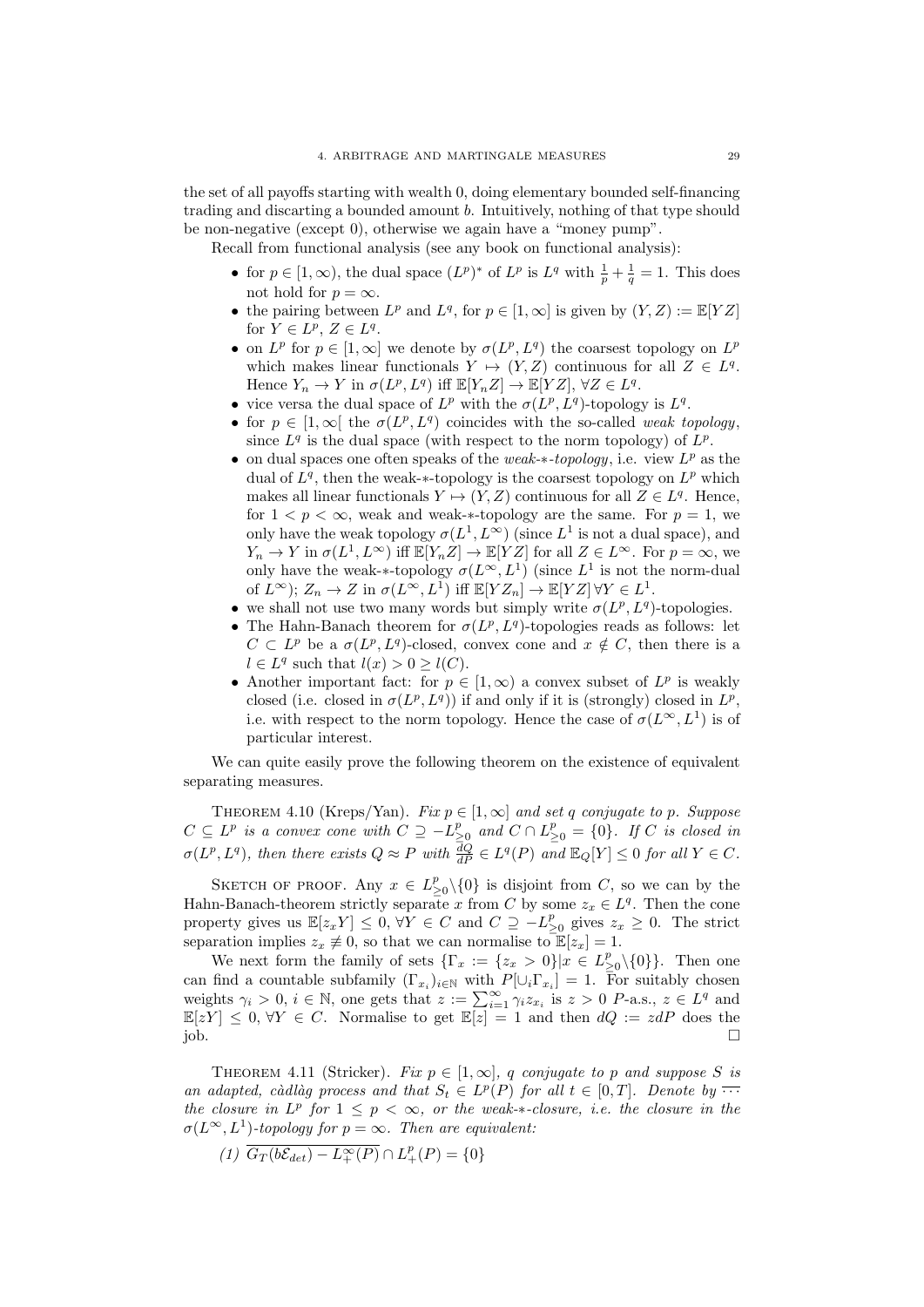the set of all payoffs starting with wealth 0, doing elementary bounded self-financing trading and discarting a bounded amount $b$. Intuitively, nothing of that type should be non-negative (except 0), otherwise we again have a "money pump".

Recall from functional analysis (see any book on functional analysis):

- for $p \in [1, \infty)$, the dual space $(L^p)^*$ of $L^p$ is $L^q$ with $\frac{1}{p} + \frac{1}{q} = 1$. This does not hold for $p = \infty$.
- the pairing between $L^p$ and $L^q$, for $p \in [1, \infty]$ is given by $(Y, Z) := \mathbb{E}[YZ]$ for $Y \in L^p$, $Z \in L^q$.
- on $L^p$ for $p \in [1, \infty]$ we denote by $\sigma(L^p, L^q)$ the coarsest topology on $L^p$ which makes linear functionals $Y \mapsto (Y, Z)$ continuous for all $Z \in L^q$. Hence $Y_n \to Y$ in $\sigma(L^p, L^q)$ iff $\mathbb{E}[Y_n Z] \to \mathbb{E}[YZ]$, $\forall Z \in L^q$.
- vice versa the dual space of $L^p$ with the $\sigma(L^p, L^q)$-topology is $L^q$.
- for $p \in [1, \infty[$ the $\sigma(L^p, L^q)$ coincides with the so-called *weak topology*, since $L^q$ is the dual space (with respect to the norm topology) of $L^p$.
- on dual spaces one often speaks of the *weak-∗-topology*, i.e. view $L^p$ as the dual of $L^q$, then the weak-∗-topology is the coarsest topology on $L^p$ which makes all linear functionals $Y \mapsto (Y, Z)$ continuous for all $Z \in L^q$. Hence, for $1 < p < \infty$, weak and weak-∗-topology are the same. For $p = 1$, we only have the weak topology $\sigma(L^1, L^\infty)$ (since $L^1$ is not a dual space), and $Y_n \to Y$ in $\sigma(L^1, L^\infty)$ iff $\mathbb{E}[Y_n Z] \to \mathbb{E}[YZ]$ for all $Z \in L^\infty$. For $p = \infty$, we only have the weak-∗-topology $\sigma(L^\infty, L^1)$ (since $L^1$ is not the norm-dual of $L^\infty$); $Z_n \to Z$ in $\sigma(L^\infty, L^1)$ iff $\mathbb{E}[YZ_n] \to \mathbb{E}[YZ]\, \forall Y \in L^1$.
- we shall not use two many words but simply write $\sigma(L^p, L^q)$-topologies.
- The Hahn-Banach theorem for $\sigma(L^p, L^q)$-topologies reads as follows: let $C \subset L^p$ be a $\sigma(L^p, L^q)$-closed, convex cone and $x \notin C$, then there is a $l \in L^q$ such that $l(x) > 0 \geq l(C)$.
- Another important fact: for $p \in [1, \infty)$ a convex subset of $L^p$ is weakly closed (i.e. closed in $\sigma(L^p, L^q)$) if and only if it is (strongly) closed in $L^p$, i.e. with respect to the norm topology. Hence the case of $\sigma(L^\infty, L^1)$ is of particular interest.

We can quite easily prove the following theorem on the existence of equivalent separating measures.

THEOREM 4.10 (Kreps/Yan). *Fix $p \in [1, \infty]$ and set $q$ conjugate to $p$. Suppose $C \subseteq L^p$ is a convex cone with $C \supseteq -L^p_{\geq 0}$ and $C \cap L^p_{\geq 0} = \{0\}$. If $C$ is closed in $\sigma(L^p, L^q)$, then there exists $Q \approx P$ with $\frac{dQ}{dP} \in L^q(P)$ and $\mathbb{E}_Q[Y] \leq 0$ for all $Y \in C$.*

SKETCH OF PROOF. Any $x \in L^p_{\geq 0} \backslash \{0\}$ is disjoint from $C$, so we can by the Hahn-Banach-theorem strictly separate $x$ from $C$ by some $z_x \in L^q$. Then the cone property gives us $\mathbb{E}[z_x Y] \leq 0$, $\forall Y \in C$ and $C \supseteq -L^p_{\geq 0}$ gives $z_x \geq 0$. The strict separation implies $z_x \not\equiv 0$, so that we can normalise to $\mathbb{E}[z_x] = 1$.

We next form the family of sets $\{\Gamma_x := \{z_x > 0\} | x \in L^p_{\geq 0} \backslash \{0\}\}$. Then one can find a countable subfamily $(\Gamma_{x_i})_{i \in \mathbb{N}}$ with $P[\cup_i \Gamma_{x_i}] = 1$. For suitably chosen weights $\gamma_i > 0$, $i \in \mathbb{N}$, one gets that $z := \sum_{i=1}^\infty \gamma_i z_{x_i}$ is $z > 0$ $P$-a.s., $z \in L^q$ and $\mathbb{E}[zY] \leq 0$, $\forall Y \in C$. Normalise to get $\mathbb{E}[z] = 1$ and then $dQ := z dP$ does the job. $\square$

THEOREM 4.11 (Stricker). *Fix $p \in [1, \infty]$, $q$ conjugate to $p$ and suppose $S$ is an adapted, càdlàg process and that $S_t \in L^p(P)$ for all $t \in [0, T]$. Denote by $\overline{\cdots}$ the closure in $L^p$ for $1 \leq p < \infty$, or the weak-∗-closure, i.e. the closure in the $\sigma(L^\infty, L^1)$-topology for $p = \infty$. Then are equivalent:*

*(1)* $\overline{G_T(b\mathcal{E}_{det}) - L^\infty_+(P)} \cap L^p_+(P) = \{0\}$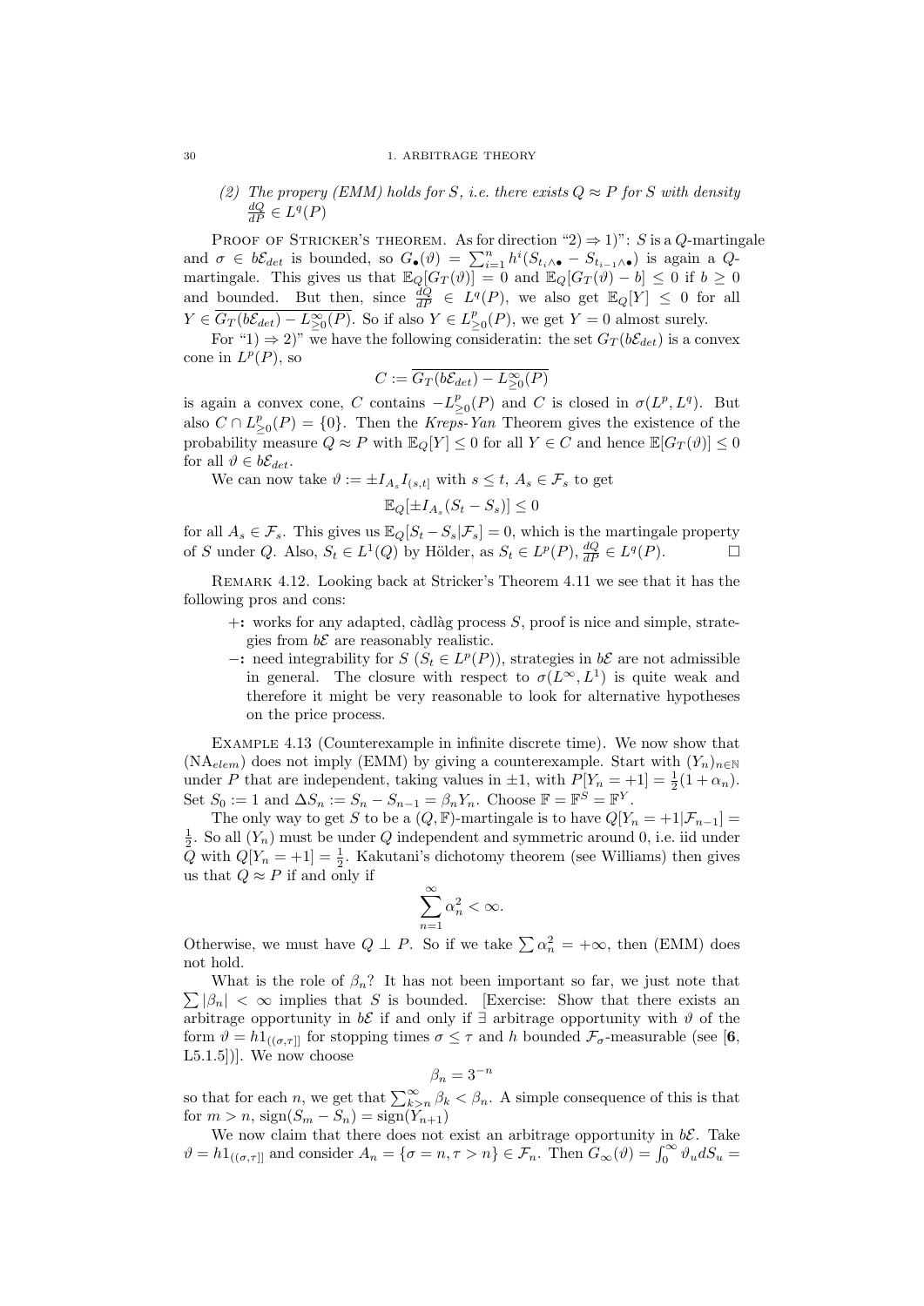(2) *The propery (EMM) holds for $S$, i.e. there exists $Q \approx P$ for $S$ with density $\frac{dQ}{dP} \in L^q(P)$*

Proof of Stricker's theorem. As for direction "2) $\Rightarrow$ 1)": $S$ is a $Q$-martingale and $\sigma \in b\mathcal{E}_{det}$ is bounded, so $G_\bullet(\vartheta) = \sum_{i=1}^n h^i(S_{t_i\wedge\bullet} - S_{t_{i-1}\wedge\bullet})$ is again a $Q$-martingale. This gives us that $\mathbb{E}_Q[G_T(\vartheta)] = 0$ and $\mathbb{E}_Q[G_T(\vartheta) - b] \leq 0$ if $b \geq 0$ and bounded. But then, since $\frac{dQ}{dP} \in L^q(P)$, we also get $\mathbb{E}_Q[Y] \leq 0$ for all $Y \in \overline{G_T(b\mathcal{E}_{det}) - L^\infty_{\geq 0}(P)}$. So if also $Y \in L^p_{\geq 0}(P)$, we get $Y = 0$ almost surely.

For "1) $\Rightarrow$ 2)" we have the following consideratin: the set $G_T(b\mathcal{E}_{det})$ is a convex cone in $L^p(P)$, so

$$C := \overline{G_T(b\mathcal{E}_{det}) - L^\infty_{\geq 0}(P)}$$

is again a convex cone, $C$ contains $-L^p_{\geq 0}(P)$ and $C$ is closed in $\sigma(L^p, L^q)$. But also $C \cap L^p_{\geq 0}(P) = \{0\}$. Then the *Kreps-Yan* Theorem gives the existence of the probability measure $Q \approx P$ with $\mathbb{E}_Q[Y] \leq 0$ for all $Y \in C$ and hence $\mathbb{E}[G_T(\vartheta)] \leq 0$ for all $\vartheta \in b\mathcal{E}_{det}$.

We can now take $\vartheta := \pm I_{A_s} I_{(s,t]}$ with $s \leq t$, $A_s \in \mathcal{F}_s$ to get

$$\mathbb{E}_Q[\pm I_{A_s}(S_t - S_s)] \leq 0$$

for all $A_s \in \mathcal{F}_s$. This gives us $\mathbb{E}_Q[S_t - S_s | \mathcal{F}_s] = 0$, which is the martingale property of $S$ under $Q$. Also, $S_t \in L^1(Q)$ by Hölder, as $S_t \in L^p(P)$, $\frac{dQ}{dP} \in L^q(P)$. $\square$

Remark 4.12. Looking back at Stricker's Theorem 4.11 we see that it has the following pros and cons:

- **+:** works for any adapted, càdlàg process $S$, proof is nice and simple, strategies from $b\mathcal{E}$ are reasonably realistic.
- **−:** need integrability for $S$ ($S_t \in L^p(P)$), strategies in $b\mathcal{E}$ are not admissible in general. The closure with respect to $\sigma(L^\infty, L^1)$ is quite weak and therefore it might be very reasonable to look for alternative hypotheses on the price process.

Example 4.13 (Counterexample in infinite discrete time). We now show that $(\mathrm{NA}_{elem})$ does not imply (EMM) by giving a counterexample. Start with $(Y_n)_{n\in\mathbb{N}}$ under $P$ that are independent, taking values in $\pm 1$, with $P[Y_n = +1] = \frac{1}{2}(1 + \alpha_n)$. Set $S_0 := 1$ and $\Delta S_n := S_n - S_{n-1} = \beta_n Y_n$. Choose $\mathbb{F} = \mathbb{F}^S = \mathbb{F}^Y$.

The only way to get $S$ to be a $(Q, \mathbb{F})$-martingale is to have $Q[Y_n = +1 | \mathcal{F}_{n-1}] = \frac{1}{2}$. So all $(Y_n)$ must be under $Q$ independent and symmetric around 0, i.e. iid under $Q$ with $Q[Y_n = +1] = \frac{1}{2}$. Kakutani's dichotomy theorem (see Williams) then gives us that $Q \approx P$ if and only if

$$\sum_{n=1}^\infty \alpha_n^2 < \infty.$$

Otherwise, we must have $Q \perp P$. So if we take $\sum \alpha_n^2 = +\infty$, then (EMM) does not hold.

What is the role of $\beta_n$? It has not been important so far, we just note that $\sum |\beta_n| < \infty$ implies that $S$ is bounded. [Exercise: Show that there exists an arbitrage opportunity in $b\mathcal{E}$ if and only if $\exists$ arbitrage opportunity with $\vartheta$ of the form $\vartheta = h 1_{((\sigma,\tau]]}$ for stopping times $\sigma \leq \tau$ and $h$ bounded $\mathcal{F}_\sigma$-measurable (see [**6**, L5.1.5])]. We now choose

$$\beta_n = 3^{-n}$$

so that for each $n$, we get that $\sum_{k>n}^\infty \beta_k < \beta_n$. A simple consequence of this is that for $m > n$, $\mathrm{sign}(S_m - S_n) = \mathrm{sign}(Y_{n+1})$

We now claim that there does not exist an arbitrage opportunity in $b\mathcal{E}$. Take $\vartheta = h 1_{((\sigma,\tau]]}$ and consider $A_n = \{\sigma = n, \tau > n\} \in \mathcal{F}_n$. Then $G_\infty(\vartheta) = \int_0^\infty \vartheta_u dS_u =$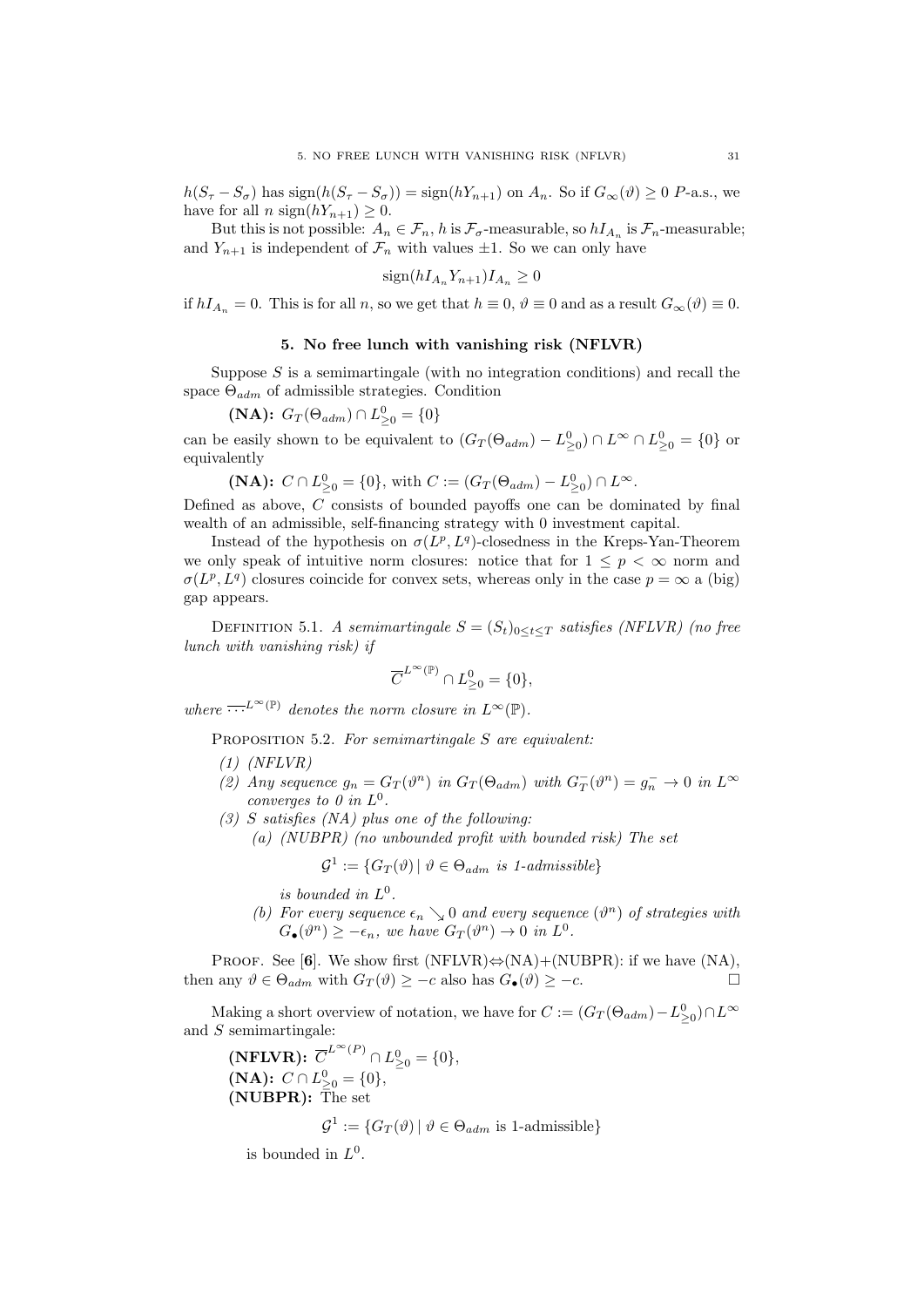$h(S_\tau - S_\sigma)$ has $\text{sign}(h(S_\tau - S_\sigma)) = \text{sign}(hY_{n+1})$ on $A_n$. So if $G_\infty(\vartheta) \geq 0$ $P$-a.s., we have for all $n$ $\text{sign}(hY_{n+1}) \geq 0$.

But this is not possible: $A_n \in \mathcal{F}_n$, $h$ is $\mathcal{F}_\sigma$-measurable, so $hI_{A_n}$ is $\mathcal{F}_n$-measurable; and $Y_{n+1}$ is independent of $\mathcal{F}_n$ with values $\pm 1$. So we can only have

$$\text{sign}(hI_{A_n}Y_{n+1})I_{A_n} \geq 0$$

if $hI_{A_n} = 0$. This is for all $n$, so we get that $h \equiv 0$, $\vartheta \equiv 0$ and as a result $G_\infty(\vartheta) \equiv 0$.

## 5. No free lunch with vanishing risk (NFLVR)

Suppose $S$ is a semimartingale (with no integration conditions) and recall the space $\Theta_{adm}$ of admissible strategies. Condition

**(NA):** $G_T(\Theta_{adm}) \cap L^0_{\geq 0} = \{0\}$

can be easily shown to be equivalent to $(G_T(\Theta_{adm}) - L^0_{\geq 0}) \cap L^\infty \cap L^0_{\geq 0} = \{0\}$ or equivalently

**(NA):** $C \cap L^0_{\geq 0} = \{0\}$, with $C := (G_T(\Theta_{adm}) - L^0_{\geq 0}) \cap L^\infty$.

Defined as above, $C$ consists of bounded payoffs one can be dominated by final wealth of an admissible, self-financing strategy with 0 investment capital.

Instead of the hypothesis on $\sigma(L^p, L^q)$-closedness in the Kreps-Yan-Theorem we only speak of intuitive norm closures: notice that for $1 \leq p < \infty$ norm and $\sigma(L^p, L^q)$ closures coincide for convex sets, whereas only in the case $p = \infty$ a (big) gap appears.

Definition 5.1. *A semimartingale $S = (S_t)_{0 \leq t \leq T}$ satisfies (NFLVR) (no free lunch with vanishing risk) if*

$$\overline{C}^{L^\infty(\mathbb{P})} \cap L^0_{\geq 0} = \{0\},$$

*where $\overline{\cdots}^{L^\infty(\mathbb{P})}$ denotes the norm closure in $L^\infty(\mathbb{P})$.*

Proposition 5.2. *For semimartingale $S$ are equivalent:*

*(1) (NFLVR)*

*(2) Any sequence $g_n = G_T(\vartheta^n)$ in $G_T(\Theta_{adm})$ with $G_T^-(\vartheta^n) = g_n^- \to 0$ in $L^\infty$ converges to 0 in $L^0$.*

*(3) $S$ satisfies (NA) plus one of the following:*

*(a) (NUBPR) (no unbounded profit with bounded risk) The set*

$$\mathcal{G}^1 := \{G_T(\vartheta) \mid \vartheta \in \Theta_{adm} \text{ is 1-admissible}\}$$

*is bounded in $L^0$.*

*(b) For every sequence $\epsilon_n \searrow 0$ and every sequence $(\vartheta^n)$ of strategies with $G_\bullet(\vartheta^n) \geq -\epsilon_n$, we have $G_T(\vartheta^n) \to 0$ in $L^0$.*

Proof. See [**6**]. We show first (NFLVR)$\Leftrightarrow$(NA)+(NUBPR): if we have (NA), then any $\vartheta \in \Theta_{adm}$ with $G_T(\vartheta) \geq -c$ also has $G_\bullet(\vartheta) \geq -c$. □

Making a short overview of notation, we have for $C := (G_T(\Theta_{adm}) - L^0_{\geq 0}) \cap L^\infty$ and $S$ semimartingale:

**(NFLVR):** $\overline{C}^{L^\infty(P)} \cap L^0_{\geq 0} = \{0\}$,

**(NA):** $C \cap L^0_{\geq 0} = \{0\}$,

**(NUBPR):** The set

$$\mathcal{G}^1 := \{G_T(\vartheta) \mid \vartheta \in \Theta_{adm} \text{ is 1-admissible}\}$$

is bounded in $L^0$.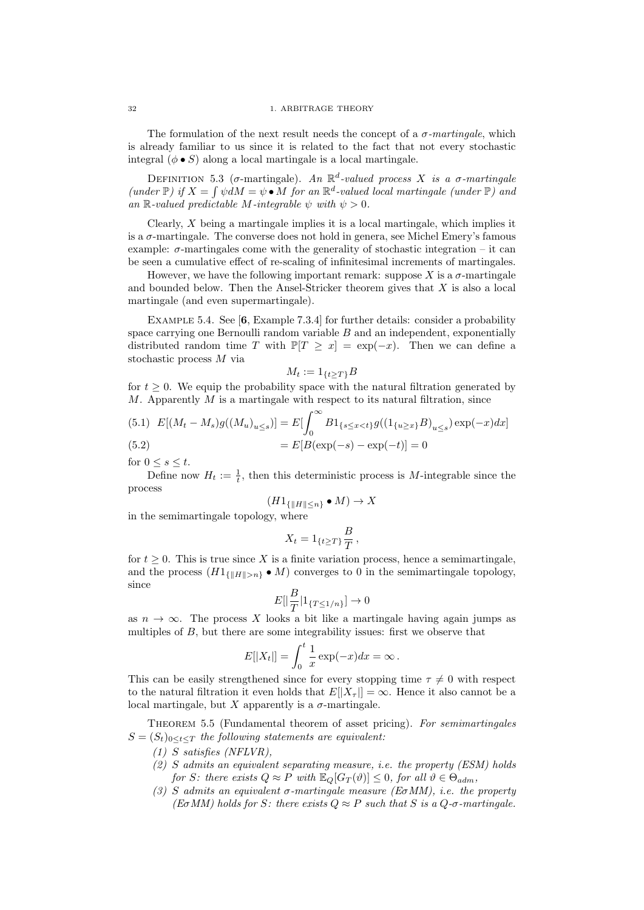The formulation of the next result needs the concept of a $\sigma$-*martingale*, which is already familiar to us since it is related to the fact that not every stochastic integral $(\phi \bullet S)$ along a local martingale is a local martingale.

Definition 5.3 ($\sigma$-martingale). *An $\mathbb{R}^d$-valued process $X$ is a $\sigma$-martingale (under $\mathbb{P}$) if $X = \int \psi dM = \psi \bullet M$ for an $\mathbb{R}^d$-valued local martingale (under $\mathbb{P}$) and an $\mathbb{R}$-valued predictable $M$-integrable $\psi$ with $\psi > 0$.*

Clearly, $X$ being a martingale implies it is a local martingale, which implies it is a $\sigma$-martingale. The converse does not hold in genera, see Michel Emery's famous example: $\sigma$-martingales come with the generality of stochastic integration – it can be seen a cumulative effect of re-scaling of infinitesimal increments of martingales.

However, we have the following important remark: suppose $X$ is a $\sigma$-martingale and bounded below. Then the Ansel-Stricker theorem gives that $X$ is also a local martingale (and even supermartingale).

Example 5.4. See [**6**, Example 7.3.4] for further details: consider a probability space carrying one Bernoulli random variable $B$ and an independent, exponentially distributed random time $T$ with $\mathbb{P}[T \geq x] = \exp(-x)$. Then we can define a stochastic process $M$ via

$$M_t := 1_{\{t \geq T\}} B$$

for $t \geq 0$. We equip the probability space with the natural filtration generated by $M$. Apparently $M$ is a martingale with respect to its natural filtration, since

$$E[(M_t - M_s) g((M_u)_{u \leq s})] = E[\int_0^\infty B 1_{\{s \leq x < t\}} g((1_{\{u \geq x\}} B)_{u \leq s}) \exp(-x) dx] \tag{5.1}$$

$$= E[B(\exp(-s) - \exp(-t)] = 0 \tag{5.2}$$

for $0 \leq s \leq t$.

Define now $H_t := \frac{1}{t}$, then this deterministic process is $M$-integrable since the process

$$(H 1_{\{\|H\| \leq n\}} \bullet M) \to X$$

in the semimartingale topology, where

$$X_t = 1_{\{t \geq T\}} \frac{B}{T} \,,$$

for $t \geq 0$. This is true since $X$ is a finite variation process, hence a semimartingale, and the process $(H 1_{\{\|H\| > n\}} \bullet M)$ converges to 0 in the semimartingale topology, since

$$E[|\frac{B}{T}| 1_{\{T \leq 1/n\}}] \to 0$$

as $n \to \infty$. The process $X$ looks a bit like a martingale having again jumps as multiples of $B$, but there are some integrability issues: first we observe that

$$E[|X_t|] = \int_0^t \frac{1}{x} \exp(-x) dx = \infty \,.$$

This can be easily strengthened since for every stopping time $\tau \neq 0$ with respect to the natural filtration it even holds that $E[|X_\tau|] = \infty$. Hence it also cannot be a local martingale, but $X$ apparently is a $\sigma$-martingale.

Theorem 5.5 (Fundamental theorem of asset pricing). *For semimartingales $S = (S_t)_{0 \leq t \leq T}$ the following statements are equivalent:*

1. *$S$ satisfies (NFLVR),*
2. *$S$ admits an equivalent separating measure, i.e. the property (ESM) holds for $S$: there exists $Q \approx P$ with $\mathbb{E}_Q[G_T(\vartheta)] \leq 0$, for all $\vartheta \in \Theta_{adm}$,*
3. *$S$ admits an equivalent $\sigma$-martingale measure (E$\sigma$MM), i.e. the property (E$\sigma$MM) holds for $S$: there exists $Q \approx P$ such that $S$ is a $Q$-$\sigma$-martingale.*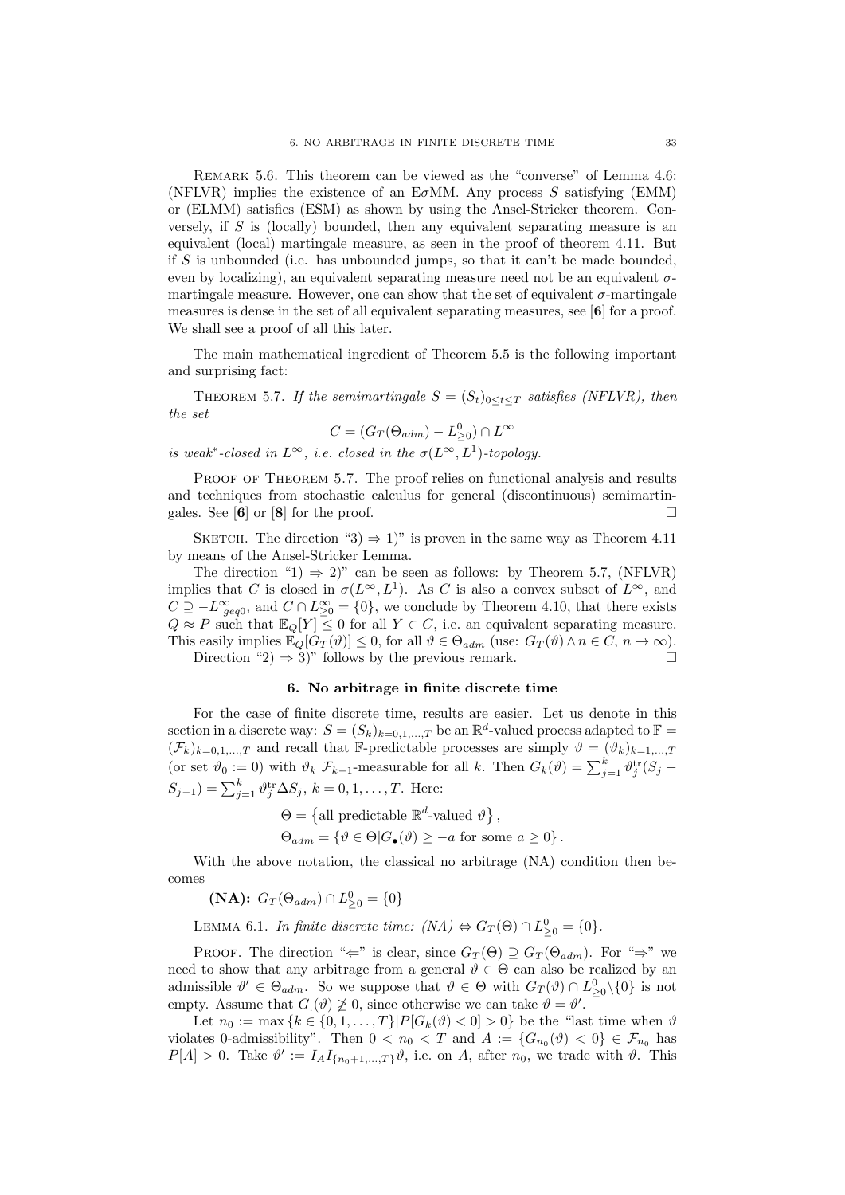REMARK 5.6. This theorem can be viewed as the "converse" of Lemma 4.6: (NFLVR) implies the existence of an E$\sigma$MM. Any process $S$ satisfying (EMM) or (ELMM) satisfies (ESM) as shown by using the Ansel-Stricker theorem. Conversely, if $S$ is (locally) bounded, then any equivalent separating measure is an equivalent (local) martingale measure, as seen in the proof of theorem 4.11. But if $S$ is unbounded (i.e. has unbounded jumps, so that it can't be made bounded, even by localizing), an equivalent separating measure need not be an equivalent $\sigma$-martingale measure. However, one can show that the set of equivalent $\sigma$-martingale measures is dense in the set of all equivalent separating measures, see [**6**] for a proof. We shall see a proof of all this later.

The main mathematical ingredient of Theorem 5.5 is the following important and surprising fact:

THEOREM 5.7. *If the semimartingale $S = (S_t)_{0 \le t \le T}$ satisfies (NFLVR), then the set*

$$C = (G_T(\Theta_{adm}) - L^0_{\geq 0}) \cap L^\infty$$

*is weak$^*$-closed in $L^\infty$, i.e. closed in the $\sigma(L^\infty, L^1)$-topology.*

PROOF OF THEOREM 5.7. The proof relies on functional analysis and results and techniques from stochastic calculus for general (discontinuous) semimartingales. See [**6**] or [**8**] for the proof. □

SKETCH. The direction "3) ⇒ 1)" is proven in the same way as Theorem 4.11 by means of the Ansel-Stricker Lemma.

The direction "1) ⇒ 2)" can be seen as follows: by Theorem 5.7, (NFLVR) implies that $C$ is closed in $\sigma(L^\infty, L^1)$. As $C$ is also a convex subset of $L^\infty$, and $C \supseteq -L^\infty_{geq0}$, and $C \cap L^\infty_{\geq 0} = \{0\}$, we conclude by Theorem 4.10, that there exists $Q \approx P$ such that $\mathbb{E}_Q[Y] \le 0$ for all $Y \in C$, i.e. an equivalent separating measure. This easily implies $\mathbb{E}_Q[G_T(\vartheta)] \le 0$, for all $\vartheta \in \Theta_{adm}$ (use: $G_T(\vartheta) \wedge n \in C$, $n \to \infty$).

Direction "2) ⇒ 3)" follows by the previous remark. □

## 6. No arbitrage in finite discrete time

For the case of finite discrete time, results are easier. Let us denote in this section in a discrete way: $S = (S_k)_{k=0,1,\dots,T}$ be an $\mathbb{R}^d$-valued process adapted to $\mathbb{F} = (\mathcal{F}_k)_{k=0,1,\dots,T}$ and recall that $\mathbb{F}$-predictable processes are simply $\vartheta = (\vartheta_k)_{k=1,\dots,T}$ (or set $\vartheta_0 := 0$) with $\vartheta_k$ $\mathcal{F}_{k-1}$-measurable for all $k$. Then $G_k(\vartheta) = \sum_{j=1}^k \vartheta_j^{\text{tr}}(S_j - S_{j-1}) = \sum_{j=1}^k \vartheta_j^{\text{tr}} \Delta S_j$, $k = 0, 1, \dots, T$. Here:

$$\Theta = \left\{\text{all predictable } \mathbb{R}^d\text{-valued } \vartheta\right\},$$

$$\Theta_{adm} = \{\vartheta \in \Theta | G_\bullet(\vartheta) \ge -a \text{ for some } a \ge 0\}.$$

With the above notation, the classical no arbitrage (NA) condition then becomes

**(NA):** $G_T(\Theta_{adm}) \cap L^0_{\geq 0} = \{0\}$

LEMMA 6.1. *In finite discrete time: (NA) $\Leftrightarrow G_T(\Theta) \cap L^0_{\geq 0} = \{0\}$.*

PROOF. The direction "⇐" is clear, since $G_T(\Theta) \supseteq G_T(\Theta_{adm})$. For "⇒" we need to show that any arbitrage from a general $\vartheta \in \Theta$ can also be realized by an admissible $\vartheta' \in \Theta_{adm}$. So we suppose that $\vartheta \in \Theta$ with $G_T(\vartheta) \cap L^0_{\geq 0} \backslash \{0\}$ is not empty. Assume that $G_\cdot(\vartheta) \not\geq 0$, since otherwise we can take $\vartheta = \vartheta'$.

Let $n_0 := \max\{k \in \{0, 1, \dots, T\} | P[G_k(\vartheta) < 0] > 0\}$ be the "last time when $\vartheta$ violates 0-admissibility". Then $0 < n_0 < T$ and $A := \{G_{n_0}(\vartheta) < 0\} \in \mathcal{F}_{n_0}$ has $P[A] > 0$. Take $\vartheta' := I_A I_{\{n_0+1,\dots,T\}} \vartheta$, i.e. on $A$, after $n_0$, we trade with $\vartheta$. This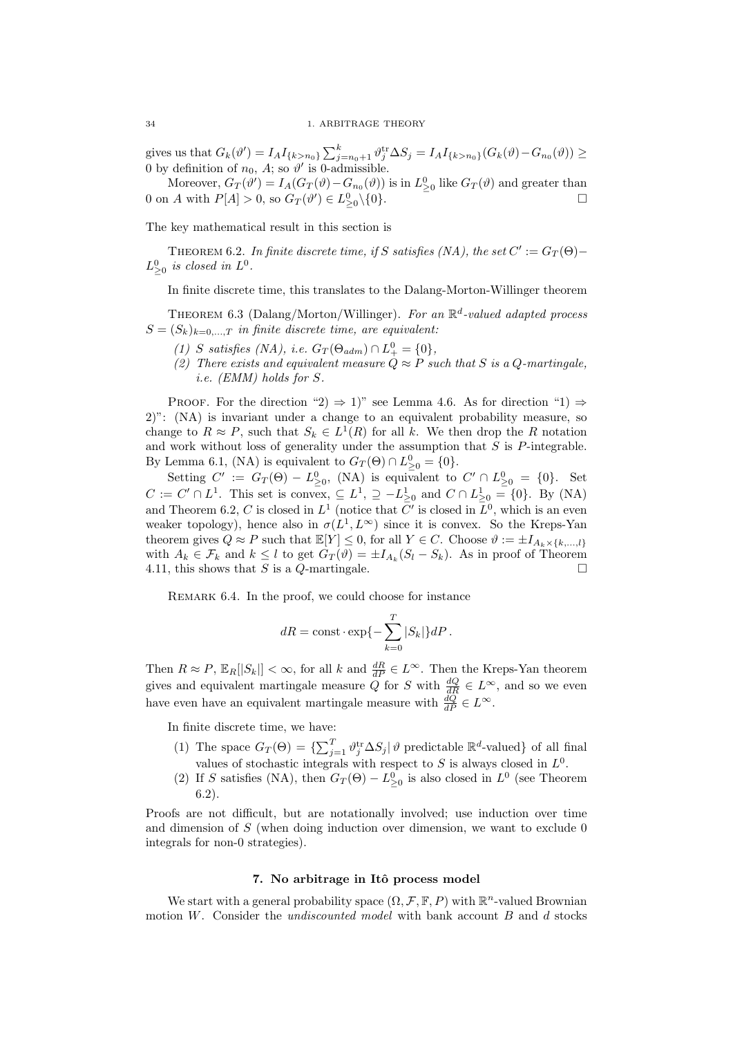gives us that $G_k(\vartheta') = I_A I_{\{k>n_0\}} \sum_{j=n_0+1}^{k} \vartheta_j^{\mathrm{tr}} \Delta S_j = I_A I_{\{k>n_0\}}(G_k(\vartheta) - G_{n_0}(\vartheta)) \geq 0$ by definition of $n_0$, $A$; so $\vartheta'$ is 0-admissible.

Moreover, $G_T(\vartheta') = I_A(G_T(\vartheta) - G_{n_0}(\vartheta))$ is in $L^0_{\geq 0}$ like $G_T(\vartheta)$ and greater than 0 on $A$ with $P[A] > 0$, so $G_T(\vartheta') \in L^0_{\geq 0} \backslash \{0\}$. □

The key mathematical result in this section is

THEOREM 6.2. *In finite discrete time, if $S$ satisfies (NA), the set $C' := G_T(\Theta) - L^0_{\geq 0}$ is closed in $L^0$.*

In finite discrete time, this translates to the Dalang-Morton-Willinger theorem

THEOREM 6.3 (Dalang/Morton/Willinger). *For an $\mathbb{R}^d$-valued adapted process $S = (S_k)_{k=0,\ldots,T}$ in finite discrete time, are equivalent:*

*(1) $S$ satisfies (NA), i.e. $G_T(\Theta_{adm}) \cap L^0_+ = \{0\}$,*
*(2) There exists and equivalent measure $Q \approx P$ such that $S$ is a $Q$-martingale, i.e. (EMM) holds for $S$.*

PROOF. For the direction "2) ⇒ 1)" see Lemma 4.6. As for direction "1) ⇒ 2)": (NA) is invariant under a change to an equivalent probability measure, so change to $R \approx P$, such that $S_k \in L^1(R)$ for all $k$. We then drop the $R$ notation and work without loss of generality under the assumption that $S$ is $P$-integrable. By Lemma 6.1, (NA) is equivalent to $G_T(\Theta) \cap L^0_{\geq 0} = \{0\}$.

Setting $C' := G_T(\Theta) - L^0_{\geq 0}$, (NA) is equivalent to $C' \cap L^0_{\geq 0} = \{0\}$. Set $C := C' \cap L^1$. This set is convex, $\subseteq L^1$, $\supseteq -L^1_{\geq 0}$ and $C \cap L^1_{\geq 0} = \{0\}$. By (NA) and Theorem 6.2, $C$ is closed in $L^1$ (notice that $C'$ is closed in $L^0$, which is an even weaker topology), hence also in $\sigma(L^1, L^\infty)$ since it is convex. So the Kreps-Yan theorem gives $Q \approx P$ such that $\mathbb{E}[Y] \leq 0$, for all $Y \in C$. Choose $\vartheta := \pm I_{A_k \times \{k,\ldots,l\}}$ with $A_k \in \mathcal{F}_k$ and $k \leq l$ to get $G_T(\vartheta) = \pm I_{A_k}(S_l - S_k)$. As in proof of Theorem 4.11, this shows that $S$ is a $Q$-martingale. □

REMARK 6.4. In the proof, we could choose for instance

$$dR = \text{const} \cdot \exp\{-\sum_{k=0}^{T} |S_k|\} dP \,.$$

Then $R \approx P$, $\mathbb{E}_R[|S_k|] < \infty$, for all $k$ and $\frac{dR}{dP} \in L^\infty$. Then the Kreps-Yan theorem gives and equivalent martingale measure $Q$ for $S$ with $\frac{dQ}{dR} \in L^\infty$, and so we even have even have an equivalent martingale measure with $\frac{dQ}{dP} \in L^\infty$.

In finite discrete time, we have:

(1) The space $G_T(\Theta) = \{\sum_{j=1}^{T} \vartheta_j^{\mathrm{tr}} \Delta S_j \,|\, \vartheta \text{ predictable } \mathbb{R}^d\text{-valued}\}$ of all final values of stochastic integrals with respect to $S$ is always closed in $L^0$.
(2) If $S$ satisfies (NA), then $G_T(\Theta) - L^0_{\geq 0}$ is also closed in $L^0$ (see Theorem 6.2).

Proofs are not difficult, but are notationally involved; use induction over time and dimension of $S$ (when doing induction over dimension, we want to exclude 0 integrals for non-0 strategies).

## 7. No arbitrage in Itô process model

We start with a general probability space $(\Omega, \mathcal{F}, \mathbb{F}, P)$ with $\mathbb{R}^n$-valued Brownian motion $W$. Consider the *undiscounted model* with bank account $B$ and $d$ stocks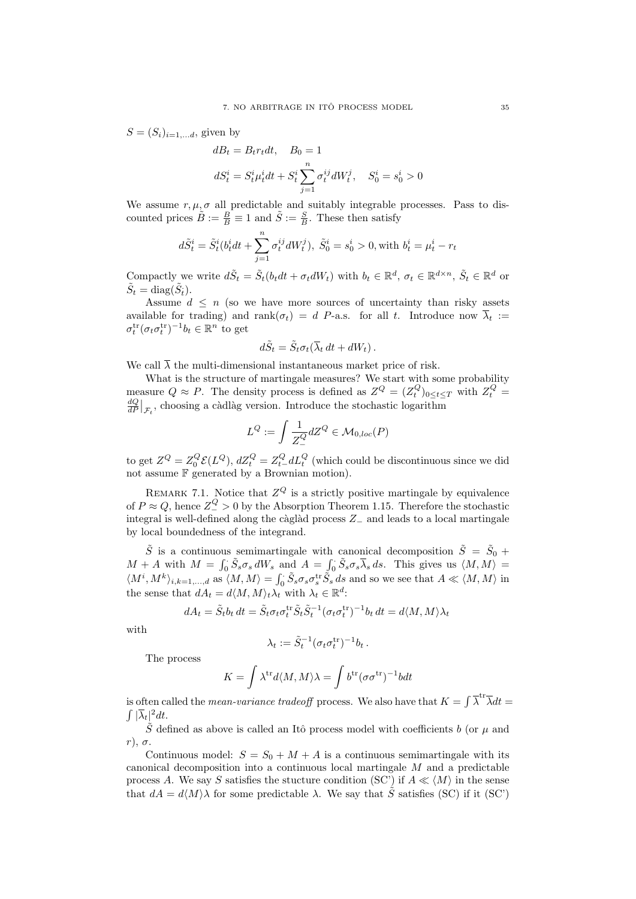$S = (S_i)_{i=1,\dots d}$, given by

$$dB_t = B_t r_t dt, \quad B_0 = 1$$

$$dS_t^i = S_t^i \mu_t^i dt + S_t^i \sum_{j=1}^n \sigma_t^{ij} dW_t^j, \quad S_0^i = s_0^i > 0$$

We assume $r, \mu, \sigma$ all predictable and suitably integrable processes. Pass to discounted prices $\tilde{B} := \frac{B}{B} \equiv 1$ and $\tilde{S} := \frac{S}{B}$. These then satisfy

$$d\tilde{S}_t^i = \tilde{S}_t^i (b_t^i dt + \sum_{j=1}^n \sigma_t^{ij} dW_t^j),\ \tilde{S}_0^i = s_0^i > 0, \text{with } b_t^i = \mu_t^i - r_t$$

Compactly we write $d\tilde{S}_t = \tilde{S}_t (b_t dt + \sigma_t dW_t)$ with $b_t \in \mathbb{R}^d$, $\sigma_t \in \mathbb{R}^{d\times n}$, $\tilde{S}_t \in \mathbb{R}^d$ or $\tilde{S}_t = \operatorname{diag}(\tilde{S}_t^i)$.

Assume $d \le n$ (so we have more sources of uncertainty than risky assets available for trading) and $\operatorname{rank}(\sigma_t) = d$ $P$-a.s. for all $t$. Introduce now $\overline{\lambda}_t := \sigma_t^{\mathrm{tr}} (\sigma_t \sigma_t^{\mathrm{tr}})^{-1} b_t \in \mathbb{R}^n$ to get

$$d\tilde{S}_t = \tilde{S}_t \sigma_t (\overline{\lambda}_t \, dt + dW_t) \, .$$

We call $\overline{\lambda}$ the multi-dimensional instantaneous market price of risk.

What is the structure of martingale measures? We start with some probability measure $Q \approx P$. The density process is defined as $Z^Q = (Z_t^Q)_{0\le t\le T}$ with $Z_t^Q = \frac{dQ}{dP}\big|_{\mathcal{F}_t}$, choosing a càdlàg version. Introduce the stochastic logarithm

$$L^Q := \int \frac{1}{Z_-^Q} dZ^Q \in \mathcal{M}_{0,loc}(P)$$

to get $Z^Q = Z_0^Q \mathcal{E}(L^Q)$, $dZ_t^Q = Z_{t-}^Q dL_t^Q$ (which could be discontinuous since we did not assume $\mathbb{F}$ generated by a Brownian motion).

Remark 7.1. Notice that $Z^Q$ is a strictly positive martingale by equivalence of $P \approx Q$, hence $Z_-^Q > 0$ by the Absorption Theorem 1.15. Therefore the stochastic integral is well-defined along the càglàd process $Z_-$ and leads to a local martingale by local boundedness of the integrand.

$\tilde{S}$ is a continuous semimartingale with canonical decomposition $\tilde{S} = \tilde{S}_0 + M + A$ with $M = \int_0^\cdot \tilde{S}_s \sigma_s \, dW_s$ and $A = \int_0^\cdot \tilde{S}_s \sigma_s \overline{\lambda}_s \, ds$. This gives us $\langle M, M\rangle = \langle M^i, M^k \rangle_{i,k=1,\dots,d}$ as $\langle M, M\rangle = \int_0^\cdot \tilde{S}_s \sigma_s \sigma_s^{\mathrm{tr}} \tilde{S}_s \, ds$ and so we see that $A \ll \langle M, M\rangle$ in the sense that $dA_t = d\langle M, M\rangle_t \lambda_t$ with $\lambda_t \in \mathbb{R}^d$:

$$dA_t = \tilde{S}_t b_t \, dt = \tilde{S}_t \sigma_t \sigma_t^{\mathrm{tr}} \tilde{S}_t \tilde{S}_t^{-1} (\sigma_t \sigma_t^{\mathrm{tr}})^{-1} b_t \, dt = d\langle M, M\rangle_t \lambda_t$$

with

$$\lambda_t := \tilde{S}_t^{-1} (\sigma_t \sigma_t^{\mathrm{tr}})^{-1} b_t \, .$$

The process

$$K = \int \lambda^{\mathrm{tr}} d\langle M, M\rangle \lambda = \int b^{\mathrm{tr}} (\sigma\sigma^{\mathrm{tr}})^{-1} b dt$$

is often called the *mean-variance tradeoff* process. We also have that $K = \int \overline{\lambda}^{\mathrm{tr}} \overline{\lambda} dt = \int |\overline{\lambda}_t|^2 dt$.

$\tilde{S}$ defined as above is called an Itô process model with coefficients $b$ (or $\mu$ and $r$), $\sigma$.

Continuous model: $S = S_0 + M + A$ is a continuous semimartingale with its canonical decomposition into a continuous local martingale $M$ and a predictable process $A$. We say $S$ satisfies the stucture condition (SC') if $A \ll \langle M\rangle$ in the sense that $dA = d\langle M\rangle \lambda$ for some predictable $\lambda$. We say that $\tilde{S}$ satisfies (SC) if it (SC')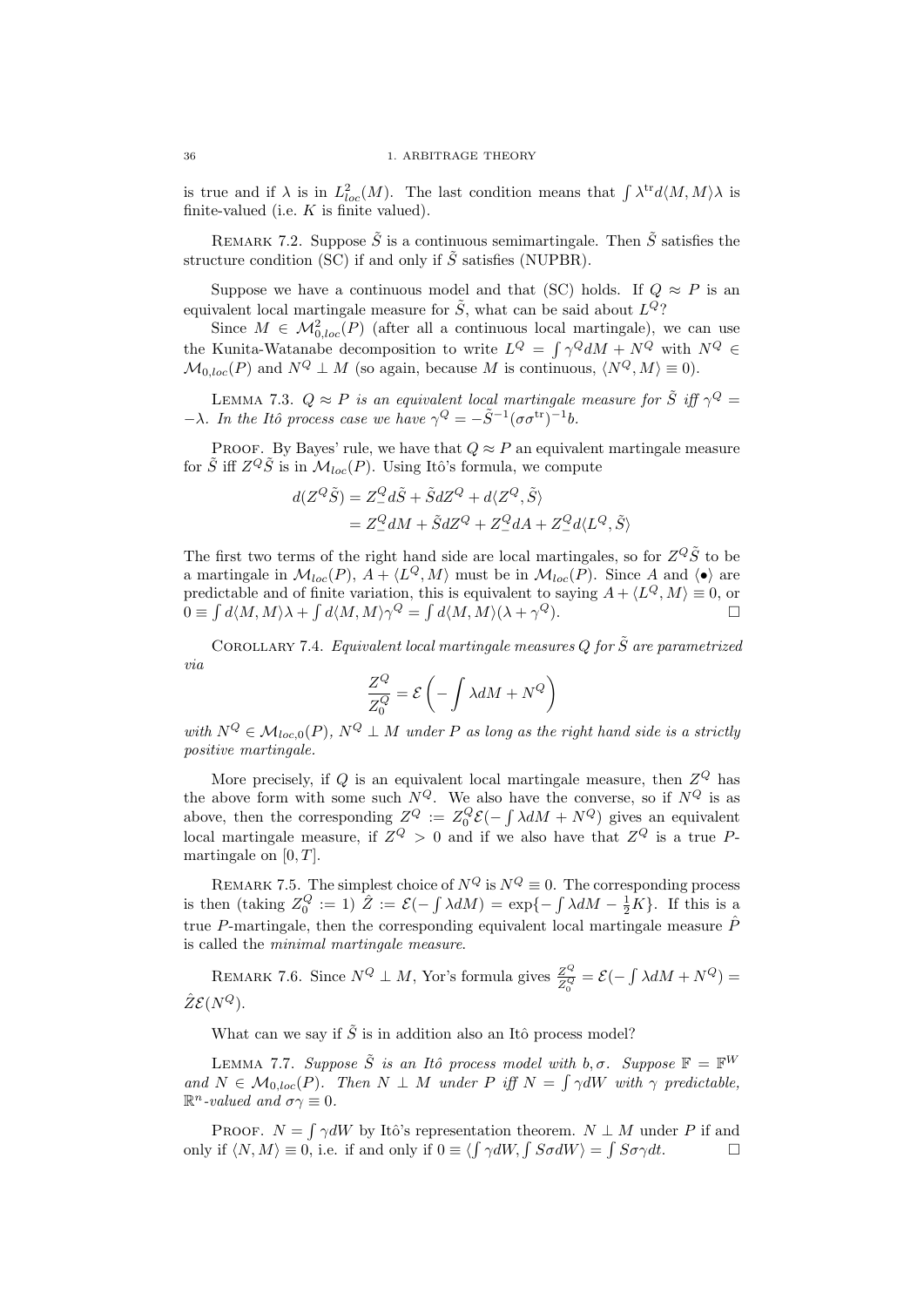is true and if $\lambda$ is in $L^2_{loc}(M)$. The last condition means that $\int \lambda^{\text{tr}} d\langle M, M\rangle \lambda$ is finite-valued (i.e. $K$ is finite valued).

Remark 7.2. Suppose $\tilde{S}$ is a continuous semimartingale. Then $\tilde{S}$ satisfies the structure condition (SC) if and only if $\tilde{S}$ satisfies (NUPBR).

Suppose we have a continuous model and that (SC) holds. If $Q \approx P$ is an equivalent local martingale measure for $\tilde{S}$, what can be said about $L^Q$?

Since $M \in \mathcal{M}^2_{0,loc}(P)$ (after all a continuous local martingale), we can use the Kunita-Watanabe decomposition to write $L^Q = \int \gamma^Q dM + N^Q$ with $N^Q \in \mathcal{M}_{0,loc}(P)$ and $N^Q \perp M$ (so again, because $M$ is continuous, $\langle N^Q, M\rangle \equiv 0$).

Lemma 7.3. *$Q \approx P$ is an equivalent local martingale measure for $\tilde{S}$ iff $\gamma^Q = -\lambda$. In the Itô process case we have $\gamma^Q = -\tilde{S}^{-1}(\sigma\sigma^{\text{tr}})^{-1}b$.*

Proof. By Bayes' rule, we have that $Q \approx P$ an equivalent martingale measure for $\tilde{S}$ iff $Z^Q\tilde{S}$ is in $\mathcal{M}_{loc}(P)$. Using Itô's formula, we compute

$$
\begin{aligned}
d(Z^Q\tilde{S}) &= Z^Q_- d\tilde{S} + \tilde{S} dZ^Q + d\langle Z^Q, \tilde{S}\rangle \\
&= Z^Q_- dM + \tilde{S} dZ^Q + Z^Q_- dA + Z^Q_- d\langle L^Q, \tilde{S}\rangle
\end{aligned}
$$

The first two terms of the right hand side are local martingales, so for $Z^Q\tilde{S}$ to be a martingale in $\mathcal{M}_{loc}(P)$, $A + \langle L^Q, M\rangle$ must be in $\mathcal{M}_{loc}(P)$. Since $A$ and $\langle \bullet \rangle$ are predictable and of finite variation, this is equivalent to saying $A + \langle L^Q, M\rangle \equiv 0$, or $0 \equiv \int d\langle M, M\rangle\lambda + \int d\langle M, M\rangle\gamma^Q = \int d\langle M, M\rangle(\lambda + \gamma^Q)$. □

Corollary 7.4. *Equivalent local martingale measures $Q$ for $\tilde{S}$ are parametrized via*

$$
\frac{Z^Q}{Z^Q_0} = \mathcal{E}\left(-\int \lambda dM + N^Q\right)
$$

*with $N^Q \in \mathcal{M}_{loc,0}(P)$, $N^Q \perp M$ under $P$ as long as the right hand side is a strictly positive martingale.*

More precisely, if $Q$ is an equivalent local martingale measure, then $Z^Q$ has the above form with some such $N^Q$. We also have the converse, so if $N^Q$ is as above, then the corresponding $Z^Q := Z^Q_0 \mathcal{E}(-\int \lambda dM + N^Q)$ gives an equivalent local martingale measure, if $Z^Q > 0$ and if we also have that $Z^Q$ is a true $P$-martingale on $[0, T]$.

Remark 7.5. The simplest choice of $N^Q$ is $N^Q \equiv 0$. The corresponding process is then (taking $Z^Q_0 := 1$) $\hat{Z} := \mathcal{E}(-\int \lambda dM) = \exp\{-\int \lambda dM - \frac{1}{2}K\}$. If this is a true $P$-martingale, then the corresponding equivalent local martingale measure $\hat{P}$ is called the *minimal martingale measure*.

Remark 7.6. Since $N^Q \perp M$, Yor's formula gives $\frac{Z^Q}{Z^Q_0} = \mathcal{E}(-\int \lambda dM + N^Q) = \hat{Z}\mathcal{E}(N^Q)$.

What can we say if $\tilde{S}$ is in addition also an Itô process model?

Lemma 7.7. *Suppose $\tilde{S}$ is an Itô process model with $b, \sigma$. Suppose $\mathbb{F} = \mathbb{F}^W$ and $N \in \mathcal{M}_{0,loc}(P)$. Then $N \perp M$ under $P$ iff $N = \int \gamma dW$ with $\gamma$ predictable, $\mathbb{R}^n$-valued and $\sigma\gamma \equiv 0$.*

Proof. $N = \int \gamma dW$ by Itô's representation theorem. $N \perp M$ under $P$ if and only if $\langle N, M\rangle \equiv 0$, i.e. if and only if $0 \equiv \langle \int \gamma dW, \int S\sigma dW\rangle = \int S\sigma\gamma dt$. □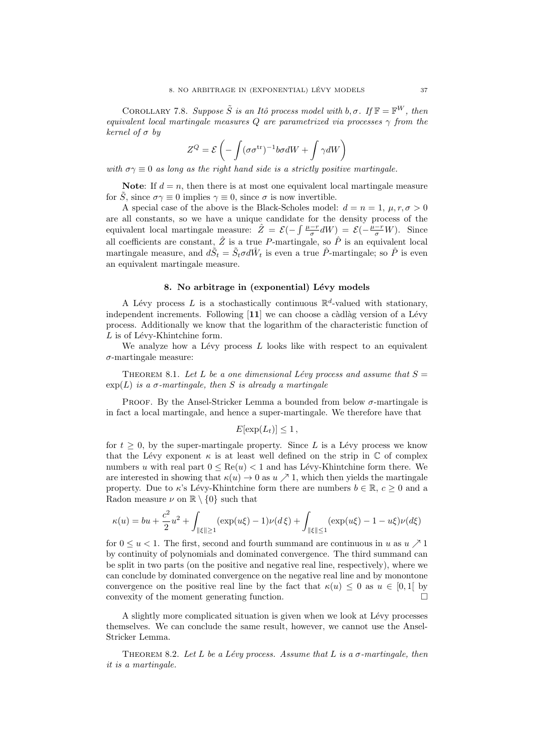COROLLARY 7.8. *Suppose $\tilde{S}$ is an Itô process model with $b, \sigma$. If $\mathbb{F} = \mathbb{F}^W$, then equivalent local martingale measures $Q$ are parametrized via processes $\gamma$ from the kernel of $\sigma$ by*

$$Z^Q = \mathcal{E}\left( - \int (\sigma\sigma^{\mathrm{tr}})^{-1} b\sigma dW + \int \gamma dW \right)$$

*with $\sigma\gamma \equiv 0$ as long as the right hand side is a strictly positive martingale.*

**Note**: If $d = n$, then there is at most one equivalent local martingale measure for $\tilde{S}$, since $\sigma\gamma \equiv 0$ implies $\gamma \equiv 0$, since $\sigma$ is now invertible.

A special case of the above is the Black-Scholes model: $d = n = 1$, $\mu, r, \sigma > 0$ are all constants, so we have a unique candidate for the density process of the equivalent local martingale measure: $\hat{Z} = \mathcal{E}(-\int \frac{\mu - r}{\sigma} dW) = \mathcal{E}(-\frac{\mu - r}{\sigma} W)$. Since all coefficients are constant, $\hat{Z}$ is a true $P$-martingale, so $\hat{P}$ is an equivalent local martingale measure, and $d\tilde{S}_t = \tilde{S}_t \sigma d\hat{W}_t$ is even a true $\hat{P}$-martingale; so $\hat{P}$ is even an equivalent martingale measure.

## 8. No arbitrage in (exponential) Lévy models

A Lévy process $L$ is a stochastically continuous $\mathbb{R}^d$-valued with stationary, independent increments. Following [**11**] we can choose a càdlàg version of a Lévy process. Additionally we know that the logarithm of the characteristic function of $L$ is of Lévy-Khintchine form.

We analyze how a Lévy process $L$ looks like with respect to an equivalent $\sigma$-martingale measure:

THEOREM 8.1. *Let $L$ be a one dimensional Lévy process and assume that $S = \exp(L)$ is a $\sigma$-martingale, then $S$ is already a martingale*

PROOF. By the Ansel-Stricker Lemma a bounded from below $\sigma$-martingale is in fact a local martingale, and hence a super-martingale. We therefore have that

$$E[\exp(L_t)] \leq 1 \,,$$

for $t \geq 0$, by the super-martingale property. Since $L$ is a Lévy process we know that the Lévy exponent $\kappa$ is at least well defined on the strip in $\mathbb{C}$ of complex numbers $u$ with real part $0 \leq \mathrm{Re}(u) < 1$ and has Lévy-Khintchine form there. We are interested in showing that $\kappa(u) \to 0$ as $u \nearrow 1$, which then yields the martingale property. Due to $\kappa$'s Lévy-Khintchine form there are numbers $b \in \mathbb{R}$, $c \geq 0$ and a Radon measure $\nu$ on $\mathbb{R} \setminus \{0\}$ such that

$$\kappa(u) = bu + \frac{c^2}{2} u^2 + \int_{\|\xi\| \geq 1} (\exp(u\xi) - 1) \nu(d\,\xi) + \int_{\|\xi\| \leq 1} (\exp(u\xi) - 1 - u\xi) \nu(d\xi)$$

for $0 \leq u < 1$. The first, second and fourth summand are continuous in $u$ as $u \nearrow 1$ by continuity of polynomials and dominated convergence. The third summand can be split in two parts (on the positive and negative real line, respectively), where we can conclude by dominated convergence on the negative real line and by monontone convergence on the positive real line by the fact that $\kappa(u) \leq 0$ as $u \in [0, 1[$ by convexity of the moment generating function. □

A slightly more complicated situation is given when we look at Lévy processes themselves. We can conclude the same result, however, we cannot use the Ansel-Stricker Lemma.

THEOREM 8.2. *Let $L$ be a Lévy process. Assume that $L$ is a $\sigma$-martingale, then it is a martingale.*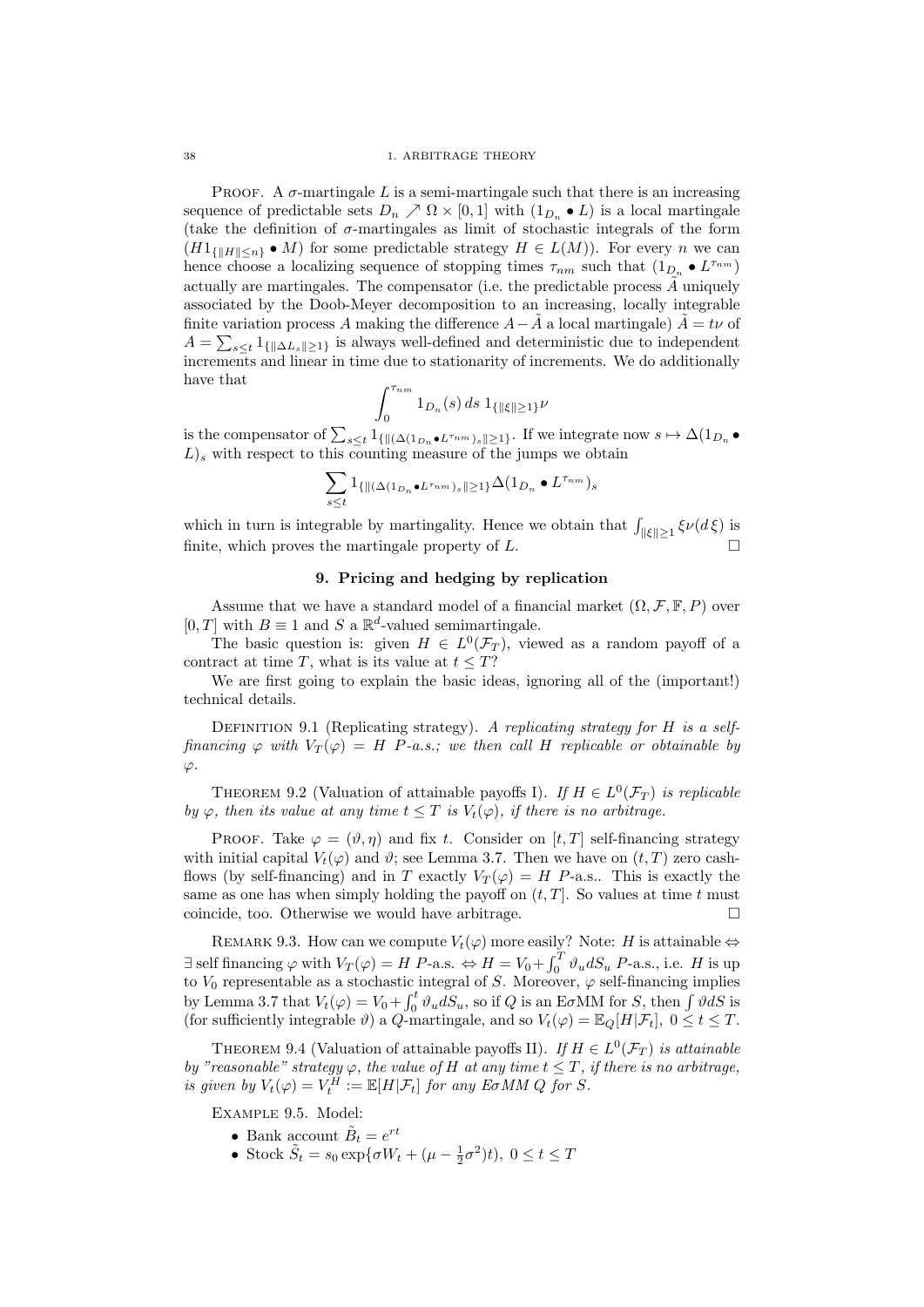PROOF. A $\sigma$-martingale $L$ is a semi-martingale such that there is an increasing sequence of predictable sets $D_n \nearrow \Omega \times [0,1]$ with $(1_{D_n} \bullet L)$ is a local martingale (take the definition of $\sigma$-martingales as limit of stochastic integrals of the form $(H1_{\{\|H\| \leq n\}} \bullet M)$ for some predictable strategy $H \in L(M)$). For every $n$ we can hence choose a localizing sequence of stopping times $\tau_{nm}$ such that $(1_{D_n} \bullet L^{\tau_{nm}})$ actually are martingales. The compensator (i.e. the predictable process $\tilde{A}$ uniquely associated by the Doob-Meyer decomposition to an increasing, locally integrable finite variation process $A$ making the difference $A - \tilde{A}$ a local martingale) $\tilde{A} = t\nu$ of $A = \sum_{s \leq t} 1_{\{\|\Delta L_s\| \geq 1\}}$ is always well-defined and deterministic due to independent increments and linear in time due to stationarity of increments. We do additionally have that

$$\int_0^{\tau_{nm}} 1_{D_n}(s)\, ds\; 1_{\{\|\xi\| \geq 1\}} \nu$$

is the compensator of $\sum_{s \leq t} 1_{\{\|(\Delta(1_{D_n} \bullet L^{\tau_{nm}})_s\| \geq 1\}}$. If we integrate now $s \mapsto \Delta(1_{D_n} \bullet L)_s$ with respect to this counting measure of the jumps we obtain

$$\sum_{s \leq t} 1_{\{\|(\Delta(1_{D_n} \bullet L^{\tau_{nm}})_s\| \geq 1\}} \Delta(1_{D_n} \bullet L^{\tau_{nm}})_s$$

which in turn is integrable by martingality. Hence we obtain that $\int_{\|\xi\| \geq 1} \xi \nu(d\xi)$ is finite, which proves the martingale property of $L$. □

## 9. Pricing and hedging by replication

Assume that we have a standard model of a financial market $(\Omega, \mathcal{F}, \mathbb{F}, P)$ over $[0, T]$ with $B \equiv 1$ and $S$ a $\mathbb{R}^d$-valued semimartingale.

The basic question is: given $H \in L^0(\mathcal{F}_T)$, viewed as a random payoff of a contract at time $T$, what is its value at $t \leq T$?

We are first going to explain the basic ideas, ignoring all of the (important!) technical details.

DEFINITION 9.1 (Replicating strategy). *A replicating strategy for $H$ is a self-financing $\varphi$ with $V_T(\varphi) = H$ $P$-a.s.; we then call $H$ replicable or obtainable by $\varphi$.*

THEOREM 9.2 (Valuation of attainable payoffs I). *If $H \in L^0(\mathcal{F}_T)$ is replicable by $\varphi$, then its value at any time $t \leq T$ is $V_t(\varphi)$, if there is no arbitrage.*

PROOF. Take $\varphi = (\vartheta, \eta)$ and fix $t$. Consider on $[t, T]$ self-financing strategy with initial capital $V_t(\varphi)$ and $\vartheta$; see Lemma 3.7. Then we have on $(t, T)$ zero cash-flows (by self-financing) and in $T$ exactly $V_T(\varphi) = H$ $P$-a.s.. This is exactly the same as one has when simply holding the payoff on $(t, T]$. So values at time $t$ must coincide, too. Otherwise we would have arbitrage. □

REMARK 9.3. How can we compute $V_t(\varphi)$ more easily? Note: $H$ is attainable $\Leftrightarrow$ $\exists$ self financing $\varphi$ with $V_T(\varphi) = H$ $P$-a.s. $\Leftrightarrow H = V_0 + \int_0^T \vartheta_u dS_u$ $P$-a.s., i.e. $H$ is up to $V_0$ representable as a stochastic integral of $S$. Moreover, $\varphi$ self-financing implies by Lemma 3.7 that $V_t(\varphi) = V_0 + \int_0^t \vartheta_u dS_u$, so if $Q$ is an E$\sigma$MM for $S$, then $\int \vartheta dS$ is (for sufficiently integrable $\vartheta$) a $Q$-martingale, and so $V_t(\varphi) = \mathbb{E}_Q[H|\mathcal{F}_t]$, $0 \leq t \leq T$.

THEOREM 9.4 (Valuation of attainable payoffs II). *If $H \in L^0(\mathcal{F}_T)$ is attainable by "reasonable" strategy $\varphi$, the value of $H$ at any time $t \leq T$, if there is no arbitrage, is given by $V_t(\varphi) = V_t^H := \mathbb{E}[H|\mathcal{F}_t]$ for any E$\sigma$MM $Q$ for $S$.*

EXAMPLE 9.5. Model:

- Bank account $\tilde{B}_t = e^{rt}$
- Stock $\tilde{S}_t = s_0 \exp\{\sigma W_t + (\mu - \frac{1}{2}\sigma^2)t\}$, $0 \leq t \leq T$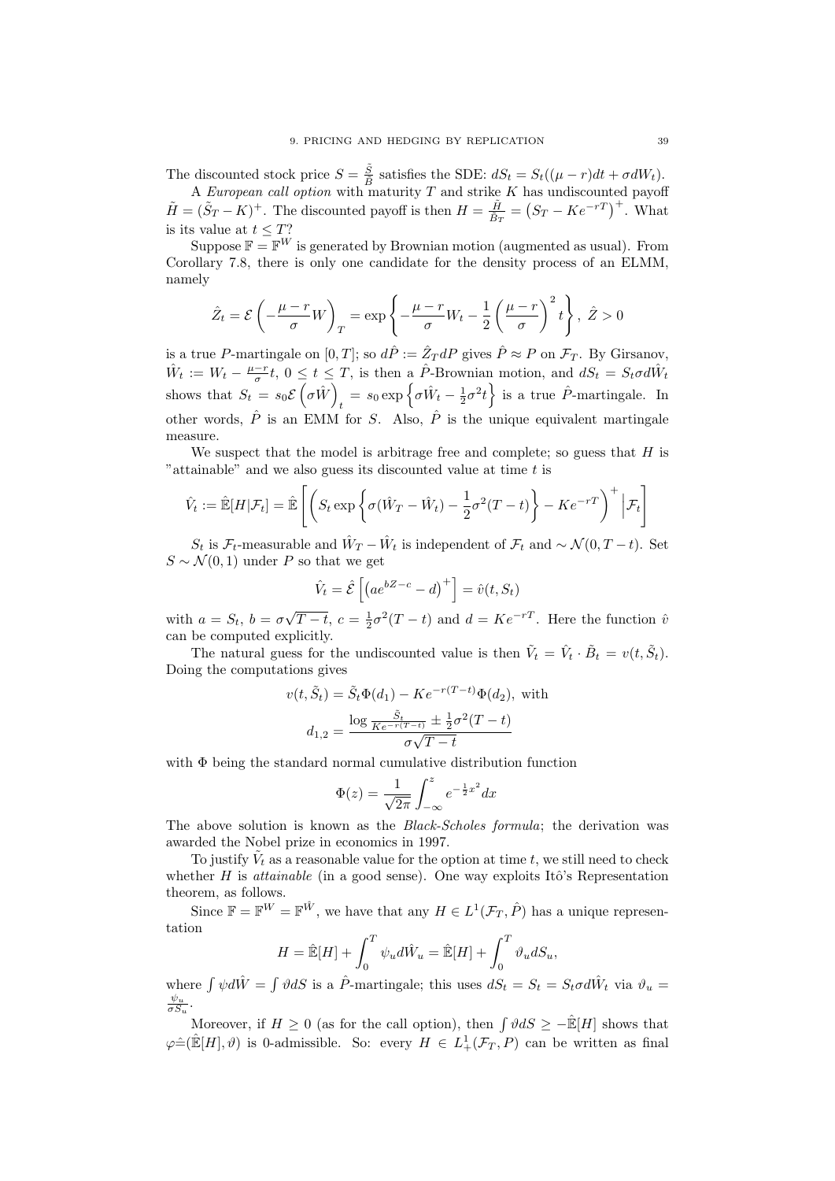The discounted stock price $S = \frac{\tilde{S}}{\tilde{B}}$ satisfies the SDE: $dS_t = S_t((\mu - r)dt + \sigma dW_t)$.

A *European call option* with maturity $T$ and strike $K$ has undiscounted payoff $\tilde{H} = (\tilde{S}_T - K)^+$. The discounted payoff is then $H = \frac{\tilde{H}}{\tilde{B}_T} = \left(S_T - Ke^{-rT}\right)^+$. What is its value at $t \leq T$?

Suppose $\mathbb{F} = \mathbb{F}^W$ is generated by Brownian motion (augmented as usual). From Corollary 7.8, there is only one candidate for the density process of an ELMM, namely

$$\hat{Z}_t = \mathcal{E}\left(-\frac{\mu - r}{\sigma}W\right)_T = \exp\left\{-\frac{\mu - r}{\sigma}W_t - \frac{1}{2}\left(\frac{\mu - r}{\sigma}\right)^2 t\right\},\ \hat{Z} > 0$$

is a true $P$-martingale on $[0, T]$; so $d\hat{P} := \hat{Z}_T dP$ gives $\hat{P} \approx P$ on $\mathcal{F}_T$. By Girsanov, $\hat{W}_t := W_t - \frac{\mu - r}{\sigma}t$, $0 \leq t \leq T$, is then a $\hat{P}$-Brownian motion, and $dS_t = S_t \sigma d\hat{W}_t$ shows that $S_t = s_0 \mathcal{E}\left(\sigma \hat{W}\right)_t = s_0 \exp\left\{\sigma \hat{W}_t - \frac{1}{2}\sigma^2 t\right\}$ is a true $\hat{P}$-martingale. In other words, $\hat{P}$ is an EMM for $S$. Also, $\hat{P}$ is the unique equivalent martingale measure.

We suspect that the model is arbitrage free and complete; so guess that $H$ is "attainable" and we also guess its discounted value at time $t$ is

$$\hat{V}_t := \hat{\mathbb{E}}[H|\mathcal{F}_t] = \hat{\mathbb{E}}\left[\left(S_t \exp\left\{\sigma(\hat{W}_T - \hat{W}_t) - \frac{1}{2}\sigma^2(T - t)\right\} - Ke^{-rT}\right)^+ \Big| \mathcal{F}_t\right]$$

$S_t$ is $\mathcal{F}_t$-measurable and $\hat{W}_T - \hat{W}_t$ is independent of $\mathcal{F}_t$ and $\sim \mathcal{N}(0, T - t)$. Set $S \sim \mathcal{N}(0, 1)$ under $P$ so that we get

$$\hat{V}_t = \hat{\mathcal{E}}\left[\left(ae^{bZ - c} - d\right)^+\right] = \hat{v}(t, S_t)$$

with $a = S_t$, $b = \sigma\sqrt{T - t}$, $c = \frac{1}{2}\sigma^2(T - t)$ and $d = Ke^{-rT}$. Here the function $\hat{v}$ can be computed explicitly.

The natural guess for the undiscounted value is then $\tilde{V}_t = \hat{V}_t \cdot \tilde{B}_t = v(t, \tilde{S}_t)$. Doing the computations gives

$$v(t, \tilde{S}_t) = \tilde{S}_t \Phi(d_1) - Ke^{-r(T-t)}\Phi(d_2), \text{ with}$$

$$d_{1,2} = \frac{\log \frac{\tilde{S}_t}{Ke^{-r(T-t)}} \pm \frac{1}{2}\sigma^2(T - t)}{\sigma\sqrt{T - t}}$$

with $\Phi$ being the standard normal cumulative distribution function

$$\Phi(z) = \frac{1}{\sqrt{2\pi}}\int_{-\infty}^{z} e^{-\frac{1}{2}x^2}dx$$

The above solution is known as the *Black-Scholes formula*; the derivation was awarded the Nobel prize in economics in 1997.

To justify $\tilde{V}_t$ as a reasonable value for the option at time $t$, we still need to check whether $H$ is *attainable* (in a good sense). One way exploits Itô's Representation theorem, as follows.

Since $\mathbb{F} = \mathbb{F}^W = \mathbb{F}^{\hat{W}}$, we have that any $H \in L^1(\mathcal{F}_T, \hat{P})$ has a unique representation

$$H = \hat{\mathbb{E}}[H] + \int_0^T \psi_u d\hat{W}_u = \hat{\mathbb{E}}[H] + \int_0^T \vartheta_u dS_u,$$

where $\int \psi d\hat{W} = \int \vartheta dS$ is a $\hat{P}$-martingale; this uses $dS_t = S_t = S_t \sigma d\hat{W}_t$ via $\vartheta_u = \frac{\psi_u}{\sigma S_u}$.

Moreover, if $H \geq 0$ (as for the call option), then $\int \vartheta dS \geq -\hat{\mathbb{E}}[H]$ shows that $\varphi \hat{=} (\hat{\mathbb{E}}[H], \vartheta)$ is 0-admissible. So: every $H \in L^1_+(\mathcal{F}_T, P)$ can be written as final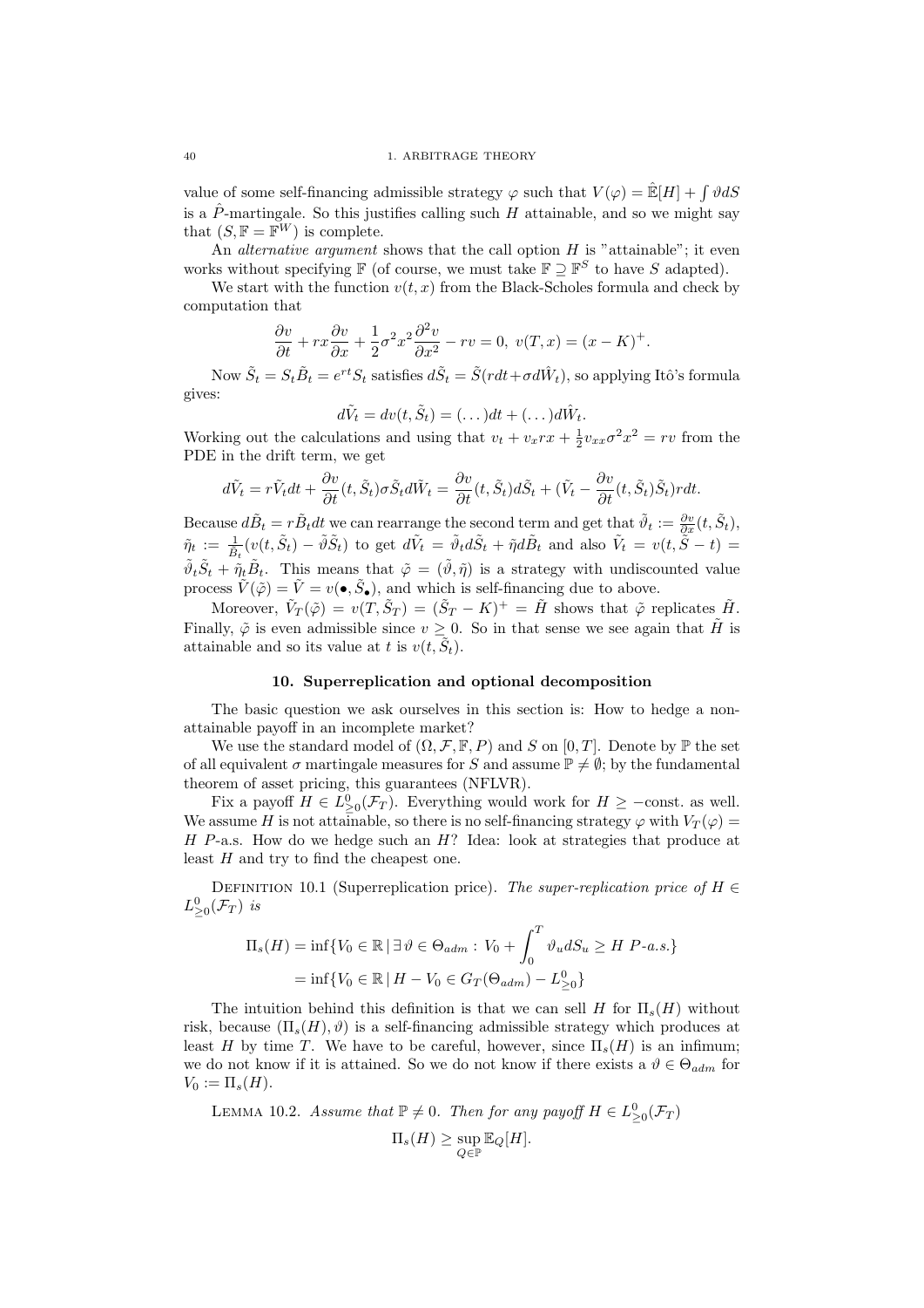value of some self-financing admissible strategy $\varphi$ such that $V(\varphi) = \hat{\mathbb{E}}[H] + \int \vartheta dS$ is a $\hat{P}$-martingale. So this justifies calling such $H$ attainable, and so we might say that $(S, \mathbb{F} = \mathbb{F}^W)$ is complete.

An *alternative argument* shows that the call option $H$ is "attainable"; it even works without specifying $\mathbb{F}$ (of course, we must take $\mathbb{F} \supseteq \mathbb{F}^S$ to have $S$ adapted).

We start with the function $v(t,x)$ from the Black-Scholes formula and check by computation that

$$\frac{\partial v}{\partial t} + rx\frac{\partial v}{\partial x} + \frac{1}{2}\sigma^2 x^2 \frac{\partial^2 v}{\partial x^2} - rv = 0, \; v(T,x) = (x-K)^+.$$

Now $\tilde{S}_t = S_t \tilde{B}_t = e^{rt} S_t$ satisfies $d\tilde{S}_t = \tilde{S}(rdt + \sigma d\hat{W}_t)$, so applying Itô's formula gives:

$$d\tilde{V}_t = dv(t, \tilde{S}_t) = (\dots)dt + (\dots)d\hat{W}_t.$$

Working out the calculations and using that $v_t + v_x rx + \frac{1}{2}v_{xx}\sigma^2 x^2 = rv$ from the PDE in the drift term, we get

$$d\tilde{V}_t = r\tilde{V}_t dt + \frac{\partial v}{\partial t}(t, \tilde{S}_t)\sigma \tilde{S}_t d\tilde{W}_t = \frac{\partial v}{\partial t}(t, \tilde{S}_t) d\tilde{S}_t + (\tilde{V}_t - \frac{\partial v}{\partial t}(t, \tilde{S}_t)\tilde{S}_t) rdt.$$

Because $d\tilde{B}_t = r\tilde{B}_t dt$ we can rearrange the second term and get that $\tilde{\vartheta}_t := \frac{\partial v}{\partial x}(t, \tilde{S}_t)$, $\tilde{\eta}_t := \frac{1}{\tilde{B}_t}(v(t, \tilde{S}_t) - \tilde{\vartheta}\tilde{S}_t)$ to get $d\tilde{V}_t = \tilde{\vartheta}_t d\tilde{S}_t + \tilde{\eta} d\tilde{B}_t$ and also $\tilde{V}_t = v(t, \tilde{S} - t) = \tilde{\vartheta}_t \tilde{S}_t + \tilde{\eta}_t \tilde{B}_t$. This means that $\tilde{\varphi} = (\tilde{\vartheta}, \tilde{\eta})$ is a strategy with undiscounted value process $\tilde{V}(\tilde{\varphi}) = \tilde{V} = v(\bullet, \tilde{S}_\bullet)$, and which is self-financing due to above.

Moreover, $\tilde{V}_T(\tilde{\varphi}) = v(T, \tilde{S}_T) = (\tilde{S}_T - K)^+ = \tilde{H}$ shows that $\tilde{\varphi}$ replicates $\tilde{H}$. Finally, $\tilde{\varphi}$ is even admissible since $v \geq 0$. So in that sense we see again that $\tilde{H}$ is attainable and so its value at $t$ is $v(t, \tilde{S}_t)$.

## 10. Superreplication and optional decomposition

The basic question we ask ourselves in this section is: How to hedge a non-attainable payoff in an incomplete market?

We use the standard model of $(\Omega, \mathcal{F}, \mathbb{F}, P)$ and $S$ on $[0,T]$. Denote by $\mathbb{P}$ the set of all equivalent $\sigma$ martingale measures for $S$ and assume $\mathbb{P} \neq \emptyset$; by the fundamental theorem of asset pricing, this guarantees (NFLVR).

Fix a payoff $H \in L^0_{\geq 0}(\mathcal{F}_T)$. Everything would work for $H \geq -$const. as well. We assume $H$ is not attainable, so there is no self-financing strategy $\varphi$ with $V_T(\varphi) = H$ $P$-a.s. How do we hedge such an $H$? Idea: look at strategies that produce at least $H$ and try to find the cheapest one.

Definition 10.1 (Superreplication price). *The super-replication price of $H \in L^0_{\geq 0}(\mathcal{F}_T)$ is*

$$\begin{aligned}
\Pi_s(H) &= \inf\{V_0 \in \mathbb{R} \,|\, \exists\, \vartheta \in \Theta_{adm} : V_0 + \int_0^T \vartheta_u dS_u \geq H \; P\text{-}a.s.\} \\
&= \inf\{V_0 \in \mathbb{R} \,|\, H - V_0 \in G_T(\Theta_{adm}) - L^0_{\geq 0}\}
\end{aligned}$$

The intuition behind this definition is that we can sell $H$ for $\Pi_s(H)$ without risk, because $(\Pi_s(H), \vartheta)$ is a self-financing admissible strategy which produces at least $H$ by time $T$. We have to be careful, however, since $\Pi_s(H)$ is an infimum; we do not know if it is attained. So we do not know if there exists a $\vartheta \in \Theta_{adm}$ for $V_0 := \Pi_s(H)$.

Lemma 10.2. *Assume that $\mathbb{P} \neq 0$. Then for any payoff $H \in L^0_{\geq 0}(\mathcal{F}_T)$*

$$\Pi_s(H) \geq \sup_{Q \in \mathbb{P}} \mathbb{E}_Q[H].$$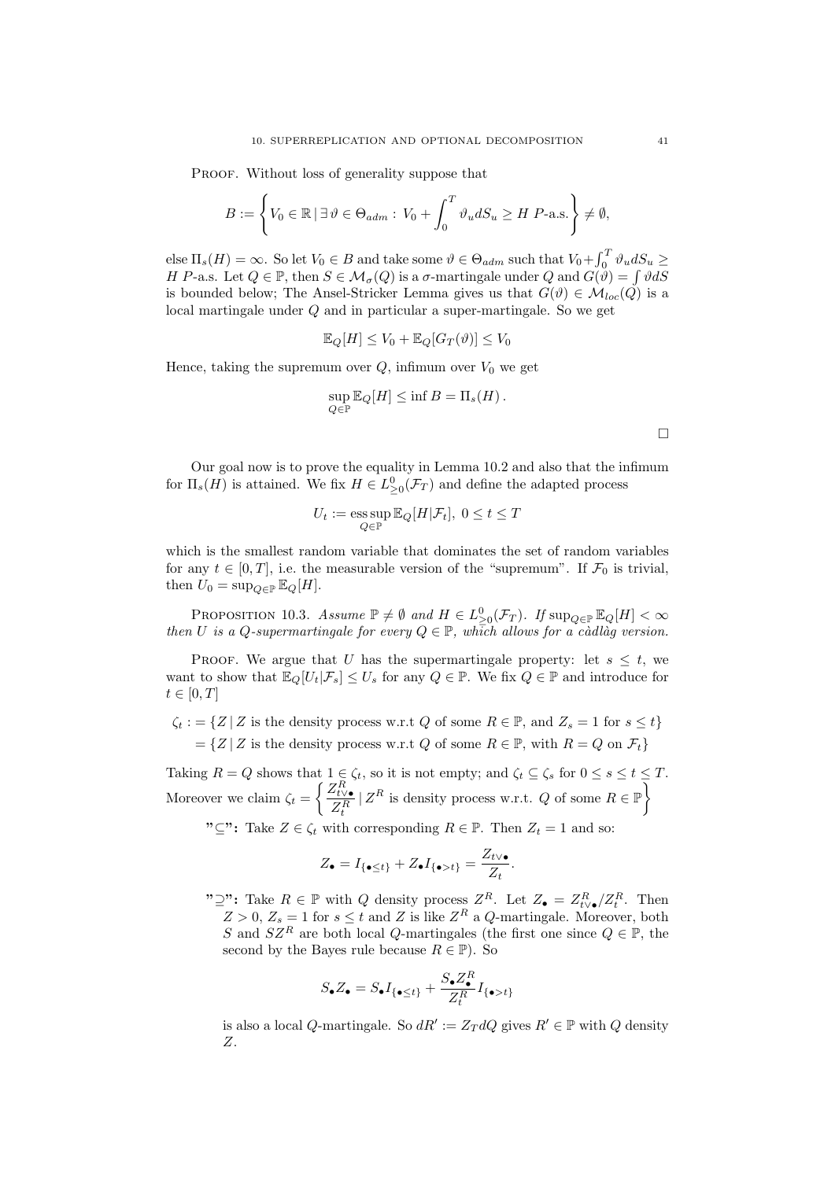Proof. Without loss of generality suppose that

$$B := \left\{ V_0 \in \mathbb{R} \,|\, \exists\, \vartheta \in \Theta_{adm} : \, V_0 + \int_0^T \vartheta_u dS_u \geq H \text{ } P\text{-a.s.} \right\} \neq \emptyset,$$

else $\Pi_s(H) = \infty$. So let $V_0 \in B$ and take some $\vartheta \in \Theta_{adm}$ such that $V_0 + \int_0^T \vartheta_u dS_u \geq H$ $P$-a.s. Let $Q \in \mathbb{P}$, then $S \in \mathcal{M}_\sigma(Q)$ is a $\sigma$-martingale under $Q$ and $G(\vartheta) = \int \vartheta dS$ is bounded below; The Ansel-Stricker Lemma gives us that $G(\vartheta) \in \mathcal{M}_{loc}(Q)$ is a local martingale under $Q$ and in particular a super-martingale. So we get

$$\mathbb{E}_Q[H] \leq V_0 + \mathbb{E}_Q[G_T(\vartheta)] \leq V_0$$

Hence, taking the supremum over $Q$, infimum over $V_0$ we get

$$\sup_{Q \in \mathbb{P}} \mathbb{E}_Q[H] \leq \inf B = \Pi_s(H)\,.$$

□

Our goal now is to prove the equality in Lemma 10.2 and also that the infimum for $\Pi_s(H)$ is attained. We fix $H \in L^0_{\geq 0}(\mathcal{F}_T)$ and define the adapted process

$$U_t := \operatorname*{ess\,sup}_{Q \in \mathbb{P}} \mathbb{E}_Q[H|\mathcal{F}_t], \; 0 \leq t \leq T$$

which is the smallest random variable that dominates the set of random variables for any $t \in [0, T]$, i.e. the measurable version of the "supremum". If $\mathcal{F}_0$ is trivial, then $U_0 = \sup_{Q \in \mathbb{P}} \mathbb{E}_Q[H]$.

Proposition 10.3. *Assume $\mathbb{P} \neq \emptyset$ and $H \in L^0_{\geq 0}(\mathcal{F}_T)$. If $\sup_{Q \in \mathbb{P}} \mathbb{E}_Q[H] < \infty$ then $U$ is a $Q$-supermartingale for every $Q \in \mathbb{P}$, which allows for a càdlàg version.*

Proof. We argue that $U$ has the supermartingale property: let $s \leq t$, we want to show that $\mathbb{E}_Q[U_t|\mathcal{F}_s] \leq U_s$ for any $Q \in \mathbb{P}$. We fix $Q \in \mathbb{P}$ and introduce for $t \in [0, T]$

$$\begin{aligned}
\zeta_t :&= \{Z \,|\, Z \text{ is the density process w.r.t } Q \text{ of some } R \in \mathbb{P}, \text{ and } Z_s = 1 \text{ for } s \leq t\} \\
&= \{Z \,|\, Z \text{ is the density process w.r.t } Q \text{ of some } R \in \mathbb{P}, \text{ with } R = Q \text{ on } \mathcal{F}_t\}
\end{aligned}$$

Taking $R = Q$ shows that $1 \in \zeta_t$, so it is not empty; and $\zeta_t \subseteq \zeta_s$ for $0 \leq s \leq t \leq T$. Moreover we claim $\zeta_t = \left\{ \frac{Z^R_{t\vee\bullet}}{Z^R_t} \,|\, Z^R \text{ is density process w.r.t. } Q \text{ of some } R \in \mathbb{P} \right\}$

**"$\subseteq$":** Take $Z \in \zeta_t$ with corresponding $R \in \mathbb{P}$. Then $Z_t = 1$ and so:

$$Z_\bullet = I_{\{\bullet \leq t\}} + Z_\bullet I_{\{\bullet > t\}} = \frac{Z_{t\vee\bullet}}{Z_t}.$$

**"$\supseteq$":** Take $R \in \mathbb{P}$ with $Q$ density process $Z^R$. Let $Z_\bullet = Z^R_{t\vee\bullet}/Z^R_t$. Then $Z > 0$, $Z_s = 1$ for $s \leq t$ and $Z$ is like $Z^R$ a $Q$-martingale. Moreover, both $S$ and $SZ^R$ are both local $Q$-martingales (the first one since $Q \in \mathbb{P}$, the second by the Bayes rule because $R \in \mathbb{P}$). So

$$S_\bullet Z_\bullet = S_\bullet I_{\{\bullet \leq t\}} + \frac{S_\bullet Z^R_\bullet}{Z^R_t} I_{\{\bullet > t\}}$$

is also a local $Q$-martingale. So $dR' := Z_T dQ$ gives $R' \in \mathbb{P}$ with $Q$ density $Z$.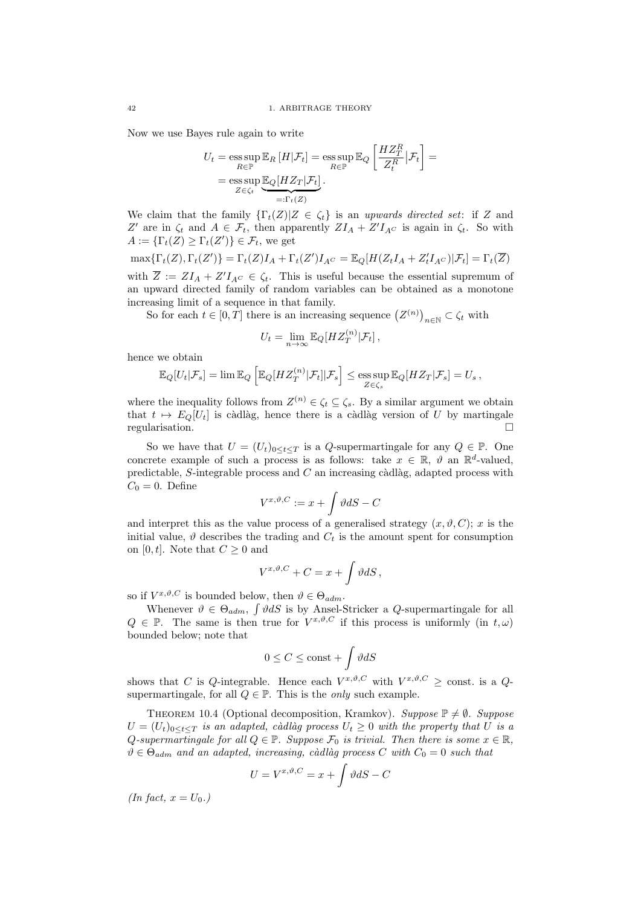Now we use Bayes rule again to write

$$U_t = \operatorname*{ess\,sup}_{R\in\mathbb{P}} \mathbb{E}_R\left[H|\mathcal{F}_t\right] = \operatorname*{ess\,sup}_{R\in\mathbb{P}} \mathbb{E}_Q\left[\frac{HZ_T^R}{Z_t^R}|\mathcal{F}_t\right] =$$
$$= \operatorname*{ess\,sup}_{Z\in\zeta_t} \underbrace{\mathbb{E}_Q[HZ_T|\mathcal{F}_t]}_{=:\Gamma_t(Z)}.$$

We claim that the family $\{\Gamma_t(Z)|Z \in \zeta_t\}$ is an *upwards directed set*: if $Z$ and $Z'$ are in $\zeta_t$ and $A \in \mathcal{F}_t$, then apparently $ZI_A + Z'I_{A^C}$ is again in $\zeta_t$. So with $A := \{\Gamma_t(Z) \geq \Gamma_t(Z')\} \in \mathcal{F}_t$, we get

$$\max\{\Gamma_t(Z), \Gamma_t(Z')\} = \Gamma_t(Z)I_A + \Gamma_t(Z')I_{A^C} = \mathbb{E}_Q[H(Z_tI_A + Z_t'I_{A^C})|\mathcal{F}_t] = \Gamma_t(\overline{Z})$$

with $\overline{Z} := ZI_A + Z'I_{A^C} \in \zeta_t$. This is useful because the essential supremum of an upward directed family of random variables can be obtained as a monotone increasing limit of a sequence in that family.

So for each $t \in [0,T]$ there is an increasing sequence $\left(Z^{(n)}\right)_{n\in\mathbb{N}} \subset \zeta_t$ with

$$U_t = \lim_{n\to\infty} \mathbb{E}_Q[HZ_T^{(n)}|\mathcal{F}_t],$$

hence we obtain

$$\mathbb{E}_Q[U_t|\mathcal{F}_s] = \lim \mathbb{E}_Q\left[\mathbb{E}_Q[HZ_T^{(n)}|\mathcal{F}_t]|\mathcal{F}_s\right] \leq \operatorname*{ess\,sup}_{Z\in\zeta_s} \mathbb{E}_Q[HZ_T|\mathcal{F}_s] = U_s,$$

where the inequality follows from $Z^{(n)} \in \zeta_t \subseteq \zeta_s$. By a similar argument we obtain that $t \mapsto E_Q[U_t]$ is càdlàg, hence there is a càdlàg version of $U$ by martingale regularisation. □

So we have that $U = (U_t)_{0\leq t\leq T}$ is a $Q$-supermartingale for any $Q \in \mathbb{P}$. One concrete example of such a process is as follows: take $x \in \mathbb{R}$, $\vartheta$ an $\mathbb{R}^d$-valued, predictable, $S$-integrable process and $C$ an increasing càdlàg, adapted process with $C_0 = 0$. Define

$$V^{x,\vartheta,C} := x + \int \vartheta dS - C$$

and interpret this as the value process of a generalised strategy $(x, \vartheta, C)$; $x$ is the initial value, $\vartheta$ describes the trading and $C_t$ is the amount spent for consumption on $[0,t]$. Note that $C \geq 0$ and

$$V^{x,\vartheta,C} + C = x + \int \vartheta dS,$$

so if $V^{x,\vartheta,C}$ is bounded below, then $\vartheta \in \Theta_{adm}$.

Whenever $\vartheta \in \Theta_{adm}$, $\int \vartheta dS$ is by Ansel-Stricker a $Q$-supermartingale for all $Q \in \mathbb{P}$. The same is then true for $V^{x,\vartheta,C}$ if this process is uniformly (in $t, \omega$) bounded below; note that

$$0 \leq C \leq \text{const} + \int \vartheta dS$$

shows that $C$ is $Q$-integrable. Hence each $V^{x,\vartheta,C}$ with $V^{x,\vartheta,C} \geq$ const. is a $Q$-supermartingale, for all $Q \in \mathbb{P}$. This is the *only* such example.

Theorem 10.4 (Optional decomposition, Kramkov). *Suppose $\mathbb{P} \neq \emptyset$. Suppose $U = (U_t)_{0\leq t\leq T}$ is an adapted, càdlàg process $U_t \geq 0$ with the property that $U$ is a $Q$-supermartingale for all $Q \in \mathbb{P}$. Suppose $\mathcal{F}_0$ is trivial. Then there is some $x \in \mathbb{R}$, $\vartheta \in \Theta_{adm}$ and an adapted, increasing, càdlàg process $C$ with $C_0 = 0$ such that*

$$U = V^{x,\vartheta,C} = x + \int \vartheta dS - C$$

*(In fact, $x = U_0$.)*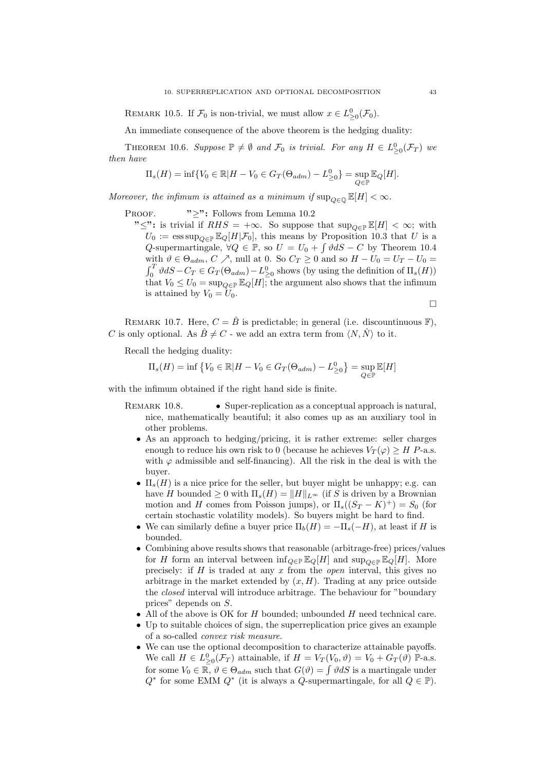REMARK 10.5. If $\mathcal{F}_0$ is non-trivial, we must allow $x \in L^0_{\geq 0}(\mathcal{F}_0)$.

An immediate consequence of the above theorem is the hedging duality:

THEOREM 10.6. *Suppose $\mathbb{P} \neq \emptyset$ and $\mathcal{F}_0$ is trivial. For any $H \in L^0_{\geq 0}(\mathcal{F}_T)$ we then have*

$$\Pi_s(H) = \inf\{V_0 \in \mathbb{R} | H - V_0 \in G_T(\Theta_{adm}) - L^0_{\geq 0}\} = \sup_{Q \in \mathbb{P}} \mathbb{E}_Q[H].$$

*Moreover, the infimum is attained as a minimum if $\sup_{Q \in \mathbb{Q}} \mathbb{E}[H] < \infty$.*

PROOF. **"$\geq$":** Follows from Lemma 10.2

**"$\leq$":** is trivial if $RHS = +\infty$. So suppose that $\sup_{Q \in \mathbb{P}} \mathbb{E}[H] < \infty$; with $U_0 := \operatorname{ess\,sup}_{Q \in \mathbb{P}} \mathbb{E}_Q[H|\mathcal{F}_0]$, this means by Proposition 10.3 that $U$ is a $Q$-supermartingale, $\forall Q \in \mathbb{P}$, so $U = U_0 + \int \vartheta dS - C$ by Theorem 10.4 with $\vartheta \in \Theta_{adm}$, $C \nearrow$, null at 0. So $C_T \geq 0$ and so $H - U_0 = U_T - U_0 = \int_0^T \vartheta dS - C_T \in G_T(\Theta_{adm}) - L^0_{\geq 0}$ shows (by using the definition of $\Pi_s(H)$) that $V_0 \leq U_0 = \sup_{Q \in \mathbb{P}} \mathbb{E}_Q[H]$; the argument also shows that the infimum is attained by $V_0 = U_0$.

□

REMARK 10.7. Here, $C = \hat{B}$ is predictable; in general (i.e. discountinuous $\mathbb{F}$), $C$ is only optional. As $\hat{B} \neq C$ - we add an extra term from $\langle N, \hat{N} \rangle$ to it.

Recall the hedging duality:

$$\Pi_s(H) = \inf\left\{V_0 \in \mathbb{R} | H - V_0 \in G_T(\Theta_{adm}) - L^0_{\geq 0}\right\} = \sup_{Q \in \mathbb{P}} \mathbb{E}[H]$$

with the infimum obtained if the right hand side is finite.

REMARK 10.8.

- Super-replication as a conceptual approach is natural, nice, mathematically beautiful; it also comes up as an auxiliary tool in other problems.
- As an approach to hedging/pricing, it is rather extreme: seller charges enough to reduce his own risk to 0 (because he achieves $V_T(\varphi) \geq H$ $P$-a.s. with $\varphi$ admissible and self-financing). All the risk in the deal is with the buyer.
- $\Pi_s(H)$ is a nice price for the seller, but buyer might be unhappy; e.g. can have $H$ bounded $\geq 0$ with $\Pi_s(H) = \|H\|_{L^\infty}$ (if $S$ is driven by a Brownian motion and $H$ comes from Poisson jumps), or $\Pi_s((S_T - K)^+) = S_0$ (for certain stochastic volatility models). So buyers might be hard to find.
- We can similarly define a buyer price $\Pi_b(H) = -\Pi_s(-H)$, at least if $H$ is bounded.
- Combining above results shows that reasonable (arbitrage-free) prices/values for $H$ form an interval between $\inf_{Q \in \mathbb{P}} \mathbb{E}_Q[H]$ and $\sup_{Q \in \mathbb{P}} \mathbb{E}_Q[H]$. More precisely: if $H$ is traded at any $x$ from the *open* interval, this gives no arbitrage in the market extended by $(x, H)$. Trading at any price outside the *closed* interval will introduce arbitrage. The behaviour for "boundary prices" depends on $S$.
- All of the above is OK for $H$ bounded; unbounded $H$ need technical care.
- Up to suitable choices of sign, the superreplication price gives an example of a so-called *convex risk measure*.
- We can use the optional decomposition to characterize attainable payoffs. We call $H \in L^0_{\geq 0}(\mathcal{F}_T)$ attainable, if $H = V_T(V_0, \vartheta) = V_0 + G_T(\vartheta)$ $\mathbb{P}$-a.s. for some $V_0 \in \mathbb{R}$, $\vartheta \in \Theta_{adm}$ such that $G(\vartheta) = \int \vartheta dS$ is a martingale under $Q^*$ for some EMM $Q^*$ (it is always a $Q$-supermartingale, for all $Q \in \mathbb{P}$).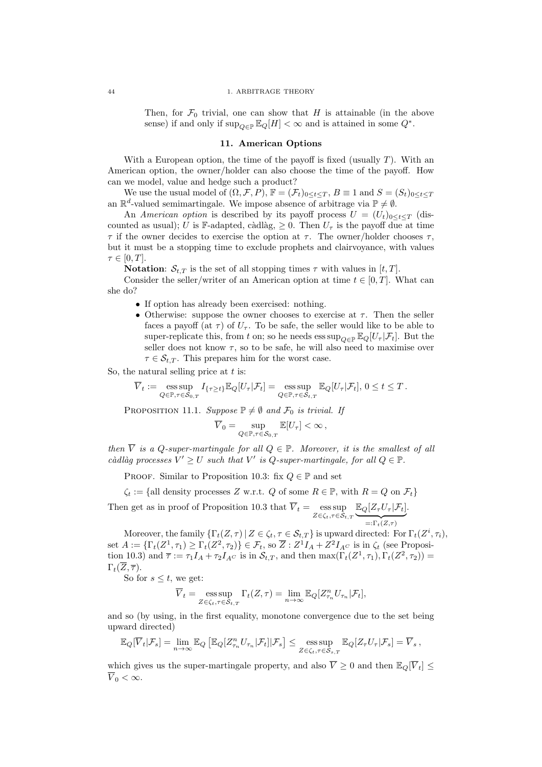Then, for $\mathcal{F}_0$ trivial, one can show that $H$ is attainable (in the above sense) if and only if $\sup_{Q\in\mathbb{P}} \mathbb{E}_Q[H] < \infty$ and is attained in some $Q^*$.

## 11. American Options

With a European option, the time of the payoff is fixed (usually $T$). With an American option, the owner/holder can also choose the time of the payoff. How can we model, value and hedge such a product?

We use the usual model of $(\Omega, \mathcal{F}, P)$, $\mathbb{F} = (\mathcal{F}_t)_{0\le t\le T}$, $B \equiv 1$ and $S = (S_t)_{0\le t\le T}$ an $\mathbb{R}^d$-valued semimartingale. We impose absence of arbitrage via $\mathbb{P} \neq \emptyset$.

An *American option* is described by its payoff process $U = (U_t)_{0\le t\le T}$ (discounted as usual); $U$ is $\mathbb{F}$-adapted, càdlàg, $\geq 0$. Then $U_\tau$ is the payoff due at time $\tau$ if the owner decides to exercise the option at $\tau$. The owner/holder chooses $\tau$, but it must be a stopping time to exclude prophets and clairvoyance, with values $\tau \in [0, T]$.

**Notation**: $\mathcal{S}_{t,T}$ is the set of all stopping times $\tau$ with values in $[t, T]$.

Consider the seller/writer of an American option at time $t \in [0, T]$. What can she do?

- If option has already been exercised: nothing.
- Otherwise: suppose the owner chooses to exercise at $\tau$. Then the seller faces a payoff (at $\tau$) of $U_\tau$. To be safe, the seller would like to be able to super-replicate this, from $t$ on; so he needs $\operatorname{ess\,sup}_{Q\in\mathbb{P}} \mathbb{E}_Q[U_\tau|\mathcal{F}_t]$. But the seller does not know $\tau$, so to be safe, he will also need to maximise over $\tau \in \mathcal{S}_{t,T}$. This prepares him for the worst case.

So, the natural selling price at $t$ is:

$$\overline{V}_t := \operatorname*{ess\,sup}_{Q\in\mathbb{P},\tau\in\mathcal{S}_{0,T}} I_{\{\tau\ge t\}}\mathbb{E}_Q[U_\tau|\mathcal{F}_t] = \operatorname*{ess\,sup}_{Q\in\mathbb{P},\tau\in\mathcal{S}_{t,T}} \mathbb{E}_Q[U_\tau|\mathcal{F}_t],\ 0 \le t \le T\,.$$

Proposition 11.1. *Suppose $\mathbb{P} \neq \emptyset$ and $\mathcal{F}_0$ is trivial. If*

$$\overline{V}_0 = \sup_{Q\in\mathbb{P},\tau\in\mathcal{S}_{0,T}} \mathbb{E}[U_\tau] < \infty\,,$$

*then $\overline{V}$ is a $Q$-super-martingale for all $Q \in \mathbb{P}$. Moreover, it is the smallest of all càdlàg processes $V' \geq U$ such that $V'$ is $Q$-super-martingale, for all $Q \in \mathbb{P}$.*

Proof. Similar to Proposition 10.3: fix $Q \in \mathbb{P}$ and set

$\zeta_t := \{$all density processes $Z$ w.r.t. $Q$ of some $R \in \mathbb{P}$, with $R = Q$ on $\mathcal{F}_t\}$

Then get as in proof of Proposition 10.3 that $\overline{V}_t = \operatorname*{ess\,sup}_{Z\in\zeta_t,\tau\in\mathcal{S}_{t,T}} \underbrace{\mathbb{E}_Q[Z_\tau U_\tau|\mathcal{F}_t]}_{=:\Gamma_t(Z,\tau)}$.

Moreover, the family $\{\Gamma_t(Z,\tau)\,|\,Z\in\zeta_t, \tau\in\mathcal{S}_{t,T}\}$ is upward directed: For $\Gamma_t(Z^i,\tau_i)$, set $A := \{\Gamma_t(Z^1,\tau_1) \geq \Gamma_t(Z^2,\tau_2)\} \in \mathcal{F}_t$, so $\overline{Z} : Z^1 I_A + Z^2 I_{A^C}$ is in $\zeta_t$ (see Proposition 10.3) and $\overline{\tau} := \tau_1 I_A + \tau_2 I_{A^C}$ is in $\mathcal{S}_{t,T}$, and then $\max(\Gamma_t(Z^1,\tau_1), \Gamma_t(Z^2,\tau_2)) = \Gamma_t(\overline{Z},\overline{\tau})$.

So for $s \leq t$, we get:

$$\overline{V}_t = \operatorname*{ess\,sup}_{Z\in\zeta_t,\tau\in\mathcal{S}_{t,T}} \Gamma_t(Z,\tau) = \lim_{n\to\infty} \mathbb{E}_Q[Z^n_{\tau_n} U_{\tau_n}|\mathcal{F}_t],$$

and so (by using, in the first equality, monotone convergence due to the set being upward directed)

$$\mathbb{E}_Q[\overline{V}_t|\mathcal{F}_s] = \lim_{n\to\infty} \mathbb{E}_Q\left[\mathbb{E}_Q[Z^n_{\tau_n} U_{\tau_n}|\mathcal{F}_t]|\mathcal{F}_s\right] \leq \operatorname*{ess\,sup}_{Z\in\zeta_t,\tau\in\mathcal{S}_{s,T}} \mathbb{E}_Q[Z_\tau U_\tau|\mathcal{F}_s] = \overline{V}_s\,,$$

which gives us the super-martingale property, and also $\overline{V} \geq 0$ and then $\mathbb{E}_Q[\overline{V}_t] \leq \overline{V}_0 < \infty$.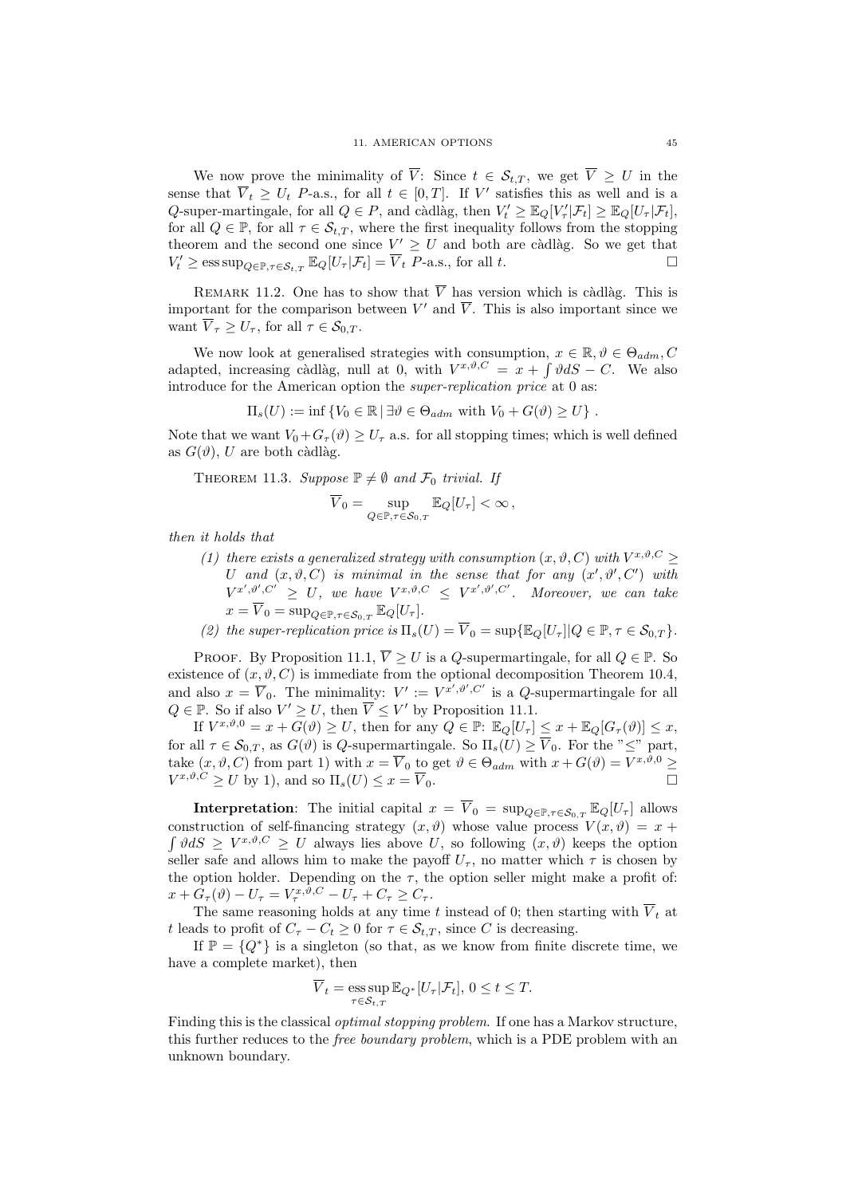We now prove the minimality of $\overline{V}$: Since $t \in \mathcal{S}_{t,T}$, we get $\overline{V} \geq U$ in the sense that $\overline{V}_t \geq U_t$ $P$-a.s., for all $t \in [0,T]$. If $V'$ satisfies this as well and is a $Q$-super-martingale, for all $Q \in P$, and càdlàg, then $V'_t \geq \mathbb{E}_Q[V'_\tau|\mathcal{F}_t] \geq \mathbb{E}_Q[U_\tau|\mathcal{F}_t]$, for all $Q \in \mathbb{P}$, for all $\tau \in \mathcal{S}_{t,T}$, where the first inequality follows from the stopping theorem and the second one since $V' \geq U$ and both are càdlàg. So we get that $V'_t \geq \operatorname{ess\,sup}_{Q\in\mathbb{P},\tau\in\mathcal{S}_{t,T}} \mathbb{E}_Q[U_\tau|\mathcal{F}_t] = \overline{V}_t$ $P$-a.s., for all $t$. $\square$

Remark 11.2. One has to show that $\overline{V}$ has version which is càdlàg. This is important for the comparison between $V'$ and $\overline{V}$. This is also important since we want $\overline{V}_\tau \geq U_\tau$, for all $\tau \in \mathcal{S}_{0,T}$.

We now look at generalised strategies with consumption, $x \in \mathbb{R}, \vartheta \in \Theta_{adm}, C$ adapted, increasing càdlàg, null at 0, with $V^{x,\vartheta,C} = x + \int \vartheta dS - C$. We also introduce for the American option the *super-replication price* at 0 as:

$$\Pi_s(U) := \inf \{V_0 \in \mathbb{R} \,|\, \exists \vartheta \in \Theta_{adm} \text{ with } V_0 + G(\vartheta) \geq U\} \,.$$

Note that we want $V_0 + G_\tau(\vartheta) \geq U_\tau$ a.s. for all stopping times; which is well defined as $G(\vartheta)$, $U$ are both càdlàg.

Theorem 11.3. *Suppose $\mathbb{P} \neq \emptyset$ and $\mathcal{F}_0$ trivial. If*

$$\overline{V}_0 = \sup_{Q\in\mathbb{P},\tau\in\mathcal{S}_{0,T}} \mathbb{E}_Q[U_\tau] < \infty \,,$$

*then it holds that*

1. *there exists a generalized strategy with consumption $(x,\vartheta,C)$ with $V^{x,\vartheta,C} \geq U$ and $(x,\vartheta,C)$ is minimal in the sense that for any $(x',\vartheta',C')$ with $V^{x',\vartheta',C'} \geq U$, we have $V^{x,\vartheta,C} \leq V^{x',\vartheta',C'}$. Moreover, we can take $x = \overline{V}_0 = \sup_{Q\in\mathbb{P},\tau\in\mathcal{S}_{0,T}} \mathbb{E}_Q[U_\tau]$.*
2. *the super-replication price is $\Pi_s(U) = \overline{V}_0 = \sup\{\mathbb{E}_Q[U_\tau] | Q \in \mathbb{P}, \tau \in \mathcal{S}_{0,T}\}$.*

Proof. By Proposition 11.1, $\overline{V} \geq U$ is a $Q$-supermartingale, for all $Q \in \mathbb{P}$. So existence of $(x,\vartheta,C)$ is immediate from the optional decomposition Theorem 10.4, and also $x = \overline{V}_0$. The minimality: $V' := V^{x',\vartheta',C'}$ is a $Q$-supermartingale for all $Q \in \mathbb{P}$. So if also $V' \geq U$, then $\overline{V} \leq V'$ by Proposition 11.1.

If $V^{x,\vartheta,0} = x + G(\vartheta) \geq U$, then for any $Q \in \mathbb{P}$: $\mathbb{E}_Q[U_\tau] \leq x + \mathbb{E}_Q[G_\tau(\vartheta)] \leq x$, for all $\tau \in \mathcal{S}_{0,T}$, as $G(\vartheta)$ is $Q$-supermartingale. So $\Pi_s(U) \geq \overline{V}_0$. For the "$\leq$" part, take $(x,\vartheta,C)$ from part 1) with $x = \overline{V}_0$ to get $\vartheta \in \Theta_{adm}$ with $x + G(\vartheta) = V^{x,\vartheta,0} \geq V^{x,\vartheta,C} \geq U$ by 1), and so $\Pi_s(U) \leq x = \overline{V}_0$. $\square$

**Interpretation**: The initial capital $x = \overline{V}_0 = \sup_{Q\in\mathbb{P},\tau\in\mathcal{S}_{0,T}} \mathbb{E}_Q[U_\tau]$ allows construction of self-financing strategy $(x,\vartheta)$ whose value process $V(x,\vartheta) = x + \int \vartheta dS \geq V^{x,\vartheta,C} \geq U$ always lies above $U$, so following $(x,\vartheta)$ keeps the option seller safe and allows him to make the payoff $U_\tau$, no matter which $\tau$ is chosen by the option holder. Depending on the $\tau$, the option seller might make a profit of: $x + G_\tau(\vartheta) - U_\tau = V^{x,\vartheta,C}_\tau - U_\tau + C_\tau \geq C_\tau$.

The same reasoning holds at any time $t$ instead of 0; then starting with $\overline{V}_t$ at $t$ leads to profit of $C_\tau - C_t \geq 0$ for $\tau \in \mathcal{S}_{t,T}$, since $C$ is decreasing.

If $\mathbb{P} = \{Q^*\}$ is a singleton (so that, as we know from finite discrete time, we have a complete market), then

$$\overline{V}_t = \operatorname*{ess\,sup}_{\tau\in\mathcal{S}_{t,T}} \mathbb{E}_{Q^*}[U_\tau|\mathcal{F}_t], \; 0 \leq t \leq T.$$

Finding this is the classical *optimal stopping problem*. If one has a Markov structure, this further reduces to the *free boundary problem*, which is a PDE problem with an unknown boundary.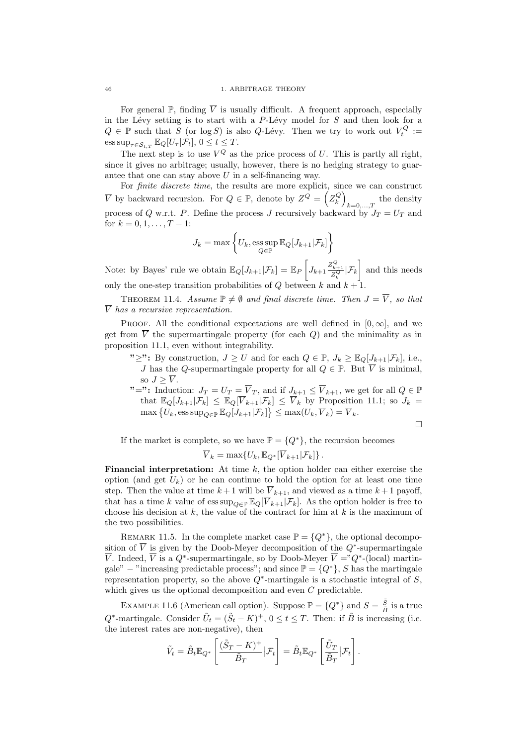For general $\mathbb{P}$, finding $\overline{V}$ is usually difficult. A frequent approach, especially in the Lévy setting is to start with a $P$-Lévy model for $S$ and then look for a $Q \in \mathbb{P}$ such that $S$ (or $\log S$) is also $Q$-Lévy. Then we try to work out $V_t^Q := \operatorname{ess\,sup}_{\tau \in \mathcal{S}_{t,T}} \mathbb{E}_Q[U_\tau | \mathcal{F}_t]$, $0 \le t \le T$.

The next step is to use $V^Q$ as the price process of $U$. This is partly all right, since it gives no arbitrage; usually, however, there is no hedging strategy to guarantee that one can stay above $U$ in a self-financing way.

For *finite discrete time*, the results are more explicit, since we can construct $\overline{V}$ by backward recursion. For $Q \in \mathbb{P}$, denote by $Z^Q = \left(Z_k^Q\right)_{k=0,\dots,T}$ the density process of $Q$ w.r.t. $P$. Define the process $J$ recursively backward by $J_T = U_T$ and for $k = 0, 1, \dots, T-1$:

$$J_k = \max\left\{U_k, \operatorname*{ess\,sup}_{Q \in \mathbb{P}} \mathbb{E}_Q[J_{k+1}|\mathcal{F}_k]\right\}$$

Note: by Bayes' rule we obtain $\mathbb{E}_Q[J_{k+1}|\mathcal{F}_k] = \mathbb{E}_P\left[J_{k+1}\frac{Z_{k+1}^Q}{Z_k^Q}|\mathcal{F}_k\right]$ and this needs only the one-step transition probabilities of $Q$ between $k$ and $k+1$.

THEOREM 11.4. *Assume $\mathbb{P} \neq \emptyset$ and final discrete time. Then $J = \overline{V}$, so that $\overline{V}$ has a recursive representation.*

PROOF. All the conditional expectations are well defined in $[0, \infty]$, and we get from $\overline{V}$ the supermartingale property (for each $Q$) and the minimality as in proposition 11.1, even without integrability.

- **"$\geq$":** By construction, $J \geq U$ and for each $Q \in \mathbb{P}$, $J_k \geq \mathbb{E}_Q[J_{k+1}|\mathcal{F}_k]$, i.e., $J$ has the $Q$-supermartingale property for all $Q \in \mathbb{P}$. But $\overline{V}$ is minimal, so $J \geq \overline{V}$.
- **"$=$":** Induction: $J_T = U_T = \overline{V}_T$, and if $J_{k+1} \leq \overline{V}_{k+1}$, we get for all $Q \in \mathbb{P}$ that $\mathbb{E}_Q[J_{k+1}|\mathcal{F}_k] \leq \mathbb{E}_Q[\overline{V}_{k+1}|\mathcal{F}_k] \leq \overline{V}_k$ by Proposition 11.1; so $J_k = \max\left\{U_k, \operatorname{ess\,sup}_{Q \in \mathbb{P}} \mathbb{E}_Q[J_{k+1}|\mathcal{F}_k]\right\} \leq \max(U_k, \overline{V}_k) = \overline{V}_k$.

□

If the market is complete, so we have $\mathbb{P} = \{Q^*\}$, the recursion becomes

$$\overline{V}_k = \max\{U_k, \mathbb{E}_{Q^*}[\overline{V}_{k+1}|\mathcal{F}_k]\}.$$

**Financial interpretation:** At time $k$, the option holder can either exercise the option (and get $U_k$) or he can continue to hold the option for at least one time step. Then the value at time $k+1$ will be $\overline{V}_{k+1}$, and viewed as a time $k+1$ payoff, that has a time $k$ value of $\operatorname{ess\,sup}_{Q \in \mathbb{P}} \mathbb{E}_Q[\overline{V}_{k+1}|\mathcal{F}_k]$. As the option holder is free to choose his decision at $k$, the value of the contract for him at $k$ is the maximum of the two possibilities.

REMARK 11.5. In the complete market case $\mathbb{P} = \{Q^*\}$, the optional decomposition of $\overline{V}$ is given by the Doob-Meyer decomposition of the $Q^*$-supermartingale $\overline{V}$. Indeed, $\overline{V}$ is a $Q^*$-supermartingale, so by Doob-Meyer $\overline{V} =$"$Q^*$-(local) martingale" $-$ "increasing predictable process"; and since $\mathbb{P} = \{Q^*\}$, $S$ has the martingale representation property, so the above $Q^*$-martingale is a stochastic integral of $S$, which gives us the optional decomposition and even $C$ predictable.

EXAMPLE 11.6 (American call option). Suppose $\mathbb{P} = \{Q^*\}$ and $S = \frac{\tilde{S}}{\tilde{B}}$ is a true $Q^*$-martingale. Consider $\tilde{U}_t = (\tilde{S}_t - K)^+$, $0 \le t \le T$. Then: if $\tilde{B}$ is increasing (i.e. the interest rates are non-negative), then

$$\tilde{V}_t = \tilde{B}_t \mathbb{E}_{Q^*}\left[\frac{(\tilde{S}_T - K)^+}{\tilde{B}_T}|\mathcal{F}_t\right] = \tilde{B}_t \mathbb{E}_{Q^*}\left[\frac{\tilde{U}_T}{\tilde{B}_T}|\mathcal{F}_t\right].$$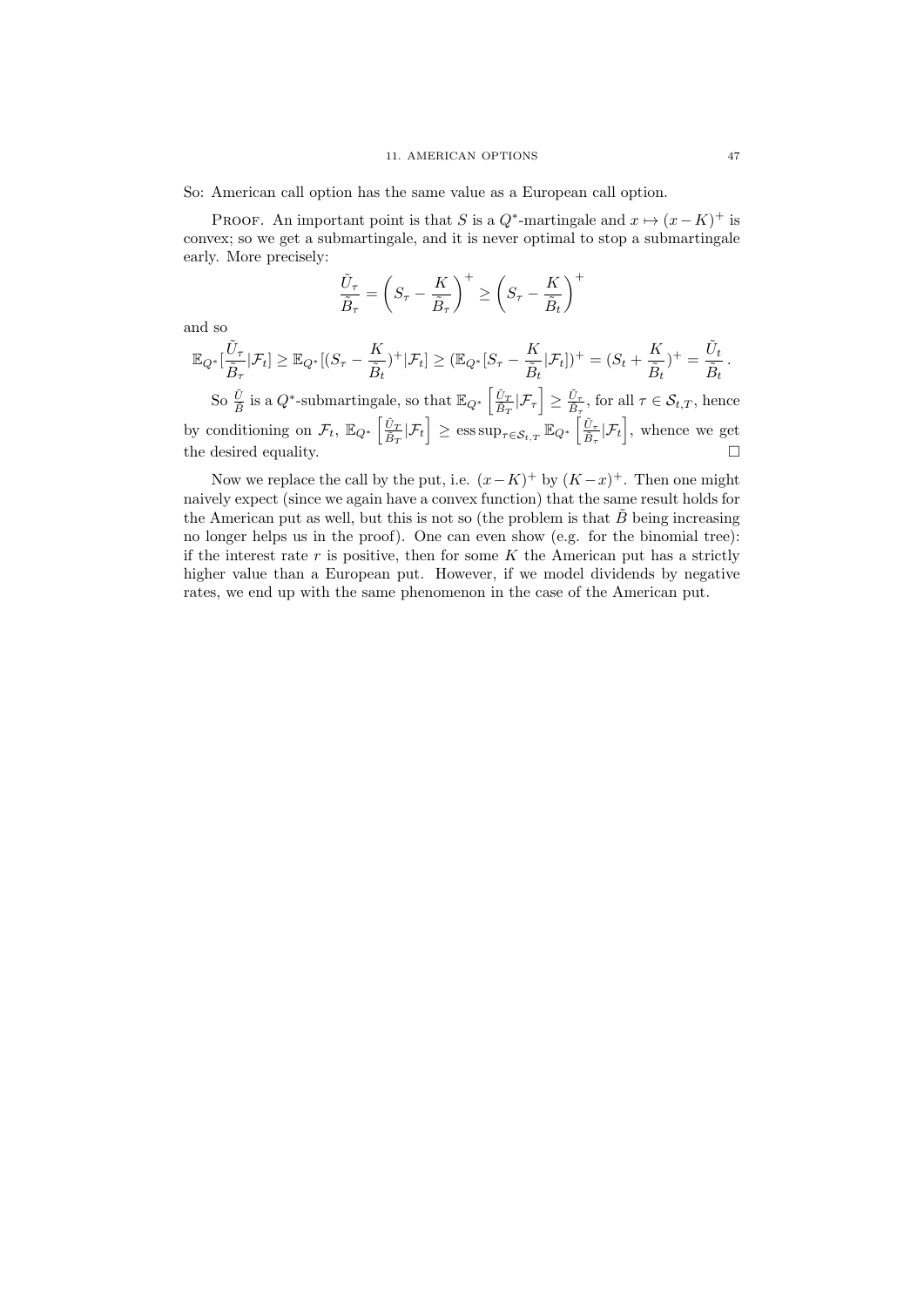So: American call option has the same value as a European call option.

Proof. An important point is that $S$ is a $Q^*$-martingale and $x \mapsto (x-K)^+$ is convex; so we get a submartingale, and it is never optimal to stop a submartingale early. More precisely:

$$\frac{\tilde{U}_\tau}{\tilde{B}_\tau} = \left(S_\tau - \frac{K}{\tilde{B}_\tau}\right)^+ \geq \left(S_\tau - \frac{K}{\tilde{B}_t}\right)^+$$

and so

$$\mathbb{E}_{Q^*}[\frac{\tilde{U}_\tau}{\tilde{B}_\tau}|\mathcal{F}_t] \geq \mathbb{E}_{Q^*}[(S_\tau - \frac{K}{\tilde{B}_t})^+|\mathcal{F}_t] \geq (\mathbb{E}_{Q^*}[S_\tau - \frac{K}{\tilde{B}_t}|\mathcal{F}_t])^+ = (S_t + \frac{K}{\tilde{B}_t})^+ = \frac{\tilde{U}_t}{\tilde{B}_t}.$$

So $\frac{\tilde{U}}{\tilde{B}}$ is a $Q^*$-submartingale, so that $\mathbb{E}_{Q^*}\left[\frac{\tilde{U}_T}{\tilde{B}_T}|\mathcal{F}_\tau\right] \geq \frac{\tilde{U}_\tau}{\tilde{B}_\tau}$, for all $\tau \in \mathcal{S}_{t,T}$, hence by conditioning on $\mathcal{F}_t$, $\mathbb{E}_{Q^*}\left[\frac{\tilde{U}_T}{\tilde{B}_T}|\mathcal{F}_t\right] \geq \operatorname{ess\,sup}_{\tau \in \mathcal{S}_{t,T}} \mathbb{E}_{Q^*}\left[\frac{\tilde{U}_\tau}{\tilde{B}_\tau}|\mathcal{F}_t\right]$, whence we get the desired equality. ☐

Now we replace the call by the put, i.e. $(x-K)^+$ by $(K-x)^+$. Then one might naively expect (since we again have a convex function) that the same result holds for the American put as well, but this is not so (the problem is that $\tilde{B}$ being increasing no longer helps us in the proof). One can even show (e.g. for the binomial tree): if the interest rate $r$ is positive, then for some $K$ the American put has a strictly higher value than a European put. However, if we model dividends by negative rates, we end up with the same phenomenon in the case of the American put.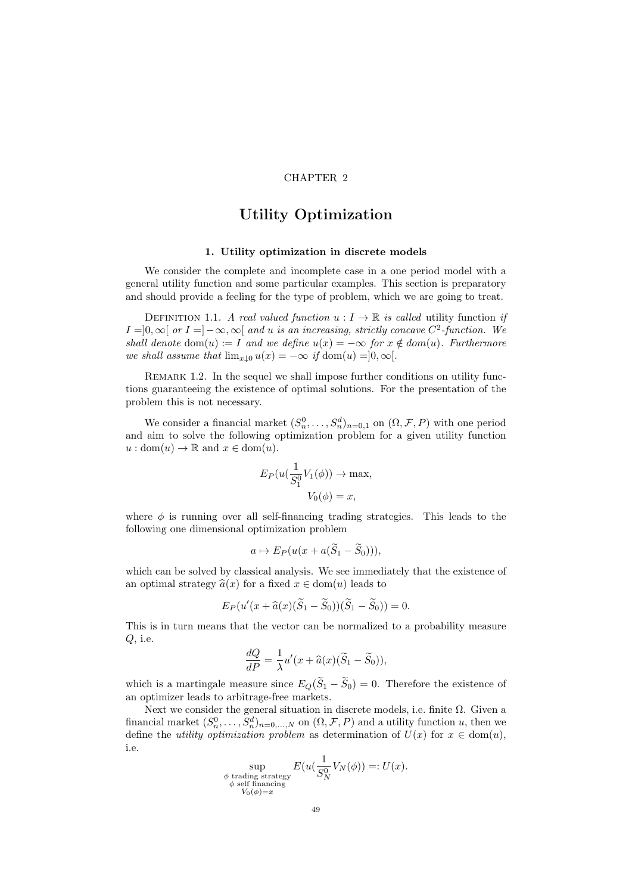CHAPTER 2

# Utility Optimization

## 1. Utility optimization in discrete models

We consider the complete and incomplete case in a one period model with a general utility function and some particular examples. This section is preparatory and should provide a feeling for the type of problem, which we are going to treat.

Definition 1.1. *A real valued function $u : I \to \mathbb{R}$ is called* utility function *if $I = ]0, \infty[$ or $I = ]-\infty, \infty[$ and $u$ is an increasing, strictly concave $C^2$-function. We shall denote $\mathrm{dom}(u) := I$ and we define $u(x) = -\infty$ for $x \notin dom(u)$. Furthermore we shall assume that $\lim_{x \downarrow 0} u(x) = -\infty$ if $\mathrm{dom}(u) = ]0, \infty[$.*

Remark 1.2. In the sequel we shall impose further conditions on utility functions guaranteeing the existence of optimal solutions. For the presentation of the problem this is not necessary.

We consider a financial market $(S_n^0, \ldots, S_n^d)_{n=0,1}$ on $(\Omega, \mathcal{F}, P)$ with one period and aim to solve the following optimization problem for a given utility function $u : \mathrm{dom}(u) \to \mathbb{R}$ and $x \in \mathrm{dom}(u)$.

$$E_P(u(\frac{1}{S_1^0} V_1(\phi)) \to \max,$$
$$V_0(\phi) = x,$$

where $\phi$ is running over all self-financing trading strategies. This leads to the following one dimensional optimization problem

$$a \mapsto E_P(u(x + a(\widetilde{S}_1 - \widetilde{S}_0))),$$

which can be solved by classical analysis. We see immediately that the existence of an optimal strategy $\widehat{a}(x)$ for a fixed $x \in \mathrm{dom}(u)$ leads to

$$E_P(u'(x + \widehat{a}(x)(\widetilde{S}_1 - \widetilde{S}_0))(\widetilde{S}_1 - \widetilde{S}_0)) = 0.$$

This is in turn means that the vector can be normalized to a probability measure $Q$, i.e.

$$\frac{dQ}{dP} = \frac{1}{\lambda} u'(x + \widehat{a}(x)(\widetilde{S}_1 - \widetilde{S}_0)),$$

which is a martingale measure since $E_Q(\widetilde{S}_1 - \widetilde{S}_0) = 0$. Therefore the existence of an optimizer leads to arbitrage-free markets.

Next we consider the general situation in discrete models, i.e. finite $\Omega$. Given a financial market $(S_n^0, \ldots, S_n^d)_{n=0,\ldots,N}$ on $(\Omega, \mathcal{F}, P)$ and a utility function $u$, then we define the *utility optimization problem* as determination of $U(x)$ for $x \in \mathrm{dom}(u)$, i.e.

$$\sup_{\substack{\phi \text{ trading strategy} \\ \phi \text{ self financing} \\ V_0(\phi) = x}} E(u(\frac{1}{S_N^0} V_N(\phi)) =: U(x).$$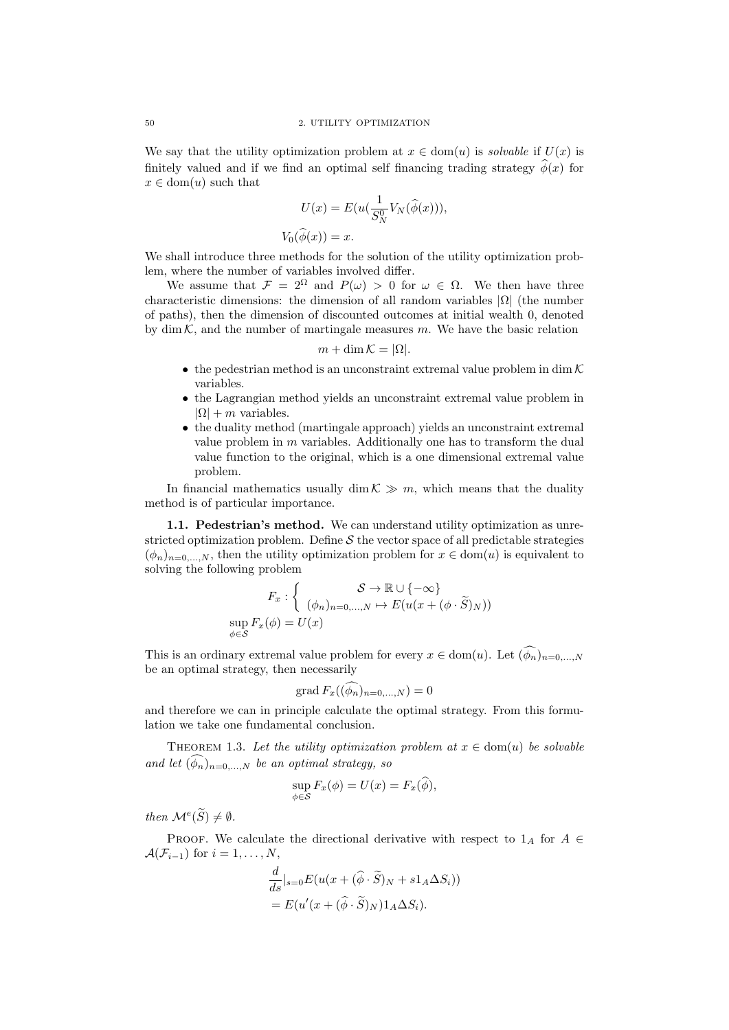We say that the utility optimization problem at $x \in \operatorname{dom}(u)$ is *solvable* if $U(x)$ is finitely valued and if we find an optimal self financing trading strategy $\widehat{\phi}(x)$ for $x \in \operatorname{dom}(u)$ such that

$$
\begin{aligned}
U(x) &= E(u(\frac{1}{S_N^0} V_N(\widehat{\phi}(x))), \\
V_0(\widehat{\phi}(x)) &= x.
\end{aligned}
$$

We shall introduce three methods for the solution of the utility optimization problem, where the number of variables involved differ.

We assume that $\mathcal{F} = 2^\Omega$ and $P(\omega) > 0$ for $\omega \in \Omega$. We then have three characteristic dimensions: the dimension of all random variables $|\Omega|$ (the number of paths), then the dimension of discounted outcomes at initial wealth 0, denoted by $\dim \mathcal{K}$, and the number of martingale measures $m$. We have the basic relation

$$
m + \dim \mathcal{K} = |\Omega|.
$$

- the pedestrian method is an unconstraint extremal value problem in $\dim \mathcal{K}$ variables.
- the Lagrangian method yields an unconstraint extremal value problem in $|\Omega| + m$ variables.
- the duality method (martingale approach) yields an unconstraint extremal value problem in $m$ variables. Additionally one has to transform the dual value function to the original, which is a one dimensional extremal value problem.

In financial mathematics usually $\dim \mathcal{K} \gg m$, which means that the duality method is of particular importance.

**1.1. Pedestrian's method.** We can understand utility optimization as unrestricted optimization problem. Define $\mathcal{S}$ the vector space of all predictable strategies $(\phi_n)_{n=0,\ldots,N}$, then the utility optimization problem for $x \in \operatorname{dom}(u)$ is equivalent to solving the following problem

$$
F_x : \begin{cases} \mathcal{S} \to \mathbb{R} \cup \{-\infty\} \\ (\phi_n)_{n=0,\ldots,N} \mapsto E(u(x + (\phi \cdot \widetilde{S})_N)) \end{cases}
$$

$$
\sup_{\phi \in \mathcal{S}} F_x(\phi) = U(x)
$$

This is an ordinary extremal value problem for every $x \in \operatorname{dom}(u)$. Let $(\widehat{\phi_n})_{n=0,\ldots,N}$ be an optimal strategy, then necessarily

$$
\operatorname{grad} F_x((\widehat{\phi_n})_{n=0,\ldots,N}) = 0
$$

and therefore we can in principle calculate the optimal strategy. From this formulation we take one fundamental conclusion.

THEOREM 1.3. *Let the utility optimization problem at $x \in \operatorname{dom}(u)$ be solvable and let $(\widehat{\phi_n})_{n=0,\ldots,N}$ be an optimal strategy, so*

$$
\sup_{\phi \in \mathcal{S}} F_x(\phi) = U(x) = F_x(\widehat{\phi}),
$$

*then $\mathcal{M}^e(\widetilde{S}) \neq \emptyset$.*

PROOF. We calculate the directional derivative with respect to $1_A$ for $A \in \mathcal{A}(\mathcal{F}_{i-1})$ for $i = 1, \ldots, N$,

$$
\begin{aligned}
&\frac{d}{ds}|_{s=0} E(u(x + (\widehat{\phi} \cdot \widetilde{S})_N + s 1_A \Delta S_i)) \\
&= E(u'(x + (\widehat{\phi} \cdot \widetilde{S})_N) 1_A \Delta S_i).
\end{aligned}
$$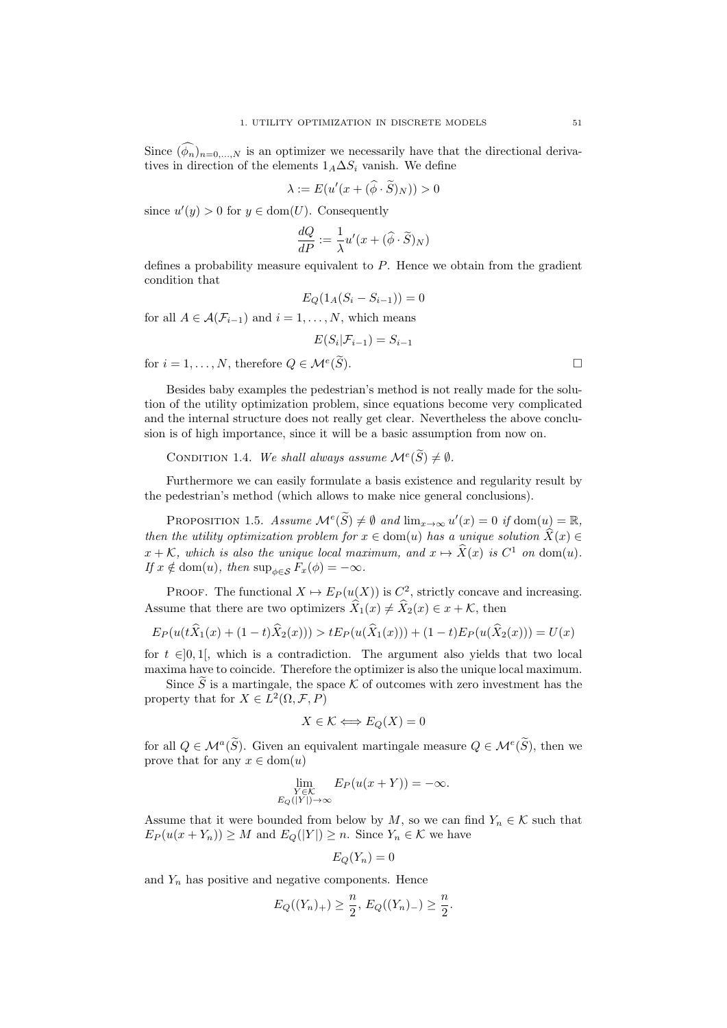Since $(\widehat{\phi_n})_{n=0,\dots,N}$ is an optimizer we necessarily have that the directional derivatives in direction of the elements $1_A \Delta S_i$ vanish. We define

$$\lambda := E(u'(x + (\widehat{\phi} \cdot \widetilde{S})_N)) > 0$$

since $u'(y) > 0$ for $y \in \mathrm{dom}(U)$. Consequently

$$\frac{dQ}{dP} := \frac{1}{\lambda} u'(x + (\widehat{\phi} \cdot \widetilde{S})_N)$$

defines a probability measure equivalent to $P$. Hence we obtain from the gradient condition that

$$E_Q(1_A(S_i - S_{i-1})) = 0$$

for all $A \in \mathcal{A}(\mathcal{F}_{i-1})$ and $i = 1, \dots, N$, which means

$$E(S_i | \mathcal{F}_{i-1}) = S_{i-1}$$

for $i = 1, \dots, N$, therefore $Q \in \mathcal{M}^e(\widetilde{S})$. □

Besides baby examples the pedestrian's method is not really made for the solution of the utility optimization problem, since equations become very complicated and the internal structure does not really get clear. Nevertheless the above conclusion is of high importance, since it will be a basic assumption from now on.

CONDITION 1.4. *We shall always assume $\mathcal{M}^e(\widetilde{S}) \neq \emptyset$.*

Furthermore we can easily formulate a basis existence and regularity result by the pedestrian's method (which allows to make nice general conclusions).

PROPOSITION 1.5. *Assume $\mathcal{M}^e(\widetilde{S}) \neq \emptyset$ and $\lim_{x\to\infty} u'(x) = 0$ if $\mathrm{dom}(u) = \mathbb{R}$, then the utility optimization problem for $x \in \mathrm{dom}(u)$ has a unique solution $\widehat{X}(x) \in x + \mathcal{K}$, which is also the unique local maximum, and $x \mapsto \widehat{X}(x)$ is $C^1$ on $\mathrm{dom}(u)$. If $x \notin \mathrm{dom}(u)$, then $\sup_{\phi \in \mathcal{S}} F_x(\phi) = -\infty$.*

PROOF. The functional $X \mapsto E_P(u(X))$ is $C^2$, strictly concave and increasing. Assume that there are two optimizers $\widehat{X}_1(x) \neq \widehat{X}_2(x) \in x + \mathcal{K}$, then

$$E_P(u(t\widehat{X}_1(x) + (1-t)\widehat{X}_2(x))) > tE_P(u(\widehat{X}_1(x))) + (1-t)E_P(u(\widehat{X}_2(x))) = U(x)$$

for $t \in ]0,1[$, which is a contradiction. The argument also yields that two local maxima have to coincide. Therefore the optimizer is also the unique local maximum.

Since $\widetilde{S}$ is a martingale, the space $\mathcal{K}$ of outcomes with zero investment has the property that for $X \in L^2(\Omega, \mathcal{F}, P)$

$$X \in \mathcal{K} \Longleftrightarrow E_Q(X) = 0$$

for all $Q \in \mathcal{M}^a(\widetilde{S})$. Given an equivalent martingale measure $Q \in \mathcal{M}^e(\widetilde{S})$, then we prove that for any $x \in \mathrm{dom}(u)$

$$\lim_{\substack{Y \in \mathcal{K} \\ E_Q(|Y|) \to \infty}} E_P(u(x+Y)) = -\infty.$$

Assume that it were bounded from below by $M$, so we can find $Y_n \in \mathcal{K}$ such that $E_P(u(x+Y_n)) \geq M$ and $E_Q(|Y|) \geq n$. Since $Y_n \in \mathcal{K}$ we have

$$E_Q(Y_n) = 0$$

and $Y_n$ has positive and negative components. Hence

$$E_Q((Y_n)_+) \geq \frac{n}{2},\ E_Q((Y_n)_-) \geq \frac{n}{2}.$$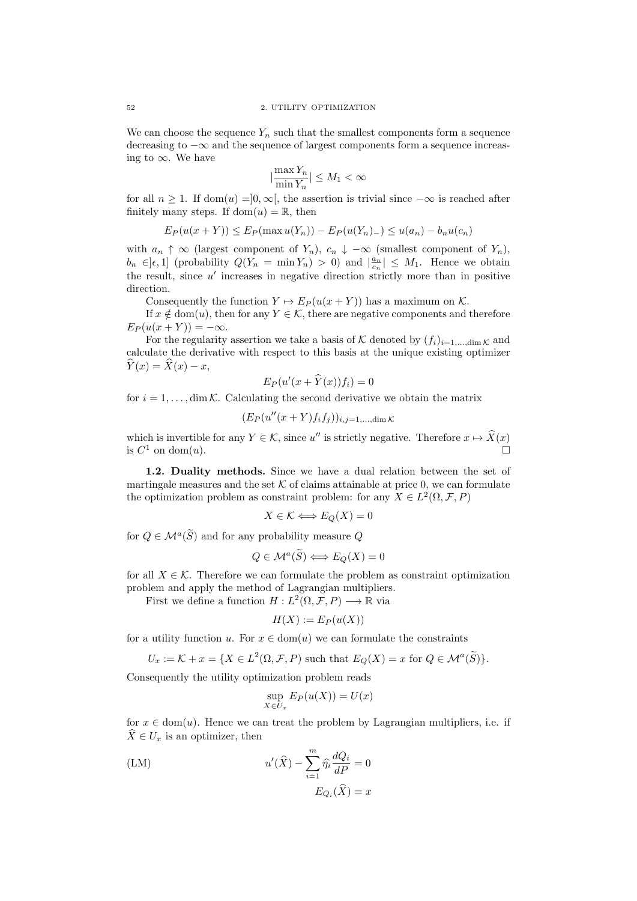We can choose the sequence $Y_n$ such that the smallest components form a sequence decreasing to $-\infty$ and the sequence of largest components form a sequence increasing to $\infty$. We have

$$|\frac{\max Y_n}{\min Y_n}| \leq M_1 < \infty$$

for all $n \geq 1$. If $\operatorname{dom}(u) = ]0, \infty[$, the assertion is trivial since $-\infty$ is reached after finitely many steps. If $\operatorname{dom}(u) = \mathbb{R}$, then

$$E_P(u(x+Y)) \leq E_P(\max u(Y_n)) - E_P(u(Y_n)_-) \leq u(a_n) - b_n u(c_n)$$

with $a_n \uparrow \infty$ (largest component of $Y_n$), $c_n \downarrow -\infty$ (smallest component of $Y_n$), $b_n \in ]\epsilon, 1]$ (probability $Q(Y_n = \min Y_n) > 0$) and $|\frac{a_n}{c_n}| \leq M_1$. Hence we obtain the result, since $u'$ increases in negative direction strictly more than in positive direction.

Consequently the function $Y \mapsto E_P(u(x+Y))$ has a maximum on $\mathcal{K}$.

If $x \notin \operatorname{dom}(u)$, then for any $Y \in \mathcal{K}$, there are negative components and therefore $E_P(u(x+Y)) = -\infty$.

For the regularity assertion we take a basis of $\mathcal{K}$ denoted by $(f_i)_{i=1,\ldots,\dim \mathcal{K}}$ and calculate the derivative with respect to this basis at the unique existing optimizer $\widehat{Y}(x) = \widehat{X}(x) - x$,

$$E_P(u'(x + \widehat{Y}(x))f_i) = 0$$

for $i = 1, \ldots, \dim \mathcal{K}$. Calculating the second derivative we obtain the matrix

$$(E_P(u''(x+Y)f_i f_j))_{i,j=1,\ldots,\dim \mathcal{K}}$$

which is invertible for any $Y \in \mathcal{K}$, since $u''$ is strictly negative. Therefore $x \mapsto \widehat{X}(x)$ is $C^1$ on $\operatorname{dom}(u)$. □

**1.2. Duality methods.** Since we have a dual relation between the set of martingale measures and the set $\mathcal{K}$ of claims attainable at price 0, we can formulate the optimization problem as constraint problem: for any $X \in L^2(\Omega, \mathcal{F}, P)$

$$X \in \mathcal{K} \Longleftrightarrow E_Q(X) = 0$$

for $Q \in \mathcal{M}^a(\widetilde{S})$ and for any probability measure $Q$

$$Q \in \mathcal{M}^a(\widetilde{S}) \Longleftrightarrow E_Q(X) = 0$$

for all $X \in \mathcal{K}$. Therefore we can formulate the problem as constraint optimization problem and apply the method of Lagrangian multipliers.

First we define a function $H : L^2(\Omega, \mathcal{F}, P) \longrightarrow \mathbb{R}$ via

$$H(X) := E_P(u(X))$$

for a utility function $u$. For $x \in \operatorname{dom}(u)$ we can formulate the constraints

$$U_x := \mathcal{K} + x = \{X \in L^2(\Omega, \mathcal{F}, P) \text{ such that } E_Q(X) = x \text{ for } Q \in \mathcal{M}^a(\widetilde{S})\}.$$

Consequently the utility optimization problem reads

$$\sup_{X \in U_x} E_P(u(X)) = U(x)$$

for $x \in \operatorname{dom}(u)$. Hence we can treat the problem by Lagrangian multipliers, i.e. if $\widehat{X} \in U_x$ is an optimizer, then

$$u'(\widehat{X}) - \sum_{i=1}^{m} \widehat{\eta}_i \frac{dQ_i}{dP} = 0 \tag{LM}$$

$$E_{Q_i}(\widehat{X}) = x$$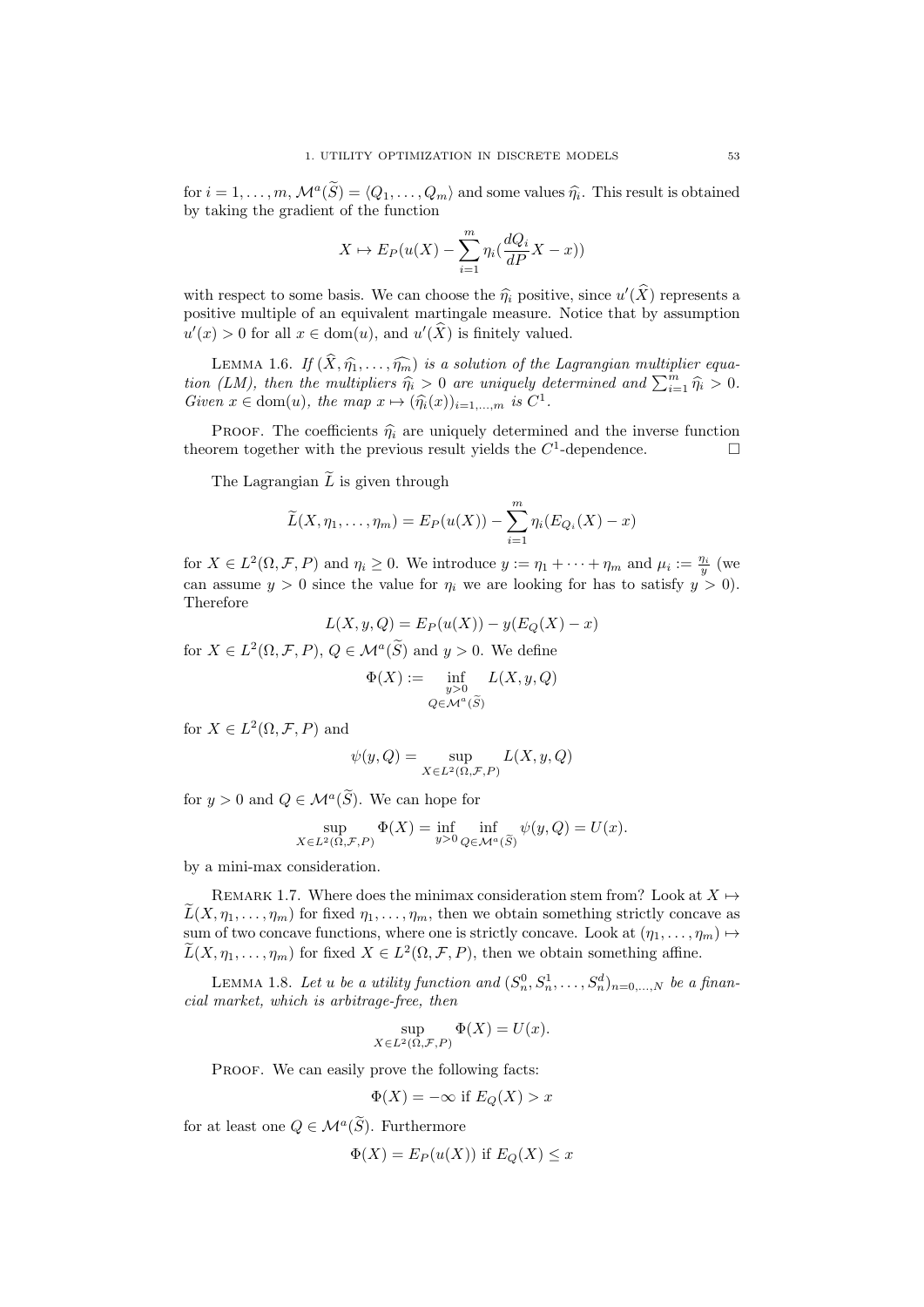for $i = 1, \ldots, m$, $\mathcal{M}^a(\widetilde{S}) = \langle Q_1, \ldots, Q_m \rangle$ and some values $\widehat{\eta}_i$. This result is obtained by taking the gradient of the function

$$X \mapsto E_P(u(X) - \sum_{i=1}^{m} \eta_i (\frac{dQ_i}{dP} X - x))$$

with respect to some basis. We can choose the $\widehat{\eta}_i$ positive, since $u'(\widehat{X})$ represents a positive multiple of an equivalent martingale measure. Notice that by assumption $u'(x) > 0$ for all $x \in \mathrm{dom}(u)$, and $u'(\widehat{X})$ is finitely valued.

LEMMA 1.6. *If $(\widehat{X}, \widehat{\eta_1}, \ldots, \widehat{\eta_m})$ is a solution of the Lagrangian multiplier equation (LM), then the multipliers $\widehat{\eta_i} > 0$ are uniquely determined and $\sum_{i=1}^{m} \widehat{\eta}_i > 0$. Given $x \in \mathrm{dom}(u)$, the map $x \mapsto (\widehat{\eta_i}(x))_{i=1,\ldots,m}$ is $C^1$.*

PROOF. The coefficients $\widehat{\eta}_i$ are uniquely determined and the inverse function theorem together with the previous result yields the $C^1$-dependence. □

The Lagrangian $\widetilde{L}$ is given through

$$\widetilde{L}(X, \eta_1, \ldots, \eta_m) = E_P(u(X)) - \sum_{i=1}^{m} \eta_i (E_{Q_i}(X) - x)$$

for $X \in L^2(\Omega, \mathcal{F}, P)$ and $\eta_i \geq 0$. We introduce $y := \eta_1 + \cdots + \eta_m$ and $\mu_i := \frac{\eta_i}{y}$ (we can assume $y > 0$ since the value for $\eta_i$ we are looking for has to satisfy $y > 0$). Therefore

$$L(X, y, Q) = E_P(u(X)) - y(E_Q(X) - x)$$

for $X \in L^2(\Omega, \mathcal{F}, P)$, $Q \in \mathcal{M}^a(\widetilde{S})$ and $y > 0$. We define

$$\Phi(X) := \inf_{\substack{y>0 \\ Q \in \mathcal{M}^a(\widetilde{S})}} L(X, y, Q)$$

for $X \in L^2(\Omega, \mathcal{F}, P)$ and

$$\psi(y, Q) = \sup_{X \in L^2(\Omega, \mathcal{F}, P)} L(X, y, Q)$$

for $y > 0$ and $Q \in \mathcal{M}^a(\widetilde{S})$. We can hope for

$$\sup_{X \in L^2(\Omega, \mathcal{F}, P)} \Phi(X) = \inf_{y>0} \inf_{Q \in \mathcal{M}^a(\widetilde{S})} \psi(y, Q) = U(x).$$

by a mini-max consideration.

REMARK 1.7. Where does the minimax consideration stem from? Look at $X \mapsto \widetilde{L}(X, \eta_1, \ldots, \eta_m)$ for fixed $\eta_1, \ldots, \eta_m$, then we obtain something strictly concave as sum of two concave functions, where one is strictly concave. Look at $(\eta_1, \ldots, \eta_m) \mapsto \widetilde{L}(X, \eta_1, \ldots, \eta_m)$ for fixed $X \in L^2(\Omega, \mathcal{F}, P)$, then we obtain something affine.

LEMMA 1.8. *Let $u$ be a utility function and $(S_n^0, S_n^1, \ldots, S_n^d)_{n=0,\ldots,N}$ be a financial market, which is arbitrage-free, then*

$$\sup_{X \in L^2(\Omega, \mathcal{F}, P)} \Phi(X) = U(x).$$

PROOF. We can easily prove the following facts:

$$\Phi(X) = -\infty \text{ if } E_Q(X) > x$$

for at least one $Q \in \mathcal{M}^a(\widetilde{S})$. Furthermore

$$\Phi(X) = E_P(u(X)) \text{ if } E_Q(X) \leq x$$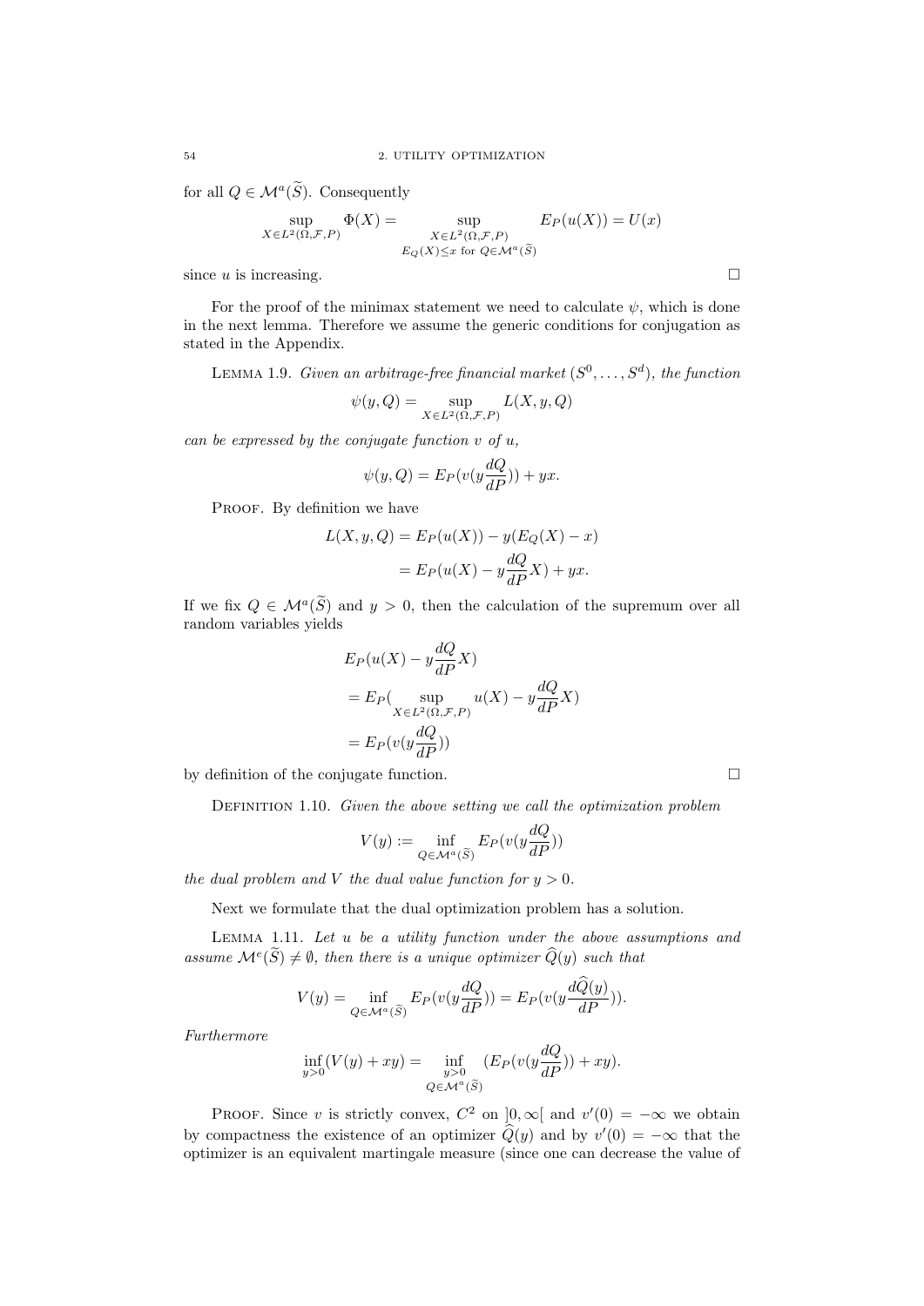for all $Q \in \mathcal{M}^a(\widetilde{S})$. Consequently

$$\sup_{X \in L^2(\Omega,\mathcal{F},P)} \Phi(X) = \sup_{\substack{X \in L^2(\Omega,\mathcal{F},P) \\ E_Q(X) \leq x \text{ for } Q \in \mathcal{M}^a(\widetilde{S})}} E_P(u(X)) = U(x)$$

since $u$ is increasing. □

For the proof of the minimax statement we need to calculate $\psi$, which is done in the next lemma. Therefore we assume the generic conditions for conjugation as stated in the Appendix.

LEMMA 1.9. *Given an arbitrage-free financial market $(S^0, \ldots, S^d)$, the function*

$$\psi(y, Q) = \sup_{X \in L^2(\Omega,\mathcal{F},P)} L(X, y, Q)$$

*can be expressed by the conjugate function $v$ of $u$,*

$$\psi(y, Q) = E_P(v(y\frac{dQ}{dP})) + yx.$$

PROOF. By definition we have

$$\begin{aligned} L(X, y, Q) &= E_P(u(X)) - y(E_Q(X) - x) \\ &= E_P(u(X) - y\frac{dQ}{dP}X) + yx. \end{aligned}$$

If we fix $Q \in \mathcal{M}^a(\widetilde{S})$ and $y > 0$, then the calculation of the supremum over all random variables yields

$$\begin{aligned} &E_P(u(X) - y\frac{dQ}{dP}X) \\ &= E_P(\sup_{X \in L^2(\Omega,\mathcal{F},P)} u(X) - y\frac{dQ}{dP}X) \\ &= E_P(v(y\frac{dQ}{dP})) \end{aligned}$$

by definition of the conjugate function. □

DEFINITION 1.10. *Given the above setting we call the optimization problem*

$$V(y) := \inf_{Q \in \mathcal{M}^a(\widetilde{S})} E_P(v(y\frac{dQ}{dP}))$$

*the dual problem and $V$ the dual value function for $y > 0$.*

Next we formulate that the dual optimization problem has a solution.

LEMMA 1.11. *Let $u$ be a utility function under the above assumptions and assume $\mathcal{M}^e(\widetilde{S}) \neq \emptyset$, then there is a unique optimizer $\widehat{Q}(y)$ such that*

$$V(y) = \inf_{Q \in \mathcal{M}^a(\widetilde{S})} E_P(v(y\frac{dQ}{dP})) = E_P(v(y\frac{d\widehat{Q}(y)}{dP})).$$

*Furthermore*

$$\inf_{y>0}(V(y) + xy) = \inf_{\substack{y>0 \\ Q \in \mathcal{M}^a(\widetilde{S})}} (E_P(v(y\frac{dQ}{dP})) + xy).$$

PROOF. Since $v$ is strictly convex, $C^2$ on $]0, \infty[$ and $v'(0) = -\infty$ we obtain by compactness the existence of an optimizer $\widehat{Q}(y)$ and by $v'(0) = -\infty$ that the optimizer is an equivalent martingale measure (since one can decrease the value of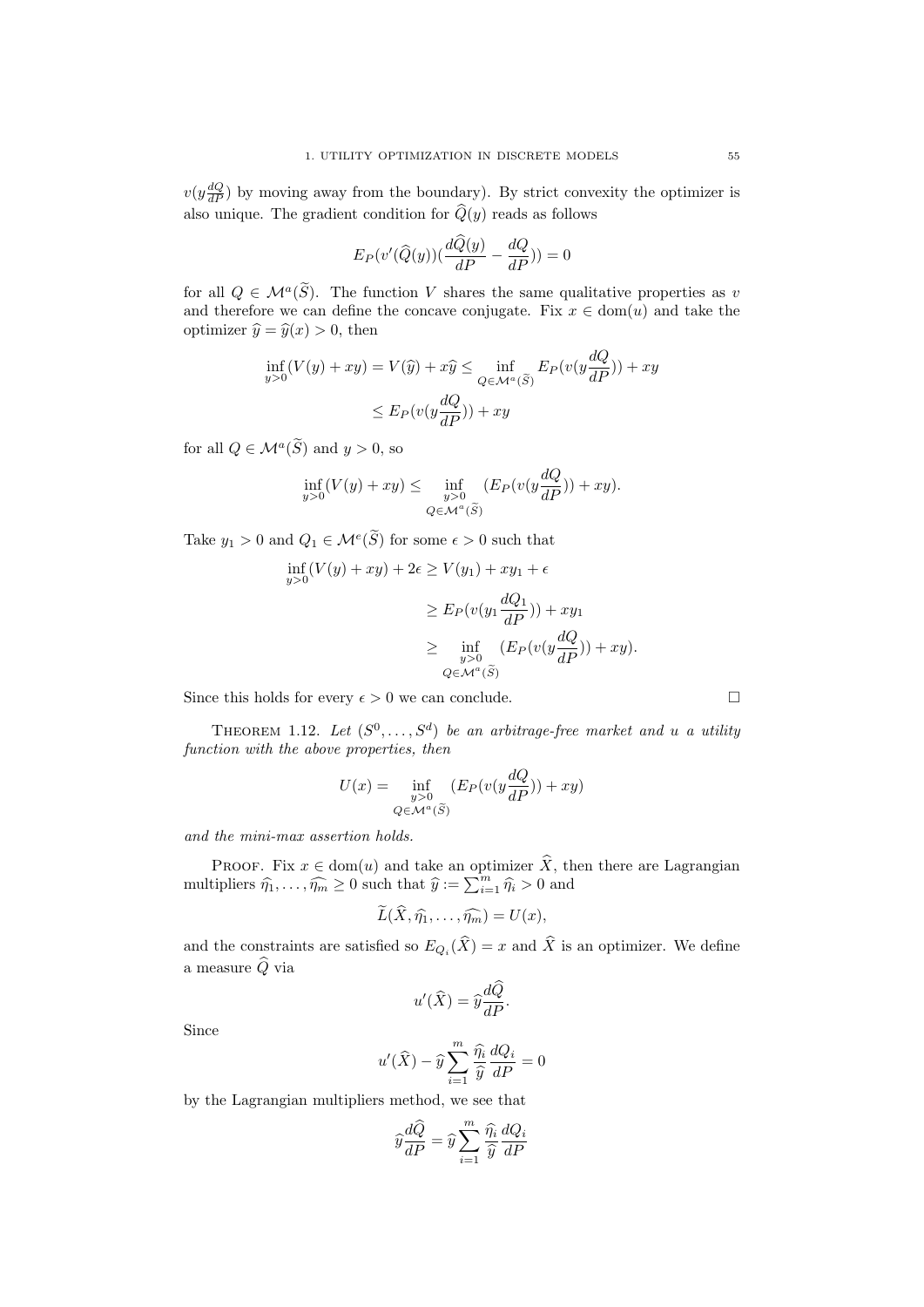$v(y\frac{dQ}{dP})$ by moving away from the boundary). By strict convexity the optimizer is also unique. The gradient condition for $\widehat{Q}(y)$ reads as follows

$$E_P(v'(\widehat{Q}(y))(\frac{d\widehat{Q}(y)}{dP} - \frac{dQ}{dP})) = 0$$

for all $Q \in \mathcal{M}^a(\widetilde{S})$. The function $V$ shares the same qualitative properties as $v$ and therefore we can define the concave conjugate. Fix $x \in \operatorname{dom}(u)$ and take the optimizer $\widehat{y} = \widehat{y}(x) > 0$, then

$$\inf_{y>0}(V(y) + xy) = V(\widehat{y}) + x\widehat{y} \leq \inf_{Q \in \mathcal{M}^a(\widetilde{S})} E_P(v(y\frac{dQ}{dP})) + xy$$

$$\leq E_P(v(y\frac{dQ}{dP})) + xy$$

for all $Q \in \mathcal{M}^a(\widetilde{S})$ and $y > 0$, so

$$\inf_{y>0}(V(y) + xy) \leq \inf_{\substack{y>0 \\ Q \in \mathcal{M}^a(\widetilde{S})}} (E_P(v(y\frac{dQ}{dP})) + xy).$$

Take $y_1 > 0$ and $Q_1 \in \mathcal{M}^e(\widetilde{S})$ for some $\epsilon > 0$ such that

$$\begin{aligned}
\inf_{y>0}(V(y) + xy) + 2\epsilon &\geq V(y_1) + xy_1 + \epsilon \\
&\geq E_P(v(y_1\frac{dQ_1}{dP})) + xy_1 \\
&\geq \inf_{\substack{y>0 \\ Q \in \mathcal{M}^a(\widetilde{S})}} (E_P(v(y\frac{dQ}{dP})) + xy).
\end{aligned}$$

Since this holds for every $\epsilon > 0$ we can conclude. □

THEOREM 1.12. *Let $(S^0, \ldots, S^d)$ be an arbitrage-free market and $u$ a utility function with the above properties, then*

$$U(x) = \inf_{\substack{y>0 \\ Q \in \mathcal{M}^a(\widetilde{S})}} (E_P(v(y\frac{dQ}{dP})) + xy)$$

*and the mini-max assertion holds.*

PROOF. Fix $x \in \operatorname{dom}(u)$ and take an optimizer $\widehat{X}$, then there are Lagrangian multipliers $\widehat{\eta_1}, \ldots, \widehat{\eta_m} \geq 0$ such that $\widehat{y} := \sum_{i=1}^m \widehat{\eta_i} > 0$ and

$$\widetilde{L}(\widehat{X}, \widehat{\eta_1}, \ldots, \widehat{\eta_m}) = U(x),$$

and the constraints are satisfied so $E_{Q_i}(\widehat{X}) = x$ and $\widehat{X}$ is an optimizer. We define a measure $\widehat{Q}$ via

$$u'(\widehat{X}) = \widehat{y}\frac{d\widehat{Q}}{dP}.$$

Since

$$u'(\widehat{X}) - \widehat{y}\sum_{i=1}^m \frac{\widehat{\eta_i}}{\widehat{y}}\frac{dQ_i}{dP} = 0$$

by the Lagrangian multipliers method, we see that

$$\widehat{y}\frac{d\widehat{Q}}{dP} = \widehat{y}\sum_{i=1}^m \frac{\widehat{\eta_i}}{\widehat{y}}\frac{dQ_i}{dP}$$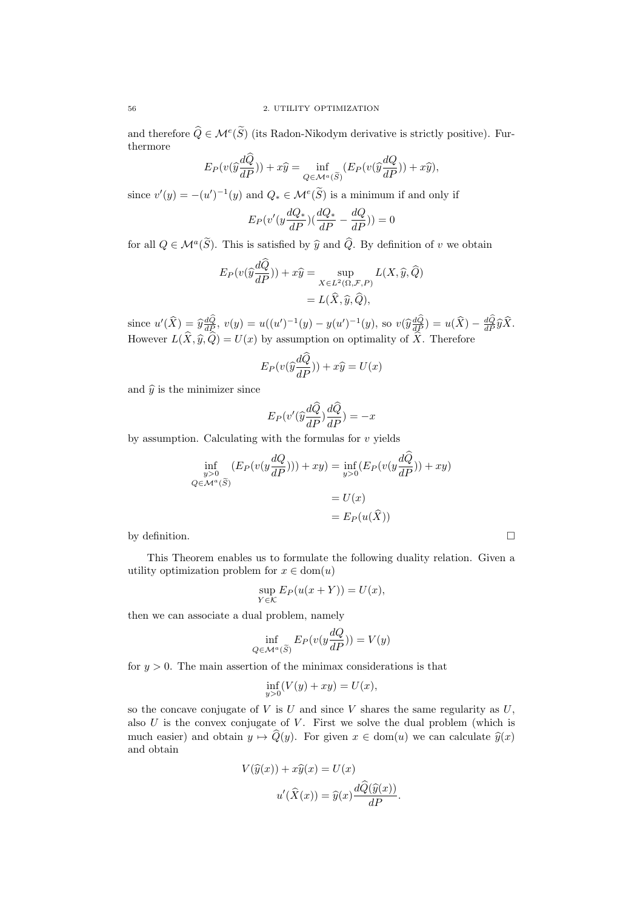and therefore $\widehat{Q} \in \mathcal{M}^e(\widetilde{S})$ (its Radon-Nikodym derivative is strictly positive). Furthermore

$$E_P(v(\widehat{y}\frac{d\widehat{Q}}{dP})) + x\widehat{y} = \inf_{Q \in \mathcal{M}^a(\widetilde{S})} (E_P(v(\widehat{y}\frac{dQ}{dP})) + x\widehat{y}),$$

since $v'(y) = -(u')^{-1}(y)$ and $Q_* \in \mathcal{M}^e(\widetilde{S})$ is a minimum if and only if

$$E_P(v'(y\frac{dQ_*}{dP})(\frac{dQ_*}{dP} - \frac{dQ}{dP})) = 0$$

for all $Q \in \mathcal{M}^a(\widetilde{S})$. This is satisfied by $\widehat{y}$ and $\widehat{Q}$. By definition of $v$ we obtain

$$\begin{aligned} E_P(v(\widehat{y}\frac{d\widehat{Q}}{dP})) + x\widehat{y} &= \sup_{X \in L^2(\Omega, \mathcal{F}, P)} L(X, \widehat{y}, \widehat{Q}) \\ &= L(\widehat{X}, \widehat{y}, \widehat{Q}), \end{aligned}$$

since $u'(\widehat{X}) = \widehat{y}\frac{d\widehat{Q}}{dP}$, $v(y) = u((u')^{-1}(y) - y(u')^{-1}(y)$, so $v(\widehat{y}\frac{d\widehat{Q}}{dP}) = u(\widehat{X}) - \frac{d\widehat{Q}}{dP}\widehat{y}\widehat{X}$. However $L(\widehat{X}, \widehat{y}, \widehat{Q}) = U(x)$ by assumption on optimality of $\widehat{X}$. Therefore

$$E_P(v(\widehat{y}\frac{d\widehat{Q}}{dP})) + x\widehat{y} = U(x)$$

and $\widehat{y}$ is the minimizer since

$$E_P(v'(\widehat{y}\frac{d\widehat{Q}}{dP})\frac{d\widehat{Q}}{dP}) = -x$$

by assumption. Calculating with the formulas for $v$ yields

$$\begin{aligned} \inf_{\substack{y>0 \\ Q \in \mathcal{M}^a(\widetilde{S})}} (E_P(v(y\frac{dQ}{dP}))) + xy) &= \inf_{y>0}(E_P(v(y\frac{d\widehat{Q}}{dP})) + xy) \\ &= U(x) \\ &= E_P(u(\widehat{X})) \end{aligned}$$

by definition. $\square$

This Theorem enables us to formulate the following duality relation. Given a utility optimization problem for $x \in \mathrm{dom}(u)$

$$\sup_{Y \in \mathcal{K}} E_P(u(x+Y)) = U(x),$$

then we can associate a dual problem, namely

$$\inf_{Q \in \mathcal{M}^a(\widetilde{S})} E_P(v(y\frac{dQ}{dP})) = V(y)$$

for $y > 0$. The main assertion of the minimax considerations is that

$$\inf_{y>0}(V(y) + xy) = U(x),$$

so the concave conjugate of $V$ is $U$ and since $V$ shares the same regularity as $U$, also $U$ is the convex conjugate of $V$. First we solve the dual problem (which is much easier) and obtain $y \mapsto \widehat{Q}(y)$. For given $x \in \mathrm{dom}(u)$ we can calculate $\widehat{y}(x)$ and obtain

$$\begin{aligned} V(\widehat{y}(x)) + x\widehat{y}(x) &= U(x) \\ u'(\widehat{X}(x)) &= \widehat{y}(x)\frac{d\widehat{Q}(\widehat{y}(x))}{dP}. \end{aligned}$$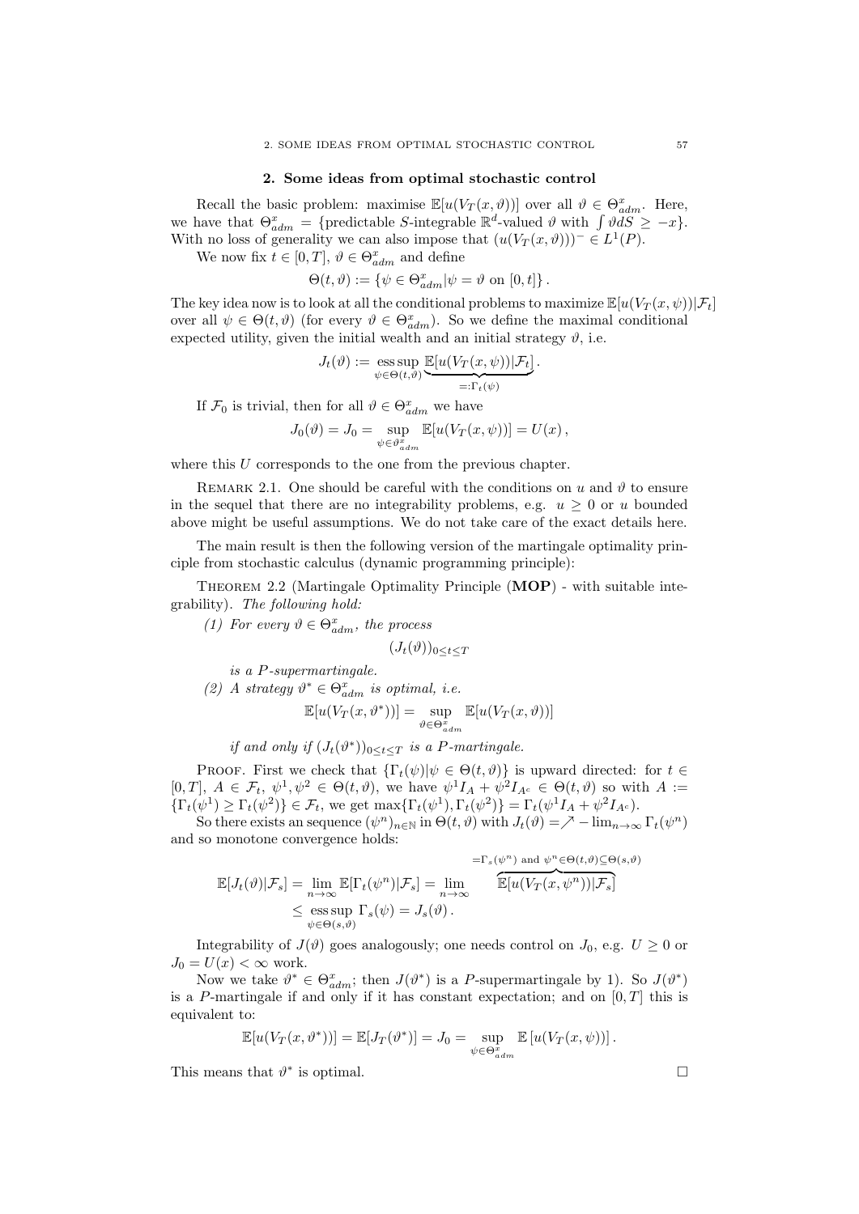## 2. Some ideas from optimal stochastic control

Recall the basic problem: maximise $\mathbb{E}[u(V_T(x,\vartheta))]$ over all $\vartheta \in \Theta^x_{adm}$. Here, we have that $\Theta^x_{adm} = \{\text{predictable } S\text{-integrable } \mathbb{R}^d\text{-valued } \vartheta \text{ with } \int \vartheta dS \geq -x\}$. With no loss of generality we can also impose that $(u(V_T(x,\vartheta)))^- \in L^1(P)$.

We now fix $t \in [0,T]$, $\vartheta \in \Theta^x_{adm}$ and define

$$\Theta(t,\vartheta) := \{\psi \in \Theta^x_{adm} | \psi = \vartheta \text{ on } [0,t]\}.$$

The key idea now is to look at all the conditional problems to maximize $\mathbb{E}[u(V_T(x,\psi))|\mathcal{F}_t]$ over all $\psi \in \Theta(t,\vartheta)$ (for every $\vartheta \in \Theta^x_{adm}$). So we define the maximal conditional expected utility, given the initial wealth and an initial strategy $\vartheta$, i.e.

$$J_t(\vartheta) := \operatorname*{ess\,sup}_{\psi\in\Theta(t,\vartheta)} \underbrace{\mathbb{E}[u(V_T(x,\psi))|\mathcal{F}_t]}_{=:\Gamma_t(\psi)}.$$

If $\mathcal{F}_0$ is trivial, then for all $\vartheta \in \Theta^x_{adm}$ we have

$$J_0(\vartheta) = J_0 = \sup_{\psi\in\vartheta^x_{adm}} \mathbb{E}[u(V_T(x,\psi))] = U(x),$$

where this $U$ corresponds to the one from the previous chapter.

Remark 2.1. One should be careful with the conditions on $u$ and $\vartheta$ to ensure in the sequel that there are no integrability problems, e.g. $u \geq 0$ or $u$ bounded above might be useful assumptions. We do not take care of the exact details here.

The main result is then the following version of the martingale optimality principle from stochastic calculus (dynamic programming principle):

Theorem 2.2 (Martingale Optimality Principle (**MOP**) - with suitable integrability). *The following hold:*

*(1) For every $\vartheta \in \Theta^x_{adm}$, the process*

$$(J_t(\vartheta))_{0\leq t\leq T}$$

*is a $P$-supermartingale.*

*(2) A strategy $\vartheta^* \in \Theta^x_{adm}$ is optimal, i.e.*

$$\mathbb{E}[u(V_T(x,\vartheta^*))] = \sup_{\vartheta\in\Theta^x_{adm}} \mathbb{E}[u(V_T(x,\vartheta))]$$

*if and only if $(J_t(\vartheta^*))_{0\leq t\leq T}$ is a $P$-martingale.*

Proof. First we check that $\{\Gamma_t(\psi)|\psi \in \Theta(t,\vartheta)\}$ is upward directed: for $t \in [0,T]$, $A \in \mathcal{F}_t$, $\psi^1, \psi^2 \in \Theta(t,\vartheta)$, we have $\psi^1 I_A + \psi^2 I_{A^c} \in \Theta(t,\vartheta)$ so with $A := \{\Gamma_t(\psi^1) \geq \Gamma_t(\psi^2)\} \in \mathcal{F}_t$, we get $\max\{\Gamma_t(\psi^1), \Gamma_t(\psi^2)\} = \Gamma_t(\psi^1 I_A + \psi^2 I_{A^c})$.

So there exists an sequence $(\psi^n)_{n\in\mathbb{N}}$ in $\Theta(t,\vartheta)$ with $J_t(\vartheta) = \nearrow - \lim_{n\to\infty} \Gamma_t(\psi^n)$ and so monotone convergence holds:

$$\begin{aligned}
\mathbb{E}[J_t(\vartheta)|\mathcal{F}_s] &= \lim_{n\to\infty} \mathbb{E}[\Gamma_t(\psi^n)|\mathcal{F}_s] = \lim_{n\to\infty} \overbrace{\mathbb{E}[u(V_T(x,\psi^n))|\mathcal{F}_s]}^{=\Gamma_s(\psi^n) \text{ and } \psi^n\in\Theta(t,\vartheta)\subseteq\Theta(s,\vartheta)} \\
&\leq \operatorname*{ess\,sup}_{\psi\in\Theta(s,\vartheta)} \Gamma_s(\psi) = J_s(\vartheta).
\end{aligned}$$

Integrability of $J(\vartheta)$ goes analogously; one needs control on $J_0$, e.g. $U \geq 0$ or $J_0 = U(x) < \infty$ work.

Now we take $\vartheta^* \in \Theta^x_{adm}$; then $J(\vartheta^*)$ is a $P$-supermartingale by 1). So $J(\vartheta^*)$ is a $P$-martingale if and only if it has constant expectation; and on $[0,T]$ this is equivalent to:

$$\mathbb{E}[u(V_T(x,\vartheta^*))] = \mathbb{E}[J_T(\vartheta^*)] = J_0 = \sup_{\psi\in\Theta^x_{adm}} \mathbb{E}\left[u(V_T(x,\psi))\right].$$

This means that $\vartheta^*$ is optimal. $\square$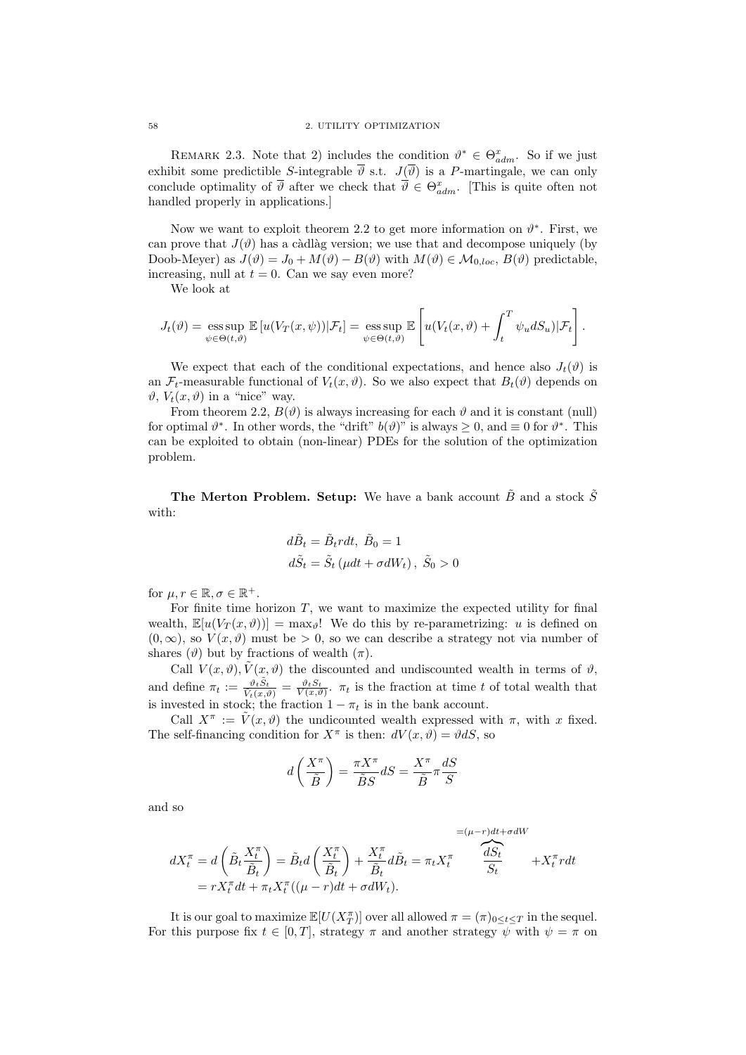REMARK 2.3. Note that 2) includes the condition $\vartheta^* \in \Theta^x_{adm}$. So if we just exhibit some predictible $S$-integrable $\overline{\vartheta}$ s.t. $J(\overline{\vartheta})$ is a $P$-martingale, we can only conclude optimality of $\overline{\vartheta}$ after we check that $\overline{\vartheta} \in \Theta^x_{adm}$. [This is quite often not handled properly in applications.]

Now we want to exploit theorem 2.2 to get more information on $\vartheta^*$. First, we can prove that $J(\vartheta)$ has a càdlàg version; we use that and decompose uniquely (by Doob-Meyer) as $J(\vartheta) = J_0 + M(\vartheta) - B(\vartheta)$ with $M(\vartheta) \in \mathcal{M}_{0,loc}$, $B(\vartheta)$ predictable, increasing, null at $t = 0$. Can we say even more?

We look at

$$J_t(\vartheta) = \operatorname*{ess\,sup}_{\psi \in \Theta(t,\vartheta)} \mathbb{E}\left[u(V_T(x,\psi))|\mathcal{F}_t\right] = \operatorname*{ess\,sup}_{\psi \in \Theta(t,\vartheta)} \mathbb{E}\left[u(V_t(x,\vartheta) + \int_t^T \psi_u dS_u)|\mathcal{F}_t\right].$$

We expect that each of the conditional expectations, and hence also $J_t(\vartheta)$ is an $\mathcal{F}_t$-measurable functional of $V_t(x,\vartheta)$. So we also expect that $B_t(\vartheta)$ depends on $\vartheta$, $V_t(x,\vartheta)$ in a "nice" way.

From theorem 2.2, $B(\vartheta)$ is always increasing for each $\vartheta$ and it is constant (null) for optimal $\vartheta^*$. In other words, the "drift" $b(\vartheta)$" is always $\geq 0$, and $\equiv 0$ for $\vartheta^*$. This can be exploited to obtain (non-linear) PDEs for the solution of the optimization problem.

**The Merton Problem. Setup:** We have a bank account $\tilde{B}$ and a stock $\tilde{S}$ with:

$$d\tilde{B}_t = \tilde{B}_t r dt, \; \tilde{B}_0 = 1$$
$$d\tilde{S}_t = \tilde{S}_t\left(\mu dt + \sigma dW_t\right), \; \tilde{S}_0 > 0$$

for $\mu, r \in \mathbb{R}, \sigma \in \mathbb{R}^+$.

For finite time horizon $T$, we want to maximize the expected utility for final wealth, $\mathbb{E}[u(V_T(x,\vartheta))] = \max_\vartheta$! We do this by re-parametrizing: $u$ is defined on $(0,\infty)$, so $V(x,\vartheta)$ must be $> 0$, so we can describe a strategy not via number of shares ($\vartheta$) but by fractions of wealth ($\pi$).

Call $V(x,\vartheta), \tilde{V}(x,\vartheta)$ the discounted and undiscounted wealth in terms of $\vartheta$, and define $\pi_t := \frac{\vartheta_t \tilde{S}_t}{\tilde{V}_t(x,\vartheta)} = \frac{\vartheta_t S_t}{V(x,\vartheta)}$. $\pi_t$ is the fraction at time $t$ of total wealth that is invested in stock; the fraction $1 - \pi_t$ is in the bank account.

Call $X^\pi := \tilde{V}(x,\vartheta)$ the undicounted wealth expressed with $\pi$, with $x$ fixed. The self-financing condition for $X^\pi$ is then: $dV(x,\vartheta) = \vartheta dS$, so

$$d\left(\frac{X^\pi}{\tilde{B}}\right) = \frac{\pi X^\pi}{\tilde{B} S} dS = \frac{X^\pi}{\tilde{B}} \pi \frac{dS}{S}$$

and so

$$\begin{aligned}
dX^\pi_t &= d\left(\tilde{B}_t \frac{X^\pi_t}{\tilde{B}_t}\right) = \tilde{B}_t d\left(\frac{X^\pi_t}{\tilde{B}_t}\right) + \frac{X^\pi_t}{\tilde{B}_t} d\tilde{B}_t = \pi_t X^\pi_t \overbrace{\frac{dS_t}{S_t}}^{=(\mu - r)dt + \sigma dW} + X^\pi_t r dt \\
&= r X^\pi_t dt + \pi_t X^\pi_t ((\mu - r)dt + \sigma dW_t).
\end{aligned}$$

It is our goal to maximize $\mathbb{E}[U(X^\pi_T)]$ over all allowed $\pi = (\pi)_{0 \leq t \leq T}$ in the sequel. For this purpose fix $t \in [0,T]$, strategy $\pi$ and another strategy $\psi$ with $\psi = \pi$ on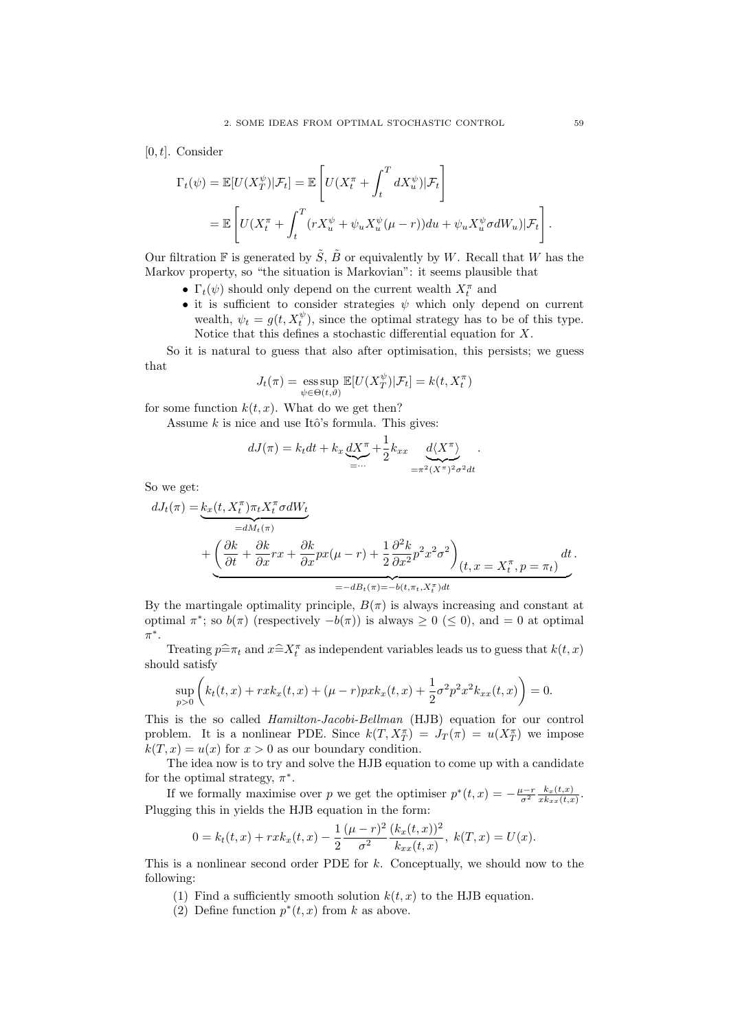$[0, t]$. Consider

$$
\begin{aligned}
\Gamma_t(\psi) &= \mathbb{E}[U(X_T^\psi)|\mathcal{F}_t] = \mathbb{E}\left[U(X_t^\pi + \int_t^T dX_u^\psi)|\mathcal{F}_t\right] \\
&= \mathbb{E}\left[U(X_t^\pi + \int_t^T (rX_u^\psi + \psi_u X_u^\psi(\mu - r))du + \psi_u X_u^\psi \sigma dW_u)|\mathcal{F}_t\right].
\end{aligned}
$$

Our filtration $\mathbb{F}$ is generated by $\tilde{S}$, $\tilde{B}$ or equivalently by $W$. Recall that $W$ has the Markov property, so "the situation is Markovian": it seems plausible that

- $\Gamma_t(\psi)$ should only depend on the current wealth $X_t^\pi$ and
- it is sufficient to consider strategies $\psi$ which only depend on current wealth, $\psi_t = g(t, X_t^\psi)$, since the optimal strategy has to be of this type. Notice that this defines a stochastic differential equation for $X$.

So it is natural to guess that also after optimisation, this persists; we guess that

$$
J_t(\pi) = \operatorname*{ess\,sup}_{\psi \in \Theta(t,\vartheta)} \mathbb{E}[U(X_T^\psi)|\mathcal{F}_t] = k(t, X_t^\pi)
$$

for some function $k(t, x)$. What do we get then?

Assume $k$ is nice and use Itô's formula. This gives:

$$
dJ(\pi) = k_t dt + k_x \underbrace{dX^\pi}_{=\cdots} + \frac{1}{2} k_{xx} \underbrace{d\langle X^\pi \rangle}_{=\pi^2 (X^\pi)^2 \sigma^2 dt}.
$$

So we get:

$$
\begin{aligned}
dJ_t(\pi) = &\underbrace{k_x(t, X_t^\pi)\pi_t X_t^\pi \sigma dW_t}_{=dM_t(\pi)} \\
&+ \underbrace{\left(\frac{\partial k}{\partial t} + \frac{\partial k}{\partial x} rx + \frac{\partial k}{\partial x} px(\mu - r) + \frac{1}{2}\frac{\partial^2 k}{\partial x^2} p^2 x^2 \sigma^2\right)_{(t, x = X_t^\pi, p = \pi_t)} dt}_{=-dB_t(\pi) = -b(t, \pi_t, X_t^\pi)dt}.
\end{aligned}
$$

By the martingale optimality principle, $B(\pi)$ is always increasing and constant at optimal $\pi^*$; so $b(\pi)$ (respectively $-b(\pi)$) is always $\geq 0$ ($\leq 0$), and $= 0$ at optimal $\pi^*$.

Treating $p \widehat{=} \pi_t$ and $x \widehat{=} X_t^\pi$ as independent variables leads us to guess that $k(t, x)$ should satisfy

$$
\sup_{p > 0}\left(k_t(t, x) + rxk_x(t, x) + (\mu - r)pxk_x(t, x) + \frac{1}{2}\sigma^2 p^2 x^2 k_{xx}(t, x)\right) = 0.
$$

This is the so called *Hamilton-Jacobi-Bellman* (HJB) equation for our control problem. It is a nonlinear PDE. Since $k(T, X_T^\pi) = J_T(\pi) = u(X_T^\pi)$ we impose $k(T, x) = u(x)$ for $x > 0$ as our boundary condition.

The idea now is to try and solve the HJB equation to come up with a candidate for the optimal strategy, $\pi^*$.

If we formally maximise over $p$ we get the optimiser $p^*(t, x) = -\frac{\mu - r}{\sigma^2}\frac{k_x(t,x)}{xk_{xx}(t,x)}$. Plugging this in yields the HJB equation in the form:

$$
0 = k_t(t, x) + rxk_x(t, x) - \frac{1}{2}\frac{(\mu - r)^2}{\sigma^2}\frac{(k_x(t, x))^2}{k_{xx}(t, x)}, \ k(T, x) = U(x).
$$

This is a nonlinear second order PDE for $k$. Conceptually, we should now to the following:

(1) Find a sufficiently smooth solution $k(t, x)$ to the HJB equation.
(2) Define function $p^*(t, x)$ from $k$ as above.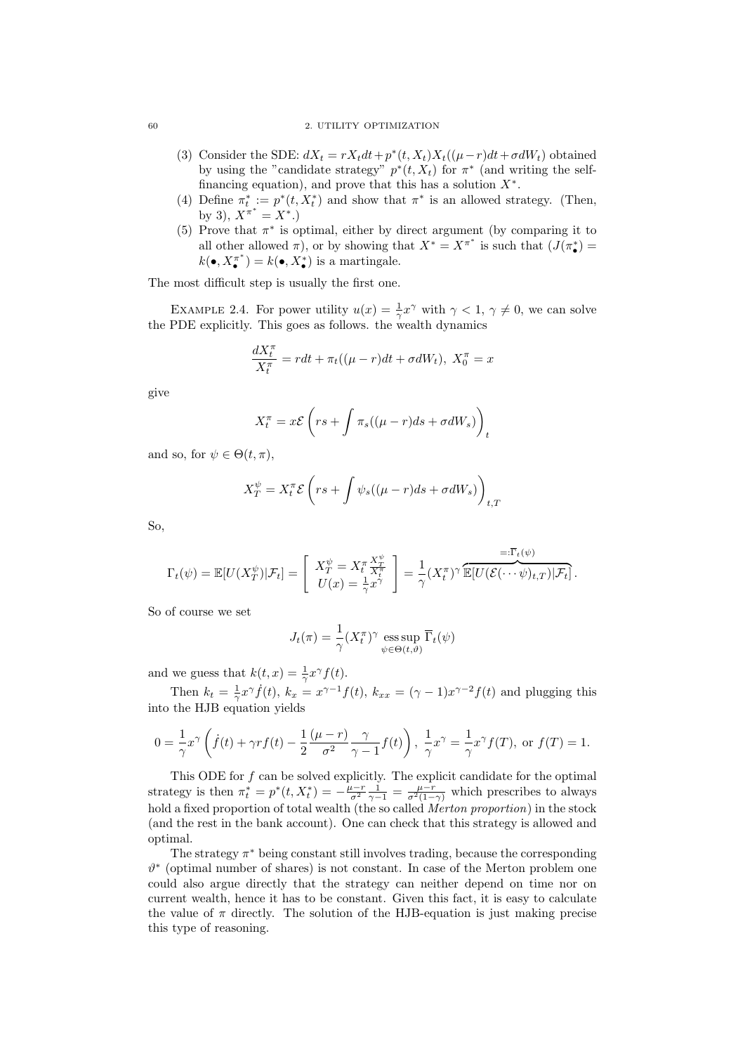(3) Consider the SDE: $dX_t = rX_t dt + p^*(t, X_t)X_t((\mu - r)dt + \sigma dW_t)$ obtained by using the "candidate strategy" $p^*(t, X_t)$ for $\pi^*$ (and writing the self-financing equation), and prove that this has a solution $X^*$.

(4) Define $\pi^*_t := p^*(t, X^*_t)$ and show that $\pi^*$ is an allowed strategy. (Then, by 3), $X^{\pi^*} = X^*$.)

(5) Prove that $\pi^*$ is optimal, either by direct argument (by comparing it to all other allowed $\pi$), or by showing that $X^* = X^{\pi^*}$ is such that $(J(\pi^*_\bullet) = k(\bullet, X^{\pi^*}_\bullet) = k(\bullet, X^*_\bullet)$ is a martingale.

The most difficult step is usually the first one.

Example 2.4. For power utility $u(x) = \frac{1}{\gamma}x^\gamma$ with $\gamma < 1$, $\gamma \neq 0$, we can solve the PDE explicitly. This goes as follows. the wealth dynamics

$$\frac{dX^\pi_t}{X^\pi_t} = rdt + \pi_t((\mu - r)dt + \sigma dW_t),\ X^\pi_0 = x$$

give

$$X^\pi_t = x\mathcal{E}\left(rs + \int \pi_s((\mu - r)ds + \sigma dW_s)\right)_t$$

and so, for $\psi \in \Theta(t, \pi)$,

$$X^\psi_T = X^\pi_t \mathcal{E}\left(rs + \int \psi_s((\mu - r)ds + \sigma dW_s)\right)_{t,T}$$

So,

$$\Gamma_t(\psi) = \mathbb{E}[U(X^\psi_T)|\mathcal{F}_t] = \left[\begin{array}{c} X^\psi_T = X^\pi_t \frac{X^\psi_T}{X^\pi_t} \\ U(x) = \frac{1}{\gamma}x^\gamma \end{array}\right] = \frac{1}{\gamma}(X^\pi_t)^\gamma \overbrace{\mathbb{E}[U(\mathcal{E}(\cdots\psi)_{t,T})|\mathcal{F}_t]}^{=:\overline{\Gamma}_t(\psi)}.$$

So of course we set

$$J_t(\pi) = \frac{1}{\gamma}(X^\pi_t)^\gamma \operatorname*{ess\,sup}_{\psi\in\Theta(t,\vartheta)} \overline{\Gamma}_t(\psi)$$

and we guess that $k(t, x) = \frac{1}{\gamma}x^\gamma f(t)$.

Then $k_t = \frac{1}{\gamma}x^\gamma \dot{f}(t)$, $k_x = x^{\gamma-1}f(t)$, $k_{xx} = (\gamma - 1)x^{\gamma-2}f(t)$ and plugging this into the HJB equation yields

$$0 = \frac{1}{\gamma}x^\gamma\left(\dot{f}(t) + \gamma rf(t) - \frac{1}{2}\frac{(\mu - r)}{\sigma^2}\frac{\gamma}{\gamma - 1}f(t)\right),\ \frac{1}{\gamma}x^\gamma = \frac{1}{\gamma}x^\gamma f(T), \text{ or } f(T) = 1.$$

This ODE for $f$ can be solved explicitly. The explicit candidate for the optimal strategy is then $\pi^*_t = p^*(t, X^*_t) = -\frac{\mu-r}{\sigma^2}\frac{1}{\gamma-1} = \frac{\mu-r}{\sigma^2(1-\gamma)}$ which prescribes to always hold a fixed proportion of total wealth (the so called *Merton proportion*) in the stock (and the rest in the bank account). One can check that this strategy is allowed and optimal.

The strategy $\pi^*$ being constant still involves trading, because the corresponding $\vartheta^*$ (optimal number of shares) is not constant. In case of the Merton problem one could also argue directly that the strategy can neither depend on time nor on current wealth, hence it has to be constant. Given this fact, it is easy to calculate the value of $\pi$ directly. The solution of the HJB-equation is just making precise this type of reasoning.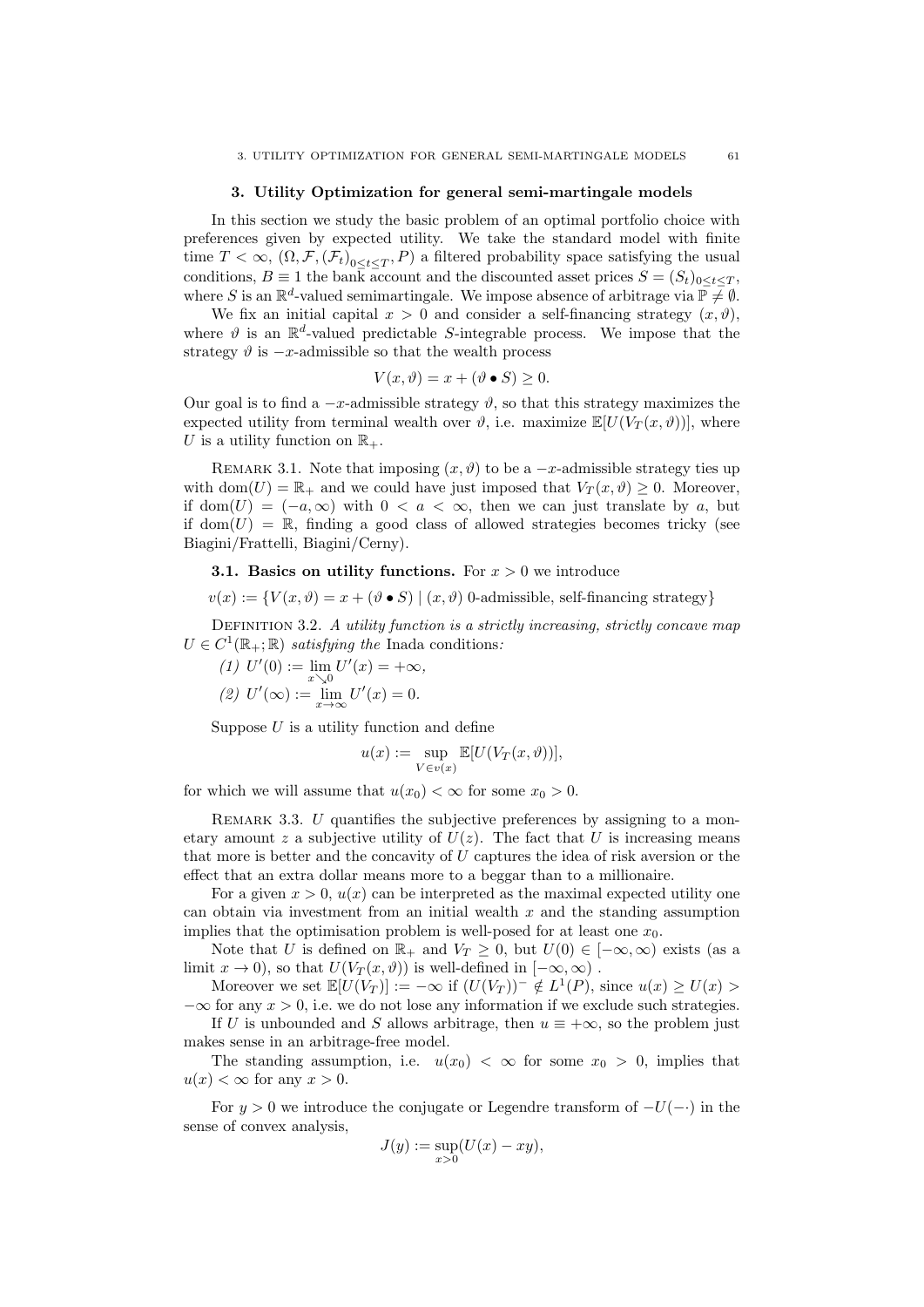## 3. Utility Optimization for general semi-martingale models

In this section we study the basic problem of an optimal portfolio choice with preferences given by expected utility. We take the standard model with finite time $T < \infty$, $(\Omega, \mathcal{F}, (\mathcal{F}_t)_{0 \le t \le T}, P)$ a filtered probability space satisfying the usual conditions, $B \equiv 1$ the bank account and the discounted asset prices $S = (S_t)_{0 \le t \le T}$, where $S$ is an $\mathbb{R}^d$-valued semimartingale. We impose absence of arbitrage via $\mathbb{P} \neq \emptyset$.

We fix an initial capital $x > 0$ and consider a self-financing strategy $(x, \vartheta)$, where $\vartheta$ is an $\mathbb{R}^d$-valued predictable $S$-integrable process. We impose that the strategy $\vartheta$ is $-x$-admissible so that the wealth process

$$V(x, \vartheta) = x + (\vartheta \bullet S) \ge 0.$$

Our goal is to find a $-x$-admissible strategy $\vartheta$, so that this strategy maximizes the expected utility from terminal wealth over $\vartheta$, i.e. maximize $\mathbb{E}[U(V_T(x, \vartheta))]$, where $U$ is a utility function on $\mathbb{R}_+$.

Remark 3.1. Note that imposing $(x, \vartheta)$ to be a $-x$-admissible strategy ties up with $\mathrm{dom}(U) = \mathbb{R}_+$ and we could have just imposed that $V_T(x, \vartheta) \ge 0$. Moreover, if $\mathrm{dom}(U) = (-a, \infty)$ with $0 < a < \infty$, then we can just translate by $a$, but if $\mathrm{dom}(U) = \mathbb{R}$, finding a good class of allowed strategies becomes tricky (see Biagini/Frattelli, Biagini/Cerny).

### 3.1. Basics on utility functions.

For $x > 0$ we introduce

$$v(x) := \{V(x, \vartheta) = x + (\vartheta \bullet S) \mid (x, \vartheta) \text{ 0-admissible, self-financing strategy}\}$$

Definition 3.2. *A utility function is a strictly increasing, strictly concave map $U \in C^1(\mathbb{R}_+; \mathbb{R})$ satisfying the* Inada conditions*:*

*(1)* $U'(0) := \lim_{x \searrow 0} U'(x) = +\infty$,

*(2)* $U'(\infty) := \lim_{x \to \infty} U'(x) = 0$.

Suppose $U$ is a utility function and define

$$u(x) := \sup_{V \in v(x)} \mathbb{E}[U(V_T(x, \vartheta))],$$

for which we will assume that $u(x_0) < \infty$ for some $x_0 > 0$.

Remark 3.3. $U$ quantifies the subjective preferences by assigning to a monetary amount $z$ a subjective utility of $U(z)$. The fact that $U$ is increasing means that more is better and the concavity of $U$ captures the idea of risk aversion or the effect that an extra dollar means more to a beggar than to a millionaire.

For a given $x > 0$, $u(x)$ can be interpreted as the maximal expected utility one can obtain via investment from an initial wealth $x$ and the standing assumption implies that the optimisation problem is well-posed for at least one $x_0$.

Note that $U$ is defined on $\mathbb{R}_+$ and $V_T \ge 0$, but $U(0) \in [-\infty, \infty)$ exists (as a limit $x \to 0$), so that $U(V_T(x, \vartheta))$ is well-defined in $[-\infty, \infty)$ .

Moreover we set $\mathbb{E}[U(V_T)] := -\infty$ if $(U(V_T))^- \notin L^1(P)$, since $u(x) \ge U(x) > -\infty$ for any $x > 0$, i.e. we do not lose any information if we exclude such strategies.

If $U$ is unbounded and $S$ allows arbitrage, then $u \equiv +\infty$, so the problem just makes sense in an arbitrage-free model.

The standing assumption, i.e. $u(x_0) < \infty$ for some $x_0 > 0$, implies that $u(x) < \infty$ for any $x > 0$.

For $y > 0$ we introduce the conjugate or Legendre transform of $-U(-\cdot)$ in the sense of convex analysis,

$$J(y) := \sup_{x > 0}(U(x) - xy),$$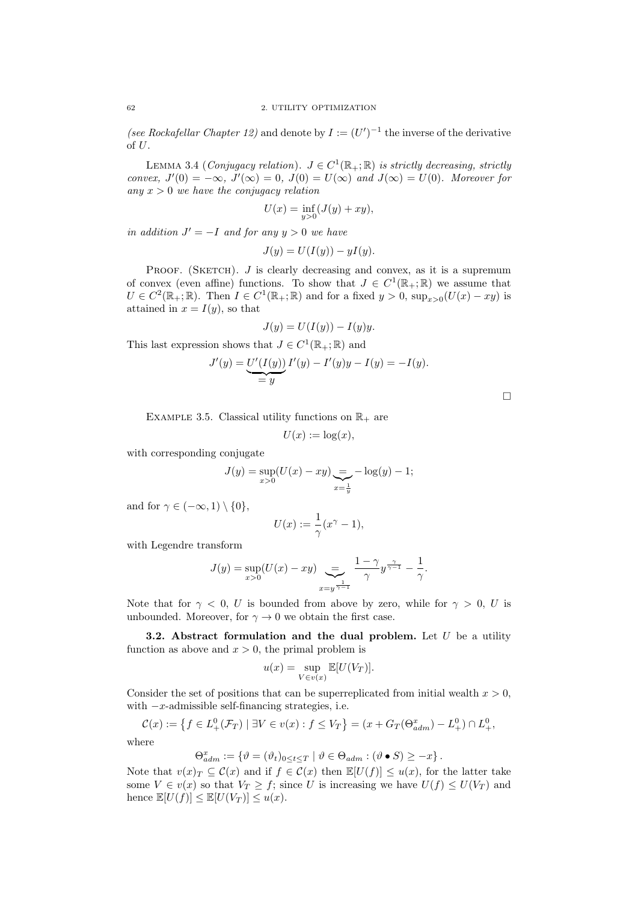(*see Rockafellar Chapter 12*) and denote by $I := (U')^{-1}$ the inverse of the derivative of $U$.

LEMMA 3.4 (*Conjugacy relation*). *$J \in C^1(\mathbb{R}_+;\mathbb{R})$ is strictly decreasing, strictly convex, $J'(0) = -\infty$, $J'(\infty) = 0$, $J(0) = U(\infty)$ and $J(\infty) = U(0)$. Moreover for any $x > 0$ we have the conjugacy relation*

$$U(x) = \inf_{y>0}(J(y) + xy),$$

*in addition $J' = -I$ and for any $y > 0$ we have*

$$J(y) = U(I(y)) - yI(y).$$

PROOF. (SKETCH). $J$ is clearly decreasing and convex, as it is a supremum of convex (even affine) functions. To show that $J \in C^1(\mathbb{R}_+;\mathbb{R})$ we assume that $U \in C^2(\mathbb{R}_+;\mathbb{R})$. Then $I \in C^1(\mathbb{R}_+;\mathbb{R})$ and for a fixed $y > 0$, $\sup_{x>0}(U(x) - xy)$ is attained in $x = I(y)$, so that

$$J(y) = U(I(y)) - I(y)y.$$

This last expression shows that $J \in C^1(\mathbb{R}_+;\mathbb{R})$ and

$$J'(y) = \underbrace{U'(I(y))}_{= y} I'(y) - I'(y)y - I(y) = -I(y).$$

□

EXAMPLE 3.5. Classical utility functions on $\mathbb{R}_+$ are

$$U(x) := \log(x),$$

with corresponding conjugate

$$J(y) = \sup_{x>0}(U(x) - xy) \underbrace{=}_{x=\frac{1}{y}} -\log(y) - 1;$$

and for $\gamma \in (-\infty, 1) \setminus \{0\}$,

$$U(x) := \frac{1}{\gamma}(x^\gamma - 1),$$

with Legendre transform

$$J(y) = \sup_{x>0}(U(x) - xy) \underbrace{=}_{x=y^{\frac{1}{\gamma-1}}} \frac{1-\gamma}{\gamma} y^{\frac{\gamma}{\gamma-1}} - \frac{1}{\gamma}.$$

Note that for $\gamma < 0$, $U$ is bounded from above by zero, while for $\gamma > 0$, $U$ is unbounded. Moreover, for $\gamma \to 0$ we obtain the first case.

**3.2. Abstract formulation and the dual problem.** Let $U$ be a utility function as above and $x > 0$, the primal problem is

$$u(x) = \sup_{V \in v(x)} \mathbb{E}[U(V_T)].$$

Consider the set of positions that can be superreplicated from initial wealth $x > 0$, with $-x$-admissible self-financing strategies, i.e.

$$\mathcal{C}(x) := \left\{ f \in L^0_+(\mathcal{F}_T) \mid \exists V \in v(x) : f \le V_T \right\} = (x + G_T(\Theta^x_{adm}) - L^0_+) \cap L^0_+,$$

where

$$\Theta^x_{adm} := \left\{ \vartheta = (\vartheta_t)_{0 \le t \le T} \mid \vartheta \in \Theta_{adm} : (\vartheta \bullet S) \ge -x \right\}.$$

Note that $v(x)_T \subseteq \mathcal{C}(x)$ and if $f \in \mathcal{C}(x)$ then $\mathbb{E}[U(f)] \le u(x)$, for the latter take some $V \in v(x)$ so that $V_T \ge f$; since $U$ is increasing we have $U(f) \le U(V_T)$ and hence $\mathbb{E}[U(f)] \le \mathbb{E}[U(V_T)] \le u(x)$.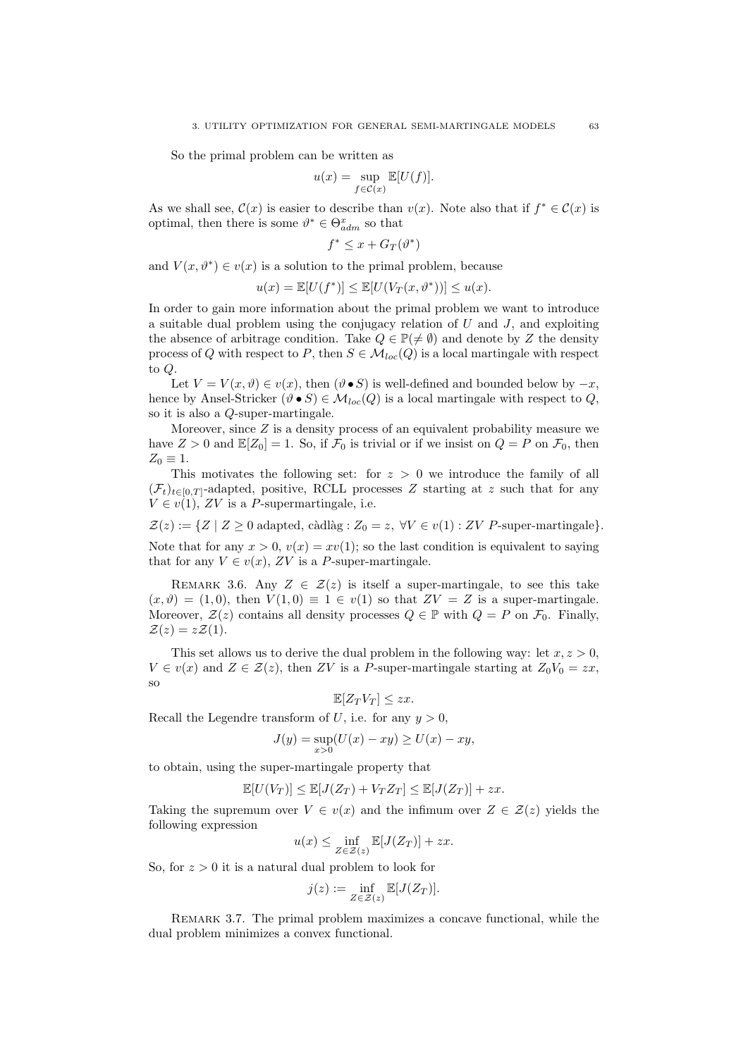So the primal problem can be written as

$$u(x) = \sup_{f \in \mathcal{C}(x)} \mathbb{E}[U(f)].$$

As we shall see, $\mathcal{C}(x)$ is easier to describe than $v(x)$. Note also that if $f^* \in \mathcal{C}(x)$ is optimal, then there is some $\vartheta^* \in \Theta^x_{adm}$ so that

$$f^* \leq x + G_T(\vartheta^*)$$

and $V(x, \vartheta^*) \in v(x)$ is a solution to the primal problem, because

$$u(x) = \mathbb{E}[U(f^*)] \leq \mathbb{E}[U(V_T(x, \vartheta^*))] \leq u(x).$$

In order to gain more information about the primal problem we want to introduce a suitable dual problem using the conjugacy relation of $U$ and $J$, and exploiting the absence of arbitrage condition. Take $Q \in \mathbb{P}(\neq \emptyset)$ and denote by $Z$ the density process of $Q$ with respect to $P$, then $S \in \mathcal{M}_{loc}(Q)$ is a local martingale with respect to $Q$.

Let $V = V(x, \vartheta) \in v(x)$, then $(\vartheta \bullet S)$ is well-defined and bounded below by $-x$, hence by Ansel-Stricker $(\vartheta \bullet S) \in \mathcal{M}_{loc}(Q)$ is a local martingale with respect to $Q$, so it is also a $Q$-super-martingale.

Moreover, since $Z$ is a density process of an equivalent probability measure we have $Z > 0$ and $\mathbb{E}[Z_0] = 1$. So, if $\mathcal{F}_0$ is trivial or if we insist on $Q = P$ on $\mathcal{F}_0$, then $Z_0 \equiv 1$.

This motivates the following set: for $z > 0$ we introduce the family of all $(\mathcal{F}_t)_{t \in [0,T]}$-adapted, positive, RCLL processes $Z$ starting at $z$ such that for any $V \in v(1)$, $ZV$ is a $P$-supermartingale, i.e.

$$\mathcal{Z}(z) := \{Z \mid Z \geq 0 \text{ adapted, càdlàg} : Z_0 = z, \ \forall V \in v(1) : ZV \ P\text{-super-martingale}\}.$$

Note that for any $x > 0$, $v(x) = xv(1)$; so the last condition is equivalent to saying that for any $V \in v(x)$, $ZV$ is a $P$-super-martingale.

Remark 3.6. Any $Z \in \mathcal{Z}(z)$ is itself a super-martingale, to see this take $(x, \vartheta) = (1, 0)$, then $V(1, 0) \equiv 1 \in v(1)$ so that $ZV = Z$ is a super-martingale. Moreover, $\mathcal{Z}(z)$ contains all density processes $Q \in \mathbb{P}$ with $Q = P$ on $\mathcal{F}_0$. Finally, $\mathcal{Z}(z) = z\mathcal{Z}(1)$.

This set allows us to derive the dual problem in the following way: let $x, z > 0$, $V \in v(x)$ and $Z \in \mathcal{Z}(z)$, then $ZV$ is a $P$-super-martingale starting at $Z_0 V_0 = zx$, so

$$\mathbb{E}[Z_T V_T] \leq zx.$$

Recall the Legendre transform of $U$, i.e. for any $y > 0$,

$$J(y) = \sup_{x > 0}(U(x) - xy) \geq U(x) - xy,$$

to obtain, using the super-martingale property that

$$\mathbb{E}[U(V_T)] \leq \mathbb{E}[J(Z_T) + V_T Z_T] \leq \mathbb{E}[J(Z_T)] + zx.$$

Taking the supremum over $V \in v(x)$ and the infimum over $Z \in \mathcal{Z}(z)$ yields the following expression

$$u(x) \leq \inf_{Z \in \mathcal{Z}(z)} \mathbb{E}[J(Z_T)] + zx.$$

So, for $z > 0$ it is a natural dual problem to look for

$$j(z) := \inf_{Z \in \mathcal{Z}(z)} \mathbb{E}[J(Z_T)].$$

Remark 3.7. The primal problem maximizes a concave functional, while the dual problem minimizes a convex functional.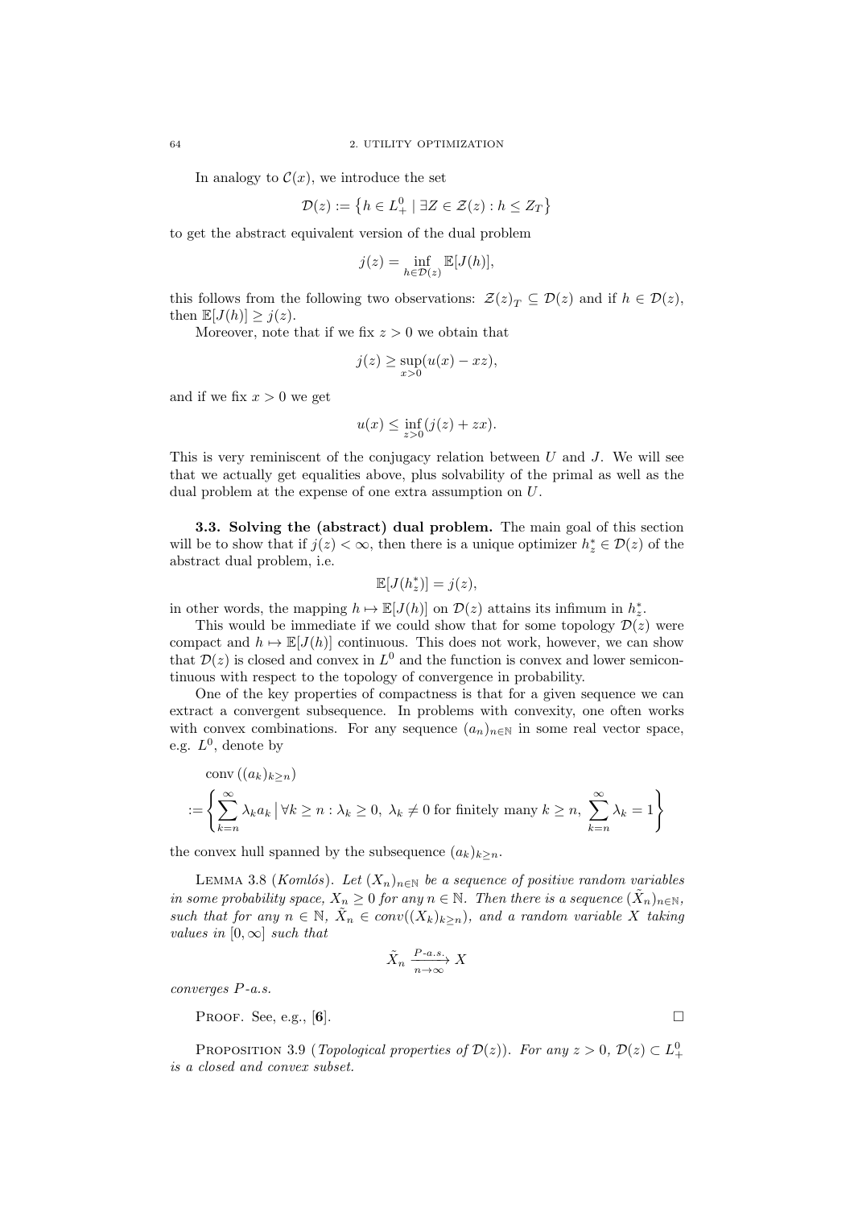In analogy to $\mathcal{C}(x)$, we introduce the set

$$\mathcal{D}(z) := \left\{ h \in L^0_+ \mid \exists Z \in \mathcal{Z}(z) : h \leq Z_T \right\}$$

to get the abstract equivalent version of the dual problem

$$j(z) = \inf_{h \in \mathcal{D}(z)} \mathbb{E}[J(h)],$$

this follows from the following two observations: $\mathcal{Z}(z)_T \subseteq \mathcal{D}(z)$ and if $h \in \mathcal{D}(z)$, then $\mathbb{E}[J(h)] \geq j(z)$.

Moreover, note that if we fix $z > 0$ we obtain that

$$j(z) \geq \sup_{x>0} (u(x) - xz),$$

and if we fix $x > 0$ we get

$$u(x) \leq \inf_{z>0} (j(z) + zx).$$

This is very reminiscent of the conjugacy relation between $U$ and $J$. We will see that we actually get equalities above, plus solvability of the primal as well as the dual problem at the expense of one extra assumption on $U$.

**3.3. Solving the (abstract) dual problem.** The main goal of this section will be to show that if $j(z) < \infty$, then there is a unique optimizer $h^*_z \in \mathcal{D}(z)$ of the abstract dual problem, i.e.

$$\mathbb{E}[J(h^*_z)] = j(z),$$

in other words, the mapping $h \mapsto \mathbb{E}[J(h)]$ on $\mathcal{D}(z)$ attains its infimum in $h^*_z$.

This would be immediate if we could show that for some topology $\mathcal{D}(z)$ were compact and $h \mapsto \mathbb{E}[J(h)]$ continuous. This does not work, however, we can show that $\mathcal{D}(z)$ is closed and convex in $L^0$ and the function is convex and lower semicontinuous with respect to the topology of convergence in probability.

One of the key properties of compactness is that for a given sequence we can extract a convergent subsequence. In problems with convexity, one often works with convex combinations. For any sequence $(a_n)_{n\in\mathbb{N}}$ in some real vector space, e.g. $L^0$, denote by

$$\begin{aligned}&\operatorname{conv}\left((a_k)_{k\geq n}\right) \\ &:= \left\{ \sum_{k=n}^{\infty} \lambda_k a_k \,\Big|\, \forall k \geq n : \lambda_k \geq 0,\ \lambda_k \neq 0 \text{ for finitely many } k \geq n,\ \sum_{k=n}^{\infty} \lambda_k = 1 \right\}\end{aligned}$$

the convex hull spanned by the subsequence $(a_k)_{k\geq n}$.

LEMMA 3.8 (*Komlós*). *Let $(X_n)_{n\in\mathbb{N}}$ be a sequence of positive random variables in some probability space, $X_n \geq 0$ for any $n \in \mathbb{N}$. Then there is a sequence $(\tilde{X}_n)_{n\in\mathbb{N}}$, such that for any $n \in \mathbb{N}$, $\tilde{X}_n \in conv((X_k)_{k\geq n})$, and a random variable $X$ taking values in $[0, \infty]$ such that*

$$\tilde{X}_n \xrightarrow[n\to\infty]{P\text{-a.s.}} X$$

*converges $P$-a.s.*

PROOF. See, e.g., [**6**]. □

PROPOSITION 3.9 (*Topological properties of $\mathcal{D}(z)$*). *For any $z > 0$, $\mathcal{D}(z) \subset L^0_+$ is a closed and convex subset.*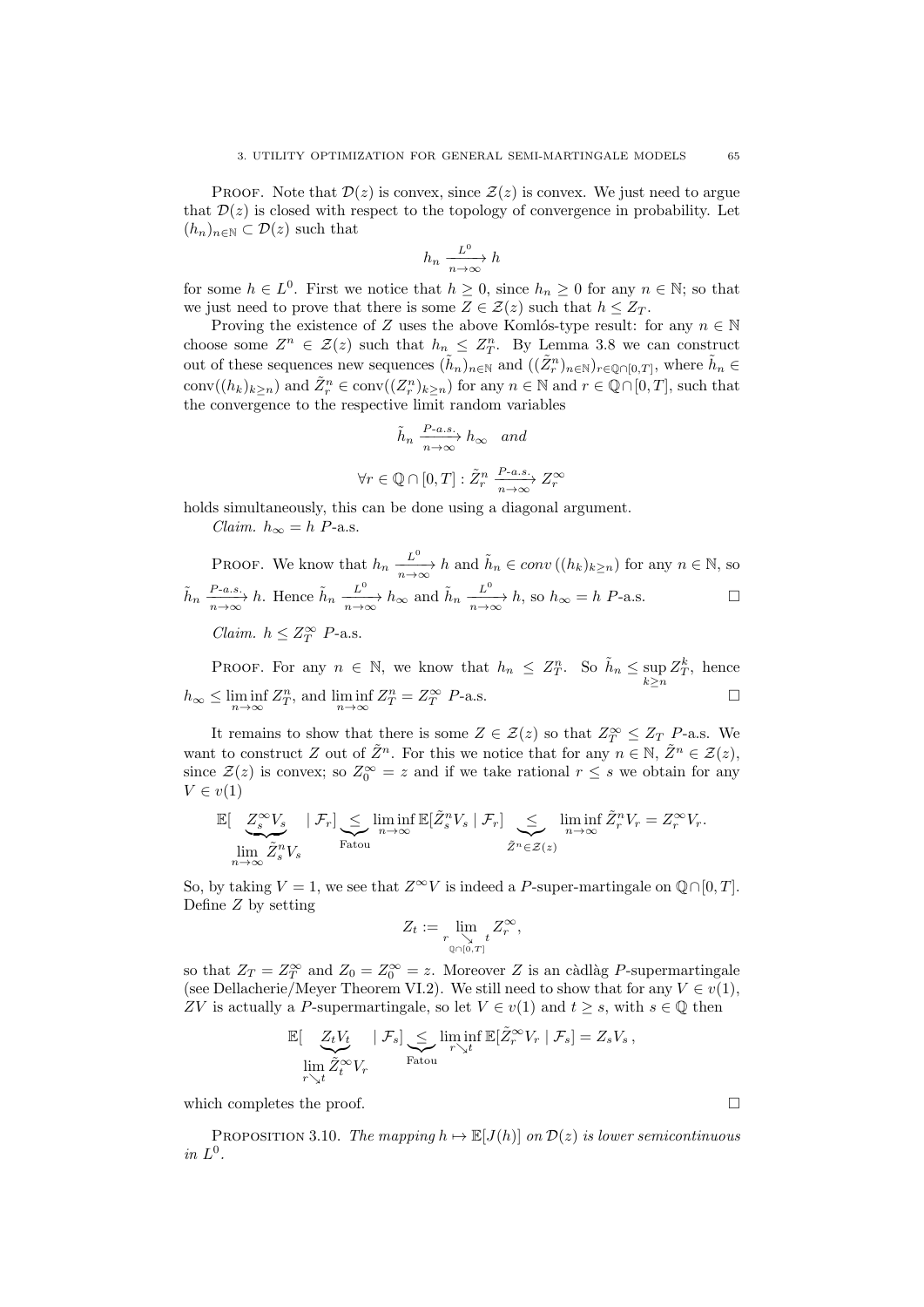PROOF. Note that $\mathcal{D}(z)$ is convex, since $\mathcal{Z}(z)$ is convex. We just need to argue that $\mathcal{D}(z)$ is closed with respect to the topology of convergence in probability. Let $(h_n)_{n\in\mathbb{N}} \subset \mathcal{D}(z)$ such that

$$h_n \xrightarrow[n\to\infty]{L^0} h$$

for some $h \in L^0$. First we notice that $h \geq 0$, since $h_n \geq 0$ for any $n \in \mathbb{N}$; so that we just need to prove that there is some $Z \in \mathcal{Z}(z)$ such that $h \leq Z_T$.

Proving the existence of $Z$ uses the above Komlós-type result: for any $n \in \mathbb{N}$ choose some $Z^n \in \mathcal{Z}(z)$ such that $h_n \leq Z^n_T$. By Lemma 3.8 we can construct out of these sequences new sequences $(\tilde{h}_n)_{n\in\mathbb{N}}$ and $((\tilde{Z}^n_r)_{n\in\mathbb{N}})_{r\in\mathbb{Q}\cap[0,T]}$, where $\tilde{h}_n \in \operatorname{conv}((h_k)_{k\geq n})$ and $\tilde{Z}^n_r \in \operatorname{conv}((Z^n_r)_{k\geq n})$ for any $n \in \mathbb{N}$ and $r \in \mathbb{Q}\cap[0,T]$, such that the convergence to the respective limit random variables

$$\tilde{h}_n \xrightarrow[n\to\infty]{P\text{-}a.s.} h_\infty \quad and$$

$$\forall r \in \mathbb{Q}\cap[0,T] : \tilde{Z}^n_r \xrightarrow[n\to\infty]{P\text{-}a.s.} Z^\infty_r$$

holds simultaneously, this can be done using a diagonal argument.

*Claim.* $h_\infty = h$ $P$-a.s.

PROOF. We know that $h_n \xrightarrow[n\to\infty]{L^0} h$ and $\tilde{h}_n \in conv\,((h_k)_{k\geq n})$ for any $n \in \mathbb{N}$, so $\tilde{h}_n \xrightarrow[n\to\infty]{P\text{-}a.s.} h$. Hence $\tilde{h}_n \xrightarrow[n\to\infty]{L^0} h_\infty$ and $\tilde{h}_n \xrightarrow[n\to\infty]{L^0} h$, so $h_\infty = h$ $P$-a.s. $\square$

*Claim.* $h \leq Z^\infty_T$ $P$-a.s.

PROOF. For any $n \in \mathbb{N}$, we know that $h_n \leq Z^n_T$. So $\tilde{h}_n \leq \sup_{k\geq n} Z^k_T$, hence $h_\infty \leq \liminf_{n\to\infty} Z^n_T$, and $\liminf_{n\to\infty} Z^n_T = Z^\infty_T$ $P$-a.s. $\square$

It remains to show that there is some $Z \in \mathcal{Z}(z)$ so that $Z^\infty_T \leq Z_T$ $P$-a.s. We want to construct $Z$ out of $\tilde{Z}^n$. For this we notice that for any $n \in \mathbb{N}$, $\tilde{Z}^n \in \mathcal{Z}(z)$, since $\mathcal{Z}(z)$ is convex; so $Z^\infty_0 = z$ and if we take rational $r \leq s$ we obtain for any $V \in v(1)$

$$\mathbb{E}[\underbrace{Z^\infty_s V_s}_{\lim_{n\to\infty} \tilde{Z}^n_s V_s} \mid \mathcal{F}_r] \underbrace{\leq}_{\text{Fatou}} \liminf_{n\to\infty} \mathbb{E}[\tilde{Z}^n_s V_s \mid \mathcal{F}_r] \underbrace{\leq}_{\tilde{Z}^n \in \mathcal{Z}(z)} \liminf_{n\to\infty} \tilde{Z}^n_r V_r = Z^\infty_r V_r.$$

So, by taking $V = 1$, we see that $Z^\infty V$ is indeed a $P$-super-martingale on $\mathbb{Q}\cap[0,T]$. Define $Z$ by setting

$$Z_t := \lim_{\substack{r \searrow t \\ \mathbb{Q}\cap[0,T]}} Z^\infty_r,$$

so that $Z_T = Z^\infty_T$ and $Z_0 = Z^\infty_0 = z$. Moreover $Z$ is an càdlàg $P$-supermartingale (see Dellacherie/Meyer Theorem VI.2). We still need to show that for any $V \in v(1)$, $ZV$ is actually a $P$-supermartingale, so let $V \in v(1)$ and $t \geq s$, with $s \in \mathbb{Q}$ then

$$\mathbb{E}[\underbrace{Z_t V_t}_{\lim_{r\searrow t} \tilde{Z}^\infty_t V_r} \mid \mathcal{F}_s] \underbrace{\leq}_{\text{Fatou}} \liminf_{r\searrow t} \mathbb{E}[\tilde{Z}^\infty_r V_r \mid \mathcal{F}_s] = Z_s V_s\,,$$

which completes the proof. $\square$

PROPOSITION 3.10. *The mapping $h \mapsto \mathbb{E}[J(h)]$ on $\mathcal{D}(z)$ is lower semicontinuous in $L^0$.*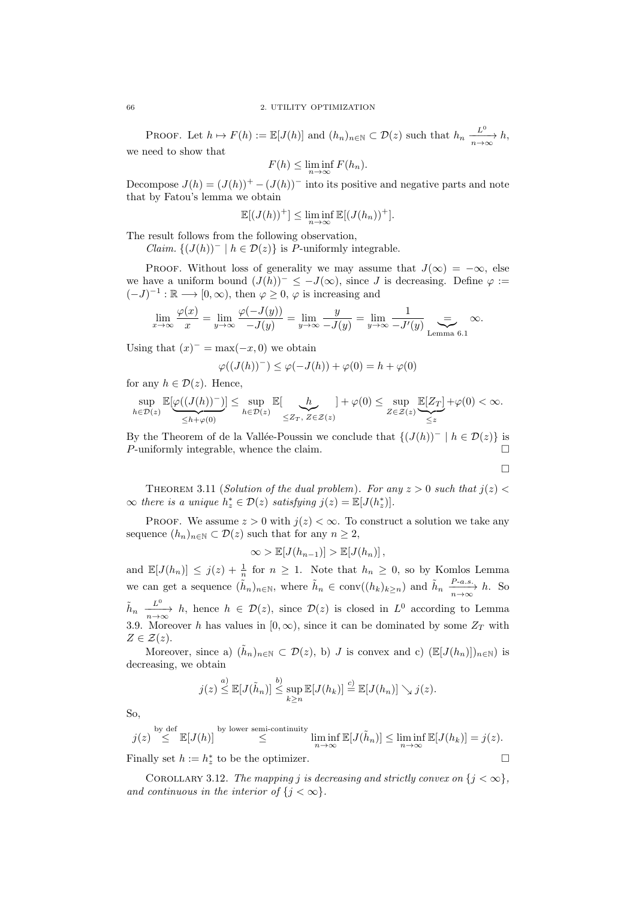PROOF. Let $h \mapsto F(h) := \mathbb{E}[J(h)]$ and $(h_n)_{n\in\mathbb{N}} \subset \mathcal{D}(z)$ such that $h_n \xrightarrow[n\to\infty]{L^0} h$, we need to show that

$$F(h) \leq \liminf_{n\to\infty} F(h_n).$$

Decompose $J(h) = (J(h))^+ - (J(h))^-$ into its positive and negative parts and note that by Fatou's lemma we obtain

$$\mathbb{E}[(J(h))^+] \leq \liminf_{n\to\infty} \mathbb{E}[(J(h_n))^+].$$

The result follows from the following observation,

*Claim.* $\{(J(h))^- \mid h \in \mathcal{D}(z)\}$ is $P$-uniformly integrable.

PROOF. Without loss of generality we may assume that $J(\infty) = -\infty$, else we have a uniform bound $(J(h))^- \leq -J(\infty)$, since $J$ is decreasing. Define $\varphi := (-J)^{-1} : \mathbb{R} \longrightarrow [0,\infty)$, then $\varphi \geq 0$, $\varphi$ is increasing and

$$\lim_{x\to\infty} \frac{\varphi(x)}{x} = \lim_{y\to\infty} \frac{\varphi(-J(y))}{-J(y)} = \lim_{y\to\infty} \frac{y}{-J(y)} = \lim_{y\to\infty} \frac{1}{-J'(y)} \underbrace{=}_{\text{Lemma 6.1}} \infty.$$

Using that $(x)^- = \max(-x, 0)$ we obtain

$$\varphi((J(h))^-) \leq \varphi(-J(h)) + \varphi(0) = h + \varphi(0)$$

for any $h \in \mathcal{D}(z)$. Hence,

$$\sup_{h\in\mathcal{D}(z)} \mathbb{E}[\underbrace{\varphi((J(h))^-)}_{\leq h+\varphi(0)}] \leq \sup_{h\in\mathcal{D}(z)} \mathbb{E}[\underbrace{h}_{\leq Z_T,\ Z\in\mathcal{Z}(z)}] + \varphi(0) \leq \sup_{Z\in\mathcal{Z}(z)} \underbrace{\mathbb{E}[Z_T]}_{\leq z} + \varphi(0) < \infty.$$

By the Theorem of de la Vallée-Poussin we conclude that $\{(J(h))^- \mid h \in \mathcal{D}(z)\}$ is $P$-uniformly integrable, whence the claim. $\square$

$\square$

THEOREM 3.11 (*Solution of the dual problem*). *For any $z > 0$ such that $j(z) < \infty$ there is a unique $h_z^* \in \mathcal{D}(z)$ satisfying $j(z) = \mathbb{E}[J(h_z^*)]$.*

PROOF. We assume $z > 0$ with $j(z) < \infty$. To construct a solution we take any sequence $(h_n)_{n\in\mathbb{N}} \subset \mathcal{D}(z)$ such that for any $n \geq 2$,

$$\infty > \mathbb{E}[J(h_{n-1})] > \mathbb{E}[J(h_n)],$$

and $\mathbb{E}[J(h_n)] \leq j(z) + \frac{1}{n}$ for $n \geq 1$. Note that $h_n \geq 0$, so by Komlos Lemma we can get a sequence $(\tilde{h}_n)_{n\in\mathbb{N}}$, where $\tilde{h}_n \in \operatorname{conv}((h_k)_{k\geq n})$ and $\tilde{h}_n \xrightarrow[n\to\infty]{P\text{-a.s.}} h$. So $\tilde{h}_n \xrightarrow[n\to\infty]{L^0} h$, hence $h \in \mathcal{D}(z)$, since $\mathcal{D}(z)$ is closed in $L^0$ according to Lemma 3.9. Moreover $h$ has values in $[0,\infty)$, since it can be dominated by some $Z_T$ with $Z \in \mathcal{Z}(z)$.

Moreover, since a) $(\tilde{h}_n)_{n\in\mathbb{N}} \subset \mathcal{D}(z)$, b) $J$ is convex and c) $(\mathbb{E}[J(h_n)])_{n\in\mathbb{N}})$ is decreasing, we obtain

$$j(z) \overset{a)}{\leq} \mathbb{E}[J(\tilde{h}_n)] \overset{b)}{\leq} \sup_{k\geq n} \mathbb{E}[J(h_k)] \overset{c)}{=} \mathbb{E}[J(h_n)] \searrow j(z).$$

So,

$$j(z) \overset{\text{by def}}{\leq} \mathbb{E}[J(h)] \overset{\text{by lower semi-continuity}}{\leq} \liminf_{n\to\infty} \mathbb{E}[J(\tilde{h}_n)] \leq \liminf_{n\to\infty} \mathbb{E}[J(h_k)] = j(z).$$

Finally set $h := h_z^*$ to be the optimizer. $\square$

COROLLARY 3.12. *The mapping $j$ is decreasing and strictly convex on $\{j < \infty\}$, and continuous in the interior of $\{j < \infty\}$.*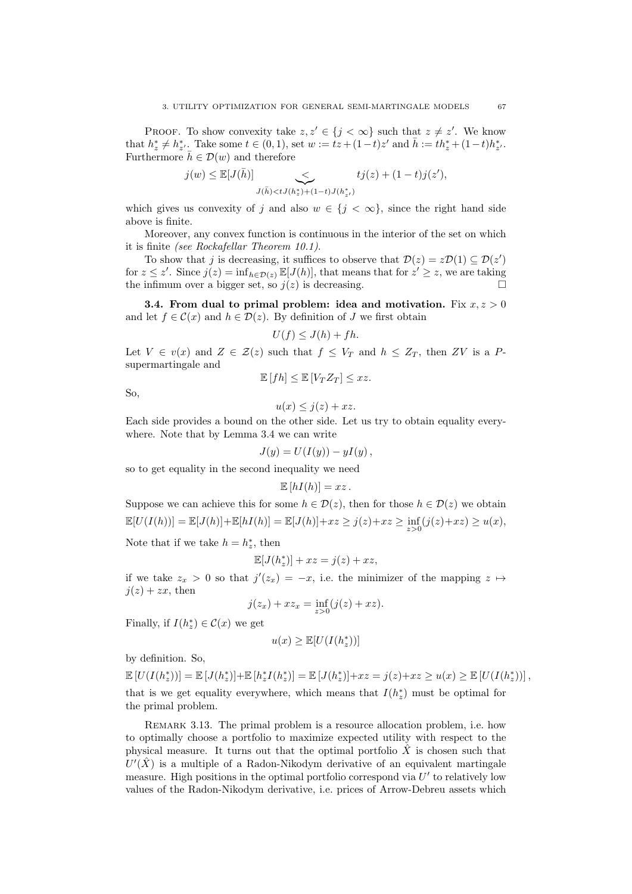PROOF. To show convexity take $z, z' \in \{j < \infty\}$ such that $z \neq z'$. We know that $h_z^* \neq h_{z'}^*$. Take some $t \in (0,1)$, set $w := tz + (1-t)z'$ and $\bar{h} := th_z^* + (1-t)h_{z'}^*$. Furthermore $\bar{h} \in \mathcal{D}(w)$ and therefore

$$j(w) \leq \mathbb{E}[J(\bar{h})] \underbrace{<}_{J(\bar{h}) < tJ(h_z^*) + (1-t)J(h_{z'}^*)} tj(z) + (1-t)j(z'),$$

which gives us convexity of $j$ and also $w \in \{j < \infty\}$, since the right hand side above is finite.

Moreover, any convex function is continuous in the interior of the set on which it is finite *(see Rockafellar Theorem 10.1)*.

To show that $j$ is decreasing, it suffices to observe that $\mathcal{D}(z) = z\mathcal{D}(1) \subseteq \mathcal{D}(z')$ for $z \leq z'$. Since $j(z) = \inf_{h \in \mathcal{D}(z)} \mathbb{E}[J(h)]$, that means that for $z' \geq z$, we are taking the infimum over a bigger set, so $j(z)$ is decreasing. □

**3.4. From dual to primal problem: idea and motivation.** Fix $x, z > 0$ and let $f \in \mathcal{C}(x)$ and $h \in \mathcal{D}(z)$. By definition of $J$ we first obtain

$$U(f) \leq J(h) + fh.$$

Let $V \in v(x)$ and $Z \in \mathcal{Z}(z)$ such that $f \leq V_T$ and $h \leq Z_T$, then $ZV$ is a $P$-supermartingale and

$$\mathbb{E}[fh] \leq \mathbb{E}[V_T Z_T] \leq xz.$$

So,

$$u(x) \leq j(z) + xz.$$

Each side provides a bound on the other side. Let us try to obtain equality everywhere. Note that by Lemma 3.4 we can write

$$J(y) = U(I(y)) - yI(y),$$

so to get equality in the second inequality we need

$$\mathbb{E}[hI(h)] = xz.$$

Suppose we can achieve this for some $h \in \mathcal{D}(z)$, then for those $h \in \mathcal{D}(z)$ we obtain

$$\mathbb{E}[U(I(h))] = \mathbb{E}[J(h)] + \mathbb{E}[hI(h)] = \mathbb{E}[J(h)] + xz \geq j(z) + xz \geq \inf_{z>0}(j(z) + xz) \geq u(x),$$

Note that if we take $h = h_z^*$, then

$$\mathbb{E}[J(h_z^*)] + xz = j(z) + xz,$$

if we take $z_x > 0$ so that $j'(z_x) = -x$, i.e. the minimizer of the mapping $z \mapsto j(z) + zx$, then

$$j(z_x) + xz_x = \inf_{z>0}(j(z) + xz).$$

Finally, if $I(h_z^*) \in \mathcal{C}(x)$ we get

$$u(x) \geq \mathbb{E}[U(I(h_z^*))]$$

by definition. So,

$$\mathbb{E}[U(I(h_z^*))] = \mathbb{E}[J(h_z^*)] + \mathbb{E}[h_z^* I(h_z^*)] = \mathbb{E}[J(h_z^*)] + xz = j(z) + xz \geq u(x) \geq \mathbb{E}[U(I(h_z^*))],$$

that is we get equality everywhere, which means that $I(h_z^*)$ must be optimal for the primal problem.

REMARK 3.13. The primal problem is a resource allocation problem, i.e. how to optimally choose a portfolio to maximize expected utility with respect to the physical measure. It turns out that the optimal portfolio $\hat{X}$ is chosen such that $U'(\hat{X})$ is a multiple of a Radon-Nikodym derivative of an equivalent martingale measure. High positions in the optimal portfolio correspond via $U'$ to relatively low values of the Radon-Nikodym derivative, i.e. prices of Arrow-Debreu assets which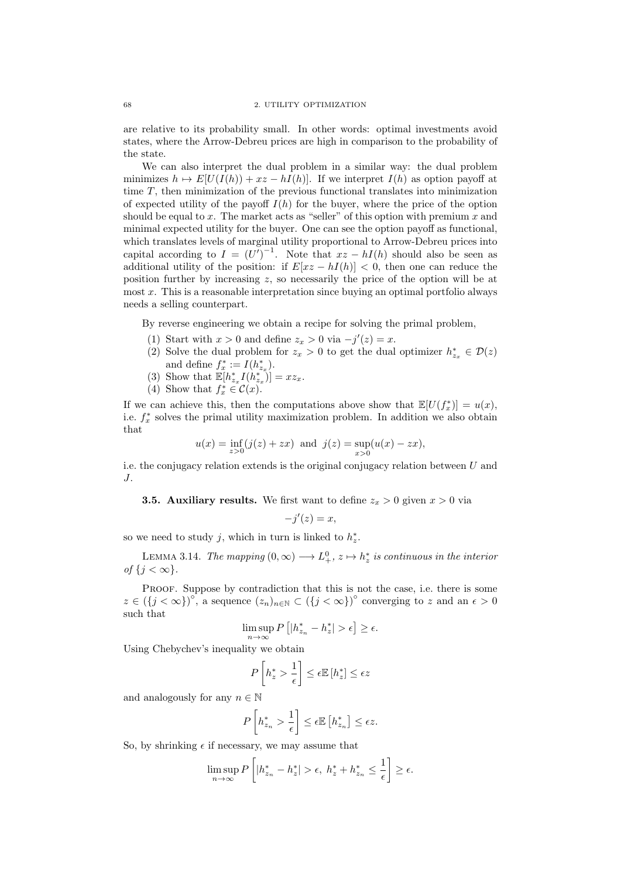are relative to its probability small. In other words: optimal investments avoid states, where the Arrow-Debreu prices are high in comparison to the probability of the state.

We can also interpret the dual problem in a similar way: the dual problem minimizes $h \mapsto E[U(I(h)) + xz - hI(h)]$. If we interpret $I(h)$ as option payoff at time $T$, then minimization of the previous functional translates into minimization of expected utility of the payoff $I(h)$ for the buyer, where the price of the option should be equal to $x$. The market acts as "seller" of this option with premium $x$ and minimal expected utility for the buyer. One can see the option payoff as functional, which translates levels of marginal utility proportional to Arrow-Debreu prices into capital according to $I = (U')^{-1}$. Note that $xz - hI(h)$ should also be seen as additional utility of the position: if $E[xz - hI(h)] < 0$, then one can reduce the position further by increasing $z$, so necessarily the price of the option will be at most $x$. This is a reasonable interpretation since buying an optimal portfolio always needs a selling counterpart.

By reverse engineering we obtain a recipe for solving the primal problem,

1. Start with $x > 0$ and define $z_x > 0$ via $-j'(z) = x$.
2. Solve the dual problem for $z_x > 0$ to get the dual optimizer $h^*_{z_x} \in \mathcal{D}(z)$ and define $f^*_x := I(h^*_{z_x})$.
3. Show that $\mathbb{E}[h^*_{z_x} I(h^*_{z_x})] = xz_x$.
4. Show that $f^*_x \in \mathcal{C}(x)$.

If we can achieve this, then the computations above show that $\mathbb{E}[U(f^*_x)] = u(x)$, i.e. $f^*_x$ solves the primal utility maximization problem. In addition we also obtain that

$$u(x) = \inf_{z>0}(j(z) + zx) \text{ and } j(z) = \sup_{x>0}(u(x) - zx),$$

i.e. the conjugacy relation extends is the original conjugacy relation between $U$ and $J$.

**3.5. Auxiliary results.** We first want to define $z_x > 0$ given $x > 0$ via

$$-j'(z) = x,$$

so we need to study $j$, which in turn is linked to $h^*_z$.

LEMMA 3.14. *The mapping $(0, \infty) \longrightarrow L^0_+$, $z \mapsto h^*_z$ is continuous in the interior of $\{j < \infty\}$.*

PROOF. Suppose by contradiction that this is not the case, i.e. there is some $z \in (\{j < \infty\})^\circ$, a sequence $(z_n)_{n\in\mathbb{N}} \subset (\{j < \infty\})^\circ$ converging to $z$ and an $\epsilon > 0$ such that

$$\limsup_{n\to\infty} P\left[|h^*_{z_n} - h^*_z| > \epsilon\right] \geq \epsilon.$$

Using Chebychev's inequality we obtain

$$P\left[h^*_z > \frac{1}{\epsilon}\right] \leq \epsilon \mathbb{E}\left[h^*_z\right] \leq \epsilon z$$

and analogously for any $n \in \mathbb{N}$

$$P\left[h^*_{z_n} > \frac{1}{\epsilon}\right] \leq \epsilon \mathbb{E}\left[h^*_{z_n}\right] \leq \epsilon z.$$

So, by shrinking $\epsilon$ if necessary, we may assume that

$$\limsup_{n\to\infty} P\left[|h^*_{z_n} - h^*_z| > \epsilon,\ h^*_z + h^*_{z_n} \leq \frac{1}{\epsilon}\right] \geq \epsilon.$$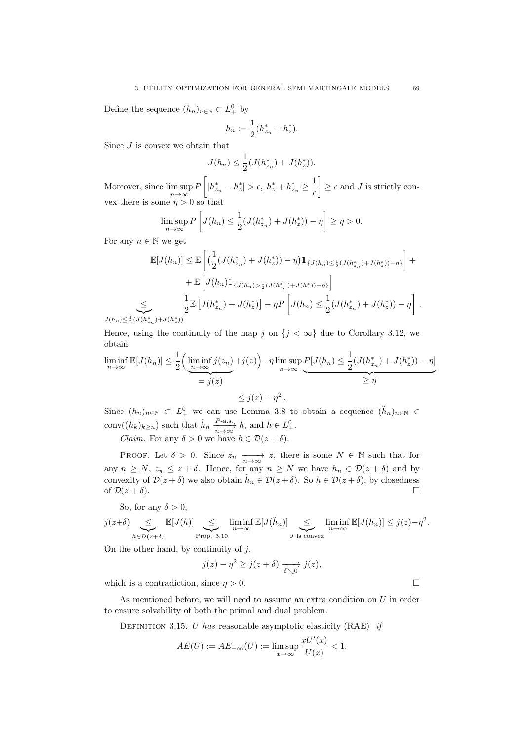Define the sequence $(h_n)_{n\in\mathbb{N}} \subset L^0_+$ by

$$h_n := \frac{1}{2}(h^*_{z_n} + h^*_z).$$

Since $J$ is convex we obtain that

$$J(h_n) \leq \frac{1}{2}(J(h^*_{z_n}) + J(h^*_z)).$$

Moreover, since $\limsup_{n\to\infty} P\left[|h^*_{z_n} - h^*_z| > \epsilon,\ h^*_z + h^*_{z_n} \geq \frac{1}{\epsilon}\right] \geq \epsilon$ and $J$ is strictly convex there is some $\eta > 0$ so that

$$\limsup_{n\to\infty} P\left[J(h_n) \leq \frac{1}{2}(J(h^*_{z_n}) + J(h^*_z)) - \eta\right] \geq \eta > 0.$$

For any $n \in \mathbb{N}$ we get

$$\begin{aligned}
\mathbb{E}[J(h_n)] &\leq \mathbb{E}\left[\left(\frac{1}{2}(J(h^*_{z_n}) + J(h^*_z)) - \eta\right)\mathbb{1}_{\{J(h_n)\leq \frac{1}{2}(J(h^*_{z_n})+J(h^*_z))-\eta\}}\right] + \\
&\quad + \mathbb{E}\left[J(h_n)\mathbb{1}_{\{J(h_n)> \frac{1}{2}(J(h^*_{z_n})+J(h^*_z))-\eta\}}\right] \\
&\underbrace{\leq}_{J(h_n)\leq \frac{1}{2}(J(h^*_{z_n})+J(h^*_z))} \frac{1}{2}\mathbb{E}\left[J(h^*_{z_n}) + J(h^*_z)\right] - \eta P\left[J(h_n) \leq \frac{1}{2}(J(h^*_{z_n}) + J(h^*_z)) - \eta\right].
\end{aligned}$$

Hence, using the continuity of the map $j$ on $\{j < \infty\}$ due to Corollary 3.12, we obtain

$$\liminf_{n\to\infty} \mathbb{E}[J(h_n)] \leq \frac{1}{2}\Big(\underbrace{\liminf_{n\to\infty} j(z_n)}_{=\,j(z)} + j(z)\Big) - \eta \limsup_{n\to\infty} \underbrace{P[J(h_n) \leq \frac{1}{2}(J(h^*_{z_n}) + J(h^*_z)) - \eta]}_{\geq\,\eta}$$

$$\leq j(z) - \eta^2.$$

Since $(h_n)_{n\in\mathbb{N}} \subset L^0_+$ we can use Lemma 3.8 to obtain a sequence $(\tilde{h}_n)_{n\in\mathbb{N}} \in \operatorname{conv}((h_k)_{k\geq n})$ such that $\tilde{h}_n \xrightarrow[n\to\infty]{P\text{-a.s.}} h$, and $h \in L^0_+$.

*Claim.* For any $\delta > 0$ we have $h \in \mathcal{D}(z+\delta)$.

Proof. Let $\delta > 0$. Since $z_n \xrightarrow[n\to\infty]{} z$, there is some $N \in \mathbb{N}$ such that for any $n \geq N$, $z_n \leq z + \delta$. Hence, for any $n \geq N$ we have $h_n \in \mathcal{D}(z+\delta)$ and by convexity of $\mathcal{D}(z+\delta)$ we also obtain $\tilde{h}_n \in \mathcal{D}(z+\delta)$. So $h \in \mathcal{D}(z+\delta)$, by closedness of $\mathcal{D}(z+\delta)$. □

So, for any $\delta > 0$,

$$j(z+\delta) \underbrace{\leq}_{h\in\mathcal{D}(z+\delta)} \mathbb{E}[J(h)] \underbrace{\leq}_{\text{Prop. 3.10}} \liminf_{n\to\infty} \mathbb{E}[J(\tilde{h}_n)] \underbrace{\leq}_{J \text{ is convex}} \liminf_{n\to\infty} \mathbb{E}[J(h_n)] \leq j(z) - \eta^2.$$

On the other hand, by continuity of $j$,

$$j(z) - \eta^2 \geq j(z+\delta) \xrightarrow[\delta\searrow 0]{} j(z),$$

which is a contradiction, since $\eta > 0$. □

As mentioned before, we will need to assume an extra condition on $U$ in order to ensure solvability of both the primal and dual problem.

Definition 3.15. *$U$ has* reasonable asymptotic elasticity (RAE) *if*

$$AE(U) := AE_{+\infty}(U) := \limsup_{x\to\infty} \frac{xU'(x)}{U(x)} < 1.$$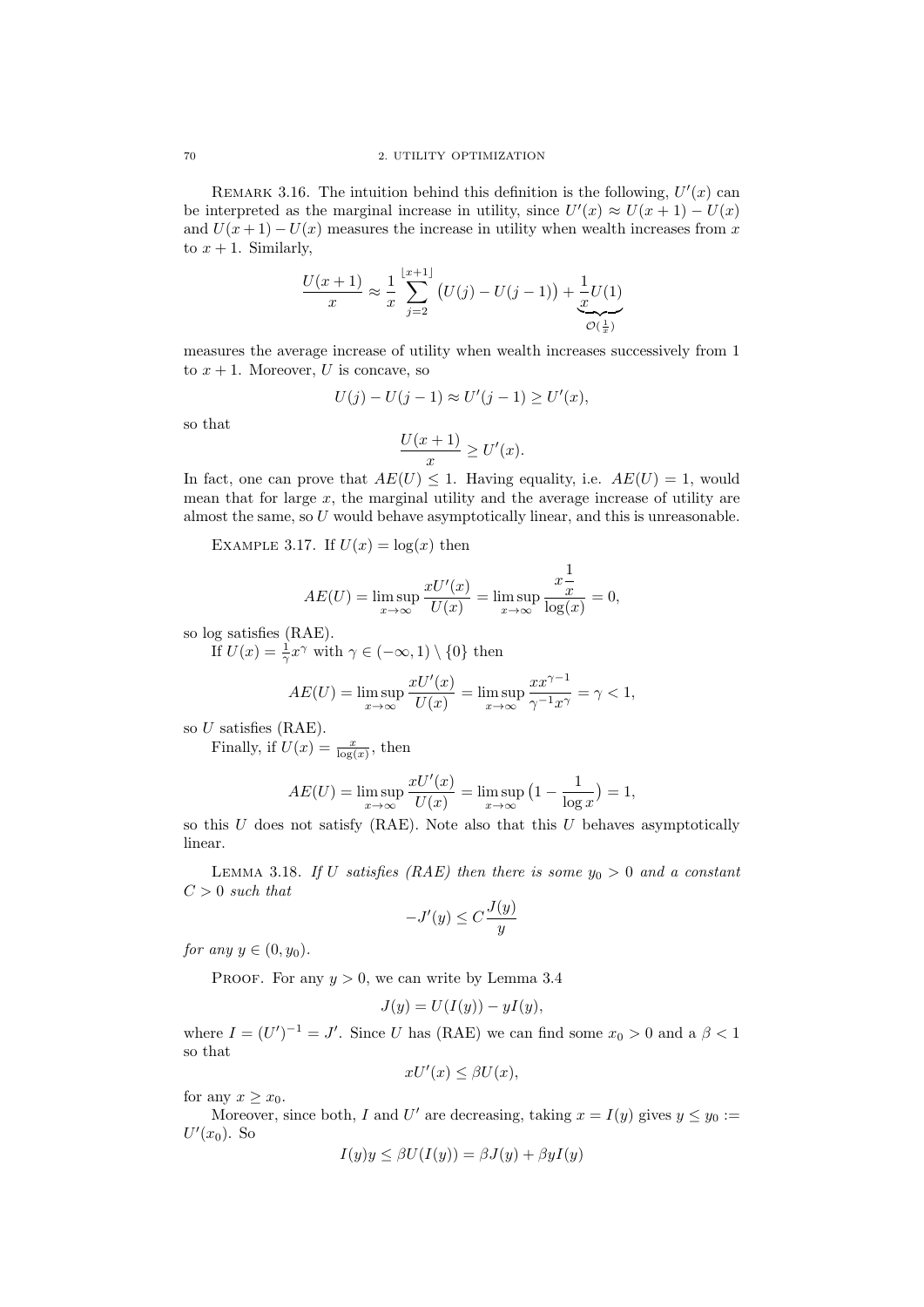REMARK 3.16. The intuition behind this definition is the following, $U'(x)$ can be interpreted as the marginal increase in utility, since $U'(x) \approx U(x+1) - U(x)$ and $U(x+1) - U(x)$ measures the increase in utility when wealth increases from $x$ to $x+1$. Similarly,

$$\frac{U(x+1)}{x} \approx \frac{1}{x} \sum_{j=2}^{\lfloor x+1 \rfloor} \big(U(j) - U(j-1)\big) + \underbrace{\frac{1}{x} U(1)}_{\mathcal{O}(\frac{1}{x})}$$

measures the average increase of utility when wealth increases successively from 1 to $x+1$. Moreover, $U$ is concave, so

$$U(j) - U(j-1) \approx U'(j-1) \geq U'(x),$$

so that

$$\frac{U(x+1)}{x} \geq U'(x).$$

In fact, one can prove that $AE(U) \leq 1$. Having equality, i.e. $AE(U) = 1$, would mean that for large $x$, the marginal utility and the average increase of utility are almost the same, so $U$ would behave asymptotically linear, and this is unreasonable.

EXAMPLE 3.17. If $U(x) = \log(x)$ then

$$AE(U) = \limsup_{x \to \infty} \frac{xU'(x)}{U(x)} = \limsup_{x \to \infty} \frac{x \frac{1}{x}}{\log(x)} = 0,$$

so log satisfies (RAE).

If $U(x) = \frac{1}{\gamma} x^\gamma$ with $\gamma \in (-\infty, 1) \setminus \{0\}$ then

$$AE(U) = \limsup_{x \to \infty} \frac{xU'(x)}{U(x)} = \limsup_{x \to \infty} \frac{x x^{\gamma-1}}{\gamma^{-1} x^\gamma} = \gamma < 1,$$

so $U$ satisfies (RAE).

Finally, if $U(x) = \frac{x}{\log(x)}$, then

$$AE(U) = \limsup_{x \to \infty} \frac{xU'(x)}{U(x)} = \limsup_{x \to \infty} \big(1 - \frac{1}{\log x}\big) = 1,$$

so this $U$ does not satisfy (RAE). Note also that this $U$ behaves asymptotically linear.

LEMMA 3.18. *If $U$ satisfies (RAE) then there is some $y_0 > 0$ and a constant $C > 0$ such that*

$$-J'(y) \leq C \frac{J(y)}{y}$$

*for any $y \in (0, y_0)$.*

PROOF. For any $y > 0$, we can write by Lemma 3.4

$$J(y) = U(I(y)) - yI(y),$$

where $I = (U')^{-1} = J'$. Since $U$ has (RAE) we can find some $x_0 > 0$ and a $\beta < 1$ so that

$$xU'(x) \leq \beta U(x),$$

for any $x \geq x_0$.

Moreover, since both, $I$ and $U'$ are decreasing, taking $x = I(y)$ gives $y \leq y_0 := U'(x_0)$. So

$$I(y)y \leq \beta U(I(y)) = \beta J(y) + \beta y I(y)$$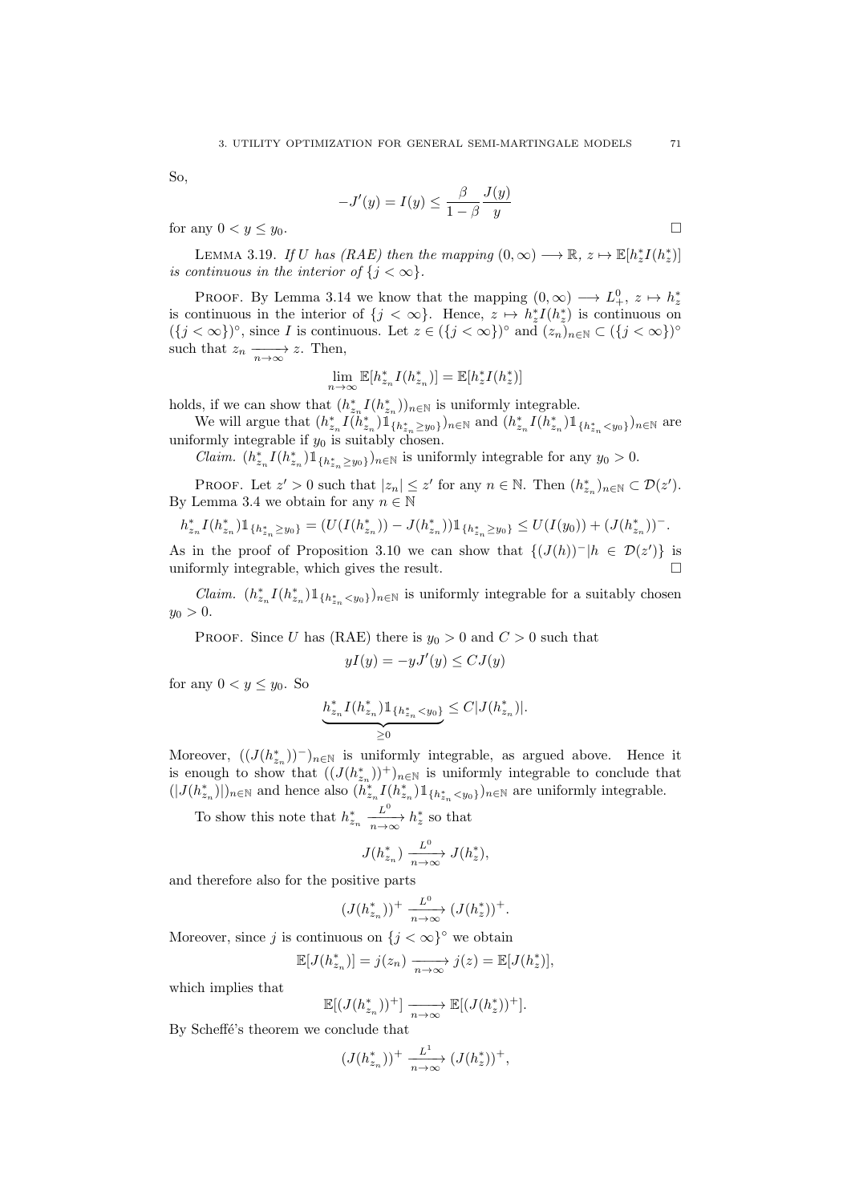So,

$$-J'(y) = I(y) \le \frac{\beta}{1-\beta}\frac{J(y)}{y}$$

for any $0 < y \le y_0$. $\square$

LEMMA 3.19. *If $U$ has (RAE) then the mapping $(0,\infty) \longrightarrow \mathbb{R}$, $z \mapsto \mathbb{E}[h_z^* I(h_z^*)]$ is continuous in the interior of $\{j < \infty\}$.*

PROOF. By Lemma 3.14 we know that the mapping $(0,\infty) \longrightarrow L_+^0$, $z \mapsto h_z^*$ is continuous in the interior of $\{j < \infty\}$. Hence, $z \mapsto h_z^* I(h_z^*)$ is continuous on $(\{j<\infty\})^\circ$, since $I$ is continuous. Let $z \in (\{j<\infty\})^\circ$ and $(z_n)_{n\in\mathbb{N}} \subset (\{j<\infty\})^\circ$ such that $z_n \xrightarrow[n\to\infty]{} z$. Then,

$$\lim_{n\to\infty} \mathbb{E}[h_{z_n}^* I(h_{z_n}^*)] = \mathbb{E}[h_z^* I(h_z^*)]$$

holds, if we can show that $(h_{z_n}^* I(h_{z_n}^*))_{n\in\mathbb{N}}$ is uniformly integrable.

We will argue that $(h_{z_n}^* I(h_{z_n}^*)\mathbb{1}_{\{h_{z_n}^* \ge y_0\}})_{n\in\mathbb{N}}$ and $(h_{z_n}^* I(h_{z_n}^*)\mathbb{1}_{\{h_{z_n}^* < y_0\}})_{n\in\mathbb{N}}$ are uniformly integrable if $y_0$ is suitably chosen.

*Claim.* $(h_{z_n}^* I(h_{z_n}^*)\mathbb{1}_{\{h_{z_n}^* \ge y_0\}})_{n\in\mathbb{N}}$ is uniformly integrable for any $y_0 > 0$.

PROOF. Let $z' > 0$ such that $|z_n| \le z'$ for any $n \in \mathbb{N}$. Then $(h_{z_n}^*)_{n\in\mathbb{N}} \subset \mathcal{D}(z')$. By Lemma 3.4 we obtain for any $n \in \mathbb{N}$

$$h_{z_n}^* I(h_{z_n}^*)\mathbb{1}_{\{h_{z_n}^* \ge y_0\}} = (U(I(h_{z_n}^*)) - J(h_{z_n}^*))\mathbb{1}_{\{h_{z_n}^* \ge y_0\}} \le U(I(y_0)) + (J(h_{z_n}^*))^-.$$

As in the proof of Proposition 3.10 we can show that $\{(J(h))^- | h \in \mathcal{D}(z')\}$ is uniformly integrable, which gives the result. $\square$

*Claim.* $(h_{z_n}^* I(h_{z_n}^*)\mathbb{1}_{\{h_{z_n}^* < y_0\}})_{n\in\mathbb{N}}$ is uniformly integrable for a suitably chosen $y_0 > 0$.

PROOF. Since $U$ has (RAE) there is $y_0 > 0$ and $C > 0$ such that

$$yI(y) = -yJ'(y) \le CJ(y)$$

for any $0 < y \le y_0$. So

$$\underbrace{h_{z_n}^* I(h_{z_n}^*)\mathbb{1}_{\{h_{z_n}^* < y_0\}}}_{\ge 0} \le C|J(h_{z_n}^*)|.$$

Moreover, $((J(h_{z_n}^*))^-)_{n\in\mathbb{N}}$ is uniformly integrable, as argued above. Hence it is enough to show that $((J(h_{z_n}^*))^+)_{n\in\mathbb{N}}$ is uniformly integrable to conclude that $(|J(h_{z_n}^*)|)_{n\in\mathbb{N}}$ and hence also $(h_{z_n}^* I(h_{z_n}^*)\mathbb{1}_{\{h_{z_n}^* < y_0\}})_{n\in\mathbb{N}}$ are uniformly integrable.

To show this note that $h_{z_n}^* \xrightarrow[n\to\infty]{L^0} h_z^*$ so that

$$J(h_{z_n}^*) \xrightarrow[n\to\infty]{L^0} J(h_z^*),$$

and therefore also for the positive parts

$$(J(h_{z_n}^*))^+ \xrightarrow[n\to\infty]{L^0} (J(h_z^*))^+.$$

Moreover, since $j$ is continuous on $\{j<\infty\}^\circ$ we obtain

$$\mathbb{E}[J(h_{z_n}^*)] = j(z_n) \xrightarrow[n\to\infty]{} j(z) = \mathbb{E}[J(h_z^*)],$$

which implies that

$$\mathbb{E}[(J(h_{z_n}^*))^+] \xrightarrow[n\to\infty]{} \mathbb{E}[(J(h_z^*))^+].$$

By Scheffé's theorem we conclude that

$$(J(h_{z_n}^*))^+ \xrightarrow[n\to\infty]{L^1} (J(h_z^*))^+,$$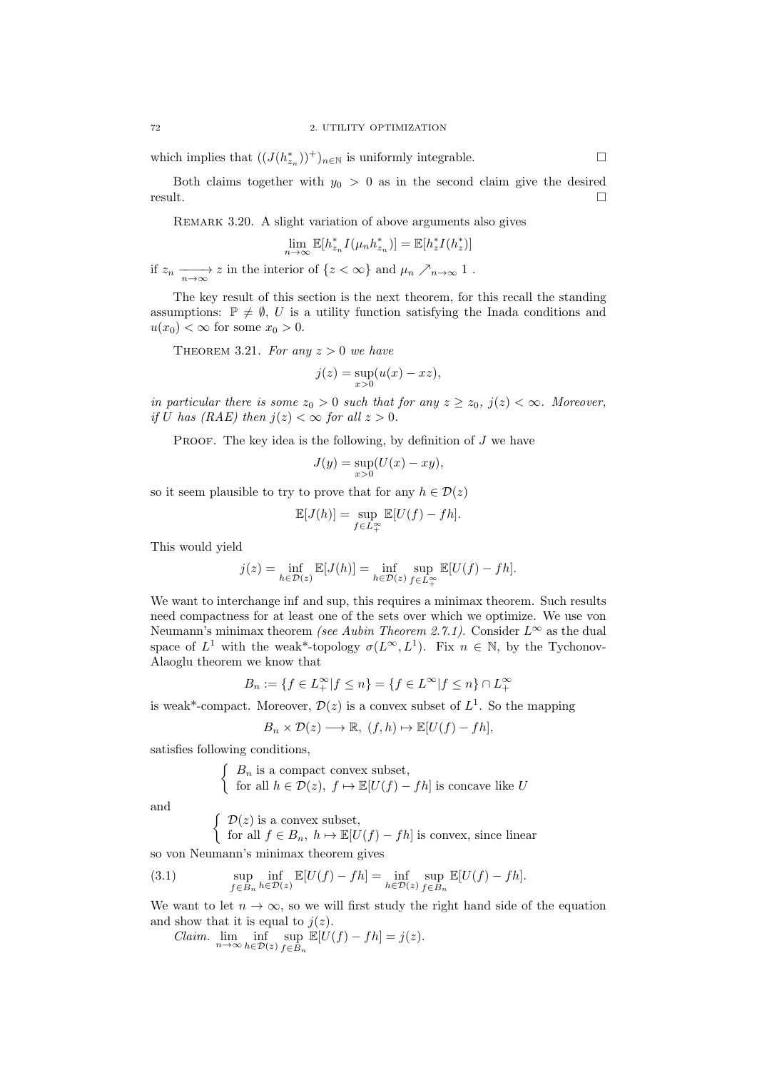which implies that $((J(h^*_{z_n}))^+)_{n\in\mathbb{N}}$ is uniformly integrable. $\square$

Both claims together with $y_0 > 0$ as in the second claim give the desired result. $\square$

REMARK 3.20. A slight variation of above arguments also gives

$$\lim_{n\to\infty} \mathbb{E}[h^*_{z_n} I(\mu_n h^*_{z_n})] = \mathbb{E}[h^*_z I(h^*_z)]$$

if $z_n \xrightarrow[n\to\infty]{} z$ in the interior of $\{z < \infty\}$ and $\mu_n \nearrow_{n\to\infty} 1$ .

The key result of this section is the next theorem, for this recall the standing assumptions: $\mathbb{P} \neq \emptyset$, $U$ is a utility function satisfying the Inada conditions and $u(x_0) < \infty$ for some $x_0 > 0$.

THEOREM 3.21. *For any $z > 0$ we have*

$$j(z) = \sup_{x>0}(u(x) - xz),$$

*in particular there is some $z_0 > 0$ such that for any $z \geq z_0$, $j(z) < \infty$. Moreover, if $U$ has (RAE) then $j(z) < \infty$ for all $z > 0$.*

PROOF. The key idea is the following, by definition of $J$ we have

$$J(y) = \sup_{x>0}(U(x) - xy),$$

so it seem plausible to try to prove that for any $h \in \mathcal{D}(z)$

$$\mathbb{E}[J(h)] = \sup_{f\in L^\infty_+} \mathbb{E}[U(f) - fh].$$

This would yield

$$j(z) = \inf_{h\in\mathcal{D}(z)} \mathbb{E}[J(h)] = \inf_{h\in\mathcal{D}(z)} \sup_{f\in L^\infty_+} \mathbb{E}[U(f) - fh].$$

We want to interchange inf and sup, this requires a minimax theorem. Such results need compactness for at least one of the sets over which we optimize. We use von Neumann's minimax theorem *(see Aubin Theorem 2.7.1)*. Consider $L^\infty$ as the dual space of $L^1$ with the weak\*-topology $\sigma(L^\infty, L^1)$. Fix $n \in \mathbb{N}$, by the Tychonov-Alaoglu theorem we know that

$$B_n := \{f \in L^\infty_+ | f \leq n\} = \{f \in L^\infty | f \leq n\} \cap L^\infty_+$$

is weak\*-compact. Moreover, $\mathcal{D}(z)$ is a convex subset of $L^1$. So the mapping

$$B_n \times \mathcal{D}(z) \longrightarrow \mathbb{R},\ (f,h) \mapsto \mathbb{E}[U(f) - fh],$$

satisfies following conditions,

$$\begin{cases} B_n \text{ is a compact convex subset,} \\ \text{for all } h \in \mathcal{D}(z),\ f \mapsto \mathbb{E}[U(f) - fh] \text{ is concave like } U \end{cases}$$

and

$$\begin{cases} \mathcal{D}(z) \text{ is a convex subset,} \\ \text{for all } f \in B_n,\ h \mapsto \mathbb{E}[U(f) - fh] \text{ is convex, since linear} \end{cases}$$

so von Neumann's minimax theorem gives

$$\sup_{f\in B_n} \inf_{h\in\mathcal{D}(z)} \mathbb{E}[U(f) - fh] = \inf_{h\in\mathcal{D}(z)} \sup_{f\in B_n} \mathbb{E}[U(f) - fh]. \tag{3.1}$$

We want to let $n \to \infty$, so we will first study the right hand side of the equation and show that it is equal to $j(z)$.

*Claim.* $\lim\limits_{n\to\infty} \inf\limits_{h\in\mathcal{D}(z)} \sup\limits_{f\in B_n} \mathbb{E}[U(f) - fh] = j(z)$.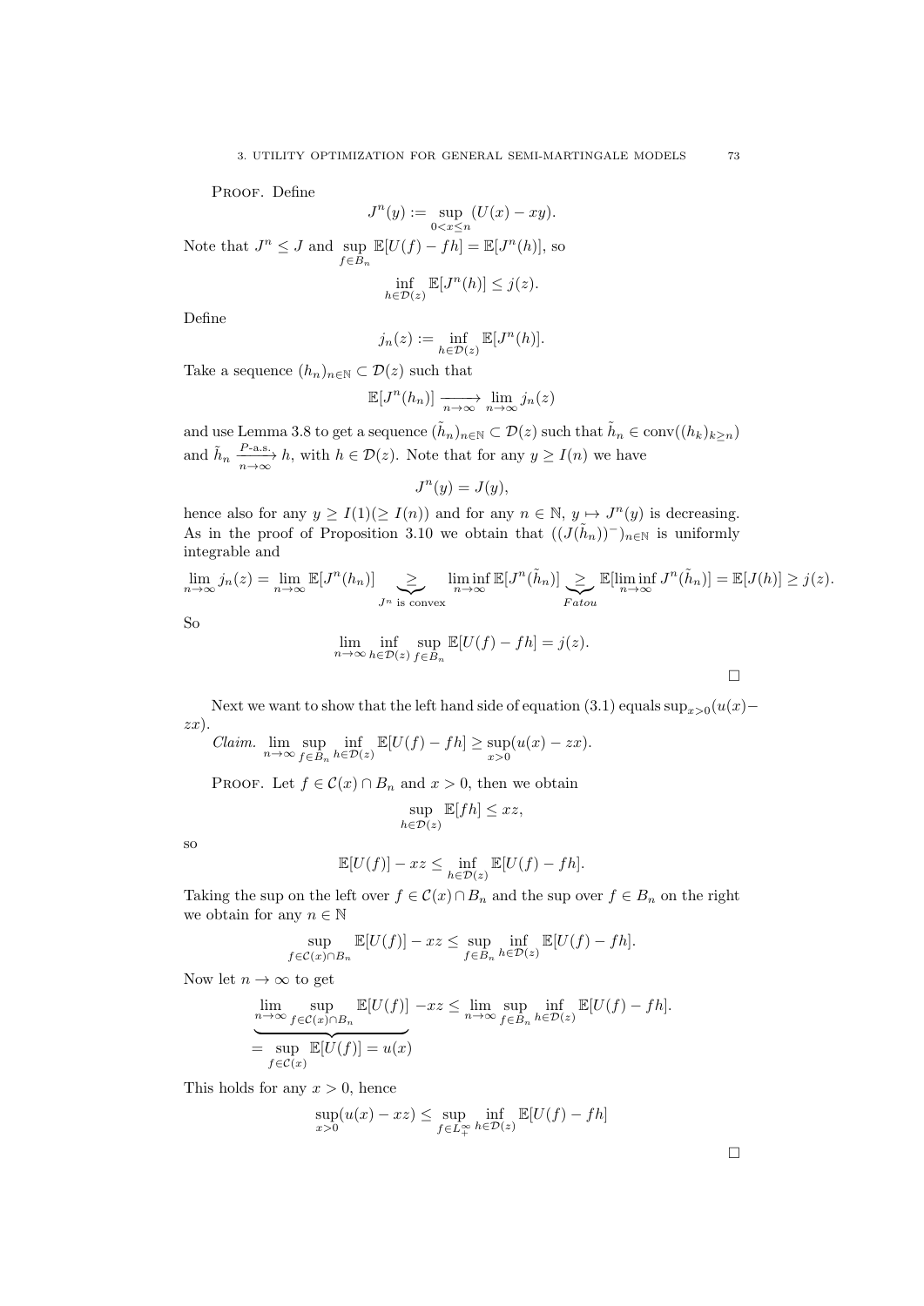Proof. Define

$$J^n(y) := \sup_{0<x\leq n}(U(x) - xy).$$

Note that $J^n \leq J$ and $\sup_{f\in B_n} \mathbb{E}[U(f) - fh] = \mathbb{E}[J^n(h)]$, so

$$\inf_{h\in\mathcal{D}(z)} \mathbb{E}[J^n(h)] \leq j(z).$$

Define

$$j_n(z) := \inf_{h\in\mathcal{D}(z)} \mathbb{E}[J^n(h)].$$

Take a sequence $(h_n)_{n\in\mathbb{N}} \subset \mathcal{D}(z)$ such that

$$\mathbb{E}[J^n(h_n)] \xrightarrow[n\to\infty]{} \lim_{n\to\infty} j_n(z)$$

and use Lemma 3.8 to get a sequence $(\tilde{h}_n)_{n\in\mathbb{N}} \subset \mathcal{D}(z)$ such that $\tilde{h}_n \in \operatorname{conv}((h_k)_{k\geq n})$ and $\tilde{h}_n \xrightarrow[n\to\infty]{P\text{-a.s.}} h$, with $h \in \mathcal{D}(z)$. Note that for any $y \geq I(n)$ we have

$$J^n(y) = J(y),$$

hence also for any $y \geq I(1)(\geq I(n))$ and for any $n \in \mathbb{N}$, $y \mapsto J^n(y)$ is decreasing. As in the proof of Proposition 3.10 we obtain that $((J(\tilde{h}_n))^-)_{n\in\mathbb{N}}$ is uniformly integrable and

$$\lim_{n\to\infty} j_n(z) = \lim_{n\to\infty} \mathbb{E}[J^n(h_n)] \underbrace{\geq}_{J^n \text{ is convex}} \liminf_{n\to\infty} \mathbb{E}[J^n(\tilde{h}_n)] \underbrace{\geq}_{Fatou} \mathbb{E}[\liminf_{n\to\infty} J^n(\tilde{h}_n)] = \mathbb{E}[J(h)] \geq j(z).$$

So

$$\lim_{n\to\infty} \inf_{h\in\mathcal{D}(z)} \sup_{f\in B_n} \mathbb{E}[U(f) - fh] = j(z).$$

□

Next we want to show that the left hand side of equation (3.1) equals $\sup_{x>0}(u(x) - zx)$.

*Claim.* $\lim_{n\to\infty} \sup_{f\in B_n} \inf_{h\in\mathcal{D}(z)} \mathbb{E}[U(f) - fh] \geq \sup_{x>0}(u(x) - zx)$.

Proof. Let $f \in \mathcal{C}(x) \cap B_n$ and $x > 0$, then we obtain

$$\sup_{h\in\mathcal{D}(z)} \mathbb{E}[fh] \leq xz,$$

so

$$\mathbb{E}[U(f)] - xz \leq \inf_{h\in\mathcal{D}(z)} \mathbb{E}[U(f) - fh].$$

Taking the sup on the left over $f \in \mathcal{C}(x) \cap B_n$ and the sup over $f \in B_n$ on the right we obtain for any $n \in \mathbb{N}$

$$\sup_{f\in\mathcal{C}(x)\cap B_n} \mathbb{E}[U(f)] - xz \leq \sup_{f\in B_n} \inf_{h\in\mathcal{D}(z)} \mathbb{E}[U(f) - fh].$$

Now let $n \to \infty$ to get

$$\underbrace{\lim_{n\to\infty} \sup_{f\in\mathcal{C}(x)\cap B_n} \mathbb{E}[U(f)]}_{= \sup_{f\in\mathcal{C}(x)} \mathbb{E}[U(f)] = u(x)} - xz \leq \lim_{n\to\infty} \sup_{f\in B_n} \inf_{h\in\mathcal{D}(z)} \mathbb{E}[U(f) - fh].$$

This holds for any $x > 0$, hence

$$\sup_{x>0}(u(x) - xz) \leq \sup_{f\in L^\infty_+} \inf_{h\in\mathcal{D}(z)} \mathbb{E}[U(f) - fh]$$

□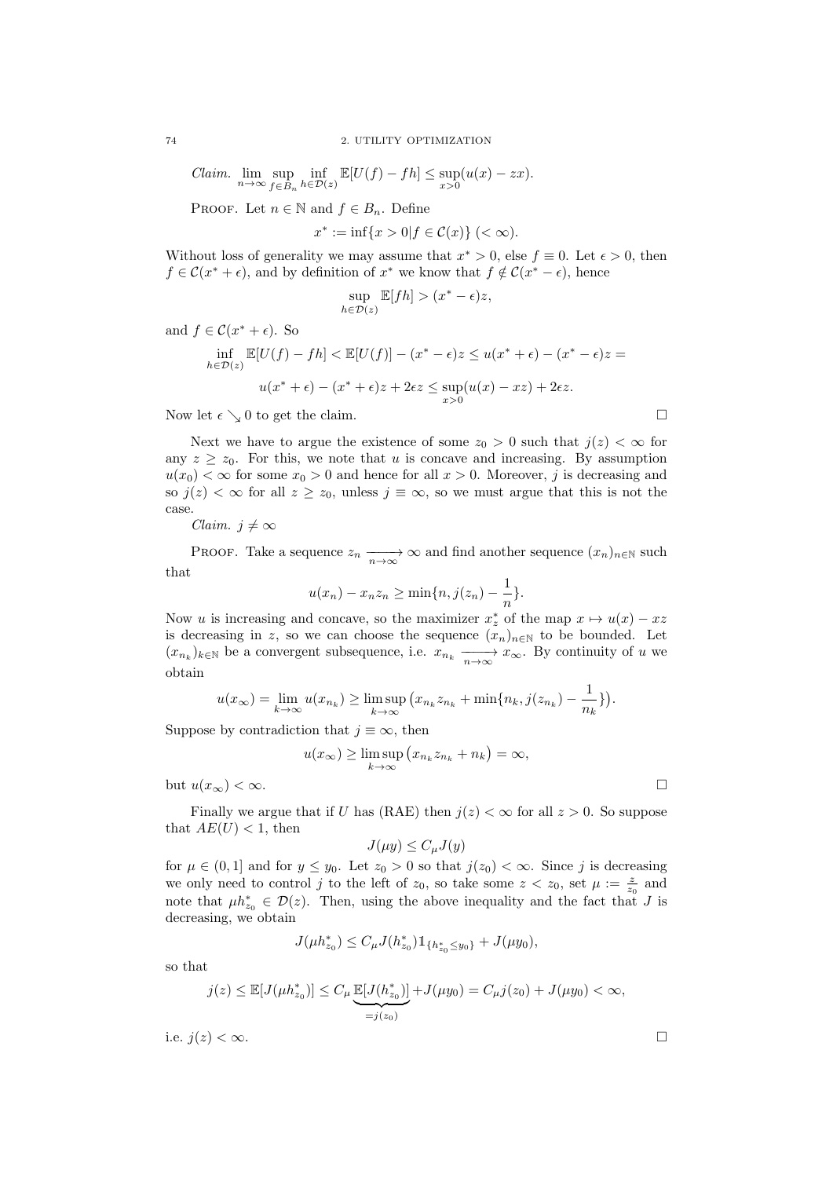*Claim.* $\lim_{n\to\infty} \sup_{f\in B_n} \inf_{h\in\mathcal{D}(z)} \mathbb{E}[U(f) - fh] \le \sup_{x>0}(u(x) - zx)$.

PROOF. Let $n \in \mathbb{N}$ and $f \in B_n$. Define

$$x^* := \inf\{x > 0 | f \in \mathcal{C}(x)\} \ (< \infty).$$

Without loss of generality we may assume that $x^* > 0$, else $f \equiv 0$. Let $\epsilon > 0$, then $f \in \mathcal{C}(x^* + \epsilon)$, and by definition of $x^*$ we know that $f \notin \mathcal{C}(x^* - \epsilon)$, hence

$$\sup_{h\in\mathcal{D}(z)} \mathbb{E}[fh] > (x^* - \epsilon)z,$$

and $f \in \mathcal{C}(x^* + \epsilon)$. So

$$\inf_{h\in\mathcal{D}(z)} \mathbb{E}[U(f) - fh] < \mathbb{E}[U(f)] - (x^* - \epsilon)z \le u(x^* + \epsilon) - (x^* - \epsilon)z =$$

$$u(x^* + \epsilon) - (x^* + \epsilon)z + 2\epsilon z \le \sup_{x>0}(u(x) - xz) + 2\epsilon z.$$

Now let $\epsilon \searrow 0$ to get the claim. □

Next we have to argue the existence of some $z_0 > 0$ such that $j(z) < \infty$ for any $z \ge z_0$. For this, we note that $u$ is concave and increasing. By assumption $u(x_0) < \infty$ for some $x_0 > 0$ and hence for all $x > 0$. Moreover, $j$ is decreasing and so $j(z) < \infty$ for all $z \ge z_0$, unless $j \equiv \infty$, so we must argue that this is not the case.

*Claim.* $j \not\equiv \infty$

PROOF. Take a sequence $z_n \xrightarrow[n\to\infty]{} \infty$ and find another sequence $(x_n)_{n\in\mathbb{N}}$ such that

$$u(x_n) - x_n z_n \ge \min\{n, j(z_n) - \frac{1}{n}\}.$$

Now $u$ is increasing and concave, so the maximizer $x_z^*$ of the map $x \mapsto u(x) - xz$ is decreasing in $z$, so we can choose the sequence $(x_n)_{n\in\mathbb{N}}$ to be bounded. Let $(x_{n_k})_{k\in\mathbb{N}}$ be a convergent subsequence, i.e. $x_{n_k} \xrightarrow[n\to\infty]{} x_\infty$. By continuity of $u$ we obtain

$$u(x_\infty) = \lim_{k\to\infty} u(x_{n_k}) \ge \limsup_{k\to\infty} \big(x_{n_k} z_{n_k} + \min\{n_k, j(z_{n_k}) - \frac{1}{n_k}\}\big).$$

Suppose by contradiction that $j \equiv \infty$, then

$$u(x_\infty) \ge \limsup_{k\to\infty} \big(x_{n_k} z_{n_k} + n_k\big) = \infty,$$

but $u(x_\infty) < \infty$. □

Finally we argue that if $U$ has (RAE) then $j(z) < \infty$ for all $z > 0$. So suppose that $AE(U) < 1$, then

$$J(\mu y) \le C_\mu J(y)$$

for $\mu \in (0, 1]$ and for $y \le y_0$. Let $z_0 > 0$ so that $j(z_0) < \infty$. Since $j$ is decreasing we only need to control $j$ to the left of $z_0$, so take some $z < z_0$, set $\mu := \frac{z}{z_0}$ and note that $\mu h_{z_0}^* \in \mathcal{D}(z)$. Then, using the above inequality and the fact that $J$ is decreasing, we obtain

$$J(\mu h_{z_0}^*) \le C_\mu J(h_{z_0}^*) \mathbb{1}_{\{h_{z_0}^* \le y_0\}} + J(\mu y_0),$$

so that

$$j(z) \le \mathbb{E}[J(\mu h_{z_0}^*)] \le C_\mu \underbrace{\mathbb{E}[J(h_{z_0}^*)]}_{=j(z_0)} + J(\mu y_0) = C_\mu j(z_0) + J(\mu y_0) < \infty,$$

i.e. $j(z) < \infty$. □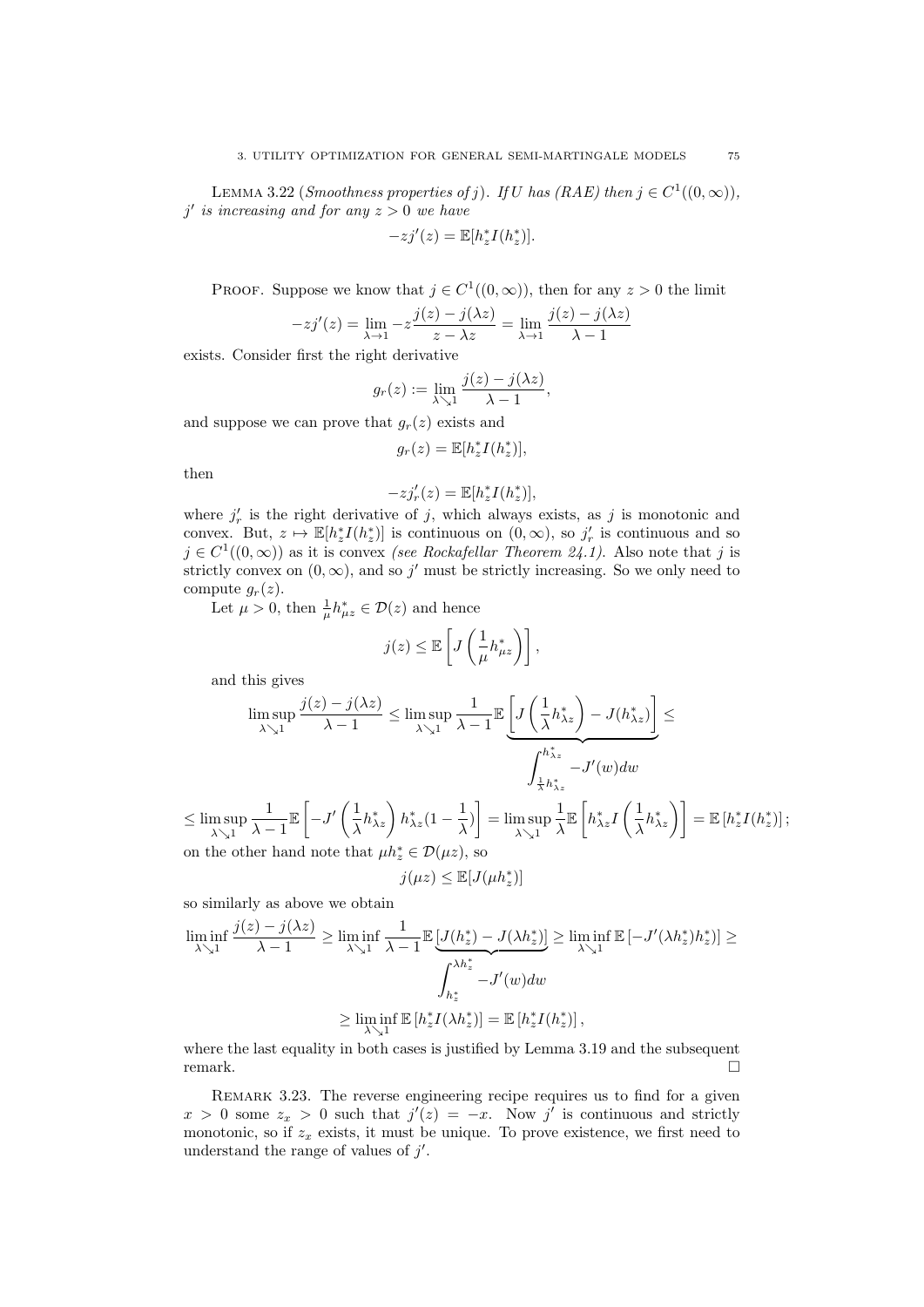**Lemma 3.22** (*Smoothness properties of $j$*). *If $U$ has (RAE) then $j \in C^1((0,\infty))$, $j'$ is increasing and for any $z > 0$ we have*

$$-zj'(z) = \mathbb{E}[h_z^* I(h_z^*)].$$

Proof. Suppose we know that $j \in C^1((0,\infty))$, then for any $z > 0$ the limit

$$-zj'(z) = \lim_{\lambda \to 1} -z\frac{j(z) - j(\lambda z)}{z - \lambda z} = \lim_{\lambda \to 1} \frac{j(z) - j(\lambda z)}{\lambda - 1}$$

exists. Consider first the right derivative

$$g_r(z) := \lim_{\lambda \searrow 1} \frac{j(z) - j(\lambda z)}{\lambda - 1},$$

and suppose we can prove that $g_r(z)$ exists and

$$g_r(z) = \mathbb{E}[h_z^* I(h_z^*)],$$

then

$$-zj_r'(z) = \mathbb{E}[h_z^* I(h_z^*)],$$

where $j_r'$ is the right derivative of $j$, which always exists, as $j$ is monotonic and convex. But, $z \mapsto \mathbb{E}[h_z^* I(h_z^*)]$ is continuous on $(0,\infty)$, so $j_r'$ is continuous and so $j \in C^1((0,\infty))$ as it is convex *(see Rockafellar Theorem 24.1)*. Also note that $j$ is strictly convex on $(0,\infty)$, and so $j'$ must be strictly increasing. So we only need to compute $g_r(z)$.

Let $\mu > 0$, then $\frac{1}{\mu} h_{\mu z}^* \in \mathcal{D}(z)$ and hence

$$j(z) \leq \mathbb{E}\left[J\left(\frac{1}{\mu} h_{\mu z}^*\right)\right],$$

and this gives

$$\limsup_{\lambda \searrow 1} \frac{j(z) - j(\lambda z)}{\lambda - 1} \leq \limsup_{\lambda \searrow 1} \frac{1}{\lambda - 1} \mathbb{E}\Bigg[\underbrace{J\left(\frac{1}{\lambda} h_{\lambda z}^*\right) - J(h_{\lambda z}^*)}_{\int_{\frac{1}{\lambda} h_{\lambda z}^*}^{h_{\lambda z}^*} -J'(w)dw}\Bigg] \leq$$

$$\leq \limsup_{\lambda \searrow 1} \frac{1}{\lambda - 1} \mathbb{E}\left[-J'\left(\frac{1}{\lambda} h_{\lambda z}^*\right) h_{\lambda z}^* (1 - \frac{1}{\lambda})\right] = \limsup_{\lambda \searrow 1} \frac{1}{\lambda} \mathbb{E}\left[h_{\lambda z}^* I\left(\frac{1}{\lambda} h_{\lambda z}^*\right)\right] = \mathbb{E}\left[h_z^* I(h_z^*)\right];$$

on the other hand note that $\mu h_z^* \in \mathcal{D}(\mu z)$, so

$$j(\mu z) \leq \mathbb{E}[J(\mu h_z^*)]$$

so similarly as above we obtain

$$\liminf_{\lambda \searrow 1} \frac{j(z) - j(\lambda z)}{\lambda - 1} \geq \liminf_{\lambda \searrow 1} \frac{1}{\lambda - 1} \mathbb{E}\big[\underbrace{J(h_z^*) - J(\lambda h_z^*)}_{\int_{h_z^*}^{\lambda h_z^*} -J'(w)dw}\big] \geq \liminf_{\lambda \searrow 1} \mathbb{E}\left[-J'(\lambda h_z^*) h_z^*\right] \geq$$

$$\geq \liminf_{\lambda \searrow 1} \mathbb{E}\left[h_z^* I(\lambda h_z^*)\right] = \mathbb{E}\left[h_z^* I(h_z^*)\right],$$

where the last equality in both cases is justified by Lemma 3.19 and the subsequent remark. $\square$

**Remark 3.23.** The reverse engineering recipe requires us to find for a given $x > 0$ some $z_x > 0$ such that $j'(z) = -x$. Now $j'$ is continuous and strictly monotonic, so if $z_x$ exists, it must be unique. To prove existence, we first need to understand the range of values of $j'$.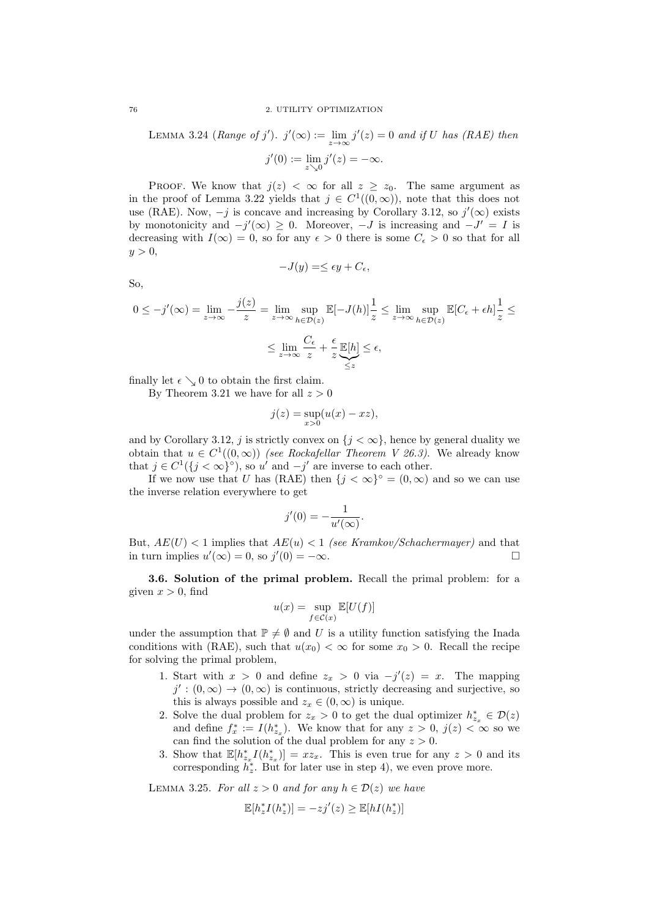**Lemma 3.24** (*Range of $j'$*). *$j'(\infty) := \lim_{z\to\infty} j'(z) = 0$ and if $U$ has (RAE) then*

$$j'(0) := \lim_{z\searrow 0} j'(z) = -\infty.$$

Proof. We know that $j(z) < \infty$ for all $z \geq z_0$. The same argument as in the proof of Lemma 3.22 yields that $j \in C^1((0,\infty))$, note that this does not use (RAE). Now, $-j$ is concave and increasing by Corollary 3.12, so $j'(\infty)$ exists by monotonicity and $-j'(\infty) \geq 0$. Moreover, $-J$ is increasing and $-J' = I$ is decreasing with $I(\infty) = 0$, so for any $\epsilon > 0$ there is some $C_\epsilon > 0$ so that for all $y > 0$,

$$-J(y) = \leq \epsilon y + C_\epsilon,$$

So,

$$0 \leq -j'(\infty) = \lim_{z\to\infty} -\frac{j(z)}{z} = \lim_{z\to\infty} \sup_{h\in\mathcal{D}(z)} \mathbb{E}[-J(h)]\frac{1}{z} \leq \lim_{z\to\infty} \sup_{h\in\mathcal{D}(z)} \mathbb{E}[C_\epsilon + \epsilon h]\frac{1}{z} \leq$$

$$\leq \lim_{z\to\infty} \frac{C_\epsilon}{z} + \frac{\epsilon}{z}\underbrace{\mathbb{E}[h]}_{\leq z} \leq \epsilon,$$

finally let $\epsilon \searrow 0$ to obtain the first claim.

By Theorem 3.21 we have for all $z > 0$

$$j(z) = \sup_{x>0}(u(x) - xz),$$

and by Corollary 3.12, $j$ is strictly convex on $\{j < \infty\}$, hence by general duality we obtain that $u \in C^1((0,\infty))$ *(see Rockafellar Theorem V 26.3)*. We already know that $j \in C^1(\{j < \infty\}^\circ)$, so $u'$ and $-j'$ are inverse to each other.

If we now use that $U$ has (RAE) then $\{j < \infty\}^\circ = (0,\infty)$ and so we can use the inverse relation everywhere to get

$$j'(0) = -\frac{1}{u'(\infty)}.$$

But, $AE(U) < 1$ implies that $AE(u) < 1$ *(see Kramkov/Schachermayer)* and that in turn implies $u'(\infty) = 0$, so $j'(0) = -\infty$. □

**3.6. Solution of the primal problem.** Recall the primal problem: for a given $x > 0$, find

$$u(x) = \sup_{f\in\mathcal{C}(x)} \mathbb{E}[U(f)]$$

under the assumption that $\mathbb{P} \neq \emptyset$ and $U$ is a utility function satisfying the Inada conditions with (RAE), such that $u(x_0) < \infty$ for some $x_0 > 0$. Recall the recipe for solving the primal problem,

1. Start with $x > 0$ and define $z_x > 0$ via $-j'(z) = x$. The mapping $j' : (0,\infty) \to (0,\infty)$ is continuous, strictly decreasing and surjective, so this is always possible and $z_x \in (0,\infty)$ is unique.
2. Solve the dual problem for $z_x > 0$ to get the dual optimizer $h^*_{z_x} \in \mathcal{D}(z)$ and define $f^*_x := I(h^*_{z_x})$. We know that for any $z > 0$, $j(z) < \infty$ so we can find the solution of the dual problem for any $z > 0$.
3. Show that $\mathbb{E}[h^*_{z_x} I(h^*_{z_x})] = xz_x$. This is even true for any $z > 0$ and its corresponding $h^*_z$. But for later use in step 4), we even prove more.

**Lemma 3.25.** *For all $z > 0$ and for any $h \in \mathcal{D}(z)$ we have*

$$\mathbb{E}[h^*_z I(h^*_z)] = -zj'(z) \geq \mathbb{E}[hI(h^*_z)]$$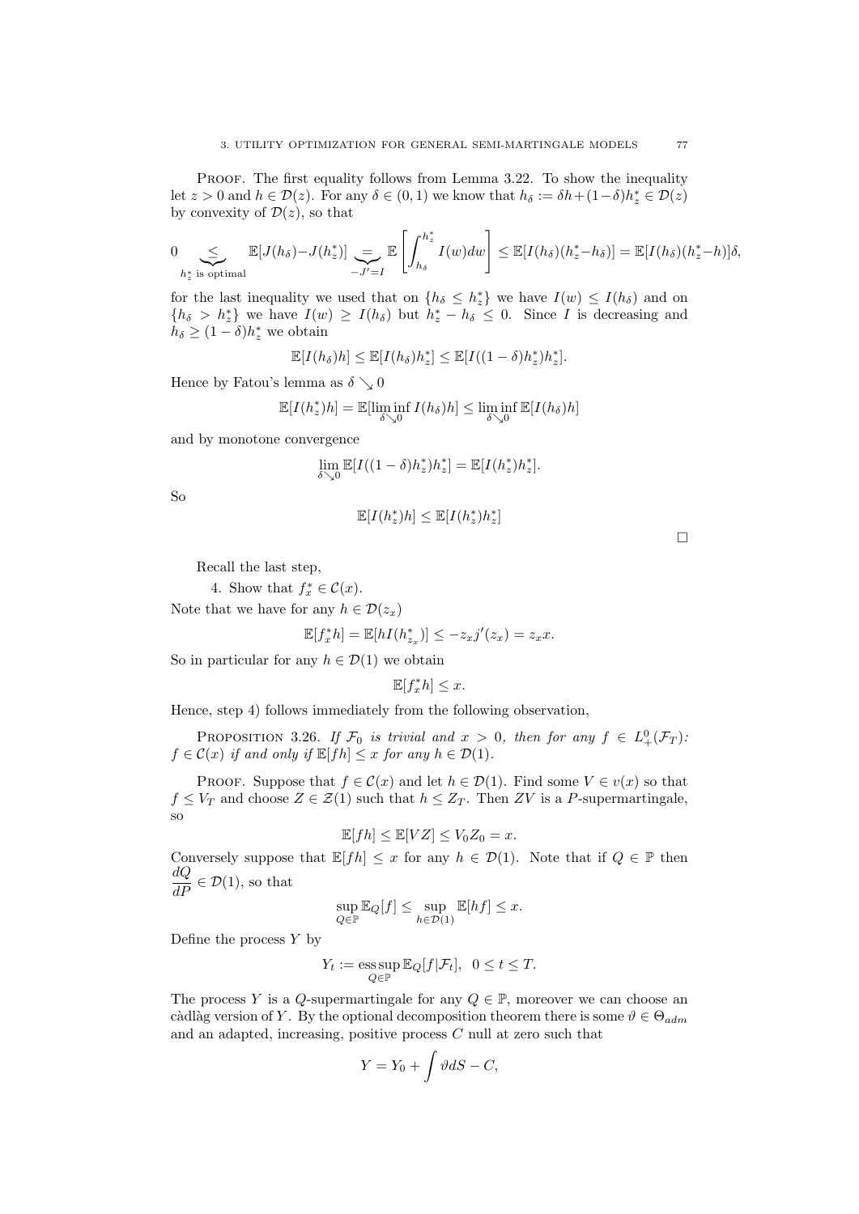PROOF. The first equality follows from Lemma 3.22. To show the inequality let $z > 0$ and $h \in \mathcal{D}(z)$. For any $\delta \in (0,1)$ we know that $h_\delta := \delta h + (1-\delta) h_z^* \in \mathcal{D}(z)$ by convexity of $\mathcal{D}(z)$, so that

$$0 \underbrace{\leq}_{h_z^* \text{ is optimal}} \mathbb{E}[J(h_\delta) - J(h_z^*)] \underbrace{=}_{-J'=I} \mathbb{E}\left[\int_{h_\delta}^{h_z^*} I(w)dw\right] \leq \mathbb{E}[I(h_\delta)(h_z^* - h_\delta)] = \mathbb{E}[I(h_\delta)(h_z^* - h)]\delta,$$

for the last inequality we used that on $\{h_\delta \leq h_z^*\}$ we have $I(w) \leq I(h_\delta)$ and on $\{h_\delta > h_z^*\}$ we have $I(w) \geq I(h_\delta)$ but $h_z^* - h_\delta \leq 0$. Since $I$ is decreasing and $h_\delta \geq (1-\delta) h_z^*$ we obtain

$$\mathbb{E}[I(h_\delta)h] \leq \mathbb{E}[I(h_\delta)h_z^*] \leq \mathbb{E}[I((1-\delta)h_z^*)h_z^*].$$

Hence by Fatou's lemma as $\delta \searrow 0$

$$\mathbb{E}[I(h_z^*)h] = \mathbb{E}[\liminf_{\delta \searrow 0} I(h_\delta)h] \leq \liminf_{\delta \searrow 0} \mathbb{E}[I(h_\delta)h]$$

and by monotone convergence

$$\lim_{\delta \searrow 0} \mathbb{E}[I((1-\delta)h_z^*)h_z^*] = \mathbb{E}[I(h_z^*)h_z^*].$$

So

$$\mathbb{E}[I(h_z^*)h] \leq \mathbb{E}[I(h_z^*)h_z^*]$$

□

Recall the last step,

4. Show that $f_x^* \in \mathcal{C}(x)$.

Note that we have for any $h \in \mathcal{D}(z_x)$

$$\mathbb{E}[f_x^* h] = \mathbb{E}[h I(h_{z_x}^*)] \leq -z_x j'(z_x) = z_x x.$$

So in particular for any $h \in \mathcal{D}(1)$ we obtain

$$\mathbb{E}[f_x^* h] \leq x.$$

Hence, step 4) follows immediately from the following observation,

PROPOSITION 3.26. *If $\mathcal{F}_0$ is trivial and $x > 0$, then for any $f \in L_+^0(\mathcal{F}_T)$: $f \in \mathcal{C}(x)$ if and only if $\mathbb{E}[fh] \leq x$ for any $h \in \mathcal{D}(1)$.*

PROOF. Suppose that $f \in \mathcal{C}(x)$ and let $h \in \mathcal{D}(1)$. Find some $V \in v(x)$ so that $f \leq V_T$ and choose $Z \in \mathcal{Z}(1)$ such that $h \leq Z_T$. Then $ZV$ is a $P$-supermartingale, so

$$\mathbb{E}[fh] \leq \mathbb{E}[VZ] \leq V_0 Z_0 = x.$$

Conversely suppose that $\mathbb{E}[fh] \leq x$ for any $h \in \mathcal{D}(1)$. Note that if $Q \in \mathbb{P}$ then $\dfrac{dQ}{dP} \in \mathcal{D}(1)$, so that

$$\sup_{Q \in \mathbb{P}} \mathbb{E}_Q[f] \leq \sup_{h \in \mathcal{D}(1)} \mathbb{E}[hf] \leq x.$$

Define the process $Y$ by

$$Y_t := \operatorname*{ess\,sup}_{Q \in \mathbb{P}} \mathbb{E}_Q[f|\mathcal{F}_t], \quad 0 \leq t \leq T.$$

The process $Y$ is a $Q$-supermartingale for any $Q \in \mathbb{P}$, moreover we can choose an càdlàg version of $Y$. By the optional decomposition theorem there is some $\vartheta \in \Theta_{adm}$ and an adapted, increasing, positive process $C$ null at zero such that

$$Y = Y_0 + \int \vartheta dS - C,$$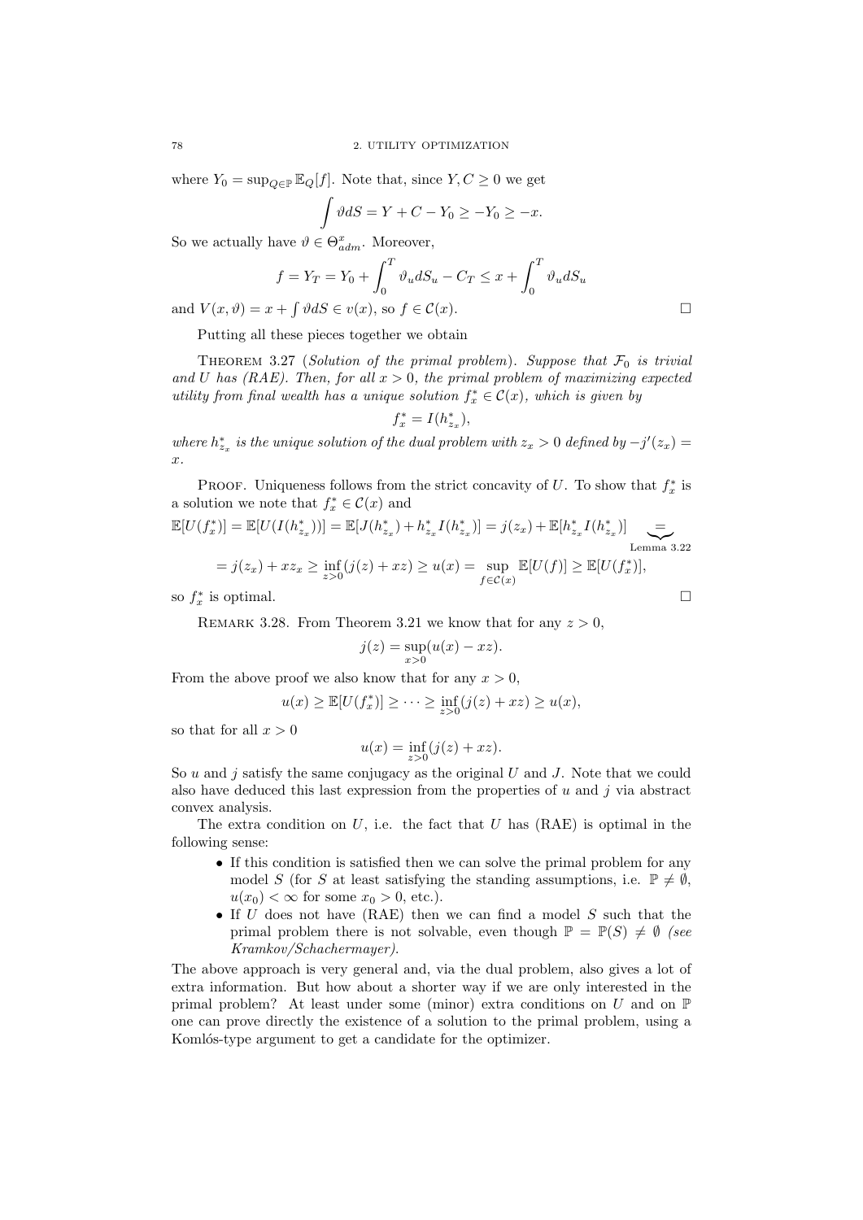where $Y_0 = \sup_{Q \in \mathbb{P}} \mathbb{E}_Q[f]$. Note that, since $Y, C \geq 0$ we get

$$\int \vartheta dS = Y + C - Y_0 \geq -Y_0 \geq -x.$$

So we actually have $\vartheta \in \Theta^x_{adm}$. Moreover,

$$f = Y_T = Y_0 + \int_0^T \vartheta_u dS_u - C_T \leq x + \int_0^T \vartheta_u dS_u$$

and $V(x, \vartheta) = x + \int \vartheta dS \in v(x)$, so $f \in \mathcal{C}(x)$. □

Putting all these pieces together we obtain

Theorem 3.27 (*Solution of the primal problem*). *Suppose that $\mathcal{F}_0$ is trivial and $U$ has (RAE). Then, for all $x > 0$, the primal problem of maximizing expected utility from final wealth has a unique solution $f^*_x \in \mathcal{C}(x)$, which is given by*

$$f^*_x = I(h^*_{z_x}),$$

*where $h^*_{z_x}$ is the unique solution of the dual problem with $z_x > 0$ defined by $-j'(z_x) = x$.*

Proof. Uniqueness follows from the strict concavity of $U$. To show that $f^*_x$ is a solution we note that $f^*_x \in \mathcal{C}(x)$ and

$$\mathbb{E}[U(f^*_x)] = \mathbb{E}[U(I(h^*_{z_x}))] = \mathbb{E}[J(h^*_{z_x}) + h^*_{z_x} I(h^*_{z_x})] = j(z_x) + \mathbb{E}[h^*_{z_x} I(h^*_{z_x})] \underbrace{=}_{\text{Lemma 3.22}}$$

$$= j(z_x) + xz_x \geq \inf_{z>0}(j(z) + xz) \geq u(x) = \sup_{f \in \mathcal{C}(x)} \mathbb{E}[U(f)] \geq \mathbb{E}[U(f^*_x)],$$

so $f^*_x$ is optimal. □

Remark 3.28. From Theorem 3.21 we know that for any $z > 0$,

$$j(z) = \sup_{x>0}(u(x) - xz).$$

From the above proof we also know that for any $x > 0$,

$$u(x) \geq \mathbb{E}[U(f^*_x)] \geq \cdots \geq \inf_{z>0}(j(z) + xz) \geq u(x),$$

so that for all $x > 0$

$$u(x) = \inf_{z>0}(j(z) + xz).$$

So $u$ and $j$ satisfy the same conjugacy as the original $U$ and $J$. Note that we could also have deduced this last expression from the properties of $u$ and $j$ via abstract convex analysis.

The extra condition on $U$, i.e. the fact that $U$ has (RAE) is optimal in the following sense:

- If this condition is satisfied then we can solve the primal problem for any model $S$ (for $S$ at least satisfying the standing assumptions, i.e. $\mathbb{P} \neq \emptyset$, $u(x_0) < \infty$ for some $x_0 > 0$, etc.).
- If $U$ does not have (RAE) then we can find a model $S$ such that the primal problem there is not solvable, even though $\mathbb{P} = \mathbb{P}(S) \neq \emptyset$ *(see Kramkov/Schachermayer)*.

The above approach is very general and, via the dual problem, also gives a lot of extra information. But how about a shorter way if we are only interested in the primal problem? At least under some (minor) extra conditions on $U$ and on $\mathbb{P}$ one can prove directly the existence of a solution to the primal problem, using a Komlós-type argument to get a candidate for the optimizer.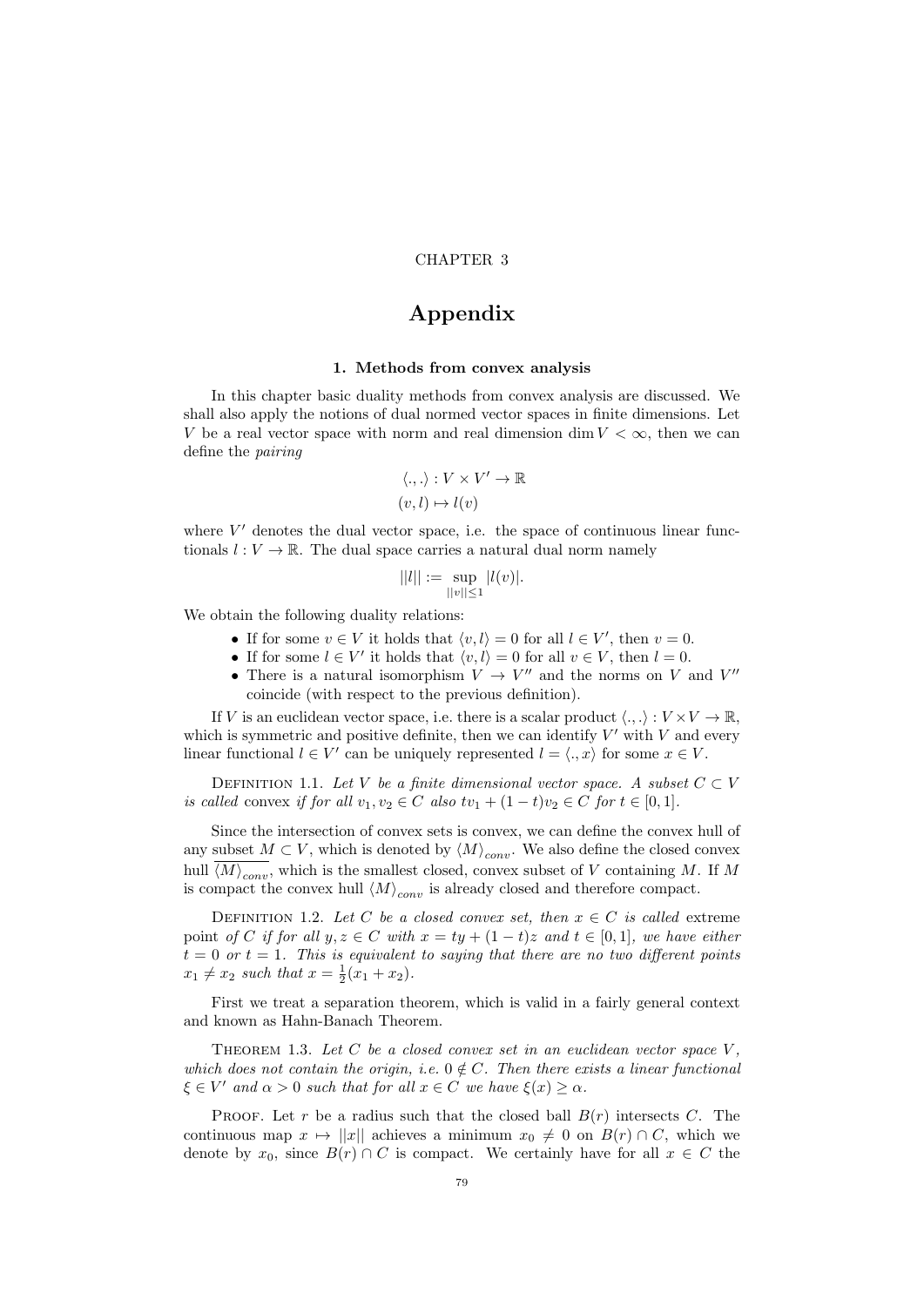CHAPTER 3

# Appendix

### 1. Methods from convex analysis

In this chapter basic duality methods from convex analysis are discussed. We shall also apply the notions of dual normed vector spaces in finite dimensions. Let $V$ be a real vector space with norm and real dimension $\dim V < \infty$, then we can define the *pairing*

$$\langle .,. \rangle : V \times V' \to \mathbb{R}$$
$$(v, l) \mapsto l(v)$$

where $V'$ denotes the dual vector space, i.e. the space of continuous linear functionals $l : V \to \mathbb{R}$. The dual space carries a natural dual norm namely

$$||l|| := \sup_{||v|| \leq 1} |l(v)|.$$

We obtain the following duality relations:

- If for some $v \in V$ it holds that $\langle v, l \rangle = 0$ for all $l \in V'$, then $v = 0$.
- If for some $l \in V'$ it holds that $\langle v, l \rangle = 0$ for all $v \in V$, then $l = 0$.
- There is a natural isomorphism $V \to V''$ and the norms on $V$ and $V''$ coincide (with respect to the previous definition).

If $V$ is an euclidean vector space, i.e. there is a scalar product $\langle .,. \rangle : V \times V \to \mathbb{R}$, which is symmetric and positive definite, then we can identify $V'$ with $V$ and every linear functional $l \in V'$ can be uniquely represented $l = \langle ., x \rangle$ for some $x \in V$.

Definition 1.1. *Let $V$ be a finite dimensional vector space. A subset $C \subset V$ is called* convex *if for all $v_1, v_2 \in C$ also $tv_1 + (1-t)v_2 \in C$ for $t \in [0,1]$.*

Since the intersection of convex sets is convex, we can define the convex hull of any subset $M \subset V$, which is denoted by $\langle M \rangle_{conv}$. We also define the closed convex hull $\overline{\langle M \rangle_{conv}}$, which is the smallest closed, convex subset of $V$ containing $M$. If $M$ is compact the convex hull $\langle M \rangle_{conv}$ is already closed and therefore compact.

Definition 1.2. *Let $C$ be a closed convex set, then $x \in C$ is called* extreme point *of $C$ if for all $y, z \in C$ with $x = ty + (1-t)z$ and $t \in [0,1]$, we have either $t = 0$ or $t = 1$. This is equivalent to saying that there are no two different points $x_1 \neq x_2$ such that $x = \frac{1}{2}(x_1 + x_2)$.*

First we treat a separation theorem, which is valid in a fairly general context and known as Hahn-Banach Theorem.

Theorem 1.3. *Let $C$ be a closed convex set in an euclidean vector space $V$, which does not contain the origin, i.e. $0 \notin C$. Then there exists a linear functional $\xi \in V'$ and $\alpha > 0$ such that for all $x \in C$ we have $\xi(x) \geq \alpha$.*

Proof. Let $r$ be a radius such that the closed ball $B(r)$ intersects $C$. The continuous map $x \mapsto ||x||$ achieves a minimum $x_0 \neq 0$ on $B(r) \cap C$, which we denote by $x_0$, since $B(r) \cap C$ is compact. We certainly have for all $x \in C$ the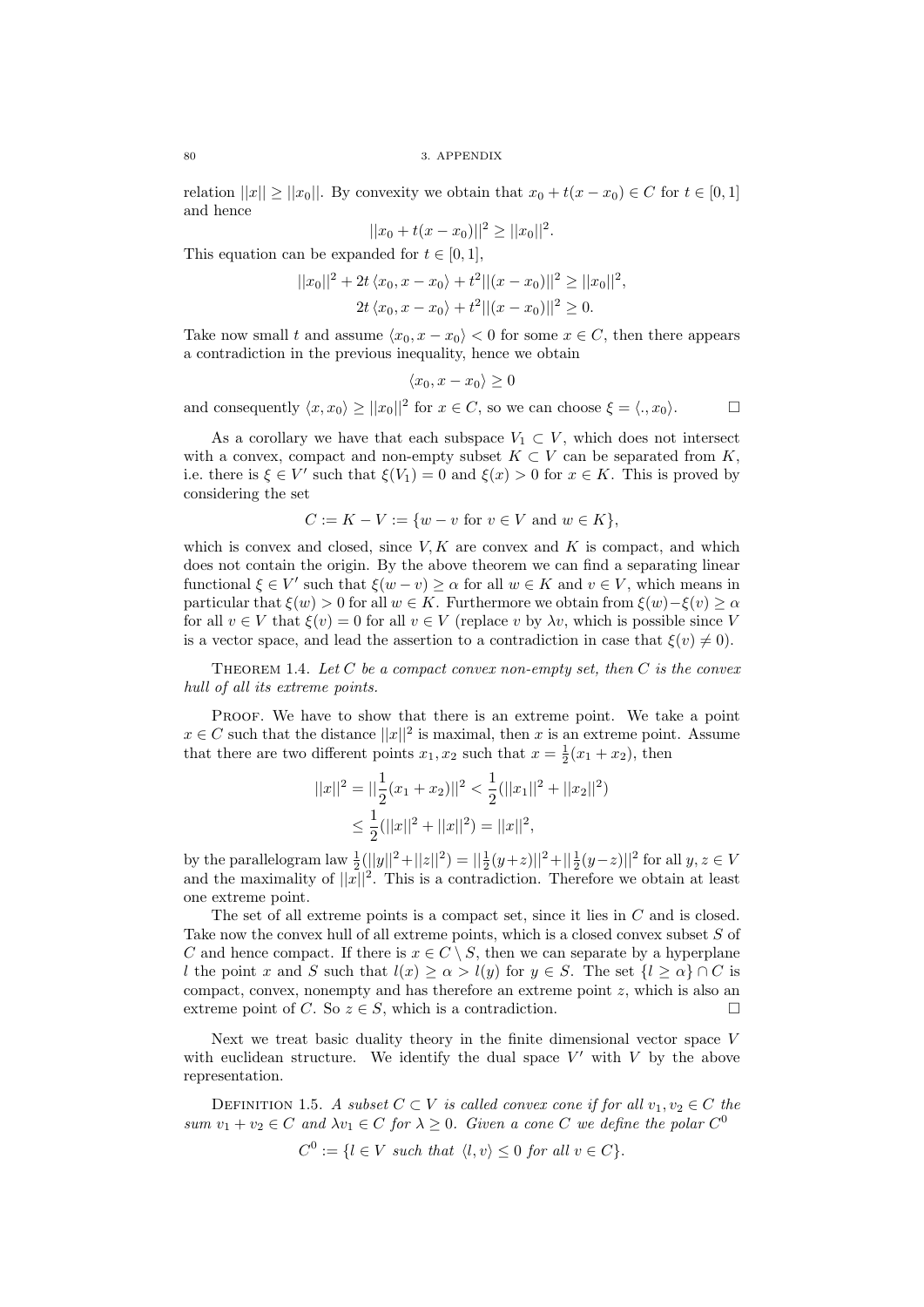relation $||x|| \geq ||x_0||$. By convexity we obtain that $x_0 + t(x - x_0) \in C$ for $t \in [0, 1]$ and hence

$$||x_0 + t(x - x_0)||^2 \geq ||x_0||^2.$$

This equation can be expanded for $t \in [0, 1]$,

$$||x_0||^2 + 2t \langle x_0, x - x_0 \rangle + t^2 ||(x - x_0)||^2 \geq ||x_0||^2,$$

$$2t \langle x_0, x - x_0 \rangle + t^2 ||(x - x_0)||^2 \geq 0.$$

Take now small $t$ and assume $\langle x_0, x - x_0 \rangle < 0$ for some $x \in C$, then there appears a contradiction in the previous inequality, hence we obtain

$$\langle x_0, x - x_0 \rangle \geq 0$$

and consequently $\langle x, x_0 \rangle \geq ||x_0||^2$ for $x \in C$, so we can choose $\xi = \langle ., x_0 \rangle$. □

As a corollary we have that each subspace $V_1 \subset V$, which does not intersect with a convex, compact and non-empty subset $K \subset V$ can be separated from $K$, i.e. there is $\xi \in V'$ such that $\xi(V_1) = 0$ and $\xi(x) > 0$ for $x \in K$. This is proved by considering the set

$$C := K - V := \{w - v \text{ for } v \in V \text{ and } w \in K\},$$

which is convex and closed, since $V, K$ are convex and $K$ is compact, and which does not contain the origin. By the above theorem we can find a separating linear functional $\xi \in V'$ such that $\xi(w - v) \geq \alpha$ for all $w \in K$ and $v \in V$, which means in particular that $\xi(w) > 0$ for all $w \in K$. Furthermore we obtain from $\xi(w) - \xi(v) \geq \alpha$ for all $v \in V$ that $\xi(v) = 0$ for all $v \in V$ (replace $v$ by $\lambda v$, which is possible since $V$ is a vector space, and lead the assertion to a contradiction in case that $\xi(v) \neq 0$).

Theorem 1.4. *Let $C$ be a compact convex non-empty set, then $C$ is the convex hull of all its extreme points.*

Proof. We have to show that there is an extreme point. We take a point $x \in C$ such that the distance $||x||^2$ is maximal, then $x$ is an extreme point. Assume that there are two different points $x_1, x_2$ such that $x = \frac{1}{2}(x_1 + x_2)$, then

$$||x||^2 = ||\frac{1}{2}(x_1 + x_2)||^2 < \frac{1}{2}(||x_1||^2 + ||x_2||^2)$$
$$\leq \frac{1}{2}(||x||^2 + ||x||^2) = ||x||^2,$$

by the parallelogram law $\frac{1}{2}(||y||^2 + ||z||^2) = ||\frac{1}{2}(y+z)||^2 + ||\frac{1}{2}(y-z)||^2$ for all $y, z \in V$ and the maximality of $||x||^2$. This is a contradiction. Therefore we obtain at least one extreme point.

The set of all extreme points is a compact set, since it lies in $C$ and is closed. Take now the convex hull of all extreme points, which is a closed convex subset $S$ of $C$ and hence compact. If there is $x \in C \setminus S$, then we can separate by a hyperplane $l$ the point $x$ and $S$ such that $l(x) \geq \alpha > l(y)$ for $y \in S$. The set $\{l \geq \alpha\} \cap C$ is compact, convex, nonempty and has therefore an extreme point $z$, which is also an extreme point of $C$. So $z \in S$, which is a contradiction. □

Next we treat basic duality theory in the finite dimensional vector space $V$ with euclidean structure. We identify the dual space $V'$ with $V$ by the above representation.

Definition 1.5. *A subset $C \subset V$ is called convex cone if for all $v_1, v_2 \in C$ the sum $v_1 + v_2 \in C$ and $\lambda v_1 \in C$ for $\lambda \geq 0$. Given a cone $C$ we define the polar $C^0$*

$$C^0 := \{l \in V \text{ such that } \langle l, v \rangle \leq 0 \text{ for all } v \in C\}.$$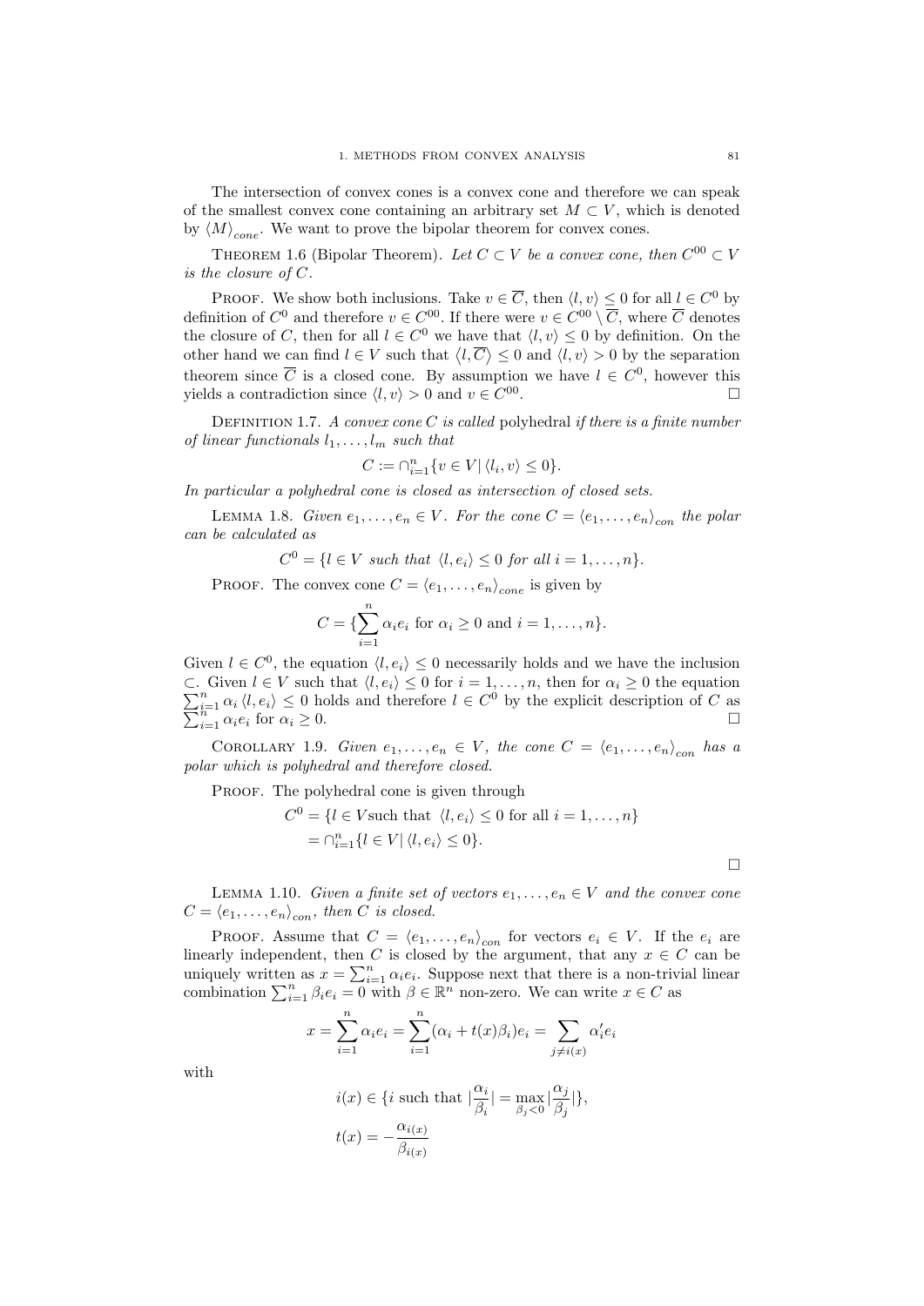The intersection of convex cones is a convex cone and therefore we can speak of the smallest convex cone containing an arbitrary set $M \subset V$, which is denoted by $\langle M \rangle_{cone}$. We want to prove the bipolar theorem for convex cones.

THEOREM 1.6 (Bipolar Theorem). *Let $C \subset V$ be a convex cone, then $C^{00} \subset V$ is the closure of $C$.*

PROOF. We show both inclusions. Take $v \in \overline{C}$, then $\langle l, v \rangle \leq 0$ for all $l \in C^0$ by definition of $C^0$ and therefore $v \in C^{00}$. If there were $v \in C^{00} \setminus \overline{C}$, where $\overline{C}$ denotes the closure of $C$, then for all $l \in C^0$ we have that $\langle l, v \rangle \leq 0$ by definition. On the other hand we can find $l \in V$ such that $\langle l, \overline{C} \rangle \leq 0$ and $\langle l, v \rangle > 0$ by the separation theorem since $\overline{C}$ is a closed cone. By assumption we have $l \in C^0$, however this yields a contradiction since $\langle l, v \rangle > 0$ and $v \in C^{00}$. □

DEFINITION 1.7. *A convex cone $C$ is called* polyhedral *if there is a finite number of linear functionals $l_1, \ldots, l_m$ such that*

$$C := \cap_{i=1}^{n} \{ v \in V | \langle l_i, v \rangle \leq 0 \}.$$

*In particular a polyhedral cone is closed as intersection of closed sets.*

LEMMA 1.8. *Given $e_1, \ldots, e_n \in V$. For the cone $C = \langle e_1, \ldots, e_n \rangle_{con}$ the polar can be calculated as*

$$C^0 = \{ l \in V \text{ such that } \langle l, e_i \rangle \leq 0 \text{ for all } i = 1, \ldots, n \}.$$

PROOF. The convex cone $C = \langle e_1, \ldots, e_n \rangle_{cone}$ is given by

$$C = \{ \sum_{i=1}^{n} \alpha_i e_i \text{ for } \alpha_i \geq 0 \text{ and } i = 1, \ldots, n \}.$$

Given $l \in C^0$, the equation $\langle l, e_i \rangle \leq 0$ necessarily holds and we have the inclusion $\subset$. Given $l \in V$ such that $\langle l, e_i \rangle \leq 0$ for $i = 1, \ldots, n$, then for $\alpha_i \geq 0$ the equation $\sum_{i=1}^{n} \alpha_i \langle l, e_i \rangle \leq 0$ holds and therefore $l \in C^0$ by the explicit description of $C$ as $\sum_{i=1}^{n} \alpha_i e_i$ for $\alpha_i \geq 0$. □

COROLLARY 1.9. *Given $e_1, \ldots, e_n \in V$, the cone $C = \langle e_1, \ldots, e_n \rangle_{con}$ has a polar which is polyhedral and therefore closed.*

PROOF. The polyhedral cone is given through

$$\begin{aligned} C^0 &= \{ l \in V \text{such that } \langle l, e_i \rangle \leq 0 \text{ for all } i = 1, \ldots, n \} \\ &= \cap_{i=1}^{n} \{ l \in V | \langle l, e_i \rangle \leq 0 \}. \end{aligned}$$

□

LEMMA 1.10. *Given a finite set of vectors $e_1, \ldots, e_n \in V$ and the convex cone $C = \langle e_1, \ldots, e_n \rangle_{con}$, then $C$ is closed.*

PROOF. Assume that $C = \langle e_1, \ldots, e_n \rangle_{con}$ for vectors $e_i \in V$. If the $e_i$ are linearly independent, then $C$ is closed by the argument, that any $x \in C$ can be uniquely written as $x = \sum_{i=1}^{n} \alpha_i e_i$. Suppose next that there is a non-trivial linear combination $\sum_{i=1}^{n} \beta_i e_i = 0$ with $\beta \in \mathbb{R}^n$ non-zero. We can write $x \in C$ as

$$x = \sum_{i=1}^{n} \alpha_i e_i = \sum_{i=1}^{n} (\alpha_i + t(x)\beta_i) e_i = \sum_{j \neq i(x)} \alpha_i' e_i$$

with

$$\begin{aligned} i(x) &\in \{ i \text{ such that } |\frac{\alpha_i}{\beta_i}| = \max_{\beta_j < 0} |\frac{\alpha_j}{\beta_j}| \}, \\ t(x) &= -\frac{\alpha_{i(x)}}{\beta_{i(x)}} \end{aligned}$$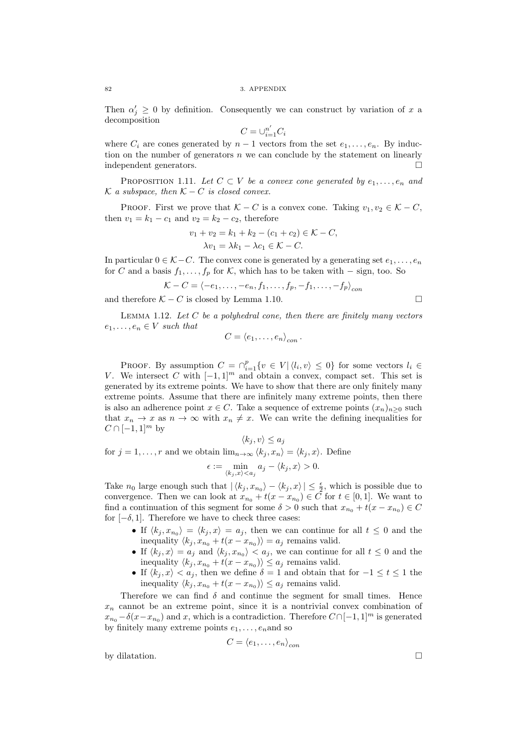Then $\alpha'_j \geq 0$ by definition. Consequently we can construct by variation of $x$ a decomposition

$$C = \cup_{i=1}^{n'} C_i$$

where $C_i$ are cones generated by $n-1$ vectors from the set $e_1, \ldots, e_n$. By induction on the number of generators $n$ we can conclude by the statement on linearly independent generators. □

PROPOSITION 1.11. *Let $C \subset V$ be a convex cone generated by $e_1, \ldots, e_n$ and $\mathcal{K}$ a subspace, then $\mathcal{K} - C$ is closed convex.*

PROOF. First we prove that $\mathcal{K} - C$ is a convex cone. Taking $v_1, v_2 \in \mathcal{K} - C$, then $v_1 = k_1 - c_1$ and $v_2 = k_2 - c_2$, therefore

$$v_1 + v_2 = k_1 + k_2 - (c_1 + c_2) \in \mathcal{K} - C,$$
$$\lambda v_1 = \lambda k_1 - \lambda c_1 \in \mathcal{K} - C.$$

In particular $0 \in \mathcal{K} - C$. The convex cone is generated by a generating set $e_1, \ldots, e_n$ for $C$ and a basis $f_1, \ldots, f_p$ for $\mathcal{K}$, which has to be taken with $-$ sign, too. So

$$\mathcal{K} - C = \langle -e_1, \ldots, -e_n, f_1, \ldots, f_p, -f_1, \ldots, -f_p \rangle_{con}$$

and therefore $\mathcal{K} - C$ is closed by Lemma 1.10. □

LEMMA 1.12. *Let $C$ be a polyhedral cone, then there are finitely many vectors $e_1, \ldots, e_n \in V$ such that*

$$C = \langle e_1, \ldots, e_n \rangle_{con}.$$

PROOF. By assumption $C = \cap_{i=1}^{p} \{ v \in V | \langle l_i, v \rangle \leq 0 \}$ for some vectors $l_i \in V$. We intersect $C$ with $[-1,1]^m$ and obtain a convex, compact set. This set is generated by its extreme points. We have to show that there are only finitely many extreme points. Assume that there are infinitely many extreme points, then there is also an adherence point $x \in C$. Take a sequence of extreme points $(x_n)_{n \geq 0}$ such that $x_n \to x$ as $n \to \infty$ with $x_n \neq x$. We can write the defining inequalities for $C \cap [-1,1]^m$ by

$$\langle k_j, v \rangle \leq a_j$$

for $j = 1, \ldots, r$ and we obtain $\lim_{n \to \infty} \langle k_j, x_n \rangle = \langle k_j, x \rangle$. Define

$$\epsilon := \min_{\langle k_j, x \rangle < a_j} a_j - \langle k_j, x \rangle > 0.$$

Take $n_0$ large enough such that $| \langle k_j, x_{n_0} \rangle - \langle k_j, x \rangle | \leq \frac{\epsilon}{2}$, which is possible due to convergence. Then we can look at $x_{n_0} + t(x - x_{n_0}) \in C$ for $t \in [0,1]$. We want to find a continuation of this segment for some $\delta > 0$ such that $x_{n_0} + t(x - x_{n_0}) \in C$ for $[-\delta, 1]$. Therefore we have to check three cases:

- If $\langle k_j, x_{n_0} \rangle = \langle k_j, x \rangle = a_j$, then we can continue for all $t \leq 0$ and the inequality $\langle k_j, x_{n_0} + t(x - x_{n_0}) \rangle = a_j$ remains valid.
- If $\langle k_j, x \rangle = a_j$ and $\langle k_j, x_{n_0} \rangle < a_j$, we can continue for all $t \leq 0$ and the inequality $\langle k_j, x_{n_0} + t(x - x_{n_0}) \rangle \leq a_j$ remains valid.
- If $\langle k_j, x \rangle < a_j$, then we define $\delta = 1$ and obtain that for $-1 \leq t \leq 1$ the inequality $\langle k_j, x_{n_0} + t(x - x_{n_0}) \rangle \leq a_j$ remains valid.

Therefore we can find $\delta$ and continue the segment for small times. Hence $x_n$ cannot be an extreme point, since it is a nontrivial convex combination of $x_{n_0} - \delta(x - x_{n_0})$ and $x$, which is a contradiction. Therefore $C \cap [-1,1]^m$ is generated by finitely many extreme points $e_1, \ldots, e_n$and so

$$C = \langle e_1, \ldots, e_n \rangle_{con}$$

by dilatation. □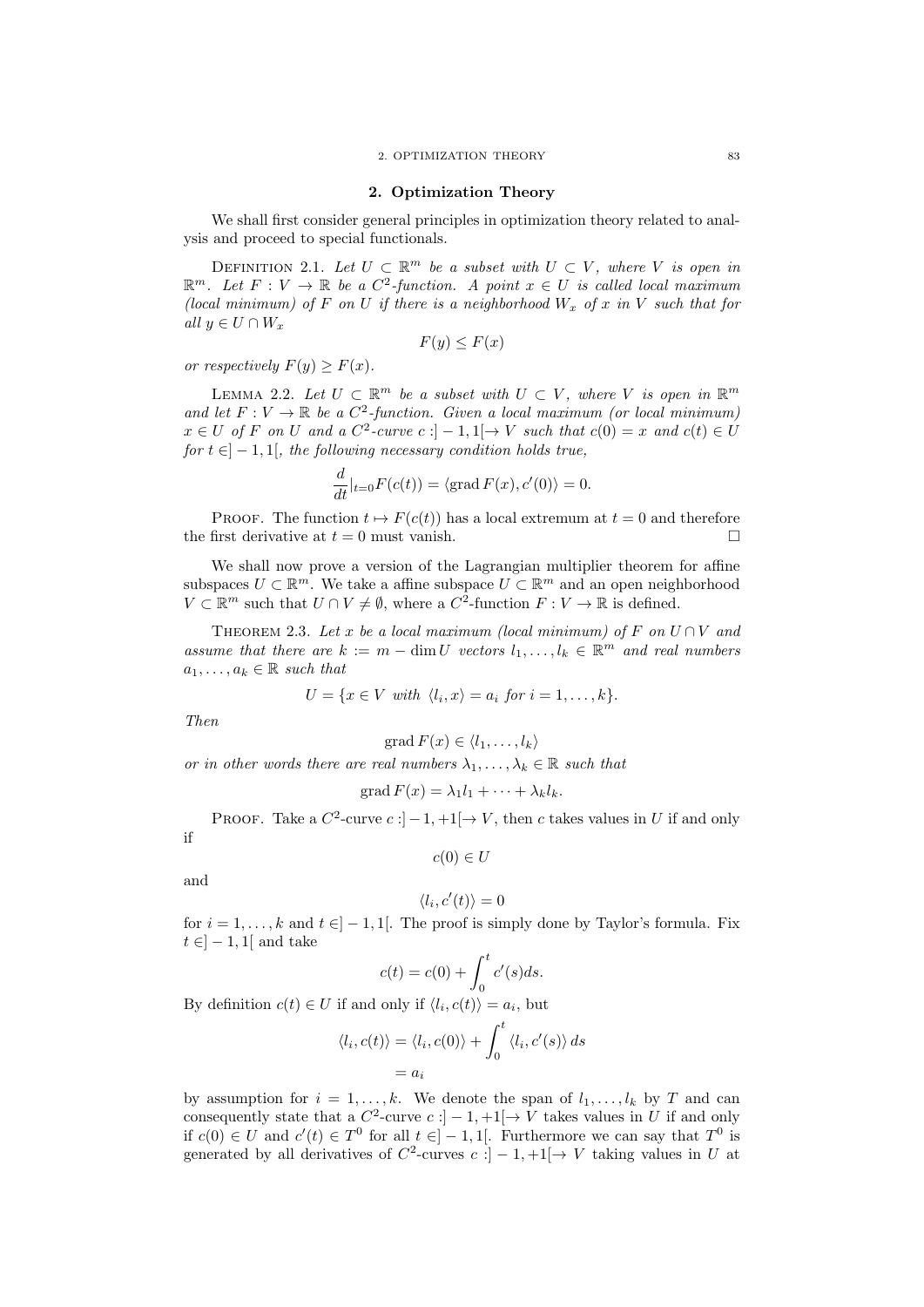## 2. Optimization Theory

We shall first consider general principles in optimization theory related to analysis and proceed to special functionals.

Definition 2.1. *Let $U \subset \mathbb{R}^m$ be a subset with $U \subset V$, where $V$ is open in $\mathbb{R}^m$. Let $F : V \to \mathbb{R}$ be a $C^2$-function. A point $x \in U$ is called local maximum (local minimum) of $F$ on $U$ if there is a neighborhood $W_x$ of $x$ in $V$ such that for all $y \in U \cap W_x$*

$$F(y) \leq F(x)$$

*or respectively $F(y) \geq F(x)$.*

Lemma 2.2. *Let $U \subset \mathbb{R}^m$ be a subset with $U \subset V$, where $V$ is open in $\mathbb{R}^m$ and let $F : V \to \mathbb{R}$ be a $C^2$-function. Given a local maximum (or local minimum) $x \in U$ of $F$ on $U$ and a $C^2$-curve $c : ]-1, 1[ \to V$ such that $c(0) = x$ and $c(t) \in U$ for $t \in ]-1, 1[$, the following necessary condition holds true,*

$$\frac{d}{dt}|_{t=0} F(c(t)) = \langle \operatorname{grad} F(x), c'(0) \rangle = 0.$$

Proof. The function $t \mapsto F(c(t))$ has a local extremum at $t = 0$ and therefore the first derivative at $t = 0$ must vanish. □

We shall now prove a version of the Lagrangian multiplier theorem for affine subspaces $U \subset \mathbb{R}^m$. We take a affine subspace $U \subset \mathbb{R}^m$ and an open neighborhood $V \subset \mathbb{R}^m$ such that $U \cap V \neq \emptyset$, where a $C^2$-function $F : V \to \mathbb{R}$ is defined.

Theorem 2.3. *Let $x$ be a local maximum (local minimum) of $F$ on $U \cap V$ and assume that there are $k := m - \dim U$ vectors $l_1, \ldots, l_k \in \mathbb{R}^m$ and real numbers $a_1, \ldots, a_k \in \mathbb{R}$ such that*

$$U = \{x \in V \text{ with } \langle l_i, x \rangle = a_i \text{ for } i = 1, \ldots, k\}.$$

*Then*

$$\operatorname{grad} F(x) \in \langle l_1, \ldots, l_k \rangle$$

*or in other words there are real numbers $\lambda_1, \ldots, \lambda_k \in \mathbb{R}$ such that*

$$\operatorname{grad} F(x) = \lambda_1 l_1 + \cdots + \lambda_k l_k.$$

Proof. Take a $C^2$-curve $c : ]-1, +1[ \to V$, then $c$ takes values in $U$ if and only if

$$c(0) \in U$$

and

$$\langle l_i, c'(t) \rangle = 0$$

for $i = 1, \ldots, k$ and $t \in ]-1, 1[$. The proof is simply done by Taylor's formula. Fix $t \in ]-1, 1[$ and take

$$c(t) = c(0) + \int_0^t c'(s) ds.$$

By definition $c(t) \in U$ if and only if $\langle l_i, c(t) \rangle = a_i$, but

$$\begin{aligned} \langle l_i, c(t) \rangle &= \langle l_i, c(0) \rangle + \int_0^t \langle l_i, c'(s) \rangle \, ds \\ &= a_i \end{aligned}$$

by assumption for $i = 1, \ldots, k$. We denote the span of $l_1, \ldots, l_k$ by $T$ and can consequently state that a $C^2$-curve $c : ]-1, +1[ \to V$ takes values in $U$ if and only if $c(0) \in U$ and $c'(t) \in T^0$ for all $t \in ]-1, 1[$. Furthermore we can say that $T^0$ is generated by all derivatives of $C^2$-curves $c : ]-1, +1[ \to V$ taking values in $U$ at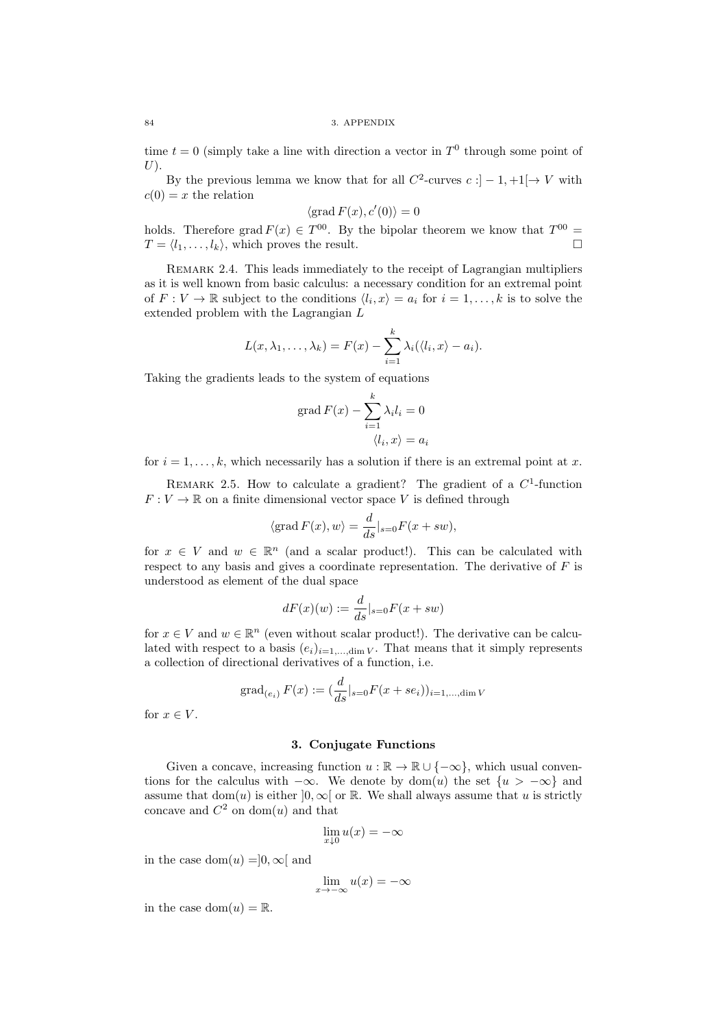time $t = 0$ (simply take a line with direction a vector in $T^0$ through some point of $U$).

By the previous lemma we know that for all $C^2$-curves $c : ]-1, +1[ \to V$ with $c(0) = x$ the relation

$$\langle \operatorname{grad} F(x), c'(0) \rangle = 0$$

holds. Therefore $\operatorname{grad} F(x) \in T^{00}$. By the bipolar theorem we know that $T^{00} = T = \langle l_1, \dots, l_k \rangle$, which proves the result. □

Remark 2.4. This leads immediately to the receipt of Lagrangian multipliers as it is well known from basic calculus: a necessary condition for an extremal point of $F : V \to \mathbb{R}$ subject to the conditions $\langle l_i, x \rangle = a_i$ for $i = 1, \dots, k$ is to solve the extended problem with the Lagrangian $L$

$$L(x, \lambda_1, \dots, \lambda_k) = F(x) - \sum_{i=1}^{k} \lambda_i (\langle l_i, x \rangle - a_i).$$

Taking the gradients leads to the system of equations

$$\operatorname{grad} F(x) - \sum_{i=1}^{k} \lambda_i l_i = 0$$
$$\langle l_i, x \rangle = a_i$$

for $i = 1, \dots, k$, which necessarily has a solution if there is an extremal point at $x$.

Remark 2.5. How to calculate a gradient? The gradient of a $C^1$-function $F : V \to \mathbb{R}$ on a finite dimensional vector space $V$ is defined through

$$\langle \operatorname{grad} F(x), w \rangle = \frac{d}{ds}|_{s=0} F(x + sw),$$

for $x \in V$ and $w \in \mathbb{R}^n$ (and a scalar product!). This can be calculated with respect to any basis and gives a coordinate representation. The derivative of $F$ is understood as element of the dual space

$$dF(x)(w) := \frac{d}{ds}|_{s=0} F(x + sw)$$

for $x \in V$ and $w \in \mathbb{R}^n$ (even without scalar product!). The derivative can be calculated with respect to a basis $(e_i)_{i=1,\dots,\dim V}$. That means that it simply represents a collection of directional derivatives of a function, i.e.

$$\operatorname{grad}_{(e_i)} F(x) := \left(\frac{d}{ds}|_{s=0} F(x + se_i)\right)_{i=1,\dots,\dim V}$$

for $x \in V$.

## 3. Conjugate Functions

Given a concave, increasing function $u : \mathbb{R} \to \mathbb{R} \cup \{-\infty\}$, which usual conventions for the calculus with $-\infty$. We denote by $\operatorname{dom}(u)$ the set $\{u > -\infty\}$ and assume that $\operatorname{dom}(u)$ is either $]0, \infty[$ or $\mathbb{R}$. We shall always assume that $u$ is strictly concave and $C^2$ on $\operatorname{dom}(u)$ and that

$$\lim_{x \downarrow 0} u(x) = -\infty$$

in the case $\operatorname{dom}(u) = ]0, \infty[$ and

$$\lim_{x \to -\infty} u(x) = -\infty$$

in the case $\operatorname{dom}(u) = \mathbb{R}$.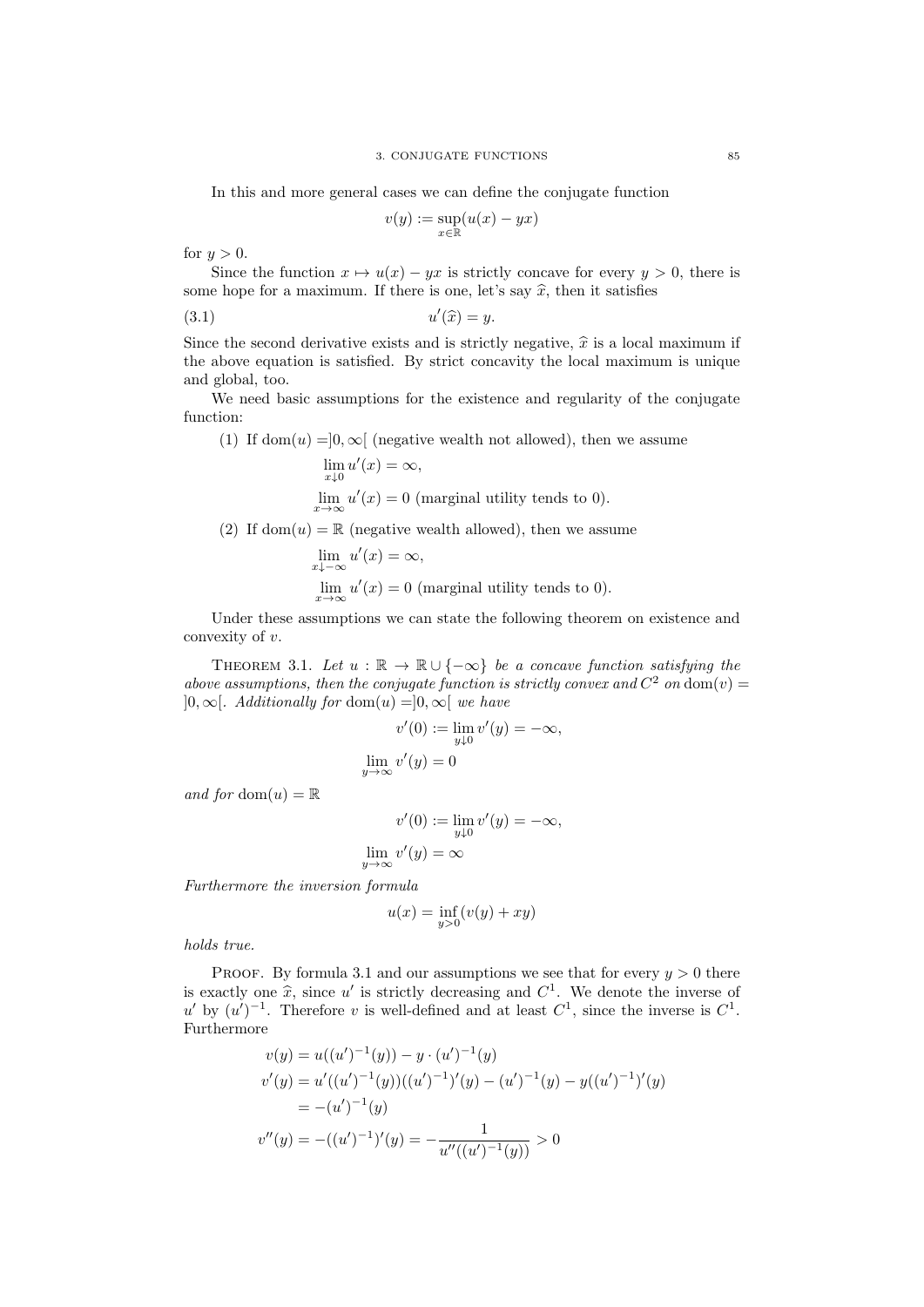In this and more general cases we can define the conjugate function

$$v(y) := \sup_{x \in \mathbb{R}} (u(x) - yx)$$

for $y > 0$.

Since the function $x \mapsto u(x) - yx$ is strictly concave for every $y > 0$, there is some hope for a maximum. If there is one, let's say $\widehat{x}$, then it satisfies

$$u'(\widehat{x}) = y. \tag{3.1}$$

Since the second derivative exists and is strictly negative, $\widehat{x}$ is a local maximum if the above equation is satisfied. By strict concavity the local maximum is unique and global, too.

We need basic assumptions for the existence and regularity of the conjugate function:

(1) If $\mathrm{dom}(u) = ]0, \infty[$ (negative wealth not allowed), then we assume

$$\lim_{x \downarrow 0} u'(x) = \infty,$$

$$\lim_{x \to \infty} u'(x) = 0 \text{ (marginal utility tends to 0).}$$

(2) If $\mathrm{dom}(u) = \mathbb{R}$ (negative wealth allowed), then we assume

$$\lim_{x \downarrow -\infty} u'(x) = \infty,$$

$$\lim_{x \to \infty} u'(x) = 0 \text{ (marginal utility tends to 0).}$$

Under these assumptions we can state the following theorem on existence and convexity of $v$.

**Theorem 3.1.** *Let $u : \mathbb{R} \to \mathbb{R} \cup \{-\infty\}$ be a concave function satisfying the above assumptions, then the conjugate function is strictly convex and $C^2$ on $\mathrm{dom}(v) = ]0, \infty[$. Additionally for $\mathrm{dom}(u) = ]0, \infty[$ we have*

$$v'(0) := \lim_{y \downarrow 0} v'(y) = -\infty,$$

$$\lim_{y \to \infty} v'(y) = 0$$

*and for $\mathrm{dom}(u) = \mathbb{R}$*

$$v'(0) := \lim_{y \downarrow 0} v'(y) = -\infty,$$

$$\lim_{y \to \infty} v'(y) = \infty$$

*Furthermore the inversion formula*

$$u(x) = \inf_{y > 0} (v(y) + xy)$$

*holds true.*

Proof. By formula 3.1 and our assumptions we see that for every $y > 0$ there is exactly one $\widehat{x}$, since $u'$ is strictly decreasing and $C^1$. We denote the inverse of $u'$ by $(u')^{-1}$. Therefore $v$ is well-defined and at least $C^1$, since the inverse is $C^1$. Furthermore

$$
\begin{aligned}
v(y) &= u((u')^{-1}(y)) - y \cdot (u')^{-1}(y) \\
v'(y) &= u'((u')^{-1}(y))((u')^{-1})'(y) - (u')^{-1}(y) - y((u')^{-1})'(y) \\
&= -(u')^{-1}(y) \\
v''(y) &= -((u')^{-1})'(y) = -\frac{1}{u''((u')^{-1}(y))} > 0
\end{aligned}
$$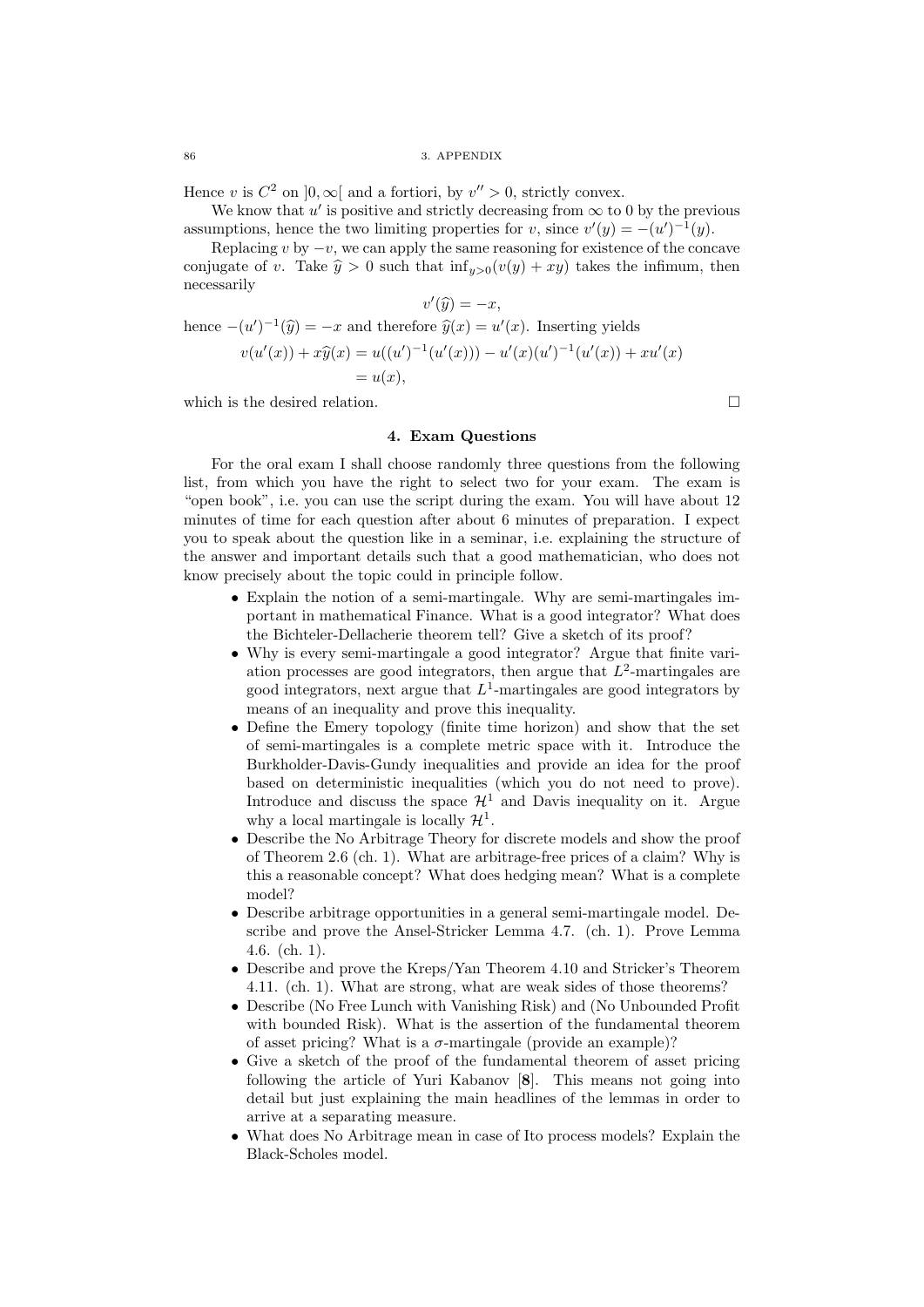Hence $v$ is $C^2$ on $]0, \infty[$ and a fortiori, by $v'' > 0$, strictly convex.

We know that $u'$ is positive and strictly decreasing from $\infty$ to $0$ by the previous assumptions, hence the two limiting properties for $v$, since $v'(y) = -(u')^{-1}(y)$.

Replacing $v$ by $-v$, we can apply the same reasoning for existence of the concave conjugate of $v$. Take $\widehat{y} > 0$ such that $\inf_{y>0}(v(y) + xy)$ takes the infimum, then necessarily

$$v'(\widehat{y}) = -x,$$

hence $-(u')^{-1}(\widehat{y}) = -x$ and therefore $\widehat{y}(x) = u'(x)$. Inserting yields

$$\begin{aligned} v(u'(x)) + x\widehat{y}(x) &= u((u')^{-1}(u'(x))) - u'(x)(u')^{-1}(u'(x)) + xu'(x) \\ &= u(x), \end{aligned}$$

which is the desired relation. □

### 4. Exam Questions

For the oral exam I shall choose randomly three questions from the following list, from which you have the right to select two for your exam. The exam is "open book", i.e. you can use the script during the exam. You will have about 12 minutes of time for each question after about 6 minutes of preparation. I expect you to speak about the question like in a seminar, i.e. explaining the structure of the answer and important details such that a good mathematician, who does not know precisely about the topic could in principle follow.

- Explain the notion of a semi-martingale. Why are semi-martingales important in mathematical Finance. What is a good integrator? What does the Bichteler-Dellacherie theorem tell? Give a sketch of its proof?
- Why is every semi-martingale a good integrator? Argue that finite variation processes are good integrators, then argue that $L^2$-martingales are good integrators, next argue that $L^1$-martingales are good integrators by means of an inequality and prove this inequality.
- Define the Emery topology (finite time horizon) and show that the set of semi-martingales is a complete metric space with it. Introduce the Burkholder-Davis-Gundy inequalities and provide an idea for the proof based on deterministic inequalities (which you do not need to prove). Introduce and discuss the space $\mathcal{H}^1$ and Davis inequality on it. Argue why a local martingale is locally $\mathcal{H}^1$.
- Describe the No Arbitrage Theory for discrete models and show the proof of Theorem 2.6 (ch. 1). What are arbitrage-free prices of a claim? Why is this a reasonable concept? What does hedging mean? What is a complete model?
- Describe arbitrage opportunities in a general semi-martingale model. Describe and prove the Ansel-Stricker Lemma 4.7. (ch. 1). Prove Lemma 4.6. (ch. 1).
- Describe and prove the Kreps/Yan Theorem 4.10 and Stricker's Theorem 4.11. (ch. 1). What are strong, what are weak sides of those theorems?
- Describe (No Free Lunch with Vanishing Risk) and (No Unbounded Profit with bounded Risk). What is the assertion of the fundamental theorem of asset pricing? What is a $\sigma$-martingale (provide an example)?
- Give a sketch of the proof of the fundamental theorem of asset pricing following the article of Yuri Kabanov [**8**]. This means not going into detail but just explaining the main headlines of the lemmas in order to arrive at a separating measure.
- What does No Arbitrage mean in case of Ito process models? Explain the Black-Scholes model.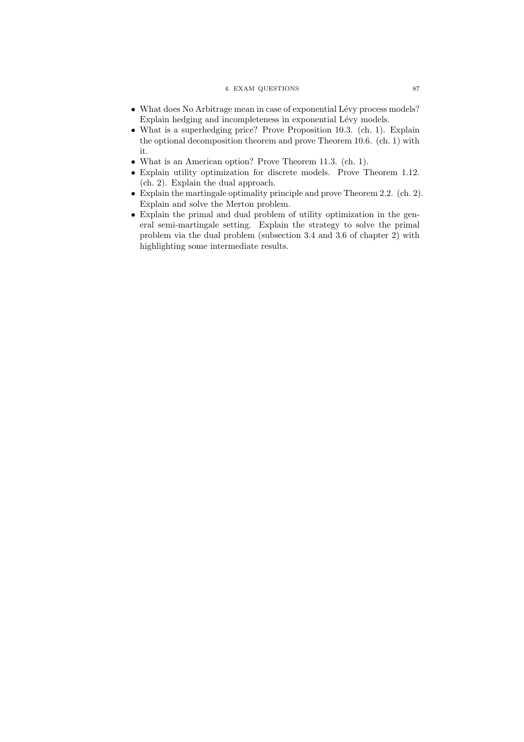- What does No Arbitrage mean in case of exponential Lévy process models? Explain hedging and incompleteness in exponential Lévy models.
- What is a superhedging price? Prove Proposition 10.3. (ch. 1). Explain the optional decomposition theorem and prove Theorem 10.6. (ch. 1) with it.
- What is an American option? Prove Theorem 11.3. (ch. 1).
- Explain utility optimization for discrete models. Prove Theorem 1.12. (ch. 2). Explain the dual approach.
- Explain the martingale optimality principle and prove Theorem 2.2. (ch. 2). Explain and solve the Merton problem.
- Explain the primal and dual problem of utility optimization in the general semi-martingale setting. Explain the strategy to solve the primal problem via the dual problem (subsection 3.4 and 3.6 of chapter 2) with highlighting some intermediate results.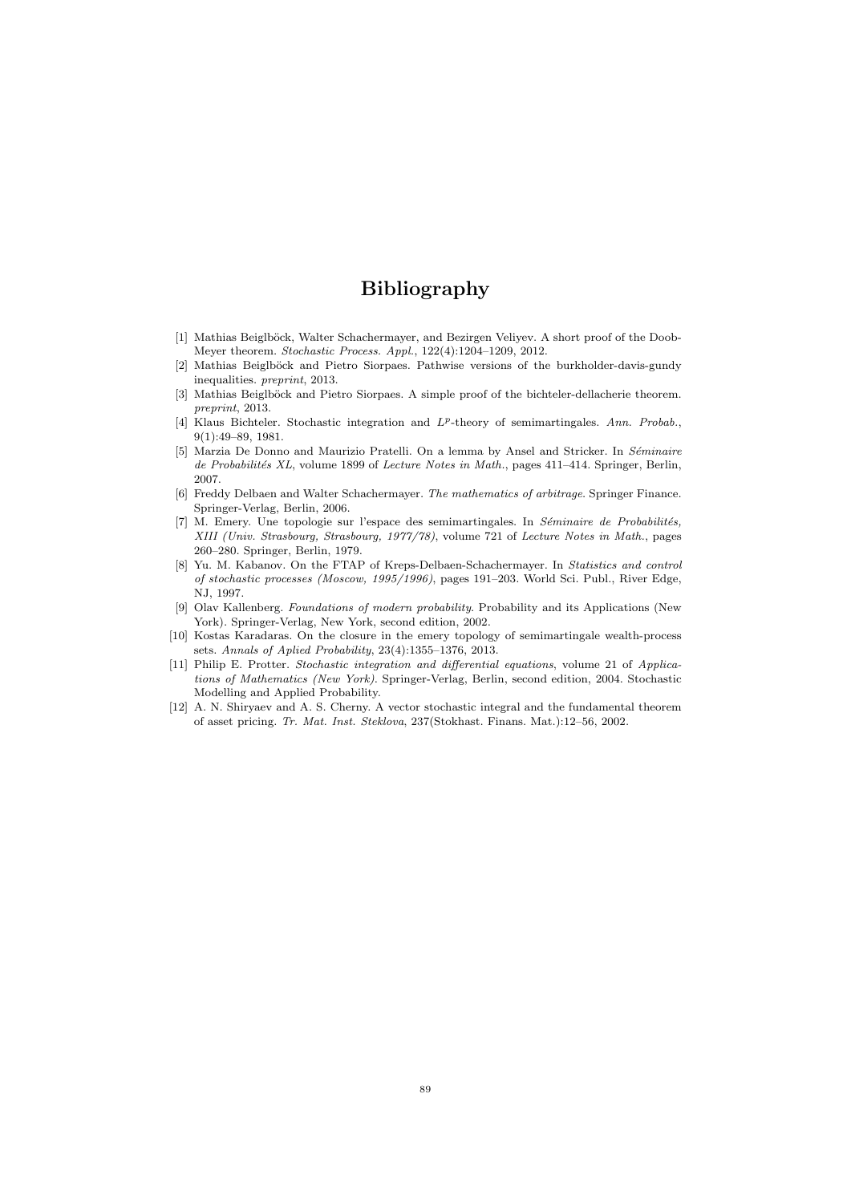# Bibliography

[1] Mathias Beiglböck, Walter Schachermayer, and Bezirgen Veliyev. A short proof of the Doob-Meyer theorem. *Stochastic Process. Appl.*, 122(4):1204–1209, 2012.

[2] Mathias Beiglböck and Pietro Siorpaes. Pathwise versions of the burkholder-davis-gundy inequalities. *preprint*, 2013.

[3] Mathias Beiglböck and Pietro Siorpaes. A simple proof of the bichteler-dellacherie theorem. *preprint*, 2013.

[4] Klaus Bichteler. Stochastic integration and $L^p$-theory of semimartingales. *Ann. Probab.*, 9(1):49–89, 1981.

[5] Marzia De Donno and Maurizio Pratelli. On a lemma by Ansel and Stricker. In *Séminaire de Probabilités XL*, volume 1899 of *Lecture Notes in Math.*, pages 411–414. Springer, Berlin, 2007.

[6] Freddy Delbaen and Walter Schachermayer. *The mathematics of arbitrage*. Springer Finance. Springer-Verlag, Berlin, 2006.

[7] M. Emery. Une topologie sur l'espace des semimartingales. In *Séminaire de Probabilités, XIII (Univ. Strasbourg, Strasbourg, 1977/78)*, volume 721 of *Lecture Notes in Math.*, pages 260–280. Springer, Berlin, 1979.

[8] Yu. M. Kabanov. On the FTAP of Kreps-Delbaen-Schachermayer. In *Statistics and control of stochastic processes (Moscow, 1995/1996)*, pages 191–203. World Sci. Publ., River Edge, NJ, 1997.

[9] Olav Kallenberg. *Foundations of modern probability*. Probability and its Applications (New York). Springer-Verlag, New York, second edition, 2002.

[10] Kostas Karadaras. On the closure in the emery topology of semimartingale wealth-process sets. *Annals of Aplied Probability*, 23(4):1355–1376, 2013.

[11] Philip E. Protter. *Stochastic integration and differential equations*, volume 21 of *Applications of Mathematics (New York)*. Springer-Verlag, Berlin, second edition, 2004. Stochastic Modelling and Applied Probability.

[12] A. N. Shiryaev and A. S. Cherny. A vector stochastic integral and the fundamental theorem of asset pricing. *Tr. Mat. Inst. Steklova*, 237(Stokhast. Finans. Mat.):12–56, 2002.